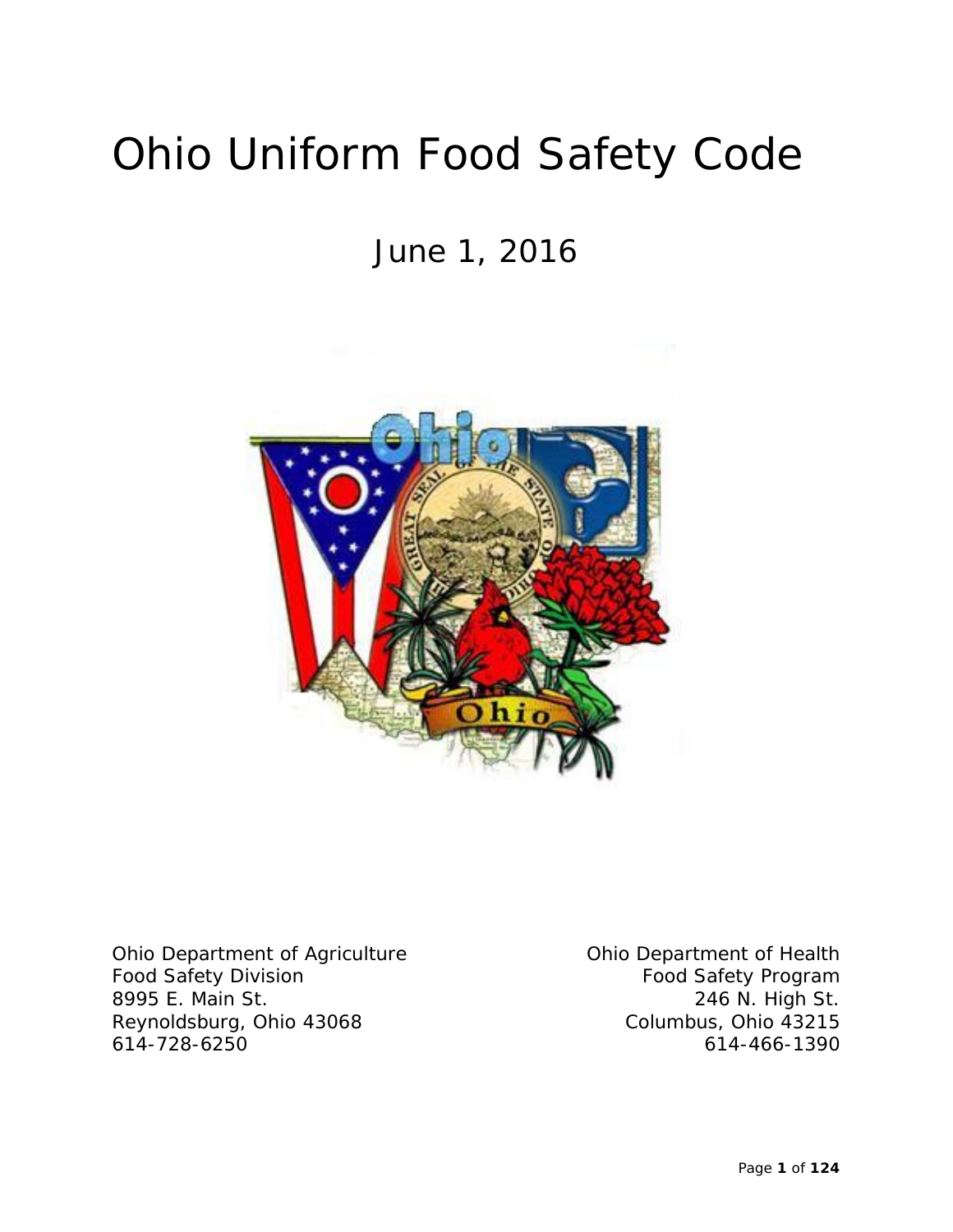# Ohio Uniform Food Safety Code

June 1, 2016

Ohio Department of Agriculture
Food Safety Division
8995 E. Main St.
Reynoldsburg, Ohio 43068
614-728-6250

Ohio Department of Health
Food Safety Program
246 N. High St.
Columbus, Ohio 43215
614-466-1390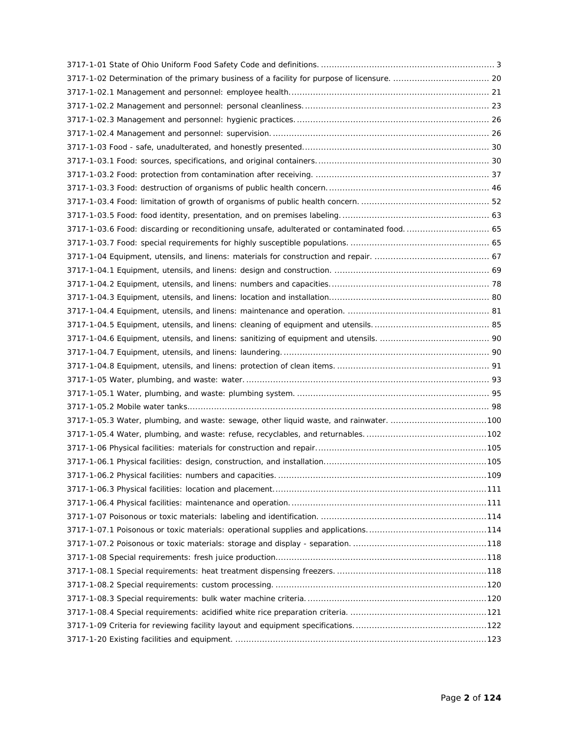3717-1-01 State of Ohio Uniform Food Safety Code and definitions. .................................................................. 3
3717-1-02 Determination of the primary business of a facility for purpose of licensure. .................................... 20
3717-1-02.1 Management and personnel: employee health............................................................................ 21
3717-1-02.2 Management and personnel: personal cleanliness....................................................................... 23
3717-1-02.3 Management and personnel: hygienic practices.......................................................................... 26
3717-1-02.4 Management and personnel: supervision. .................................................................................. 26
3717-1-03 Food - safe, unadulterated, and honestly presented...................................................................... 30
3717-1-03.1 Food: sources, specifications, and original containers................................................................. 30
3717-1-03.2 Food: protection from contamination after receiving. .................................................................. 37
3717-1-03.3 Food: destruction of organisms of public health concern.............................................................. 46
3717-1-03.4 Food: limitation of growth of organisms of public health concern. ................................................ 52
3717-1-03.5 Food: food identity, presentation, and on premises labeling........................................................ 63
3717-1-03.6 Food: discarding or reconditioning unsafe, adulterated or contaminated food. ............................... 65
3717-1-03.7 Food: special requirements for highly susceptible populations. .................................................... 65
3717-1-04 Equipment, utensils, and linens: materials for construction and repair. ........................................... 67
3717-1-04.1 Equipment, utensils, and linens: design and construction. .......................................................... 69
3717-1-04.2 Equipment, utensils, and linens: numbers and capacities............................................................ 78
3717-1-04.3 Equipment, utensils, and linens: location and installation............................................................ 80
3717-1-04.4 Equipment, utensils, and linens: maintenance and operation. ..................................................... 81
3717-1-04.5 Equipment, utensils, and linens: cleaning of equipment and utensils............................................ 85
3717-1-04.6 Equipment, utensils, and linens: sanitizing of equipment and utensils. ......................................... 90
3717-1-04.7 Equipment, utensils, and linens: laundering.............................................................................. 90
3717-1-04.8 Equipment, utensils, and linens: protection of clean items. ......................................................... 91
3717-1-05 Water, plumbing, and waste: water........................................................................................... 93
3717-1-05.1 Water, plumbing, and waste: plumbing system. ........................................................................ 95
3717-1-05.2 Mobile water tanks................................................................................................................. 98
3717-1-05.3 Water, plumbing, and waste: sewage, other liquid waste, and rainwater. ....................................100
3717-1-05.4 Water, plumbing, and waste: refuse, recyclables, and returnables.............................................102
3717-1-06 Physical facilities: materials for construction and repair...............................................................105
3717-1-06.1 Physical facilities: design, construction, and installation.............................................................105
3717-1-06.2 Physical facilities: numbers and capacities. ..............................................................................109
3717-1-06.3 Physical facilities: location and placement................................................................................111
3717-1-06.4 Physical facilities: maintenance and operation..........................................................................111
3717-1-07 Poisonous or toxic materials: labeling and identification. ..............................................................114
3717-1-07.1 Poisonous or toxic materials: operational supplies and applications............................................114
3717-1-07.2 Poisonous or toxic materials: storage and display - separation. ..................................................118
3717-1-08 Special requirements: fresh juice production..............................................................................118
3717-1-08.1 Special requirements: heat treatment dispensing freezers. ........................................................118
3717-1-08.2 Special requirements: custom processing. ...............................................................................120
3717-1-08.3 Special requirements: bulk water machine criteria. ...................................................................120
3717-1-08.4 Special requirements: acidified white rice preparation criteria. ...................................................121
3717-1-09 Criteria for reviewing facility layout and equipment specifications. ................................................122
3717-1-20 Existing facilities and equipment. .............................................................................................123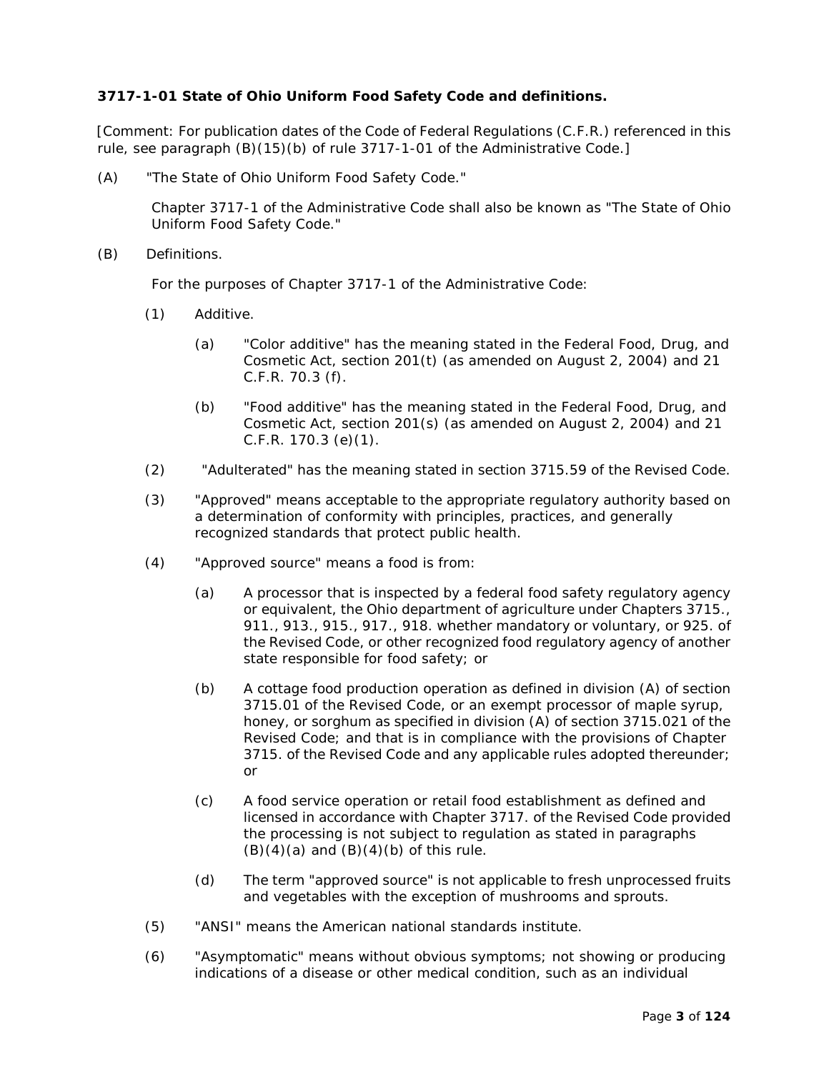**3717-1-01 State of Ohio Uniform Food Safety Code and definitions.**

[Comment: For publication dates of the Code of Federal Regulations (C.F.R.) referenced in this rule, see paragraph (B)(15)(b) of rule 3717-1-01 of the Administrative Code.]

(A) "The State of Ohio Uniform Food Safety Code."

Chapter 3717-1 of the Administrative Code shall also be known as "The State of Ohio Uniform Food Safety Code."

(B) Definitions.

For the purposes of Chapter 3717-1 of the Administrative Code:

(1) Additive.

(a) "Color additive" has the meaning stated in the Federal Food, Drug, and Cosmetic Act, section 201(t) (as amended on August 2, 2004) and 21 C.F.R. 70.3 (f).

(b) "Food additive" has the meaning stated in the Federal Food, Drug, and Cosmetic Act, section 201(s) (as amended on August 2, 2004) and 21 C.F.R. 170.3 (e)(1).

(2) "Adulterated" has the meaning stated in section 3715.59 of the Revised Code.

(3) "Approved" means acceptable to the appropriate regulatory authority based on a determination of conformity with principles, practices, and generally recognized standards that protect public health.

(4) "Approved source" means a food is from:

(a) A processor that is inspected by a federal food safety regulatory agency or equivalent, the Ohio department of agriculture under Chapters 3715., 911., 913., 915., 917., 918. whether mandatory or voluntary, or 925. of the Revised Code, or other recognized food regulatory agency of another state responsible for food safety; or

(b) A cottage food production operation as defined in division (A) of section 3715.01 of the Revised Code, or an exempt processor of maple syrup, honey, or sorghum as specified in division (A) of section 3715.021 of the Revised Code; and that is in compliance with the provisions of Chapter 3715. of the Revised Code and any applicable rules adopted thereunder; or

(c) A food service operation or retail food establishment as defined and licensed in accordance with Chapter 3717. of the Revised Code provided the processing is not subject to regulation as stated in paragraphs (B)(4)(a) and (B)(4)(b) of this rule.

(d) The term "approved source" is not applicable to fresh unprocessed fruits and vegetables with the exception of mushrooms and sprouts.

(5) "ANSI" means the American national standards institute.

(6) "Asymptomatic" means without obvious symptoms; not showing or producing indications of a disease or other medical condition, such as an individual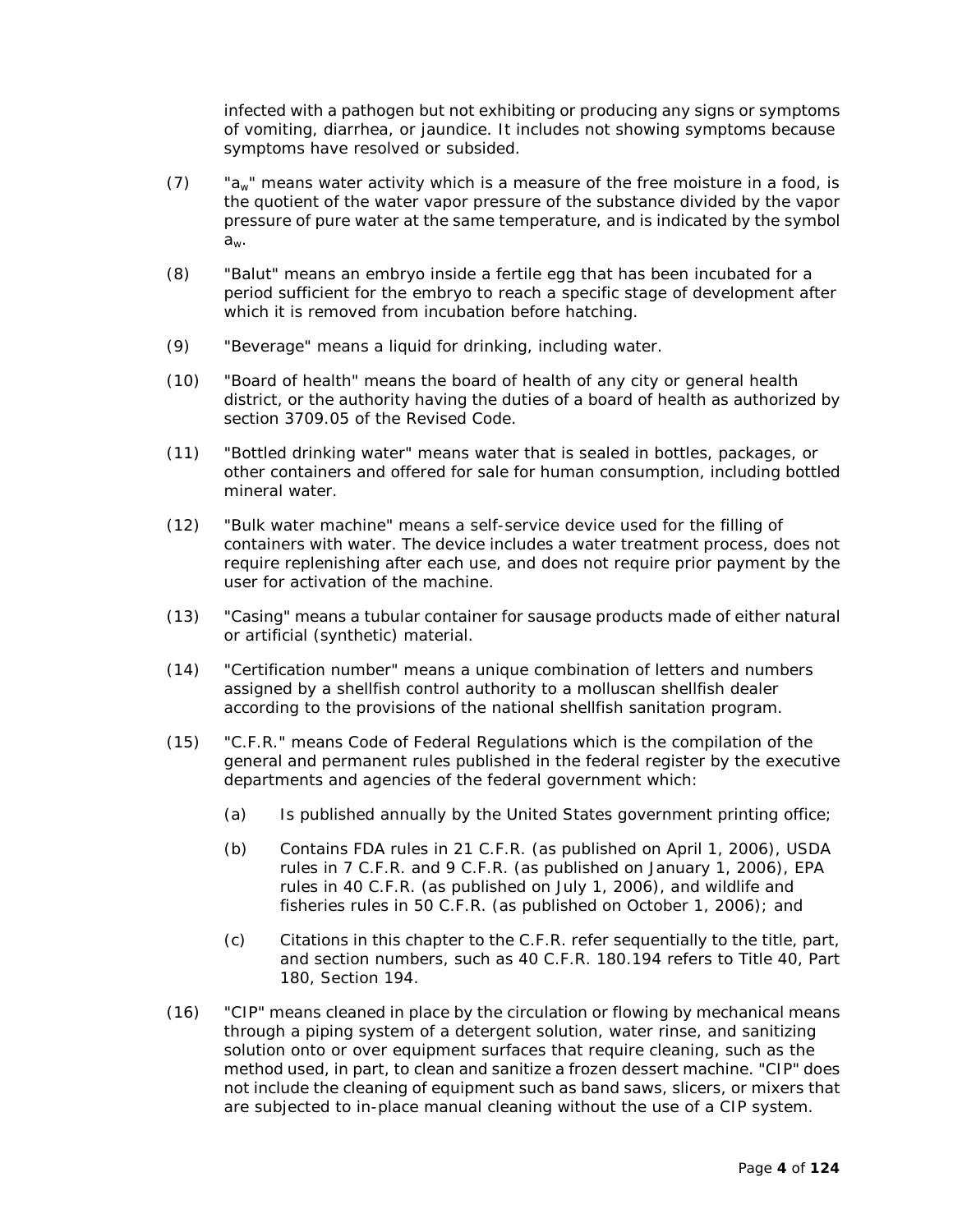infected with a pathogen but not exhibiting or producing any signs or symptoms of vomiting, diarrhea, or jaundice. It includes not showing symptoms because symptoms have resolved or subsided.

(7) "$a_w$" means water activity which is a measure of the free moisture in a food, is the quotient of the water vapor pressure of the substance divided by the vapor pressure of pure water at the same temperature, and is indicated by the symbol $a_w$.

(8) "Balut" means an embryo inside a fertile egg that has been incubated for a period sufficient for the embryo to reach a specific stage of development after which it is removed from incubation before hatching.

(9) "Beverage" means a liquid for drinking, including water.

(10) "Board of health" means the board of health of any city or general health district, or the authority having the duties of a board of health as authorized by section 3709.05 of the Revised Code.

(11) "Bottled drinking water" means water that is sealed in bottles, packages, or other containers and offered for sale for human consumption, including bottled mineral water.

(12) "Bulk water machine" means a self-service device used for the filling of containers with water. The device includes a water treatment process, does not require replenishing after each use, and does not require prior payment by the user for activation of the machine.

(13) "Casing" means a tubular container for sausage products made of either natural or artificial (synthetic) material.

(14) "Certification number" means a unique combination of letters and numbers assigned by a shellfish control authority to a molluscan shellfish dealer according to the provisions of the national shellfish sanitation program.

(15) "C.F.R." means Code of Federal Regulations which is the compilation of the general and permanent rules published in the federal register by the executive departments and agencies of the federal government which:

   (a) Is published annually by the United States government printing office;

   (b) Contains FDA rules in 21 C.F.R. (as published on April 1, 2006), USDA rules in 7 C.F.R. and 9 C.F.R. (as published on January 1, 2006), EPA rules in 40 C.F.R. (as published on July 1, 2006), and wildlife and fisheries rules in 50 C.F.R. (as published on October 1, 2006); and

   (c) Citations in this chapter to the C.F.R. refer sequentially to the title, part, and section numbers, such as 40 C.F.R. 180.194 refers to Title 40, Part 180, Section 194.

(16) "CIP" means cleaned in place by the circulation or flowing by mechanical means through a piping system of a detergent solution, water rinse, and sanitizing solution onto or over equipment surfaces that require cleaning, such as the method used, in part, to clean and sanitize a frozen dessert machine. "CIP" does not include the cleaning of equipment such as band saws, slicers, or mixers that are subjected to in-place manual cleaning without the use of a CIP system.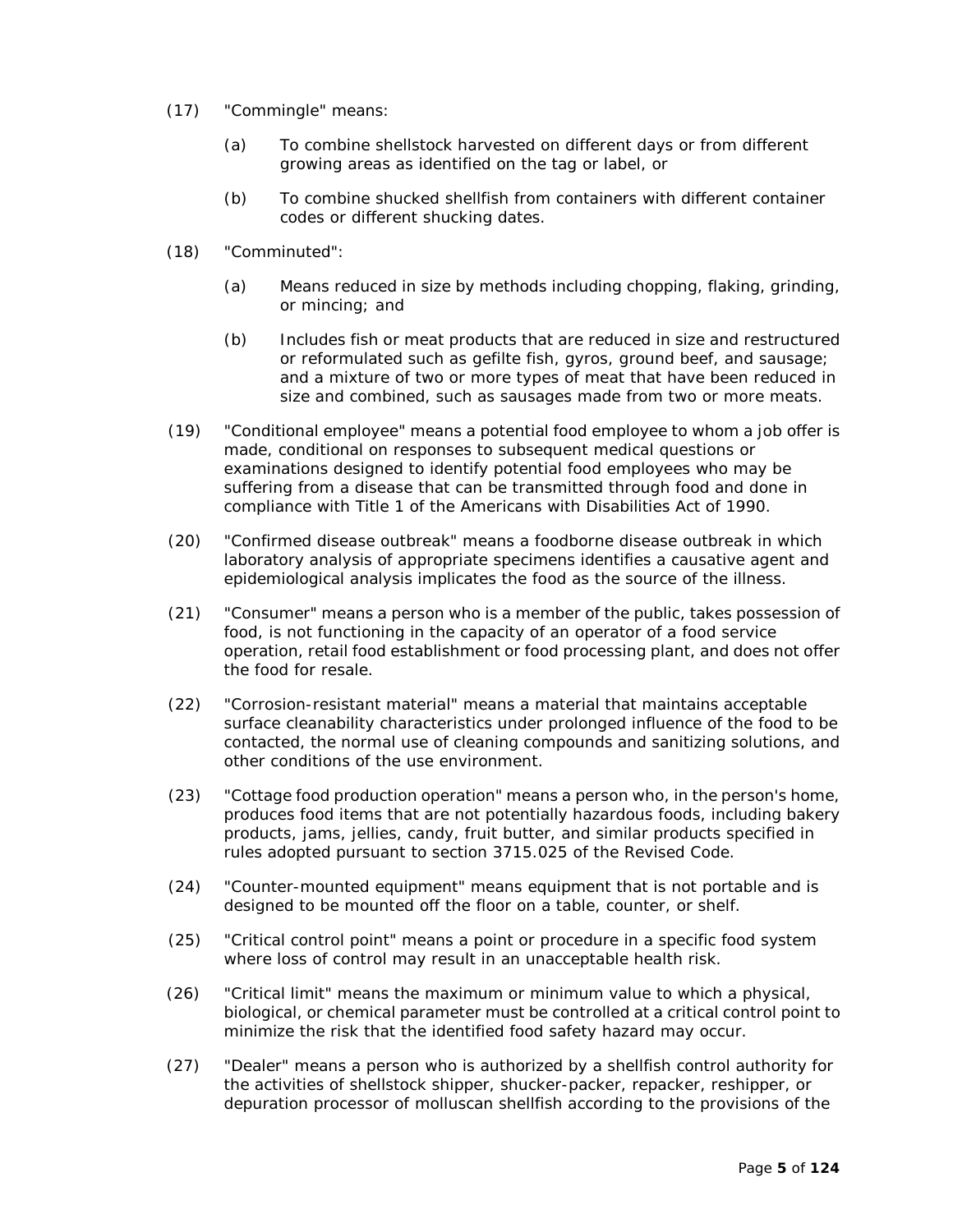(17) "Commingle" means:

   (a) To combine shellstock harvested on different days or from different growing areas as identified on the tag or label, or

   (b) To combine shucked shellfish from containers with different container codes or different shucking dates.

(18) "Comminuted":

   (a) Means reduced in size by methods including chopping, flaking, grinding, or mincing; and

   (b) Includes fish or meat products that are reduced in size and restructured or reformulated such as gefilte fish, gyros, ground beef, and sausage; and a mixture of two or more types of meat that have been reduced in size and combined, such as sausages made from two or more meats.

(19) "Conditional employee" means a potential food employee to whom a job offer is made, conditional on responses to subsequent medical questions or examinations designed to identify potential food employees who may be suffering from a disease that can be transmitted through food and done in compliance with Title 1 of the Americans with Disabilities Act of 1990.

(20) "Confirmed disease outbreak" means a foodborne disease outbreak in which laboratory analysis of appropriate specimens identifies a causative agent and epidemiological analysis implicates the food as the source of the illness.

(21) "Consumer" means a person who is a member of the public, takes possession of food, is not functioning in the capacity of an operator of a food service operation, retail food establishment or food processing plant, and does not offer the food for resale.

(22) "Corrosion-resistant material" means a material that maintains acceptable surface cleanability characteristics under prolonged influence of the food to be contacted, the normal use of cleaning compounds and sanitizing solutions, and other conditions of the use environment.

(23) "Cottage food production operation" means a person who, in the person's home, produces food items that are not potentially hazardous foods, including bakery products, jams, jellies, candy, fruit butter, and similar products specified in rules adopted pursuant to section 3715.025 of the Revised Code.

(24) "Counter-mounted equipment" means equipment that is not portable and is designed to be mounted off the floor on a table, counter, or shelf.

(25) "Critical control point" means a point or procedure in a specific food system where loss of control may result in an unacceptable health risk.

(26) "Critical limit" means the maximum or minimum value to which a physical, biological, or chemical parameter must be controlled at a critical control point to minimize the risk that the identified food safety hazard may occur.

(27) "Dealer" means a person who is authorized by a shellfish control authority for the activities of shellstock shipper, shucker-packer, repacker, reshipper, or depuration processor of molluscan shellfish according to the provisions of the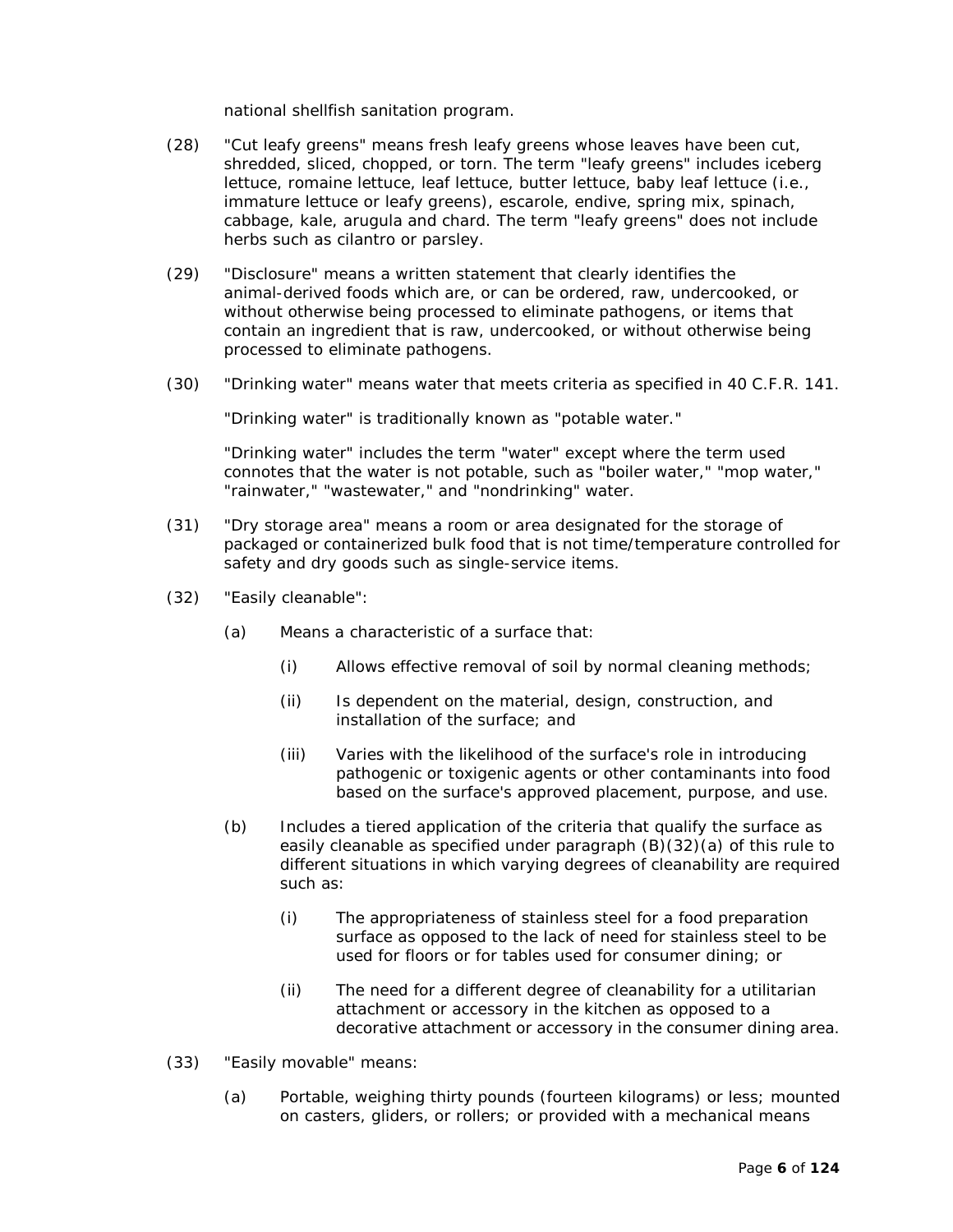national shellfish sanitation program.

(28) "Cut leafy greens" means fresh leafy greens whose leaves have been cut, shredded, sliced, chopped, or torn. The term "leafy greens" includes iceberg lettuce, romaine lettuce, leaf lettuce, butter lettuce, baby leaf lettuce (i.e., immature lettuce or leafy greens), escarole, endive, spring mix, spinach, cabbage, kale, arugula and chard. The term "leafy greens" does not include herbs such as cilantro or parsley.

(29) "Disclosure" means a written statement that clearly identifies the animal-derived foods which are, or can be ordered, raw, undercooked, or without otherwise being processed to eliminate pathogens, or items that contain an ingredient that is raw, undercooked, or without otherwise being processed to eliminate pathogens.

(30) "Drinking water" means water that meets criteria as specified in 40 C.F.R. 141.

"Drinking water" is traditionally known as "potable water."

"Drinking water" includes the term "water" except where the term used connotes that the water is not potable, such as "boiler water," "mop water," "rainwater," "wastewater," and "nondrinking" water.

(31) "Dry storage area" means a room or area designated for the storage of packaged or containerized bulk food that is not time/temperature controlled for safety and dry goods such as single-service items.

(32) "Easily cleanable":

(a) Means a characteristic of a surface that:

(i) Allows effective removal of soil by normal cleaning methods;

(ii) Is dependent on the material, design, construction, and installation of the surface; and

(iii) Varies with the likelihood of the surface's role in introducing pathogenic or toxigenic agents or other contaminants into food based on the surface's approved placement, purpose, and use.

(b) Includes a tiered application of the criteria that qualify the surface as easily cleanable as specified under paragraph (B)(32)(a) of this rule to different situations in which varying degrees of cleanability are required such as:

(i) The appropriateness of stainless steel for a food preparation surface as opposed to the lack of need for stainless steel to be used for floors or for tables used for consumer dining; or

(ii) The need for a different degree of cleanability for a utilitarian attachment or accessory in the kitchen as opposed to a decorative attachment or accessory in the consumer dining area.

(33) "Easily movable" means:

(a) Portable, weighing thirty pounds (fourteen kilograms) or less; mounted on casters, gliders, or rollers; or provided with a mechanical means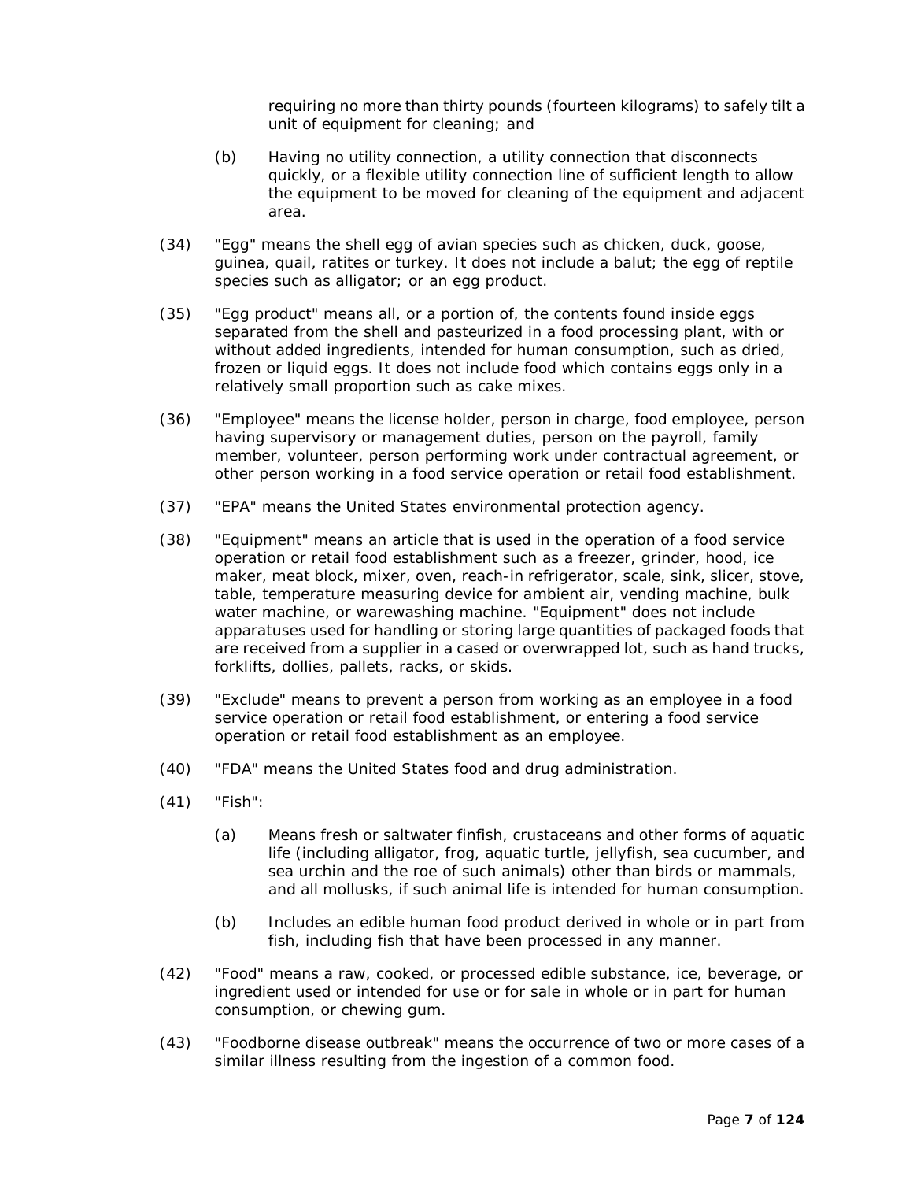requiring no more than thirty pounds (fourteen kilograms) to safely tilt a unit of equipment for cleaning; and

(b) Having no utility connection, a utility connection that disconnects quickly, or a flexible utility connection line of sufficient length to allow the equipment to be moved for cleaning of the equipment and adjacent area.

(34) "Egg" means the shell egg of avian species such as chicken, duck, goose, guinea, quail, ratites or turkey. It does not include a balut; the egg of reptile species such as alligator; or an egg product.

(35) "Egg product" means all, or a portion of, the contents found inside eggs separated from the shell and pasteurized in a food processing plant, with or without added ingredients, intended for human consumption, such as dried, frozen or liquid eggs. It does not include food which contains eggs only in a relatively small proportion such as cake mixes.

(36) "Employee" means the license holder, person in charge, food employee, person having supervisory or management duties, person on the payroll, family member, volunteer, person performing work under contractual agreement, or other person working in a food service operation or retail food establishment.

(37) "EPA" means the United States environmental protection agency.

(38) "Equipment" means an article that is used in the operation of a food service operation or retail food establishment such as a freezer, grinder, hood, ice maker, meat block, mixer, oven, reach-in refrigerator, scale, sink, slicer, stove, table, temperature measuring device for ambient air, vending machine, bulk water machine, or warewashing machine. "Equipment" does not include apparatuses used for handling or storing large quantities of packaged foods that are received from a supplier in a cased or overwrapped lot, such as hand trucks, forklifts, dollies, pallets, racks, or skids.

(39) "Exclude" means to prevent a person from working as an employee in a food service operation or retail food establishment, or entering a food service operation or retail food establishment as an employee.

(40) "FDA" means the United States food and drug administration.

(41) "Fish":

(a) Means fresh or saltwater finfish, crustaceans and other forms of aquatic life (including alligator, frog, aquatic turtle, jellyfish, sea cucumber, and sea urchin and the roe of such animals) other than birds or mammals, and all mollusks, if such animal life is intended for human consumption.

(b) Includes an edible human food product derived in whole or in part from fish, including fish that have been processed in any manner.

(42) "Food" means a raw, cooked, or processed edible substance, ice, beverage, or ingredient used or intended for use or for sale in whole or in part for human consumption, or chewing gum.

(43) "Foodborne disease outbreak" means the occurrence of two or more cases of a similar illness resulting from the ingestion of a common food.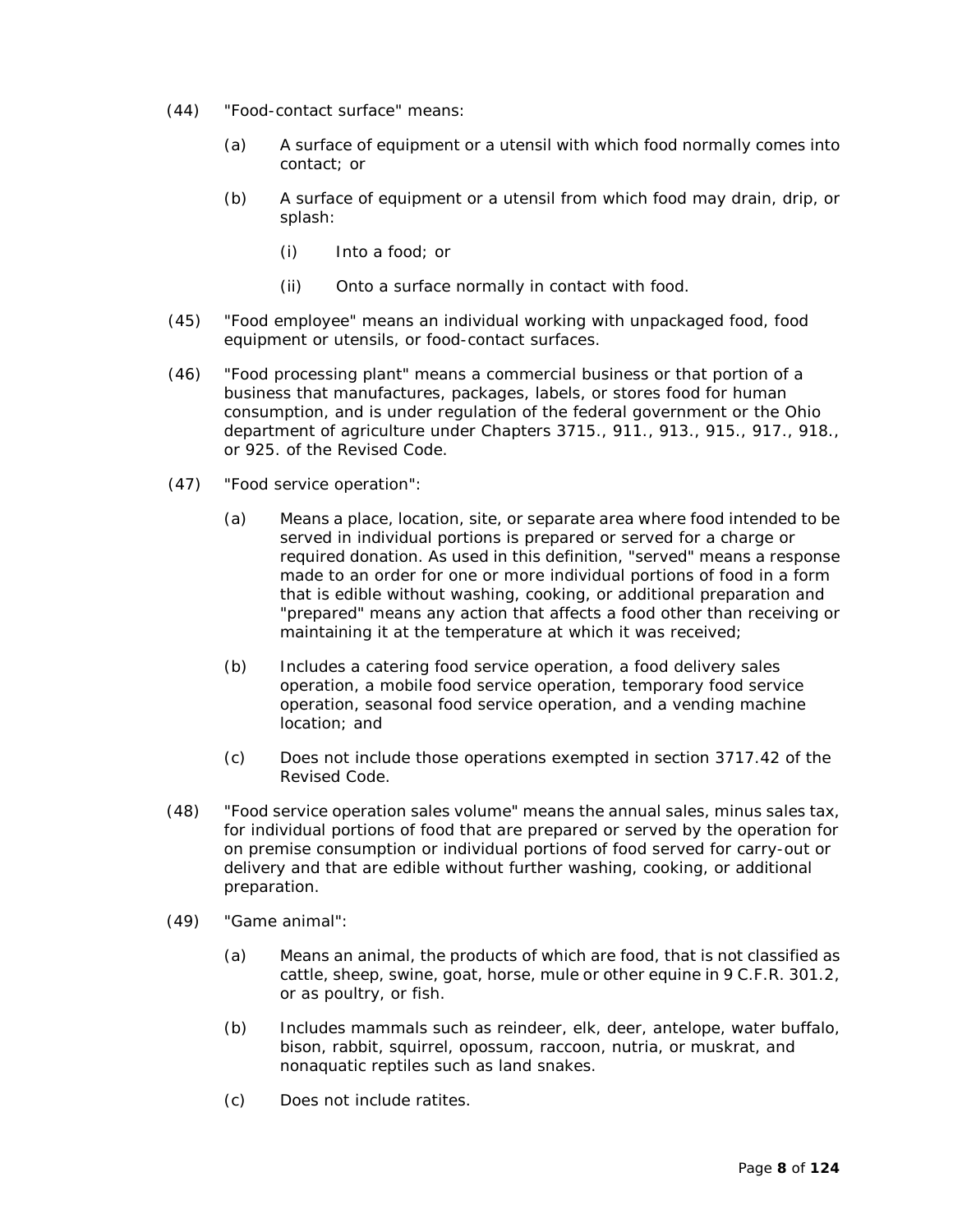(44) "Food-contact surface" means:

(a) A surface of equipment or a utensil with which food normally comes into contact; or

(b) A surface of equipment or a utensil from which food may drain, drip, or splash:

(i) Into a food; or

(ii) Onto a surface normally in contact with food.

(45) "Food employee" means an individual working with unpackaged food, food equipment or utensils, or food-contact surfaces.

(46) "Food processing plant" means a commercial business or that portion of a business that manufactures, packages, labels, or stores food for human consumption, and is under regulation of the federal government or the Ohio department of agriculture under Chapters 3715., 911., 913., 915., 917., 918., or 925. of the Revised Code.

(47) "Food service operation":

(a) Means a place, location, site, or separate area where food intended to be served in individual portions is prepared or served for a charge or required donation. As used in this definition, "served" means a response made to an order for one or more individual portions of food in a form that is edible without washing, cooking, or additional preparation and "prepared" means any action that affects a food other than receiving or maintaining it at the temperature at which it was received;

(b) Includes a catering food service operation, a food delivery sales operation, a mobile food service operation, temporary food service operation, seasonal food service operation, and a vending machine location; and

(c) Does not include those operations exempted in section 3717.42 of the Revised Code.

(48) "Food service operation sales volume" means the annual sales, minus sales tax, for individual portions of food that are prepared or served by the operation for on premise consumption or individual portions of food served for carry-out or delivery and that are edible without further washing, cooking, or additional preparation.

(49) "Game animal":

(a) Means an animal, the products of which are food, that is not classified as cattle, sheep, swine, goat, horse, mule or other equine in 9 C.F.R. 301.2, or as poultry, or fish.

(b) Includes mammals such as reindeer, elk, deer, antelope, water buffalo, bison, rabbit, squirrel, opossum, raccoon, nutria, or muskrat, and nonaquatic reptiles such as land snakes.

(c) Does not include ratites.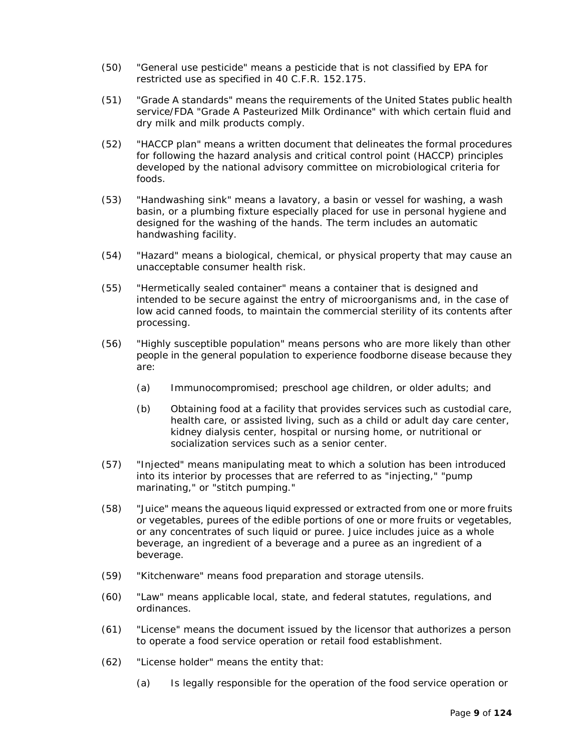(50) "General use pesticide" means a pesticide that is not classified by EPA for restricted use as specified in 40 C.F.R. 152.175.

(51) "Grade A standards" means the requirements of the United States public health service/FDA "Grade A Pasteurized Milk Ordinance" with which certain fluid and dry milk and milk products comply.

(52) "HACCP plan" means a written document that delineates the formal procedures for following the hazard analysis and critical control point (HACCP) principles developed by the national advisory committee on microbiological criteria for foods.

(53) "Handwashing sink" means a lavatory, a basin or vessel for washing, a wash basin, or a plumbing fixture especially placed for use in personal hygiene and designed for the washing of the hands. The term includes an automatic handwashing facility.

(54) "Hazard" means a biological, chemical, or physical property that may cause an unacceptable consumer health risk.

(55) "Hermetically sealed container" means a container that is designed and intended to be secure against the entry of microorganisms and, in the case of low acid canned foods, to maintain the commercial sterility of its contents after processing.

(56) "Highly susceptible population" means persons who are more likely than other people in the general population to experience foodborne disease because they are:

   (a) Immunocompromised; preschool age children, or older adults; and

   (b) Obtaining food at a facility that provides services such as custodial care, health care, or assisted living, such as a child or adult day care center, kidney dialysis center, hospital or nursing home, or nutritional or socialization services such as a senior center.

(57) "Injected" means manipulating meat to which a solution has been introduced into its interior by processes that are referred to as "injecting," "pump marinating," or "stitch pumping."

(58) "Juice" means the aqueous liquid expressed or extracted from one or more fruits or vegetables, purees of the edible portions of one or more fruits or vegetables, or any concentrates of such liquid or puree. Juice includes juice as a whole beverage, an ingredient of a beverage and a puree as an ingredient of a beverage.

(59) "Kitchenware" means food preparation and storage utensils.

(60) "Law" means applicable local, state, and federal statutes, regulations, and ordinances.

(61) "License" means the document issued by the licensor that authorizes a person to operate a food service operation or retail food establishment.

(62) "License holder" means the entity that:

   (a) Is legally responsible for the operation of the food service operation or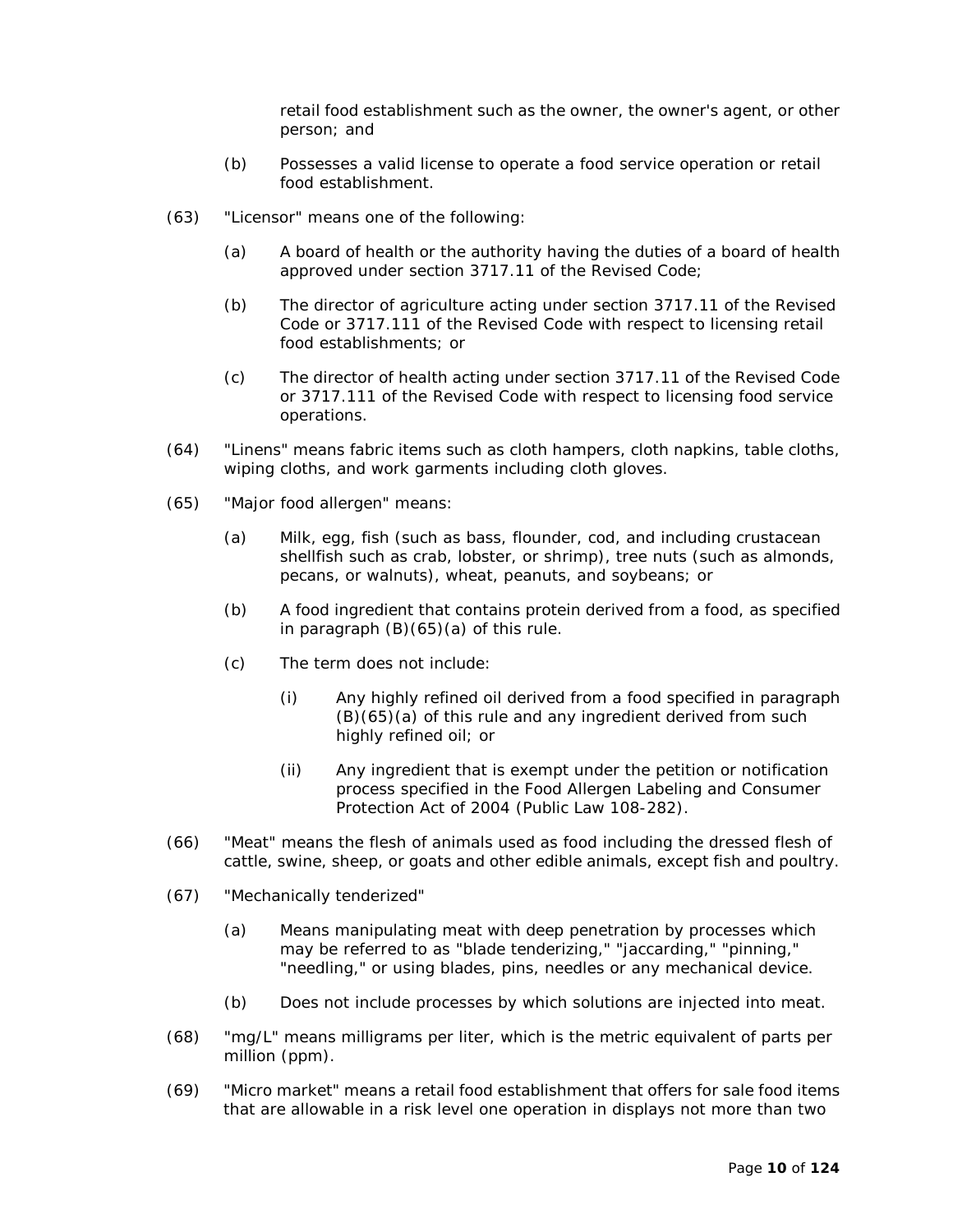retail food establishment such as the owner, the owner's agent, or other person; and

(b) Possesses a valid license to operate a food service operation or retail food establishment.

(63) "Licensor" means one of the following:

(a) A board of health or the authority having the duties of a board of health approved under section 3717.11 of the Revised Code;

(b) The director of agriculture acting under section 3717.11 of the Revised Code or 3717.111 of the Revised Code with respect to licensing retail food establishments; or

(c) The director of health acting under section 3717.11 of the Revised Code or 3717.111 of the Revised Code with respect to licensing food service operations.

(64) "Linens" means fabric items such as cloth hampers, cloth napkins, table cloths, wiping cloths, and work garments including cloth gloves.

(65) "Major food allergen" means:

(a) Milk, egg, fish (such as bass, flounder, cod, and including crustacean shellfish such as crab, lobster, or shrimp), tree nuts (such as almonds, pecans, or walnuts), wheat, peanuts, and soybeans; or

(b) A food ingredient that contains protein derived from a food, as specified in paragraph (B)(65)(a) of this rule.

(c) The term does not include:

(i) Any highly refined oil derived from a food specified in paragraph (B)(65)(a) of this rule and any ingredient derived from such highly refined oil; or

(ii) Any ingredient that is exempt under the petition or notification process specified in the Food Allergen Labeling and Consumer Protection Act of 2004 (Public Law 108-282).

(66) "Meat" means the flesh of animals used as food including the dressed flesh of cattle, swine, sheep, or goats and other edible animals, except fish and poultry.

(67) "Mechanically tenderized"

(a) Means manipulating meat with deep penetration by processes which may be referred to as "blade tenderizing," "jaccarding," "pinning," "needling," or using blades, pins, needles or any mechanical device.

(b) Does not include processes by which solutions are injected into meat.

(68) "mg/L" means milligrams per liter, which is the metric equivalent of parts per million (ppm).

(69) "Micro market" means a retail food establishment that offers for sale food items that are allowable in a risk level one operation in displays not more than two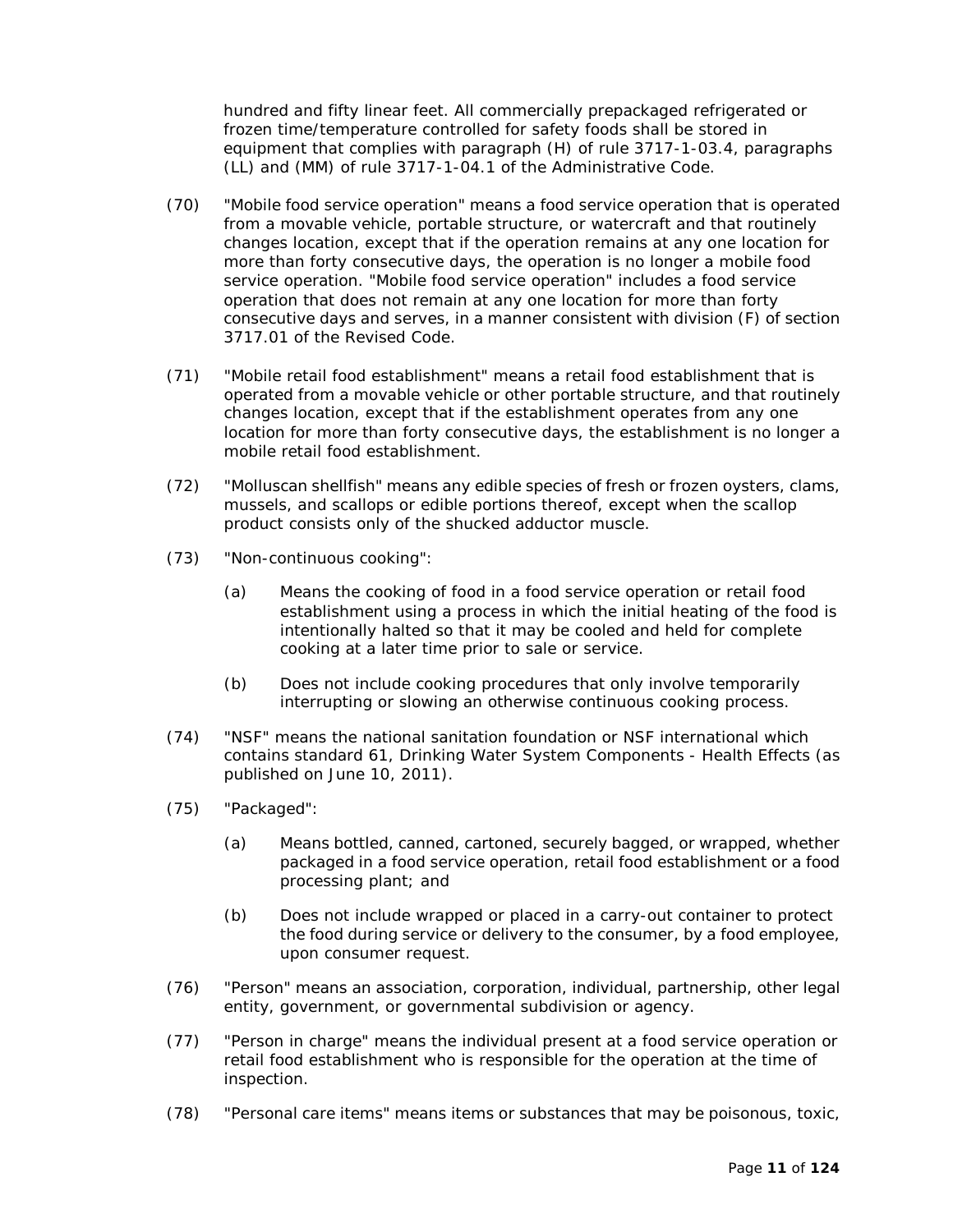hundred and fifty linear feet. All commercially prepackaged refrigerated or frozen time/temperature controlled for safety foods shall be stored in equipment that complies with paragraph (H) of rule 3717-1-03.4, paragraphs (LL) and (MM) of rule 3717-1-04.1 of the Administrative Code.

(70) "Mobile food service operation" means a food service operation that is operated from a movable vehicle, portable structure, or watercraft and that routinely changes location, except that if the operation remains at any one location for more than forty consecutive days, the operation is no longer a mobile food service operation. "Mobile food service operation" includes a food service operation that does not remain at any one location for more than forty consecutive days and serves, in a manner consistent with division (F) of section 3717.01 of the Revised Code.

(71) "Mobile retail food establishment" means a retail food establishment that is operated from a movable vehicle or other portable structure, and that routinely changes location, except that if the establishment operates from any one location for more than forty consecutive days, the establishment is no longer a mobile retail food establishment.

(72) "Molluscan shellfish" means any edible species of fresh or frozen oysters, clams, mussels, and scallops or edible portions thereof, except when the scallop product consists only of the shucked adductor muscle.

(73) "Non-continuous cooking":

(a) Means the cooking of food in a food service operation or retail food establishment using a process in which the initial heating of the food is intentionally halted so that it may be cooled and held for complete cooking at a later time prior to sale or service.

(b) Does not include cooking procedures that only involve temporarily interrupting or slowing an otherwise continuous cooking process.

(74) "NSF" means the national sanitation foundation or NSF international which contains standard 61, Drinking Water System Components - Health Effects (as published on June 10, 2011).

(75) "Packaged":

(a) Means bottled, canned, cartoned, securely bagged, or wrapped, whether packaged in a food service operation, retail food establishment or a food processing plant; and

(b) Does not include wrapped or placed in a carry-out container to protect the food during service or delivery to the consumer, by a food employee, upon consumer request.

(76) "Person" means an association, corporation, individual, partnership, other legal entity, government, or governmental subdivision or agency.

(77) "Person in charge" means the individual present at a food service operation or retail food establishment who is responsible for the operation at the time of inspection.

(78) "Personal care items" means items or substances that may be poisonous, toxic,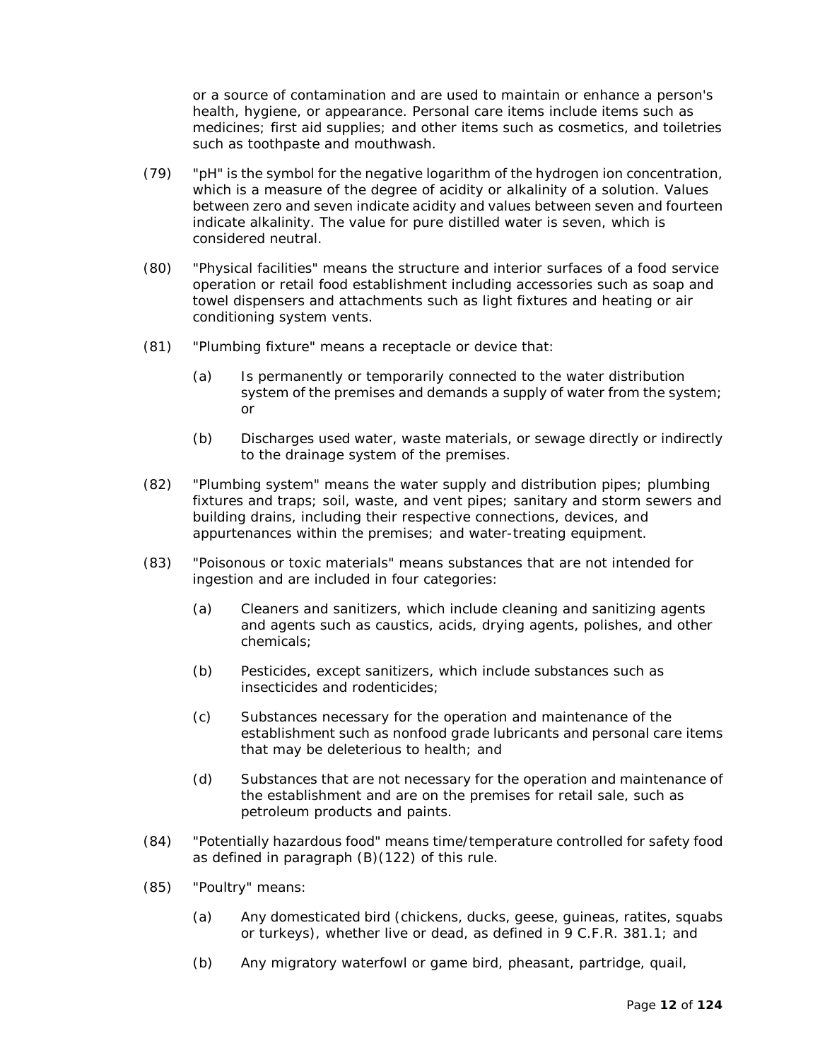or a source of contamination and are used to maintain or enhance a person's health, hygiene, or appearance. Personal care items include items such as medicines; first aid supplies; and other items such as cosmetics, and toiletries such as toothpaste and mouthwash.

(79) "pH" is the symbol for the negative logarithm of the hydrogen ion concentration, which is a measure of the degree of acidity or alkalinity of a solution. Values between zero and seven indicate acidity and values between seven and fourteen indicate alkalinity. The value for pure distilled water is seven, which is considered neutral.

(80) "Physical facilities" means the structure and interior surfaces of a food service operation or retail food establishment including accessories such as soap and towel dispensers and attachments such as light fixtures and heating or air conditioning system vents.

(81) "Plumbing fixture" means a receptacle or device that:

- (a) Is permanently or temporarily connected to the water distribution system of the premises and demands a supply of water from the system; or
- (b) Discharges used water, waste materials, or sewage directly or indirectly to the drainage system of the premises.

(82) "Plumbing system" means the water supply and distribution pipes; plumbing fixtures and traps; soil, waste, and vent pipes; sanitary and storm sewers and building drains, including their respective connections, devices, and appurtenances within the premises; and water-treating equipment.

(83) "Poisonous or toxic materials" means substances that are not intended for ingestion and are included in four categories:

- (a) Cleaners and sanitizers, which include cleaning and sanitizing agents and agents such as caustics, acids, drying agents, polishes, and other chemicals;
- (b) Pesticides, except sanitizers, which include substances such as insecticides and rodenticides;
- (c) Substances necessary for the operation and maintenance of the establishment such as nonfood grade lubricants and personal care items that may be deleterious to health; and
- (d) Substances that are not necessary for the operation and maintenance of the establishment and are on the premises for retail sale, such as petroleum products and paints.

(84) "Potentially hazardous food" means time/temperature controlled for safety food as defined in paragraph (B)(122) of this rule.

(85) "Poultry" means:

- (a) Any domesticated bird (chickens, ducks, geese, guineas, ratites, squabs or turkeys), whether live or dead, as defined in 9 C.F.R. 381.1; and
- (b) Any migratory waterfowl or game bird, pheasant, partridge, quail,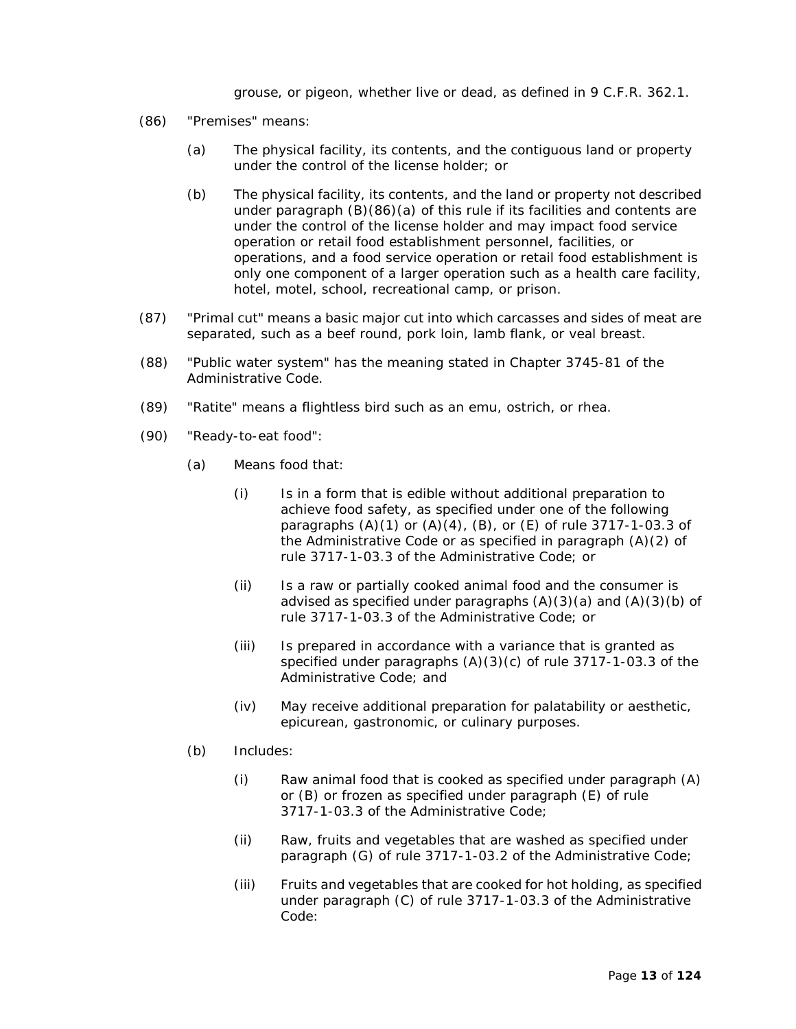grouse, or pigeon, whether live or dead, as defined in 9 C.F.R. 362.1.

(86) "Premises" means:

(a) The physical facility, its contents, and the contiguous land or property under the control of the license holder; or

(b) The physical facility, its contents, and the land or property not described under paragraph (B)(86)(a) of this rule if its facilities and contents are under the control of the license holder and may impact food service operation or retail food establishment personnel, facilities, or operations, and a food service operation or retail food establishment is only one component of a larger operation such as a health care facility, hotel, motel, school, recreational camp, or prison.

(87) "Primal cut" means a basic major cut into which carcasses and sides of meat are separated, such as a beef round, pork loin, lamb flank, or veal breast.

(88) "Public water system" has the meaning stated in Chapter 3745-81 of the Administrative Code.

(89) "Ratite" means a flightless bird such as an emu, ostrich, or rhea.

(90) "Ready-to-eat food":

(a) Means food that:

(i) Is in a form that is edible without additional preparation to achieve food safety, as specified under one of the following paragraphs (A)(1) or (A)(4), (B), or (E) of rule 3717-1-03.3 of the Administrative Code or as specified in paragraph (A)(2) of rule 3717-1-03.3 of the Administrative Code; or

(ii) Is a raw or partially cooked animal food and the consumer is advised as specified under paragraphs (A)(3)(a) and (A)(3)(b) of rule 3717-1-03.3 of the Administrative Code; or

(iii) Is prepared in accordance with a variance that is granted as specified under paragraphs (A)(3)(c) of rule 3717-1-03.3 of the Administrative Code; and

(iv) May receive additional preparation for palatability or aesthetic, epicurean, gastronomic, or culinary purposes.

(b) Includes:

(i) Raw animal food that is cooked as specified under paragraph (A) or (B) or frozen as specified under paragraph (E) of rule 3717-1-03.3 of the Administrative Code;

(ii) Raw, fruits and vegetables that are washed as specified under paragraph (G) of rule 3717-1-03.2 of the Administrative Code;

(iii) Fruits and vegetables that are cooked for hot holding, as specified under paragraph (C) of rule 3717-1-03.3 of the Administrative Code: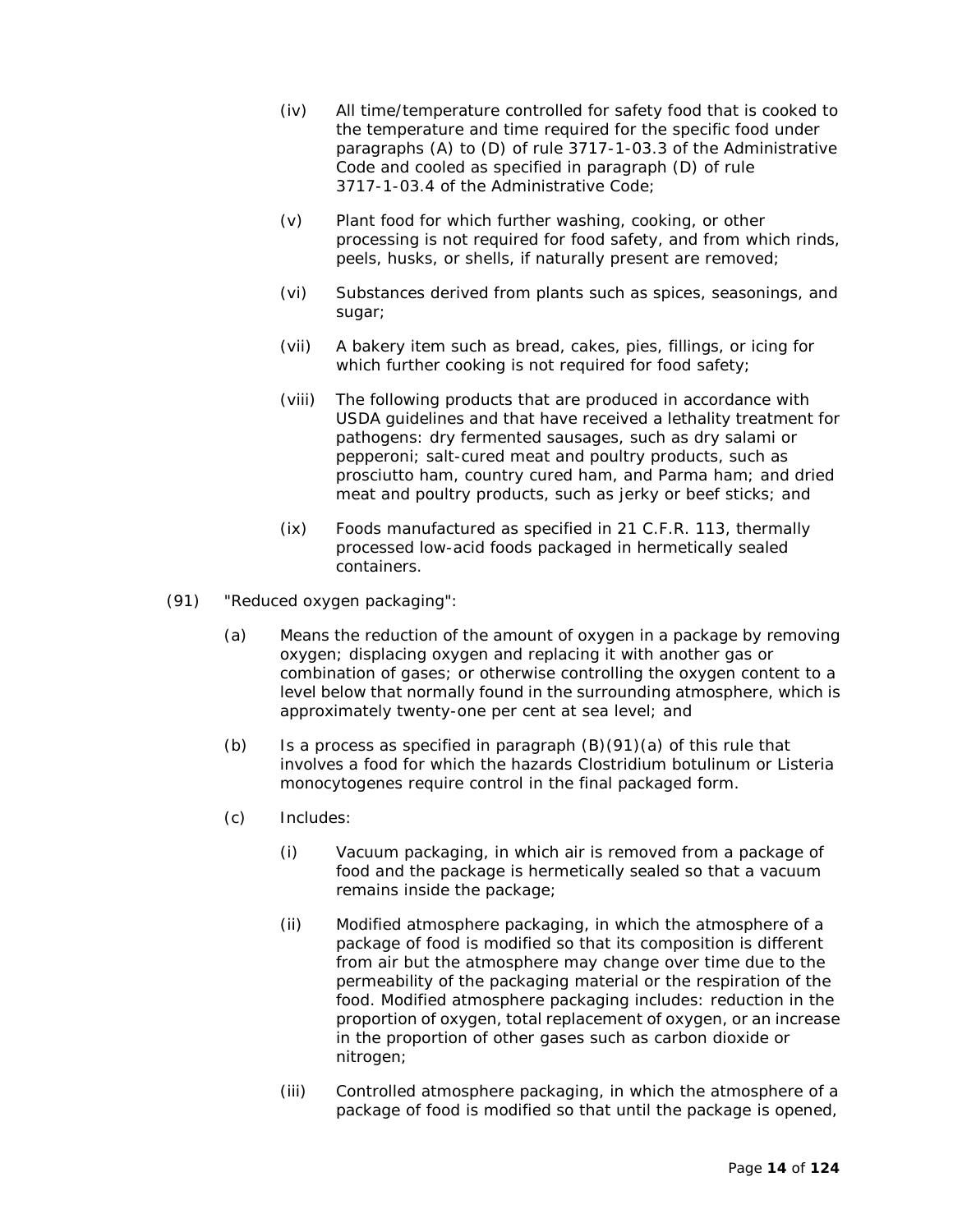(iv) All time/temperature controlled for safety food that is cooked to the temperature and time required for the specific food under paragraphs (A) to (D) of rule 3717-1-03.3 of the Administrative Code and cooled as specified in paragraph (D) of rule 3717-1-03.4 of the Administrative Code;

(v) Plant food for which further washing, cooking, or other processing is not required for food safety, and from which rinds, peels, husks, or shells, if naturally present are removed;

(vi) Substances derived from plants such as spices, seasonings, and sugar;

(vii) A bakery item such as bread, cakes, pies, fillings, or icing for which further cooking is not required for food safety;

(viii) The following products that are produced in accordance with USDA guidelines and that have received a lethality treatment for pathogens: dry fermented sausages, such as dry salami or pepperoni; salt-cured meat and poultry products, such as prosciutto ham, country cured ham, and Parma ham; and dried meat and poultry products, such as jerky or beef sticks; and

(ix) Foods manufactured as specified in 21 C.F.R. 113, thermally processed low-acid foods packaged in hermetically sealed containers.

(91) "Reduced oxygen packaging":

(a) Means the reduction of the amount of oxygen in a package by removing oxygen; displacing oxygen and replacing it with another gas or combination of gases; or otherwise controlling the oxygen content to a level below that normally found in the surrounding atmosphere, which is approximately twenty-one per cent at sea level; and

(b) Is a process as specified in paragraph (B)(91)(a) of this rule that involves a food for which the hazards Clostridium botulinum or Listeria monocytogenes require control in the final packaged form.

(c) Includes:

(i) Vacuum packaging, in which air is removed from a package of food and the package is hermetically sealed so that a vacuum remains inside the package;

(ii) Modified atmosphere packaging, in which the atmosphere of a package of food is modified so that its composition is different from air but the atmosphere may change over time due to the permeability of the packaging material or the respiration of the food. Modified atmosphere packaging includes: reduction in the proportion of oxygen, total replacement of oxygen, or an increase in the proportion of other gases such as carbon dioxide or nitrogen;

(iii) Controlled atmosphere packaging, in which the atmosphere of a package of food is modified so that until the package is opened,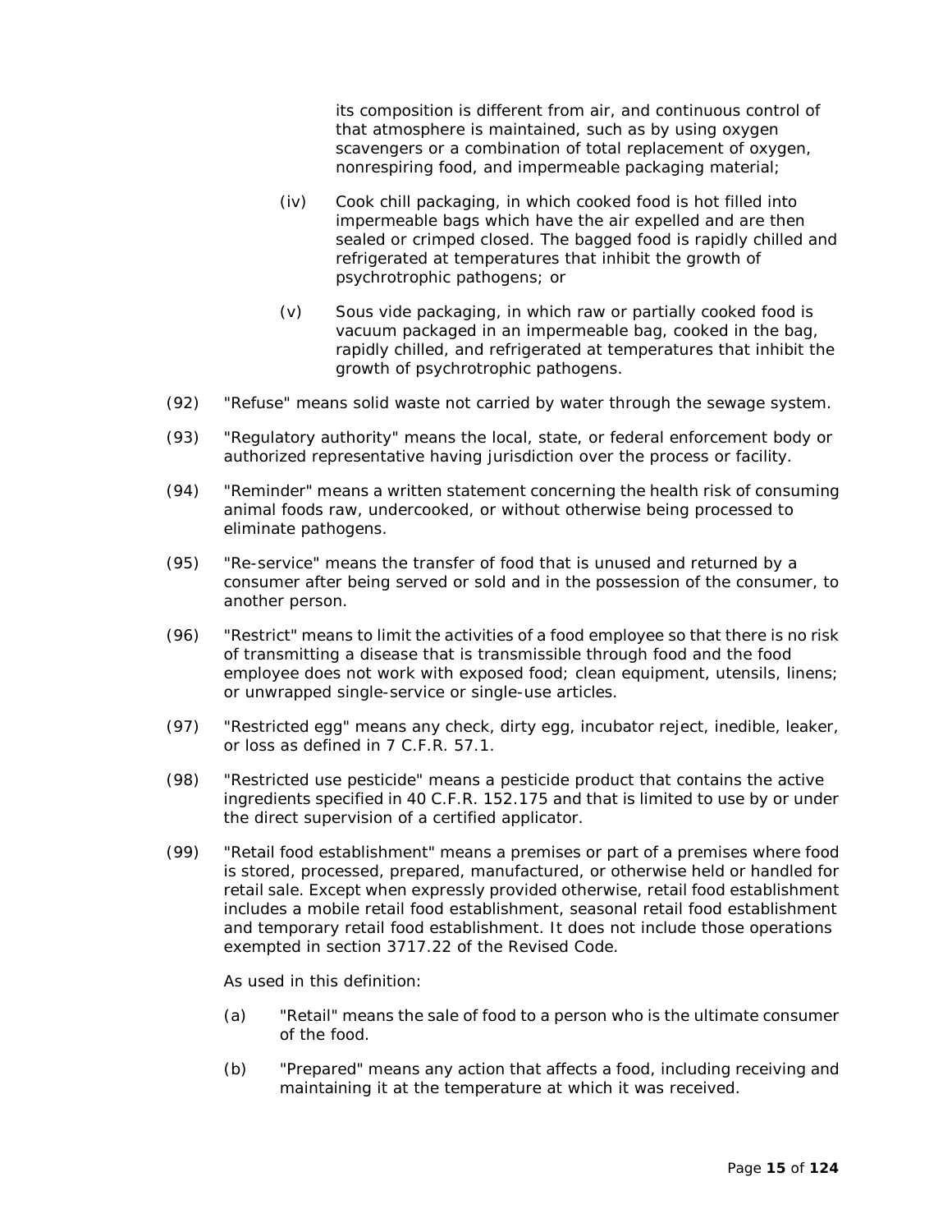its composition is different from air, and continuous control of that atmosphere is maintained, such as by using oxygen scavengers or a combination of total replacement of oxygen, nonrespiring food, and impermeable packaging material;

(iv) Cook chill packaging, in which cooked food is hot filled into impermeable bags which have the air expelled and are then sealed or crimped closed. The bagged food is rapidly chilled and refrigerated at temperatures that inhibit the growth of psychrotrophic pathogens; or

(v) Sous vide packaging, in which raw or partially cooked food is vacuum packaged in an impermeable bag, cooked in the bag, rapidly chilled, and refrigerated at temperatures that inhibit the growth of psychrotrophic pathogens.

(92) "Refuse" means solid waste not carried by water through the sewage system.

(93) "Regulatory authority" means the local, state, or federal enforcement body or authorized representative having jurisdiction over the process or facility.

(94) "Reminder" means a written statement concerning the health risk of consuming animal foods raw, undercooked, or without otherwise being processed to eliminate pathogens.

(95) "Re-service" means the transfer of food that is unused and returned by a consumer after being served or sold and in the possession of the consumer, to another person.

(96) "Restrict" means to limit the activities of a food employee so that there is no risk of transmitting a disease that is transmissible through food and the food employee does not work with exposed food; clean equipment, utensils, linens; or unwrapped single-service or single-use articles.

(97) "Restricted egg" means any check, dirty egg, incubator reject, inedible, leaker, or loss as defined in 7 C.F.R. 57.1.

(98) "Restricted use pesticide" means a pesticide product that contains the active ingredients specified in 40 C.F.R. 152.175 and that is limited to use by or under the direct supervision of a certified applicator.

(99) "Retail food establishment" means a premises or part of a premises where food is stored, processed, prepared, manufactured, or otherwise held or handled for retail sale. Except when expressly provided otherwise, retail food establishment includes a mobile retail food establishment, seasonal retail food establishment and temporary retail food establishment. It does not include those operations exempted in section 3717.22 of the Revised Code.

As used in this definition:

(a) "Retail" means the sale of food to a person who is the ultimate consumer of the food.

(b) "Prepared" means any action that affects a food, including receiving and maintaining it at the temperature at which it was received.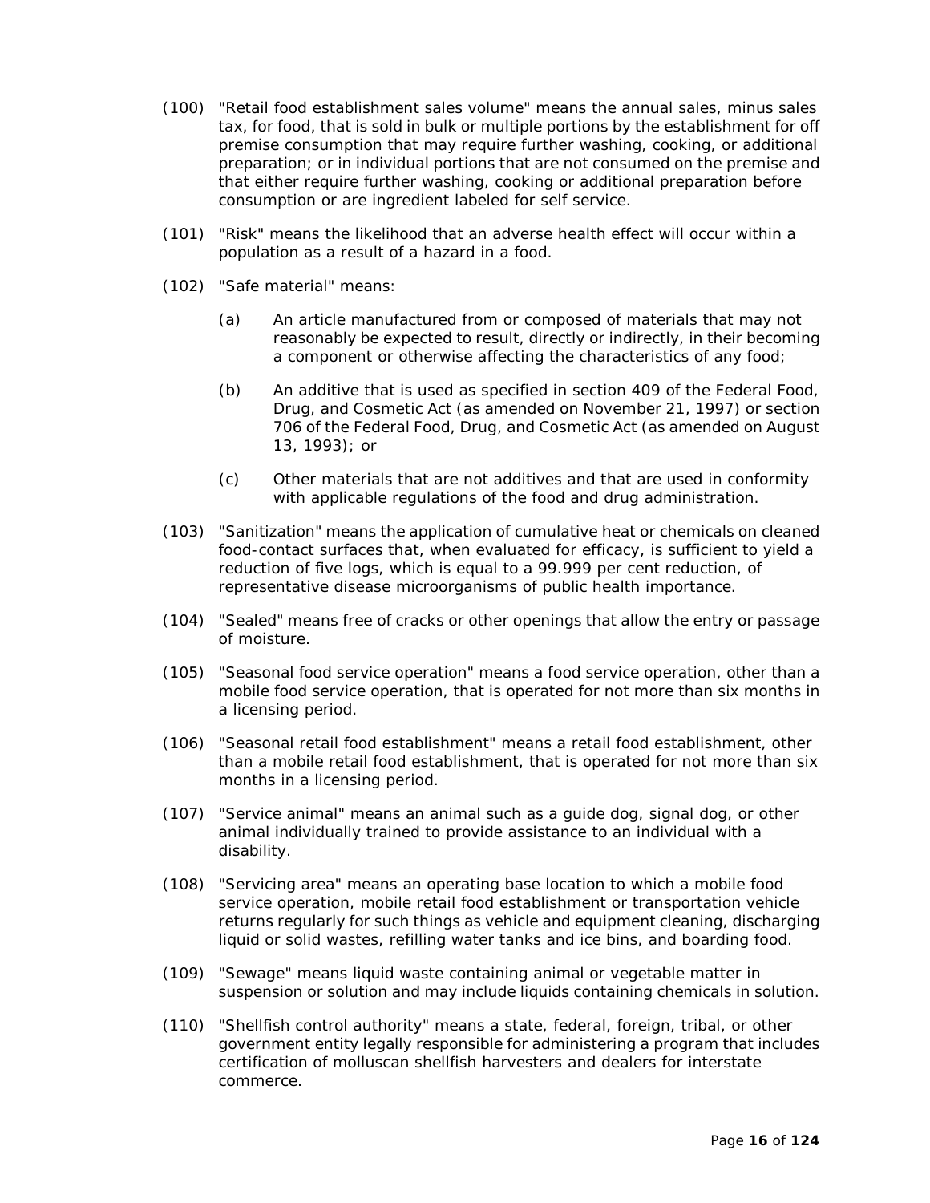(100) "Retail food establishment sales volume" means the annual sales, minus sales tax, for food, that is sold in bulk or multiple portions by the establishment for off premise consumption that may require further washing, cooking, or additional preparation; or in individual portions that are not consumed on the premise and that either require further washing, cooking or additional preparation before consumption or are ingredient labeled for self service.

(101) "Risk" means the likelihood that an adverse health effect will occur within a population as a result of a hazard in a food.

(102) "Safe material" means:

(a) An article manufactured from or composed of materials that may not reasonably be expected to result, directly or indirectly, in their becoming a component or otherwise affecting the characteristics of any food;

(b) An additive that is used as specified in section 409 of the Federal Food, Drug, and Cosmetic Act (as amended on November 21, 1997) or section 706 of the Federal Food, Drug, and Cosmetic Act (as amended on August 13, 1993); or

(c) Other materials that are not additives and that are used in conformity with applicable regulations of the food and drug administration.

(103) "Sanitization" means the application of cumulative heat or chemicals on cleaned food-contact surfaces that, when evaluated for efficacy, is sufficient to yield a reduction of five logs, which is equal to a 99.999 per cent reduction, of representative disease microorganisms of public health importance.

(104) "Sealed" means free of cracks or other openings that allow the entry or passage of moisture.

(105) "Seasonal food service operation" means a food service operation, other than a mobile food service operation, that is operated for not more than six months in a licensing period.

(106) "Seasonal retail food establishment" means a retail food establishment, other than a mobile retail food establishment, that is operated for not more than six months in a licensing period.

(107) "Service animal" means an animal such as a guide dog, signal dog, or other animal individually trained to provide assistance to an individual with a disability.

(108) "Servicing area" means an operating base location to which a mobile food service operation, mobile retail food establishment or transportation vehicle returns regularly for such things as vehicle and equipment cleaning, discharging liquid or solid wastes, refilling water tanks and ice bins, and boarding food.

(109) "Sewage" means liquid waste containing animal or vegetable matter in suspension or solution and may include liquids containing chemicals in solution.

(110) "Shellfish control authority" means a state, federal, foreign, tribal, or other government entity legally responsible for administering a program that includes certification of molluscan shellfish harvesters and dealers for interstate commerce.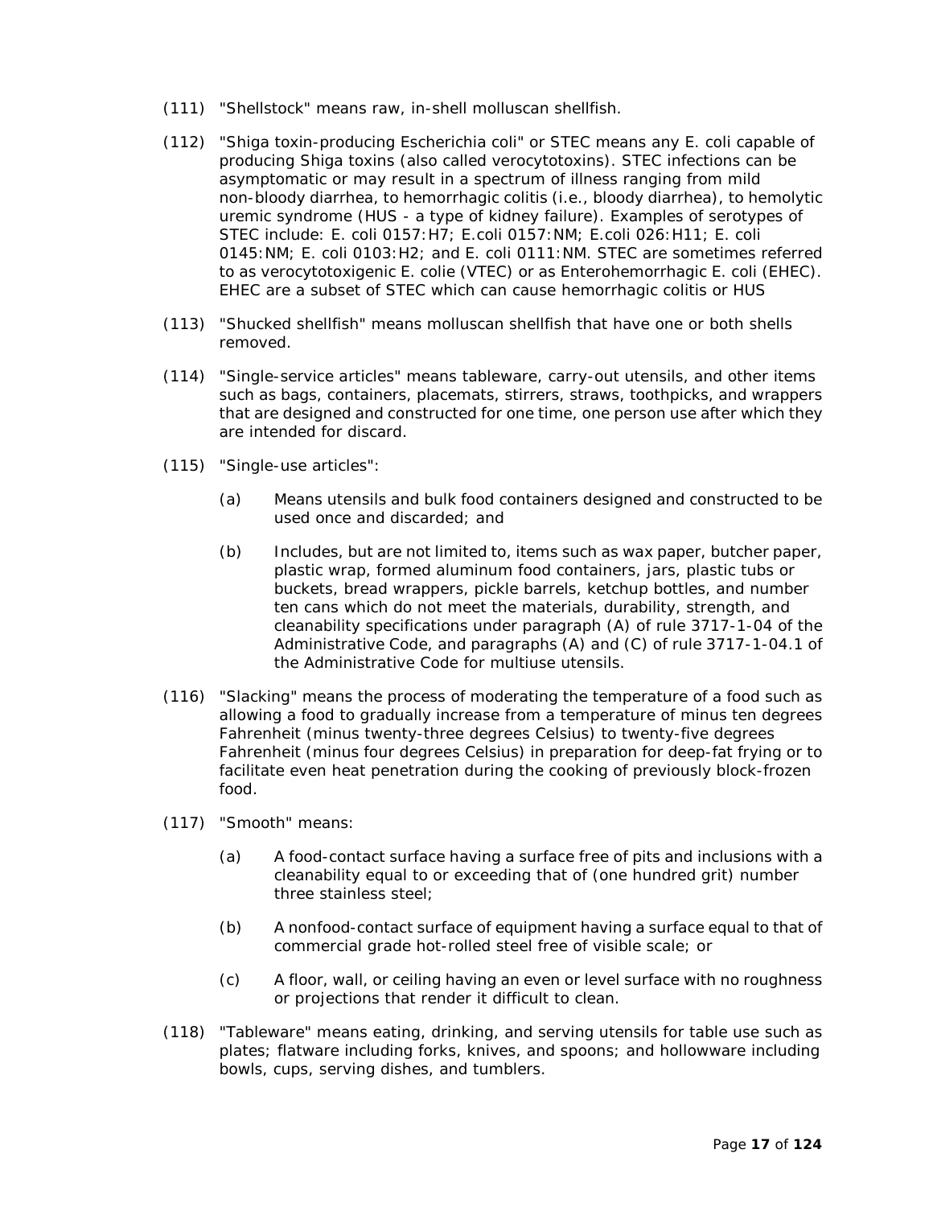(111) "Shellstock" means raw, in-shell molluscan shellfish.

(112) "Shiga toxin-producing Escherichia coli" or STEC means any E. coli capable of producing Shiga toxins (also called verocytotoxins). STEC infections can be asymptomatic or may result in a spectrum of illness ranging from mild non-bloody diarrhea, to hemorrhagic colitis (i.e., bloody diarrhea), to hemolytic uremic syndrome (HUS - a type of kidney failure). Examples of serotypes of STEC include: E. coli 0157:H7; E.coli 0157:NM; E.coli 026:H11; E. coli 0145:NM; E. coli 0103:H2; and E. coli 0111:NM. STEC are sometimes referred to as verocytotoxigenic E. colie (VTEC) or as Enterohemorrhagic E. coli (EHEC). EHEC are a subset of STEC which can cause hemorrhagic colitis or HUS

(113) "Shucked shellfish" means molluscan shellfish that have one or both shells removed.

(114) "Single-service articles" means tableware, carry-out utensils, and other items such as bags, containers, placemats, stirrers, straws, toothpicks, and wrappers that are designed and constructed for one time, one person use after which they are intended for discard.

(115) "Single-use articles":

 (a) Means utensils and bulk food containers designed and constructed to be used once and discarded; and

 (b) Includes, but are not limited to, items such as wax paper, butcher paper, plastic wrap, formed aluminum food containers, jars, plastic tubs or buckets, bread wrappers, pickle barrels, ketchup bottles, and number ten cans which do not meet the materials, durability, strength, and cleanability specifications under paragraph (A) of rule 3717-1-04 of the Administrative Code, and paragraphs (A) and (C) of rule 3717-1-04.1 of the Administrative Code for multiuse utensils.

(116) "Slacking" means the process of moderating the temperature of a food such as allowing a food to gradually increase from a temperature of minus ten degrees Fahrenheit (minus twenty-three degrees Celsius) to twenty-five degrees Fahrenheit (minus four degrees Celsius) in preparation for deep-fat frying or to facilitate even heat penetration during the cooking of previously block-frozen food.

(117) "Smooth" means:

 (a) A food-contact surface having a surface free of pits and inclusions with a cleanability equal to or exceeding that of (one hundred grit) number three stainless steel;

 (b) A nonfood-contact surface of equipment having a surface equal to that of commercial grade hot-rolled steel free of visible scale; or

 (c) A floor, wall, or ceiling having an even or level surface with no roughness or projections that render it difficult to clean.

(118) "Tableware" means eating, drinking, and serving utensils for table use such as plates; flatware including forks, knives, and spoons; and hollowware including bowls, cups, serving dishes, and tumblers.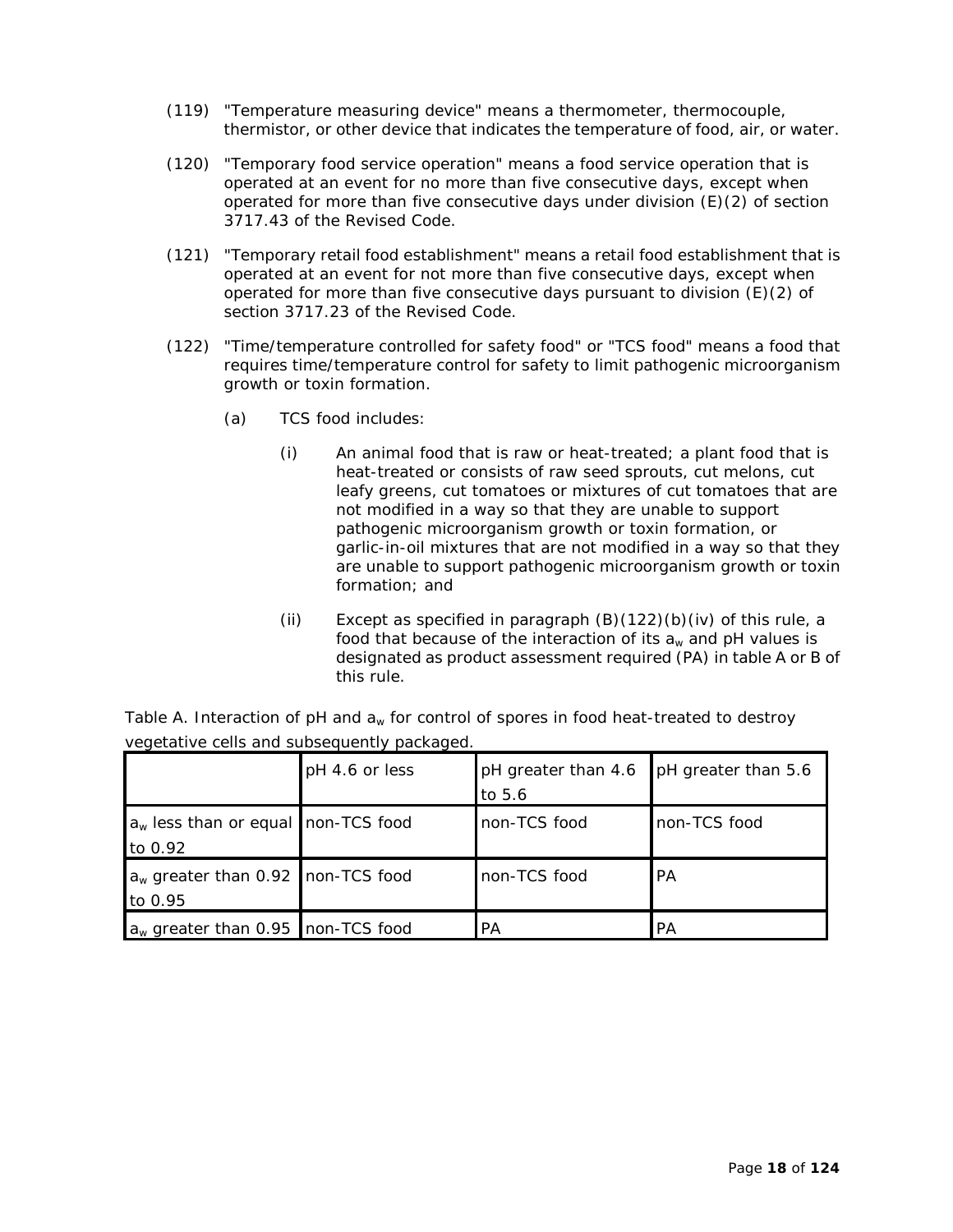(119) "Temperature measuring device" means a thermometer, thermocouple, thermistor, or other device that indicates the temperature of food, air, or water.

(120) "Temporary food service operation" means a food service operation that is operated at an event for no more than five consecutive days, except when operated for more than five consecutive days under division (E)(2) of section 3717.43 of the Revised Code.

(121) "Temporary retail food establishment" means a retail food establishment that is operated at an event for not more than five consecutive days, except when operated for more than five consecutive days pursuant to division (E)(2) of section 3717.23 of the Revised Code.

(122) "Time/temperature controlled for safety food" or "TCS food" means a food that requires time/temperature control for safety to limit pathogenic microorganism growth or toxin formation.

(a) TCS food includes:

(i) An animal food that is raw or heat-treated; a plant food that is heat-treated or consists of raw seed sprouts, cut melons, cut leafy greens, cut tomatoes or mixtures of cut tomatoes that are not modified in a way so that they are unable to support pathogenic microorganism growth or toxin formation, or garlic-in-oil mixtures that are not modified in a way so that they are unable to support pathogenic microorganism growth or toxin formation; and

(ii) Except as specified in paragraph (B)(122)(b)(iv) of this rule, a food that because of the interaction of its $a_w$ and pH values is designated as product assessment required (PA) in table A or B of this rule.

Table A. Interaction of pH and $a_w$ for control of spores in food heat-treated to destroy vegetative cells and subsequently packaged.

| | pH 4.6 or less | pH greater than 4.6 to 5.6 | pH greater than 5.6 |
|---|---|---|---|
| $a_w$ less than or equal to 0.92 | non-TCS food | non-TCS food | non-TCS food |
| $a_w$ greater than 0.92 to 0.95 | non-TCS food | non-TCS food | PA |
| $a_w$ greater than 0.95 | non-TCS food | PA | PA |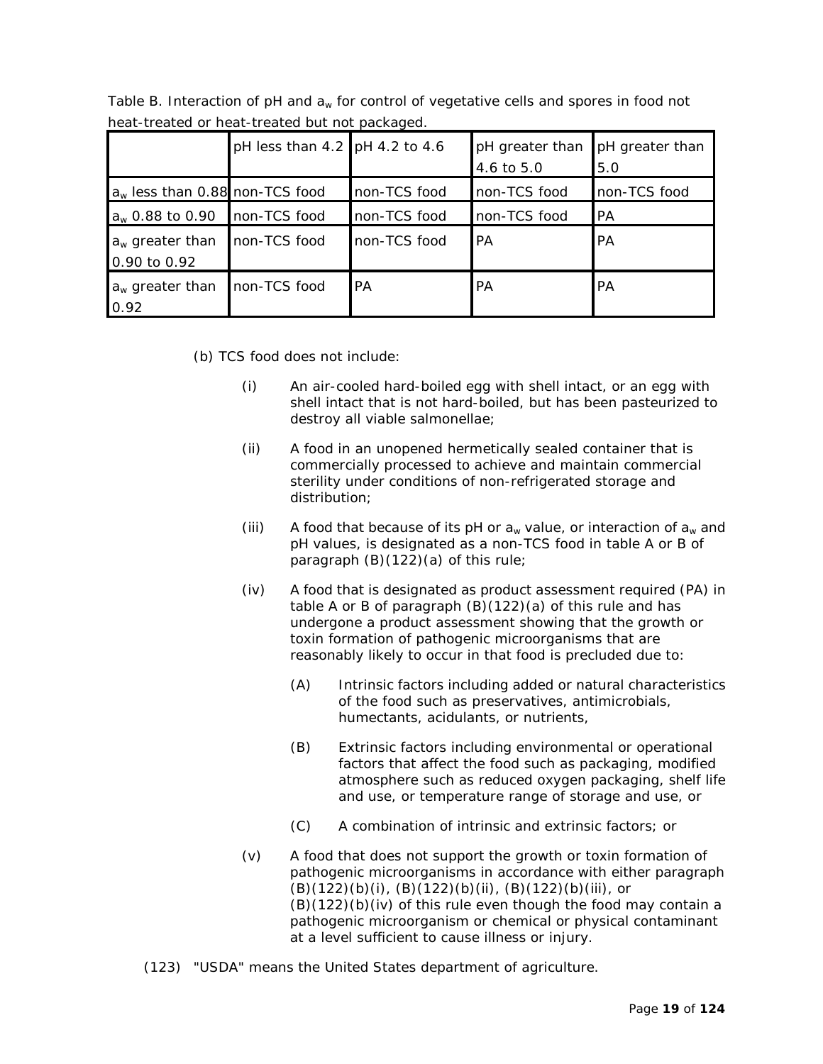Table B. Interaction of pH and $a_w$ for control of vegetative cells and spores in food not heat-treated or heat-treated but not packaged.

| | pH less than 4.2 | pH 4.2 to 4.6 | pH greater than 4.6 to 5.0 | pH greater than 5.0 |
|---|---|---|---|---|
| $a_w$ less than 0.88 | non-TCS food | non-TCS food | non-TCS food | non-TCS food |
| $a_w$ 0.88 to 0.90 | non-TCS food | non-TCS food | non-TCS food | PA |
| $a_w$ greater than 0.90 to 0.92 | non-TCS food | non-TCS food | PA | PA |
| $a_w$ greater than 0.92 | non-TCS food | PA | PA | PA |

(b) TCS food does not include:

(i) An air-cooled hard-boiled egg with shell intact, or an egg with shell intact that is not hard-boiled, but has been pasteurized to destroy all viable salmonellae;

(ii) A food in an unopened hermetically sealed container that is commercially processed to achieve and maintain commercial sterility under conditions of non-refrigerated storage and distribution;

(iii) A food that because of its pH or $a_w$ value, or interaction of $a_w$ and pH values, is designated as a non-TCS food in table A or B of paragraph (B)(122)(a) of this rule;

(iv) A food that is designated as product assessment required (PA) in table A or B of paragraph (B)(122)(a) of this rule and has undergone a product assessment showing that the growth or toxin formation of pathogenic microorganisms that are reasonably likely to occur in that food is precluded due to:

(A) Intrinsic factors including added or natural characteristics of the food such as preservatives, antimicrobials, humectants, acidulants, or nutrients,

(B) Extrinsic factors including environmental or operational factors that affect the food such as packaging, modified atmosphere such as reduced oxygen packaging, shelf life and use, or temperature range of storage and use, or

(C) A combination of intrinsic and extrinsic factors; or

(v) A food that does not support the growth or toxin formation of pathogenic microorganisms in accordance with either paragraph (B)(122)(b)(i), (B)(122)(b)(ii), (B)(122)(b)(iii), or (B)(122)(b)(iv) of this rule even though the food may contain a pathogenic microorganism or chemical or physical contaminant at a level sufficient to cause illness or injury.

(123) "USDA" means the United States department of agriculture.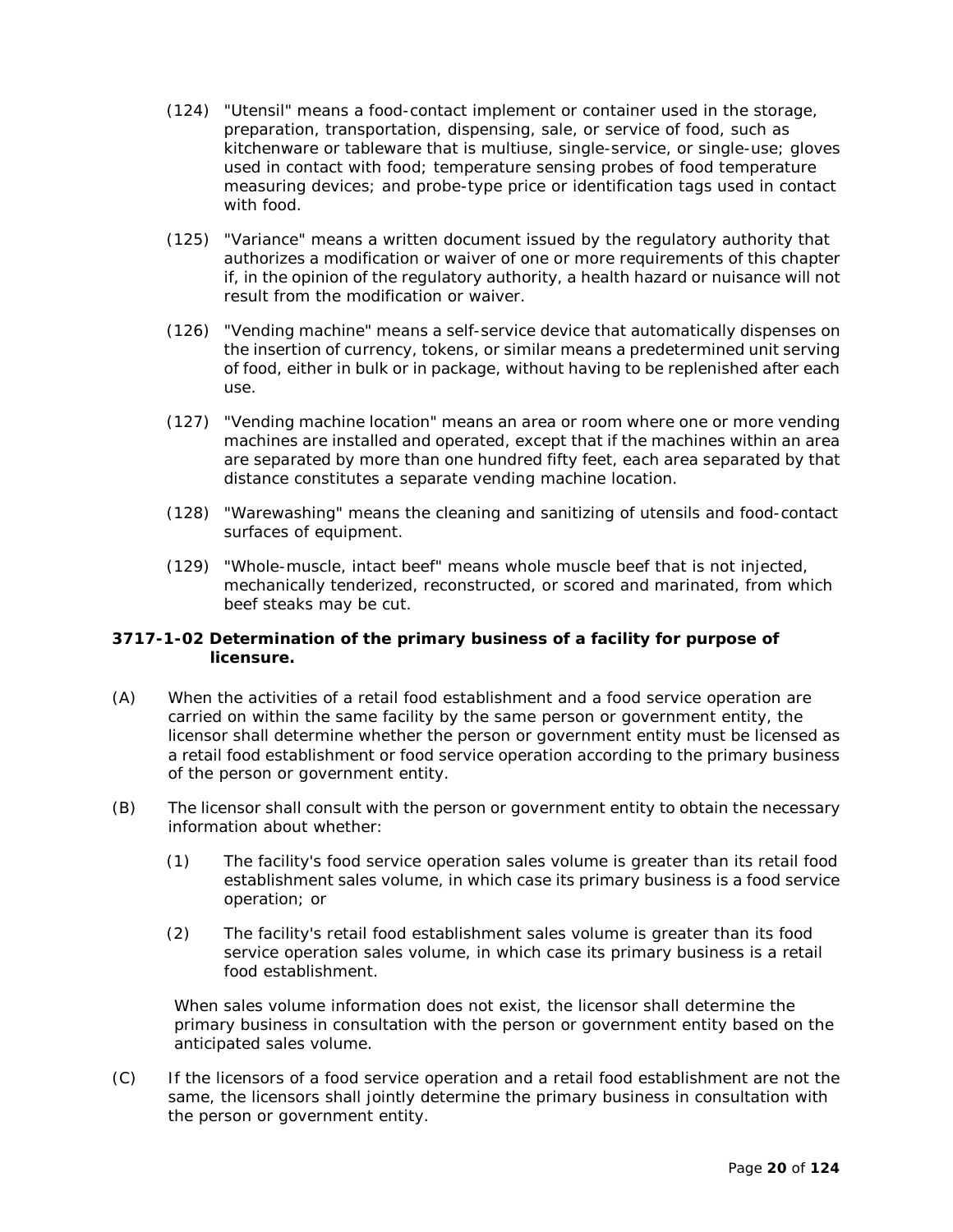(124) "Utensil" means a food-contact implement or container used in the storage, preparation, transportation, dispensing, sale, or service of food, such as kitchenware or tableware that is multiuse, single-service, or single-use; gloves used in contact with food; temperature sensing probes of food temperature measuring devices; and probe-type price or identification tags used in contact with food.

(125) "Variance" means a written document issued by the regulatory authority that authorizes a modification or waiver of one or more requirements of this chapter if, in the opinion of the regulatory authority, a health hazard or nuisance will not result from the modification or waiver.

(126) "Vending machine" means a self-service device that automatically dispenses on the insertion of currency, tokens, or similar means a predetermined unit serving of food, either in bulk or in package, without having to be replenished after each use.

(127) "Vending machine location" means an area or room where one or more vending machines are installed and operated, except that if the machines within an area are separated by more than one hundred fifty feet, each area separated by that distance constitutes a separate vending machine location.

(128) "Warewashing" means the cleaning and sanitizing of utensils and food-contact surfaces of equipment.

(129) "Whole-muscle, intact beef" means whole muscle beef that is not injected, mechanically tenderized, reconstructed, or scored and marinated, from which beef steaks may be cut.

**3717-1-02 Determination of the primary business of a facility for purpose of licensure.**

(A) When the activities of a retail food establishment and a food service operation are carried on within the same facility by the same person or government entity, the licensor shall determine whether the person or government entity must be licensed as a retail food establishment or food service operation according to the primary business of the person or government entity.

(B) The licensor shall consult with the person or government entity to obtain the necessary information about whether:

(1) The facility's food service operation sales volume is greater than its retail food establishment sales volume, in which case its primary business is a food service operation; or

(2) The facility's retail food establishment sales volume is greater than its food service operation sales volume, in which case its primary business is a retail food establishment.

When sales volume information does not exist, the licensor shall determine the primary business in consultation with the person or government entity based on the anticipated sales volume.

(C) If the licensors of a food service operation and a retail food establishment are not the same, the licensors shall jointly determine the primary business in consultation with the person or government entity.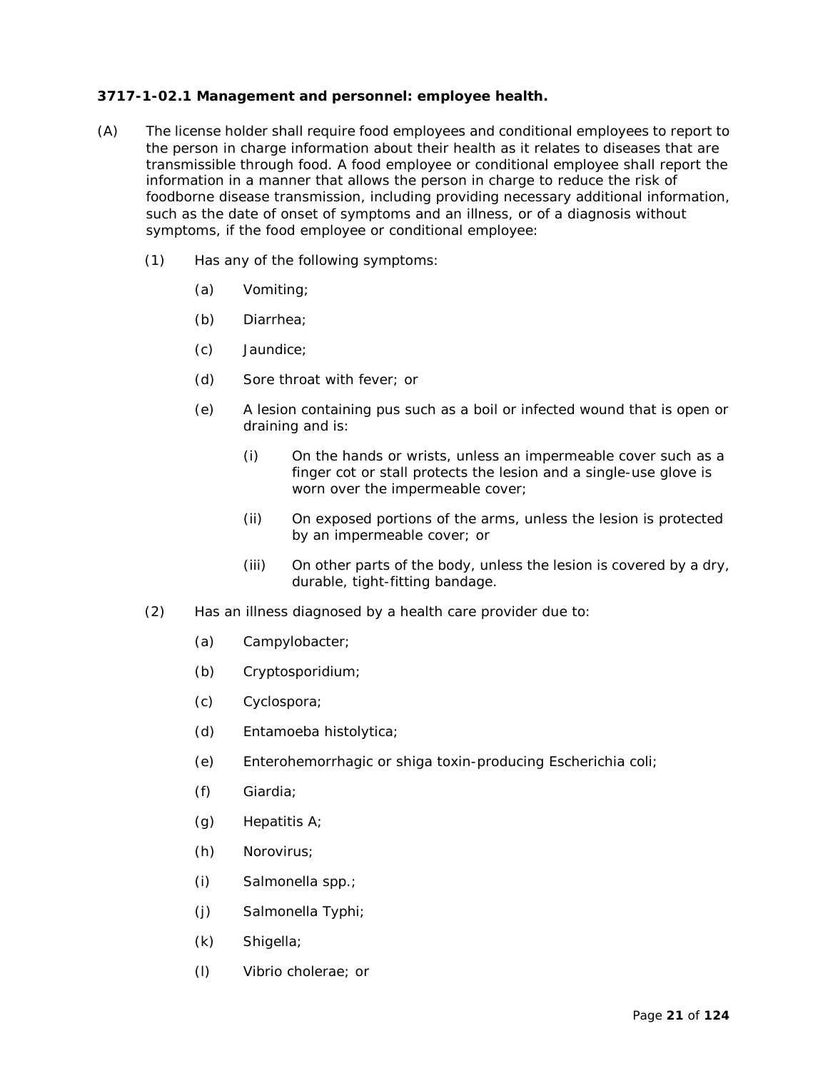**3717-1-02.1 Management and personnel: employee health.**

(A) The license holder shall require food employees and conditional employees to report to the person in charge information about their health as it relates to diseases that are transmissible through food. A food employee or conditional employee shall report the information in a manner that allows the person in charge to reduce the risk of foodborne disease transmission, including providing necessary additional information, such as the date of onset of symptoms and an illness, or of a diagnosis without symptoms, if the food employee or conditional employee:

- (1) Has any of the following symptoms:
  - (a) Vomiting;
  - (b) Diarrhea;
  - (c) Jaundice;
  - (d) Sore throat with fever; or
  - (e) A lesion containing pus such as a boil or infected wound that is open or draining and is:
    - (i) On the hands or wrists, unless an impermeable cover such as a finger cot or stall protects the lesion and a single-use glove is worn over the impermeable cover;
    - (ii) On exposed portions of the arms, unless the lesion is protected by an impermeable cover; or
    - (iii) On other parts of the body, unless the lesion is covered by a dry, durable, tight-fitting bandage.
- (2) Has an illness diagnosed by a health care provider due to:
  - (a) Campylobacter;
  - (b) Cryptosporidium;
  - (c) Cyclospora;
  - (d) Entamoeba histolytica;
  - (e) Enterohemorrhagic or shiga toxin-producing Escherichia coli;
  - (f) Giardia;
  - (g) Hepatitis A;
  - (h) Norovirus;
  - (i) Salmonella spp.;
  - (j) Salmonella Typhi;
  - (k) Shigella;
  - (l) Vibrio cholerae; or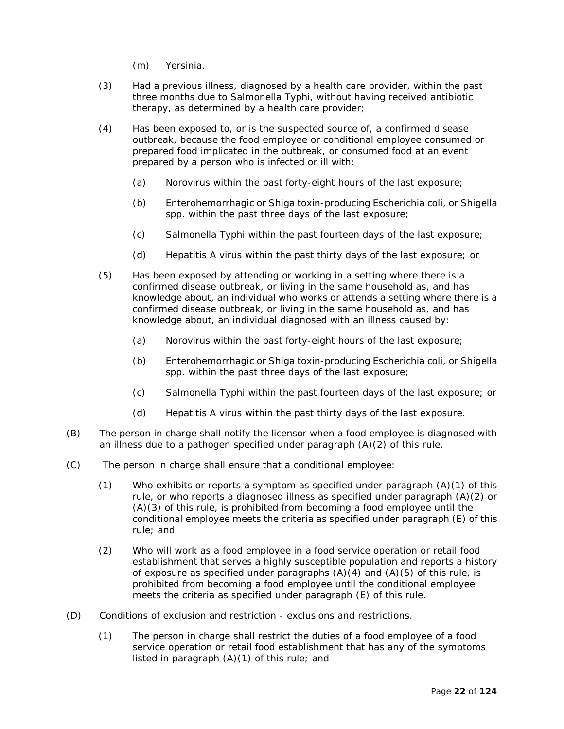(m) Yersinia.

(3) Had a previous illness, diagnosed by a health care provider, within the past three months due to Salmonella Typhi, without having received antibiotic therapy, as determined by a health care provider;

(4) Has been exposed to, or is the suspected source of, a confirmed disease outbreak, because the food employee or conditional employee consumed or prepared food implicated in the outbreak, or consumed food at an event prepared by a person who is infected or ill with:

(a) Norovirus within the past forty-eight hours of the last exposure;

(b) Enterohemorrhagic or Shiga toxin-producing Escherichia coli, or Shigella spp. within the past three days of the last exposure;

(c) Salmonella Typhi within the past fourteen days of the last exposure;

(d) Hepatitis A virus within the past thirty days of the last exposure; or

(5) Has been exposed by attending or working in a setting where there is a confirmed disease outbreak, or living in the same household as, and has knowledge about, an individual who works or attends a setting where there is a confirmed disease outbreak, or living in the same household as, and has knowledge about, an individual diagnosed with an illness caused by:

(a) Norovirus within the past forty-eight hours of the last exposure;

(b) Enterohemorrhagic or Shiga toxin-producing Escherichia coli, or Shigella spp. within the past three days of the last exposure;

(c) Salmonella Typhi within the past fourteen days of the last exposure; or

(d) Hepatitis A virus within the past thirty days of the last exposure.

(B) The person in charge shall notify the licensor when a food employee is diagnosed with an illness due to a pathogen specified under paragraph (A)(2) of this rule.

(C) The person in charge shall ensure that a conditional employee:

(1) Who exhibits or reports a symptom as specified under paragraph (A)(1) of this rule, or who reports a diagnosed illness as specified under paragraph (A)(2) or (A)(3) of this rule, is prohibited from becoming a food employee until the conditional employee meets the criteria as specified under paragraph (E) of this rule; and

(2) Who will work as a food employee in a food service operation or retail food establishment that serves a highly susceptible population and reports a history of exposure as specified under paragraphs (A)(4) and (A)(5) of this rule, is prohibited from becoming a food employee until the conditional employee meets the criteria as specified under paragraph (E) of this rule.

(D) Conditions of exclusion and restriction - exclusions and restrictions.

(1) The person in charge shall restrict the duties of a food employee of a food service operation or retail food establishment that has any of the symptoms listed in paragraph (A)(1) of this rule; and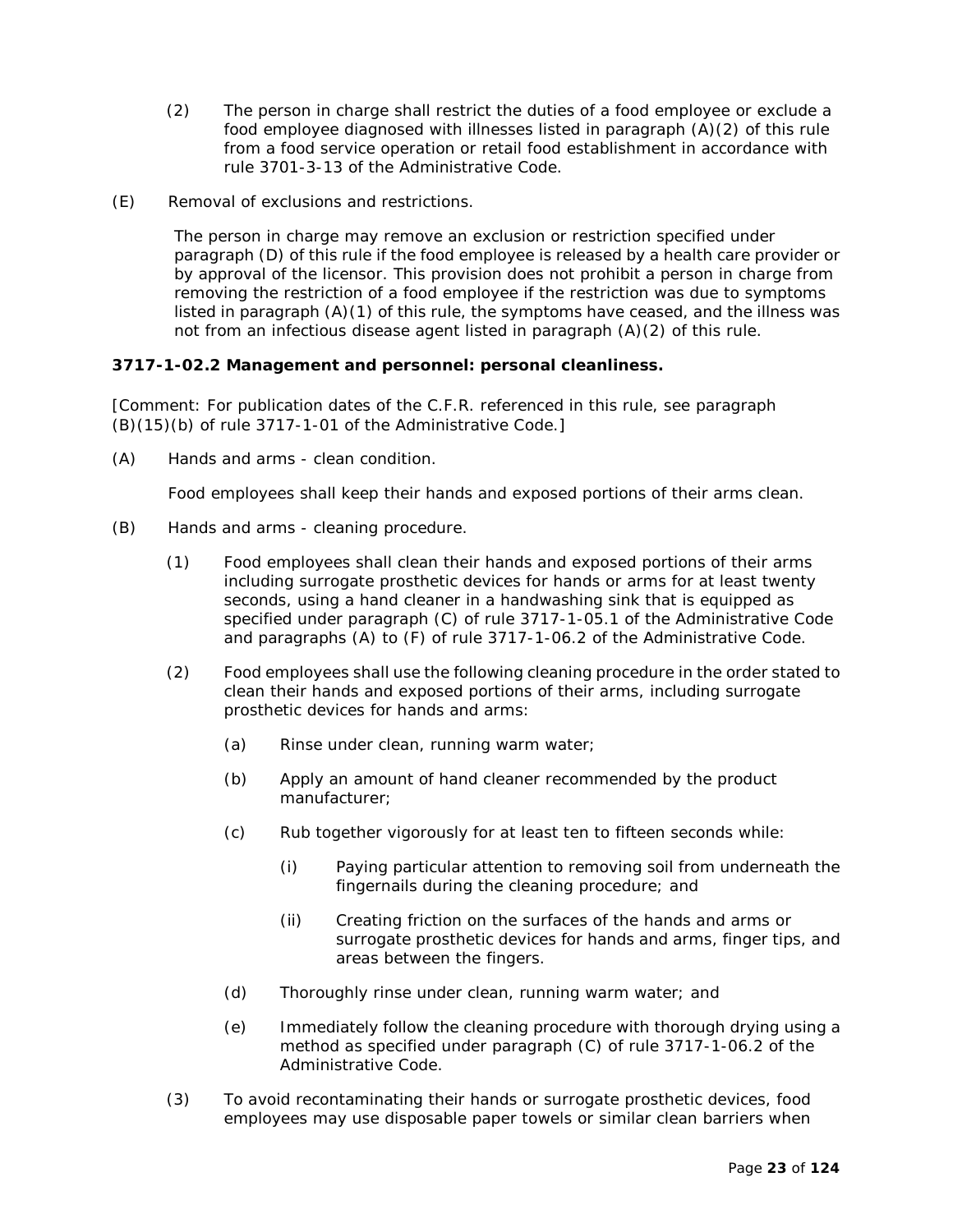(2) The person in charge shall restrict the duties of a food employee or exclude a food employee diagnosed with illnesses listed in paragraph (A)(2) of this rule from a food service operation or retail food establishment in accordance with rule 3701-3-13 of the Administrative Code.

(E) Removal of exclusions and restrictions.

The person in charge may remove an exclusion or restriction specified under paragraph (D) of this rule if the food employee is released by a health care provider or by approval of the licensor. This provision does not prohibit a person in charge from removing the restriction of a food employee if the restriction was due to symptoms listed in paragraph (A)(1) of this rule, the symptoms have ceased, and the illness was not from an infectious disease agent listed in paragraph (A)(2) of this rule.

**3717-1-02.2 Management and personnel: personal cleanliness.**

[Comment: For publication dates of the C.F.R. referenced in this rule, see paragraph (B)(15)(b) of rule 3717-1-01 of the Administrative Code.]

(A) Hands and arms - clean condition.

Food employees shall keep their hands and exposed portions of their arms clean.

(B) Hands and arms - cleaning procedure.

(1) Food employees shall clean their hands and exposed portions of their arms including surrogate prosthetic devices for hands or arms for at least twenty seconds, using a hand cleaner in a handwashing sink that is equipped as specified under paragraph (C) of rule 3717-1-05.1 of the Administrative Code and paragraphs (A) to (F) of rule 3717-1-06.2 of the Administrative Code.

(2) Food employees shall use the following cleaning procedure in the order stated to clean their hands and exposed portions of their arms, including surrogate prosthetic devices for hands and arms:

(a) Rinse under clean, running warm water;

(b) Apply an amount of hand cleaner recommended by the product manufacturer;

(c) Rub together vigorously for at least ten to fifteen seconds while:

(i) Paying particular attention to removing soil from underneath the fingernails during the cleaning procedure; and

(ii) Creating friction on the surfaces of the hands and arms or surrogate prosthetic devices for hands and arms, finger tips, and areas between the fingers.

(d) Thoroughly rinse under clean, running warm water; and

(e) Immediately follow the cleaning procedure with thorough drying using a method as specified under paragraph (C) of rule 3717-1-06.2 of the Administrative Code.

(3) To avoid recontaminating their hands or surrogate prosthetic devices, food employees may use disposable paper towels or similar clean barriers when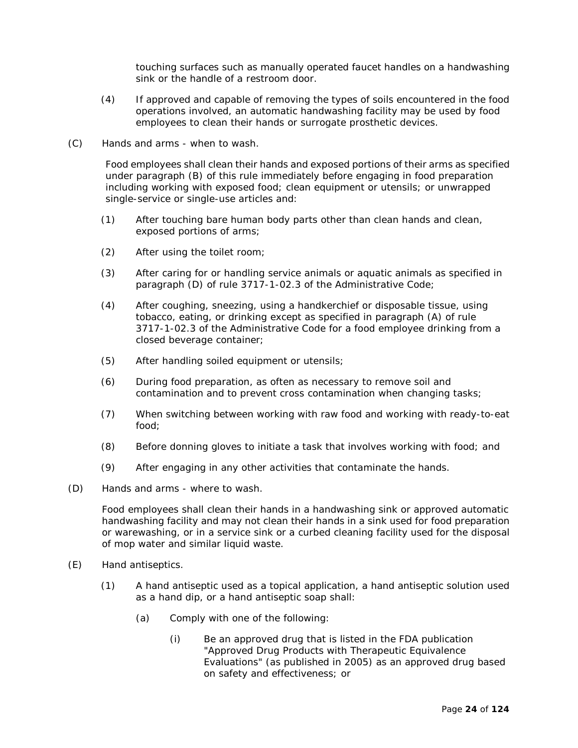touching surfaces such as manually operated faucet handles on a handwashing sink or the handle of a restroom door.

(4) If approved and capable of removing the types of soils encountered in the food operations involved, an automatic handwashing facility may be used by food employees to clean their hands or surrogate prosthetic devices.

(C) Hands and arms - when to wash.

Food employees shall clean their hands and exposed portions of their arms as specified under paragraph (B) of this rule immediately before engaging in food preparation including working with exposed food; clean equipment or utensils; or unwrapped single-service or single-use articles and:

(1) After touching bare human body parts other than clean hands and clean, exposed portions of arms;

(2) After using the toilet room;

(3) After caring for or handling service animals or aquatic animals as specified in paragraph (D) of rule 3717-1-02.3 of the Administrative Code;

(4) After coughing, sneezing, using a handkerchief or disposable tissue, using tobacco, eating, or drinking except as specified in paragraph (A) of rule 3717-1-02.3 of the Administrative Code for a food employee drinking from a closed beverage container;

(5) After handling soiled equipment or utensils;

(6) During food preparation, as often as necessary to remove soil and contamination and to prevent cross contamination when changing tasks;

(7) When switching between working with raw food and working with ready-to-eat food;

(8) Before donning gloves to initiate a task that involves working with food; and

(9) After engaging in any other activities that contaminate the hands.

(D) Hands and arms - where to wash.

Food employees shall clean their hands in a handwashing sink or approved automatic handwashing facility and may not clean their hands in a sink used for food preparation or warewashing, or in a service sink or a curbed cleaning facility used for the disposal of mop water and similar liquid waste.

(E) Hand antiseptics.

(1) A hand antiseptic used as a topical application, a hand antiseptic solution used as a hand dip, or a hand antiseptic soap shall:

(a) Comply with one of the following:

(i) Be an approved drug that is listed in the FDA publication "Approved Drug Products with Therapeutic Equivalence Evaluations" (as published in 2005) as an approved drug based on safety and effectiveness; or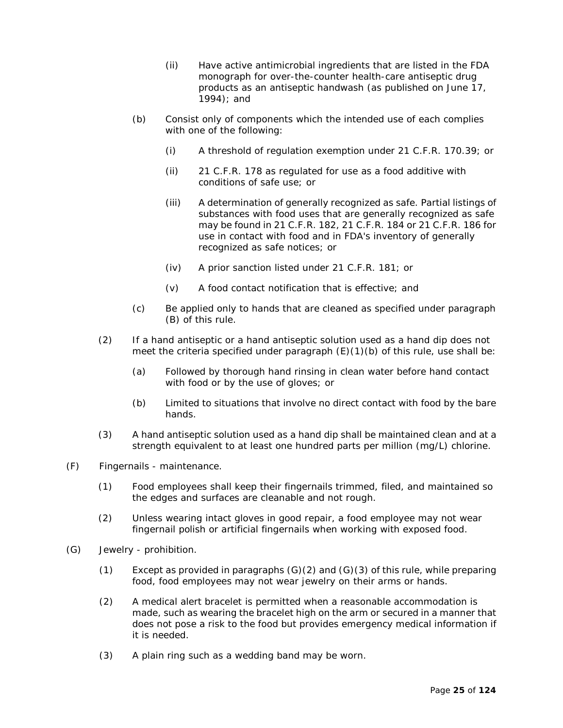(ii) Have active antimicrobial ingredients that are listed in the FDA monograph for over-the-counter health-care antiseptic drug products as an antiseptic handwash (as published on June 17, 1994); and

(b) Consist only of components which the intended use of each complies with one of the following:

(i) A threshold of regulation exemption under 21 C.F.R. 170.39; or

(ii) 21 C.F.R. 178 as regulated for use as a food additive with conditions of safe use; or

(iii) A determination of generally recognized as safe. Partial listings of substances with food uses that are generally recognized as safe may be found in 21 C.F.R. 182, 21 C.F.R. 184 or 21 C.F.R. 186 for use in contact with food and in FDA's inventory of generally recognized as safe notices; or

(iv) A prior sanction listed under 21 C.F.R. 181; or

(v) A food contact notification that is effective; and

(c) Be applied only to hands that are cleaned as specified under paragraph (B) of this rule.

(2) If a hand antiseptic or a hand antiseptic solution used as a hand dip does not meet the criteria specified under paragraph (E)(1)(b) of this rule, use shall be:

(a) Followed by thorough hand rinsing in clean water before hand contact with food or by the use of gloves; or

(b) Limited to situations that involve no direct contact with food by the bare hands.

(3) A hand antiseptic solution used as a hand dip shall be maintained clean and at a strength equivalent to at least one hundred parts per million (mg/L) chlorine.

(F) Fingernails - maintenance.

(1) Food employees shall keep their fingernails trimmed, filed, and maintained so the edges and surfaces are cleanable and not rough.

(2) Unless wearing intact gloves in good repair, a food employee may not wear fingernail polish or artificial fingernails when working with exposed food.

(G) Jewelry - prohibition.

(1) Except as provided in paragraphs (G)(2) and (G)(3) of this rule, while preparing food, food employees may not wear jewelry on their arms or hands.

(2) A medical alert bracelet is permitted when a reasonable accommodation is made, such as wearing the bracelet high on the arm or secured in a manner that does not pose a risk to the food but provides emergency medical information if it is needed.

(3) A plain ring such as a wedding band may be worn.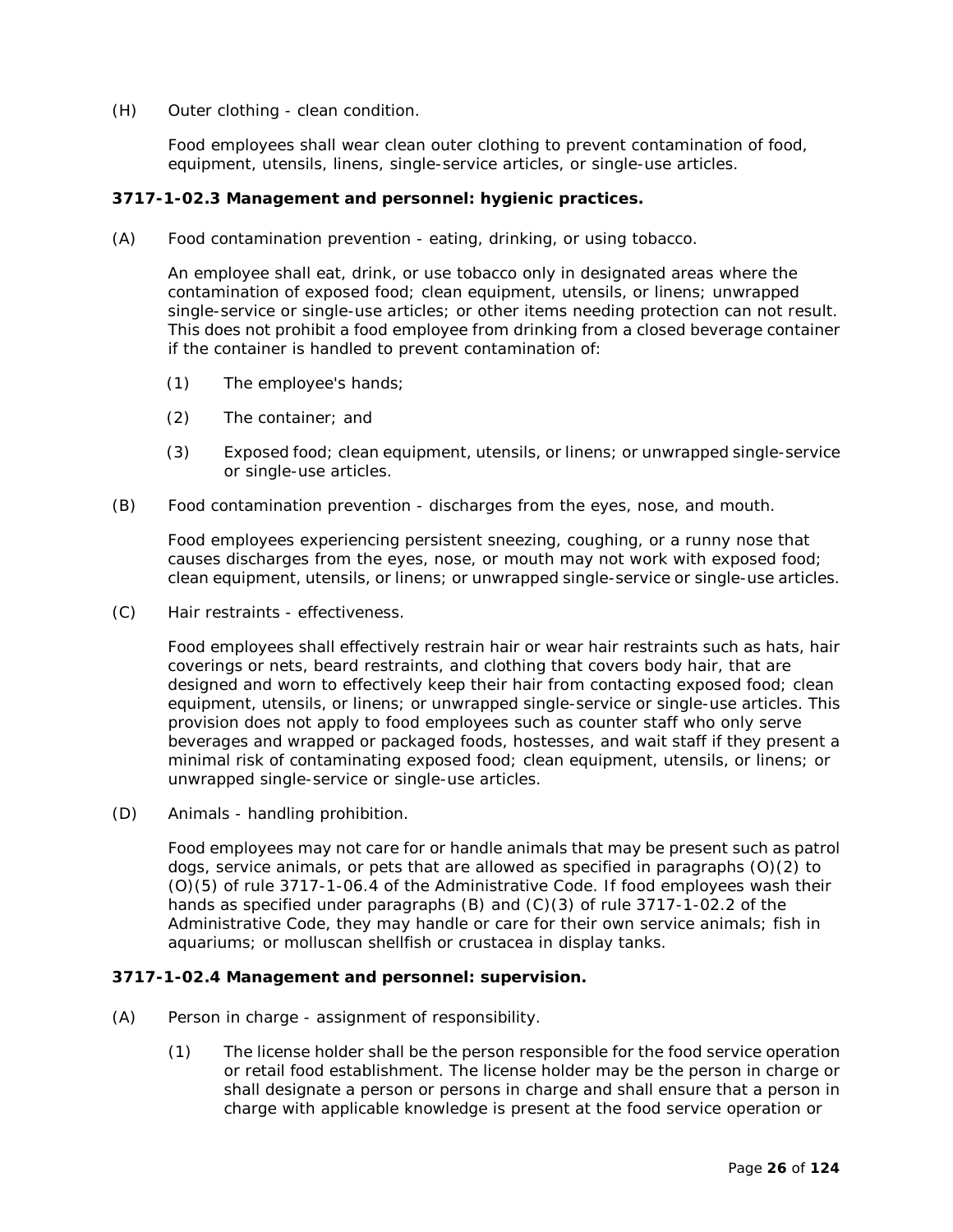(H) Outer clothing - clean condition.

Food employees shall wear clean outer clothing to prevent contamination of food, equipment, utensils, linens, single-service articles, or single-use articles.

**3717-1-02.3 Management and personnel: hygienic practices.**

(A) Food contamination prevention - eating, drinking, or using tobacco.

An employee shall eat, drink, or use tobacco only in designated areas where the contamination of exposed food; clean equipment, utensils, or linens; unwrapped single-service or single-use articles; or other items needing protection can not result. This does not prohibit a food employee from drinking from a closed beverage container if the container is handled to prevent contamination of:

(1) The employee's hands;

(2) The container; and

(3) Exposed food; clean equipment, utensils, or linens; or unwrapped single-service or single-use articles.

(B) Food contamination prevention - discharges from the eyes, nose, and mouth.

Food employees experiencing persistent sneezing, coughing, or a runny nose that causes discharges from the eyes, nose, or mouth may not work with exposed food; clean equipment, utensils, or linens; or unwrapped single-service or single-use articles.

(C) Hair restraints - effectiveness.

Food employees shall effectively restrain hair or wear hair restraints such as hats, hair coverings or nets, beard restraints, and clothing that covers body hair, that are designed and worn to effectively keep their hair from contacting exposed food; clean equipment, utensils, or linens; or unwrapped single-service or single-use articles. This provision does not apply to food employees such as counter staff who only serve beverages and wrapped or packaged foods, hostesses, and wait staff if they present a minimal risk of contaminating exposed food; clean equipment, utensils, or linens; or unwrapped single-service or single-use articles.

(D) Animals - handling prohibition.

Food employees may not care for or handle animals that may be present such as patrol dogs, service animals, or pets that are allowed as specified in paragraphs (O)(2) to (O)(5) of rule 3717-1-06.4 of the Administrative Code. If food employees wash their hands as specified under paragraphs (B) and (C)(3) of rule 3717-1-02.2 of the Administrative Code, they may handle or care for their own service animals; fish in aquariums; or molluscan shellfish or crustacea in display tanks.

**3717-1-02.4 Management and personnel: supervision.**

(A) Person in charge - assignment of responsibility.

(1) The license holder shall be the person responsible for the food service operation or retail food establishment. The license holder may be the person in charge or shall designate a person or persons in charge and shall ensure that a person in charge with applicable knowledge is present at the food service operation or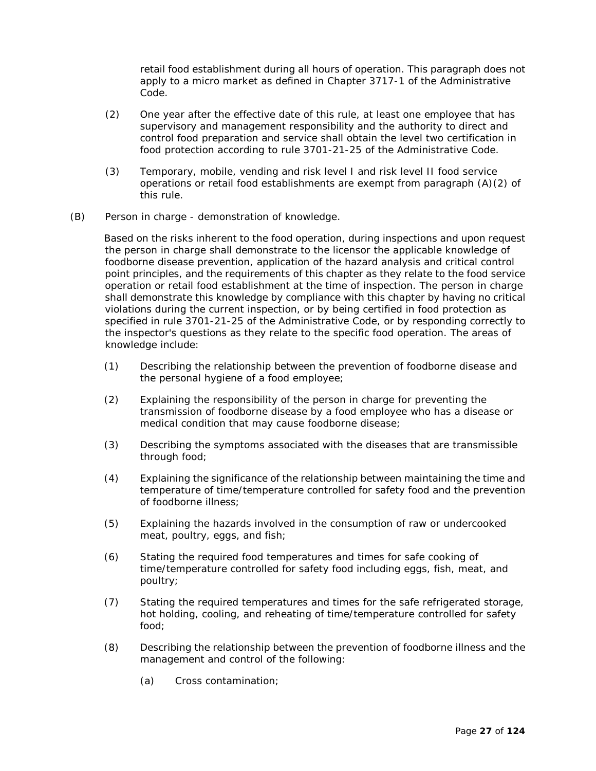retail food establishment during all hours of operation. This paragraph does not apply to a micro market as defined in Chapter 3717-1 of the Administrative Code.

(2) One year after the effective date of this rule, at least one employee that has supervisory and management responsibility and the authority to direct and control food preparation and service shall obtain the level two certification in food protection according to rule 3701-21-25 of the Administrative Code.

(3) Temporary, mobile, vending and risk level I and risk level II food service operations or retail food establishments are exempt from paragraph (A)(2) of this rule.

(B) Person in charge - demonstration of knowledge.

Based on the risks inherent to the food operation, during inspections and upon request the person in charge shall demonstrate to the licensor the applicable knowledge of foodborne disease prevention, application of the hazard analysis and critical control point principles, and the requirements of this chapter as they relate to the food service operation or retail food establishment at the time of inspection. The person in charge shall demonstrate this knowledge by compliance with this chapter by having no critical violations during the current inspection, or by being certified in food protection as specified in rule 3701-21-25 of the Administrative Code, or by responding correctly to the inspector's questions as they relate to the specific food operation. The areas of knowledge include:

(1) Describing the relationship between the prevention of foodborne disease and the personal hygiene of a food employee;

(2) Explaining the responsibility of the person in charge for preventing the transmission of foodborne disease by a food employee who has a disease or medical condition that may cause foodborne disease;

(3) Describing the symptoms associated with the diseases that are transmissible through food;

(4) Explaining the significance of the relationship between maintaining the time and temperature of time/temperature controlled for safety food and the prevention of foodborne illness;

(5) Explaining the hazards involved in the consumption of raw or undercooked meat, poultry, eggs, and fish;

(6) Stating the required food temperatures and times for safe cooking of time/temperature controlled for safety food including eggs, fish, meat, and poultry;

(7) Stating the required temperatures and times for the safe refrigerated storage, hot holding, cooling, and reheating of time/temperature controlled for safety food;

(8) Describing the relationship between the prevention of foodborne illness and the management and control of the following:

(a) Cross contamination;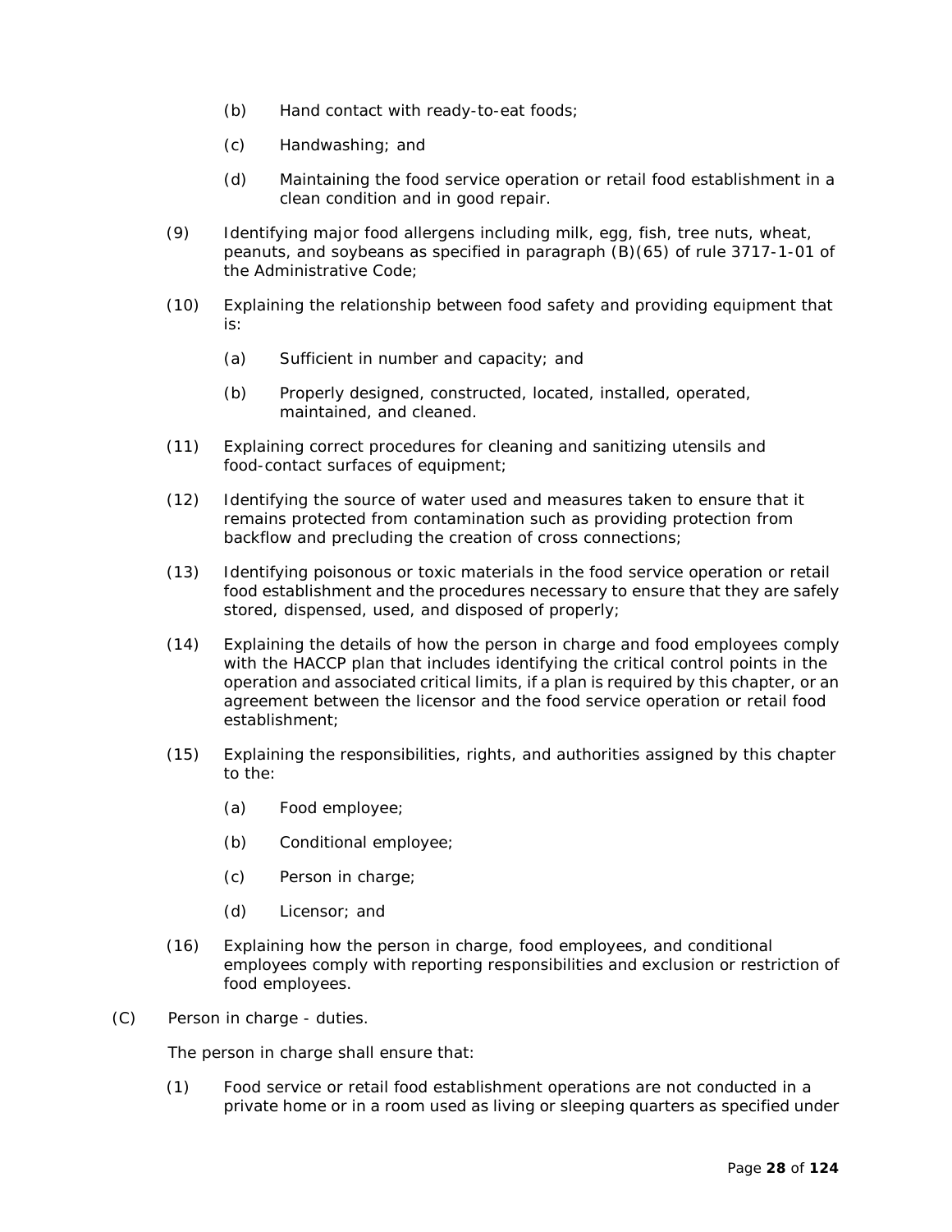(b) Hand contact with ready-to-eat foods;

(c) Handwashing; and

(d) Maintaining the food service operation or retail food establishment in a clean condition and in good repair.

(9) Identifying major food allergens including milk, egg, fish, tree nuts, wheat, peanuts, and soybeans as specified in paragraph (B)(65) of rule 3717-1-01 of the Administrative Code;

(10) Explaining the relationship between food safety and providing equipment that is:

(a) Sufficient in number and capacity; and

(b) Properly designed, constructed, located, installed, operated, maintained, and cleaned.

(11) Explaining correct procedures for cleaning and sanitizing utensils and food-contact surfaces of equipment;

(12) Identifying the source of water used and measures taken to ensure that it remains protected from contamination such as providing protection from backflow and precluding the creation of cross connections;

(13) Identifying poisonous or toxic materials in the food service operation or retail food establishment and the procedures necessary to ensure that they are safely stored, dispensed, used, and disposed of properly;

(14) Explaining the details of how the person in charge and food employees comply with the HACCP plan that includes identifying the critical control points in the operation and associated critical limits, if a plan is required by this chapter, or an agreement between the licensor and the food service operation or retail food establishment;

(15) Explaining the responsibilities, rights, and authorities assigned by this chapter to the:

(a) Food employee;

(b) Conditional employee;

(c) Person in charge;

(d) Licensor; and

(16) Explaining how the person in charge, food employees, and conditional employees comply with reporting responsibilities and exclusion or restriction of food employees.

(C) Person in charge - duties.

The person in charge shall ensure that:

(1) Food service or retail food establishment operations are not conducted in a private home or in a room used as living or sleeping quarters as specified under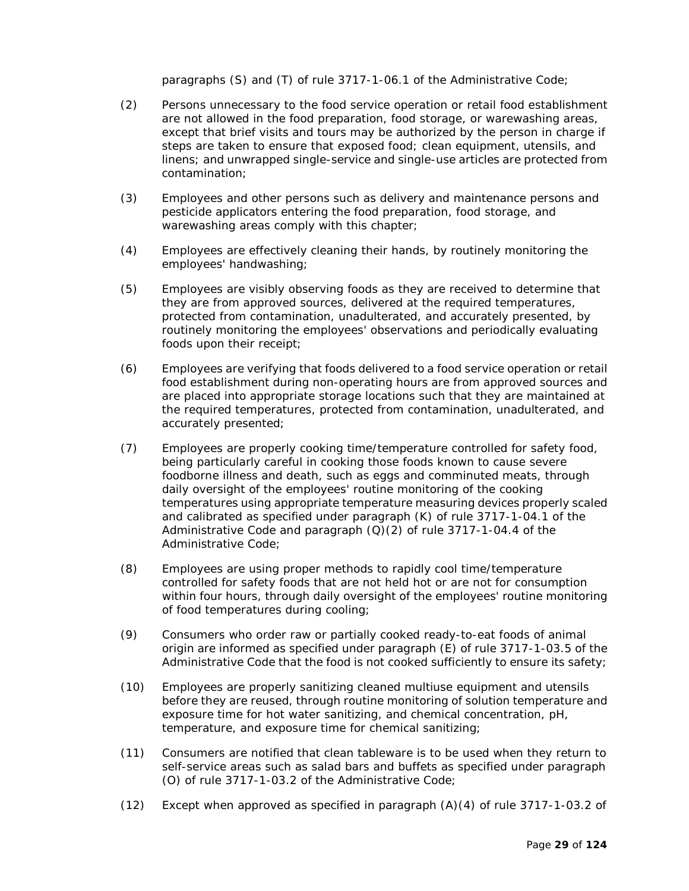paragraphs (S) and (T) of rule 3717-1-06.1 of the Administrative Code;

(2) Persons unnecessary to the food service operation or retail food establishment are not allowed in the food preparation, food storage, or warewashing areas, except that brief visits and tours may be authorized by the person in charge if steps are taken to ensure that exposed food; clean equipment, utensils, and linens; and unwrapped single-service and single-use articles are protected from contamination;

(3) Employees and other persons such as delivery and maintenance persons and pesticide applicators entering the food preparation, food storage, and warewashing areas comply with this chapter;

(4) Employees are effectively cleaning their hands, by routinely monitoring the employees' handwashing;

(5) Employees are visibly observing foods as they are received to determine that they are from approved sources, delivered at the required temperatures, protected from contamination, unadulterated, and accurately presented, by routinely monitoring the employees' observations and periodically evaluating foods upon their receipt;

(6) Employees are verifying that foods delivered to a food service operation or retail food establishment during non-operating hours are from approved sources and are placed into appropriate storage locations such that they are maintained at the required temperatures, protected from contamination, unadulterated, and accurately presented;

(7) Employees are properly cooking time/temperature controlled for safety food, being particularly careful in cooking those foods known to cause severe foodborne illness and death, such as eggs and comminuted meats, through daily oversight of the employees' routine monitoring of the cooking temperatures using appropriate temperature measuring devices properly scaled and calibrated as specified under paragraph (K) of rule 3717-1-04.1 of the Administrative Code and paragraph (Q)(2) of rule 3717-1-04.4 of the Administrative Code;

(8) Employees are using proper methods to rapidly cool time/temperature controlled for safety foods that are not held hot or are not for consumption within four hours, through daily oversight of the employees' routine monitoring of food temperatures during cooling;

(9) Consumers who order raw or partially cooked ready-to-eat foods of animal origin are informed as specified under paragraph (E) of rule 3717-1-03.5 of the Administrative Code that the food is not cooked sufficiently to ensure its safety;

(10) Employees are properly sanitizing cleaned multiuse equipment and utensils before they are reused, through routine monitoring of solution temperature and exposure time for hot water sanitizing, and chemical concentration, pH, temperature, and exposure time for chemical sanitizing;

(11) Consumers are notified that clean tableware is to be used when they return to self-service areas such as salad bars and buffets as specified under paragraph (O) of rule 3717-1-03.2 of the Administrative Code;

(12) Except when approved as specified in paragraph (A)(4) of rule 3717-1-03.2 of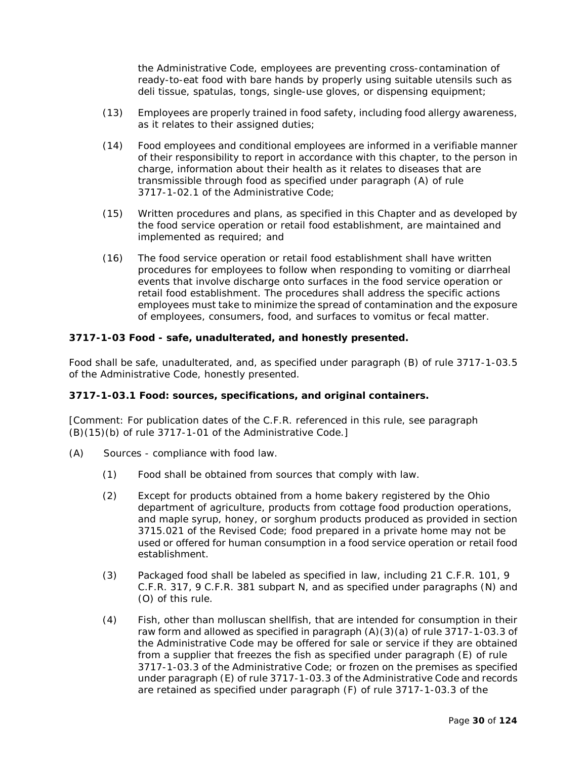the Administrative Code, employees are preventing cross-contamination of ready-to-eat food with bare hands by properly using suitable utensils such as deli tissue, spatulas, tongs, single-use gloves, or dispensing equipment;

(13) Employees are properly trained in food safety, including food allergy awareness, as it relates to their assigned duties;

(14) Food employees and conditional employees are informed in a verifiable manner of their responsibility to report in accordance with this chapter, to the person in charge, information about their health as it relates to diseases that are transmissible through food as specified under paragraph (A) of rule 3717-1-02.1 of the Administrative Code;

(15) Written procedures and plans, as specified in this Chapter and as developed by the food service operation or retail food establishment, are maintained and implemented as required; and

(16) The food service operation or retail food establishment shall have written procedures for employees to follow when responding to vomiting or diarrheal events that involve discharge onto surfaces in the food service operation or retail food establishment. The procedures shall address the specific actions employees must take to minimize the spread of contamination and the exposure of employees, consumers, food, and surfaces to vomitus or fecal matter.

**3717-1-03 Food - safe, unadulterated, and honestly presented.**

Food shall be safe, unadulterated, and, as specified under paragraph (B) of rule 3717-1-03.5 of the Administrative Code, honestly presented.

**3717-1-03.1 Food: sources, specifications, and original containers.**

[Comment: For publication dates of the C.F.R. referenced in this rule, see paragraph (B)(15)(b) of rule 3717-1-01 of the Administrative Code.]

(A) Sources - compliance with food law.

(1) Food shall be obtained from sources that comply with law.

(2) Except for products obtained from a home bakery registered by the Ohio department of agriculture, products from cottage food production operations, and maple syrup, honey, or sorghum products produced as provided in section 3715.021 of the Revised Code; food prepared in a private home may not be used or offered for human consumption in a food service operation or retail food establishment.

(3) Packaged food shall be labeled as specified in law, including 21 C.F.R. 101, 9 C.F.R. 317, 9 C.F.R. 381 subpart N, and as specified under paragraphs (N) and (O) of this rule.

(4) Fish, other than molluscan shellfish, that are intended for consumption in their raw form and allowed as specified in paragraph (A)(3)(a) of rule 3717-1-03.3 of the Administrative Code may be offered for sale or service if they are obtained from a supplier that freezes the fish as specified under paragraph (E) of rule 3717-1-03.3 of the Administrative Code; or frozen on the premises as specified under paragraph (E) of rule 3717-1-03.3 of the Administrative Code and records are retained as specified under paragraph (F) of rule 3717-1-03.3 of the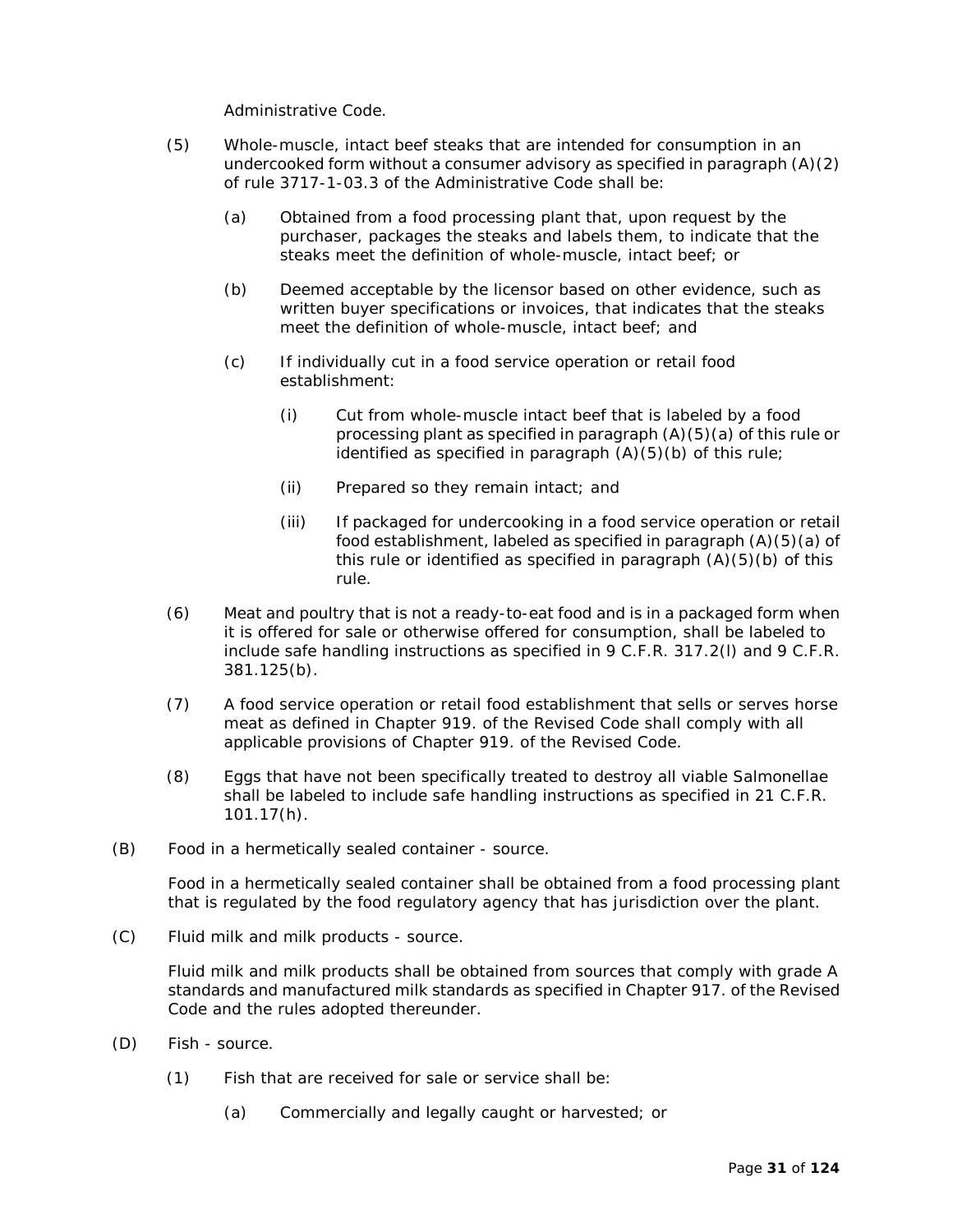Administrative Code.

(5) Whole-muscle, intact beef steaks that are intended for consumption in an undercooked form without a consumer advisory as specified in paragraph (A)(2) of rule 3717-1-03.3 of the Administrative Code shall be:

 (a) Obtained from a food processing plant that, upon request by the purchaser, packages the steaks and labels them, to indicate that the steaks meet the definition of whole-muscle, intact beef; or

 (b) Deemed acceptable by the licensor based on other evidence, such as written buyer specifications or invoices, that indicates that the steaks meet the definition of whole-muscle, intact beef; and

 (c) If individually cut in a food service operation or retail food establishment:

  (i) Cut from whole-muscle intact beef that is labeled by a food processing plant as specified in paragraph (A)(5)(a) of this rule or identified as specified in paragraph (A)(5)(b) of this rule;

  (ii) Prepared so they remain intact; and

  (iii) If packaged for undercooking in a food service operation or retail food establishment, labeled as specified in paragraph (A)(5)(a) of this rule or identified as specified in paragraph (A)(5)(b) of this rule.

(6) Meat and poultry that is not a ready-to-eat food and is in a packaged form when it is offered for sale or otherwise offered for consumption, shall be labeled to include safe handling instructions as specified in 9 C.F.R. 317.2(l) and 9 C.F.R. 381.125(b).

(7) A food service operation or retail food establishment that sells or serves horse meat as defined in Chapter 919. of the Revised Code shall comply with all applicable provisions of Chapter 919. of the Revised Code.

(8) Eggs that have not been specifically treated to destroy all viable Salmonellae shall be labeled to include safe handling instructions as specified in 21 C.F.R. 101.17(h).

(B) Food in a hermetically sealed container - source.

Food in a hermetically sealed container shall be obtained from a food processing plant that is regulated by the food regulatory agency that has jurisdiction over the plant.

(C) Fluid milk and milk products - source.

Fluid milk and milk products shall be obtained from sources that comply with grade A standards and manufactured milk standards as specified in Chapter 917. of the Revised Code and the rules adopted thereunder.

(D) Fish - source.

(1) Fish that are received for sale or service shall be:

 (a) Commercially and legally caught or harvested; or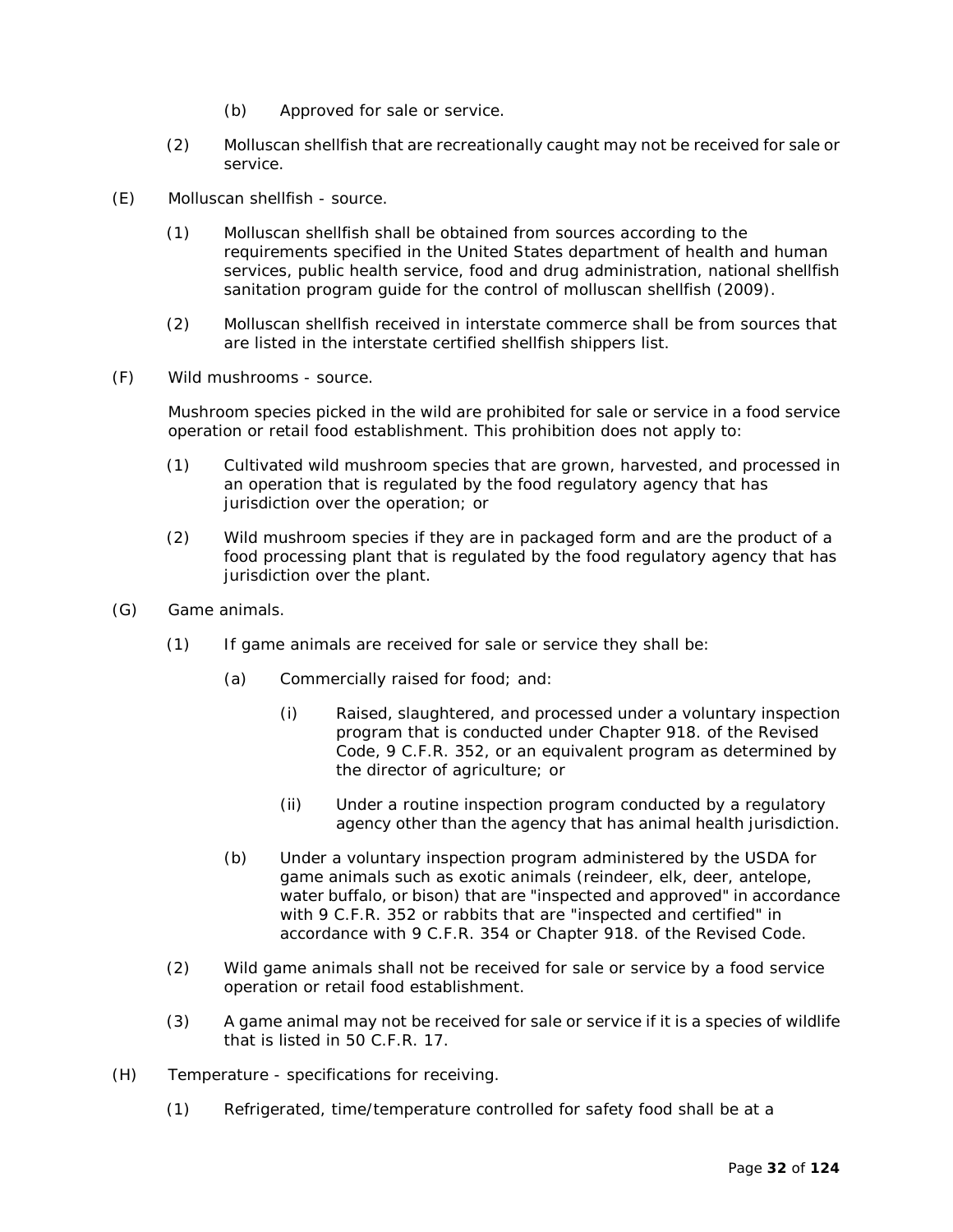(b) Approved for sale or service.

(2) Molluscan shellfish that are recreationally caught may not be received for sale or service.

(E) Molluscan shellfish - source.

(1) Molluscan shellfish shall be obtained from sources according to the requirements specified in the United States department of health and human services, public health service, food and drug administration, national shellfish sanitation program guide for the control of molluscan shellfish (2009).

(2) Molluscan shellfish received in interstate commerce shall be from sources that are listed in the interstate certified shellfish shippers list.

(F) Wild mushrooms - source.

Mushroom species picked in the wild are prohibited for sale or service in a food service operation or retail food establishment. This prohibition does not apply to:

(1) Cultivated wild mushroom species that are grown, harvested, and processed in an operation that is regulated by the food regulatory agency that has jurisdiction over the operation; or

(2) Wild mushroom species if they are in packaged form and are the product of a food processing plant that is regulated by the food regulatory agency that has jurisdiction over the plant.

(G) Game animals.

(1) If game animals are received for sale or service they shall be:

(a) Commercially raised for food; and:

(i) Raised, slaughtered, and processed under a voluntary inspection program that is conducted under Chapter 918. of the Revised Code, 9 C.F.R. 352, or an equivalent program as determined by the director of agriculture; or

(ii) Under a routine inspection program conducted by a regulatory agency other than the agency that has animal health jurisdiction.

(b) Under a voluntary inspection program administered by the USDA for game animals such as exotic animals (reindeer, elk, deer, antelope, water buffalo, or bison) that are "inspected and approved" in accordance with 9 C.F.R. 352 or rabbits that are "inspected and certified" in accordance with 9 C.F.R. 354 or Chapter 918. of the Revised Code.

(2) Wild game animals shall not be received for sale or service by a food service operation or retail food establishment.

(3) A game animal may not be received for sale or service if it is a species of wildlife that is listed in 50 C.F.R. 17.

(H) Temperature - specifications for receiving.

(1) Refrigerated, time/temperature controlled for safety food shall be at a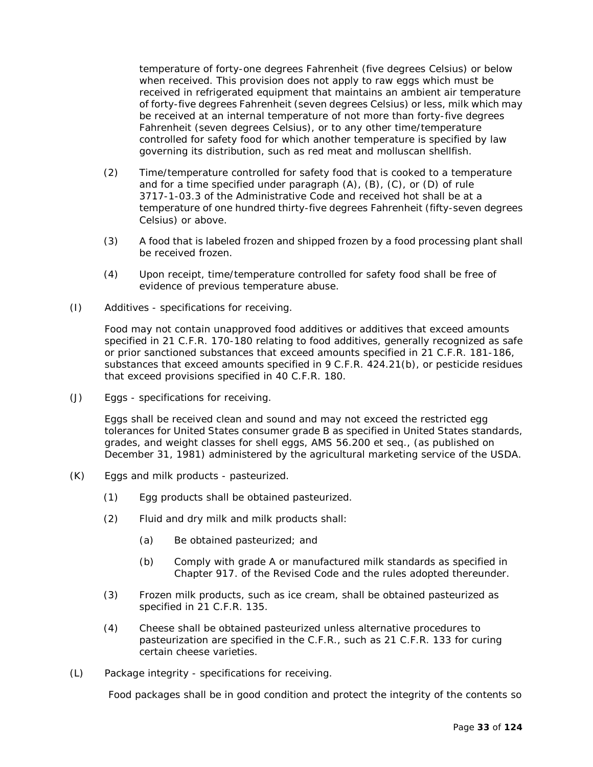temperature of forty-one degrees Fahrenheit (five degrees Celsius) or below when received. This provision does not apply to raw eggs which must be received in refrigerated equipment that maintains an ambient air temperature of forty-five degrees Fahrenheit (seven degrees Celsius) or less, milk which may be received at an internal temperature of not more than forty-five degrees Fahrenheit (seven degrees Celsius), or to any other time/temperature controlled for safety food for which another temperature is specified by law governing its distribution, such as red meat and molluscan shellfish.

(2) Time/temperature controlled for safety food that is cooked to a temperature and for a time specified under paragraph (A), (B), (C), or (D) of rule 3717-1-03.3 of the Administrative Code and received hot shall be at a temperature of one hundred thirty-five degrees Fahrenheit (fifty-seven degrees Celsius) or above.

(3) A food that is labeled frozen and shipped frozen by a food processing plant shall be received frozen.

(4) Upon receipt, time/temperature controlled for safety food shall be free of evidence of previous temperature abuse.

(I) Additives - specifications for receiving.

Food may not contain unapproved food additives or additives that exceed amounts specified in 21 C.F.R. 170-180 relating to food additives, generally recognized as safe or prior sanctioned substances that exceed amounts specified in 21 C.F.R. 181-186, substances that exceed amounts specified in 9 C.F.R. 424.21(b), or pesticide residues that exceed provisions specified in 40 C.F.R. 180.

(J) Eggs - specifications for receiving.

Eggs shall be received clean and sound and may not exceed the restricted egg tolerances for United States consumer grade B as specified in United States standards, grades, and weight classes for shell eggs, AMS 56.200 et seq., (as published on December 31, 1981) administered by the agricultural marketing service of the USDA.

(K) Eggs and milk products - pasteurized.

(1) Egg products shall be obtained pasteurized.

(2) Fluid and dry milk and milk products shall:

(a) Be obtained pasteurized; and

(b) Comply with grade A or manufactured milk standards as specified in Chapter 917. of the Revised Code and the rules adopted thereunder.

(3) Frozen milk products, such as ice cream, shall be obtained pasteurized as specified in 21 C.F.R. 135.

(4) Cheese shall be obtained pasteurized unless alternative procedures to pasteurization are specified in the C.F.R., such as 21 C.F.R. 133 for curing certain cheese varieties.

(L) Package integrity - specifications for receiving.

Food packages shall be in good condition and protect the integrity of the contents so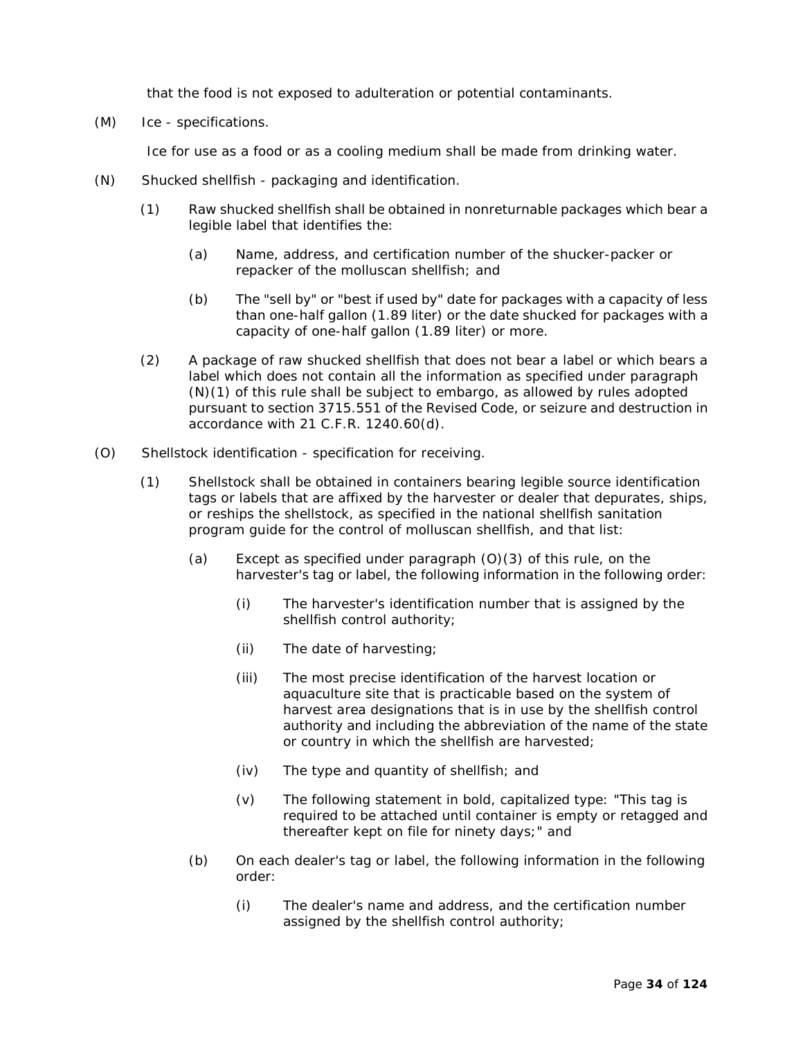that the food is not exposed to adulteration or potential contaminants.

(M) Ice - specifications.

Ice for use as a food or as a cooling medium shall be made from drinking water.

(N) Shucked shellfish - packaging and identification.

(1) Raw shucked shellfish shall be obtained in nonreturnable packages which bear a legible label that identifies the:

(a) Name, address, and certification number of the shucker-packer or repacker of the molluscan shellfish; and

(b) The "sell by" or "best if used by" date for packages with a capacity of less than one-half gallon (1.89 liter) or the date shucked for packages with a capacity of one-half gallon (1.89 liter) or more.

(2) A package of raw shucked shellfish that does not bear a label or which bears a label which does not contain all the information as specified under paragraph (N)(1) of this rule shall be subject to embargo, as allowed by rules adopted pursuant to section 3715.551 of the Revised Code, or seizure and destruction in accordance with 21 C.F.R. 1240.60(d).

(O) Shellstock identification - specification for receiving.

(1) Shellstock shall be obtained in containers bearing legible source identification tags or labels that are affixed by the harvester or dealer that depurates, ships, or reships the shellstock, as specified in the national shellfish sanitation program guide for the control of molluscan shellfish, and that list:

(a) Except as specified under paragraph (O)(3) of this rule, on the harvester's tag or label, the following information in the following order:

(i) The harvester's identification number that is assigned by the shellfish control authority;

(ii) The date of harvesting;

(iii) The most precise identification of the harvest location or aquaculture site that is practicable based on the system of harvest area designations that is in use by the shellfish control authority and including the abbreviation of the name of the state or country in which the shellfish are harvested;

(iv) The type and quantity of shellfish; and

(v) The following statement in bold, capitalized type: "This tag is required to be attached until container is empty or retagged and thereafter kept on file for ninety days;" and

(b) On each dealer's tag or label, the following information in the following order:

(i) The dealer's name and address, and the certification number assigned by the shellfish control authority;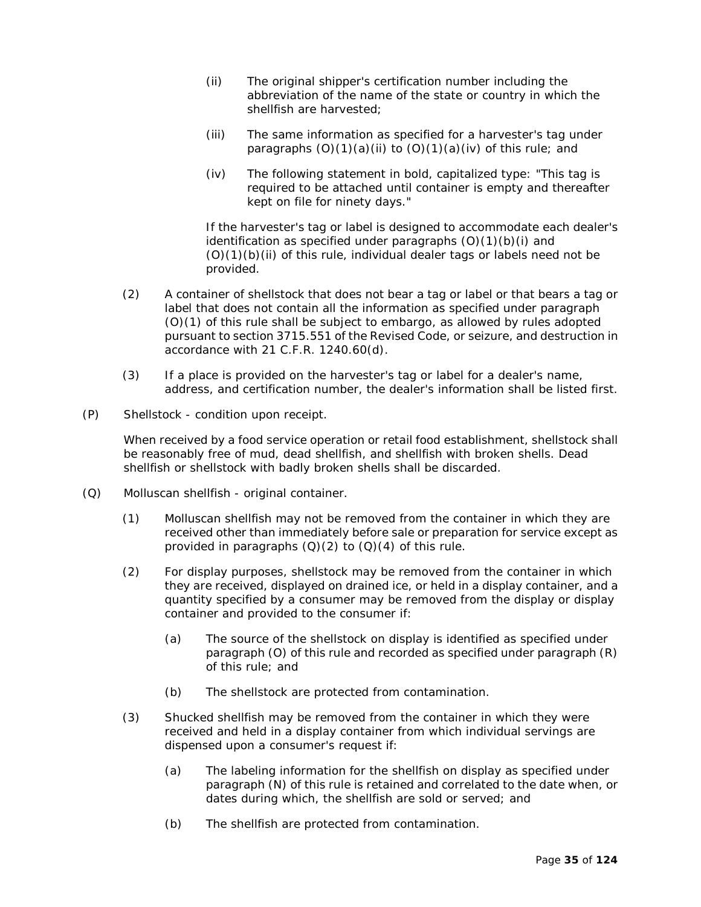(ii) The original shipper's certification number including the abbreviation of the name of the state or country in which the shellfish are harvested;

(iii) The same information as specified for a harvester's tag under paragraphs (O)(1)(a)(ii) to (O)(1)(a)(iv) of this rule; and

(iv) The following statement in bold, capitalized type: "This tag is required to be attached until container is empty and thereafter kept on file for ninety days."

If the harvester's tag or label is designed to accommodate each dealer's identification as specified under paragraphs (O)(1)(b)(i) and (O)(1)(b)(ii) of this rule, individual dealer tags or labels need not be provided.

(2) A container of shellstock that does not bear a tag or label or that bears a tag or label that does not contain all the information as specified under paragraph (O)(1) of this rule shall be subject to embargo, as allowed by rules adopted pursuant to section 3715.551 of the Revised Code, or seizure, and destruction in accordance with 21 C.F.R. 1240.60(d).

(3) If a place is provided on the harvester's tag or label for a dealer's name, address, and certification number, the dealer's information shall be listed first.

(P) Shellstock - condition upon receipt.

When received by a food service operation or retail food establishment, shellstock shall be reasonably free of mud, dead shellfish, and shellfish with broken shells. Dead shellfish or shellstock with badly broken shells shall be discarded.

(Q) Molluscan shellfish - original container.

(1) Molluscan shellfish may not be removed from the container in which they are received other than immediately before sale or preparation for service except as provided in paragraphs (Q)(2) to (Q)(4) of this rule.

(2) For display purposes, shellstock may be removed from the container in which they are received, displayed on drained ice, or held in a display container, and a quantity specified by a consumer may be removed from the display or display container and provided to the consumer if:

(a) The source of the shellstock on display is identified as specified under paragraph (O) of this rule and recorded as specified under paragraph (R) of this rule; and

(b) The shellstock are protected from contamination.

(3) Shucked shellfish may be removed from the container in which they were received and held in a display container from which individual servings are dispensed upon a consumer's request if:

(a) The labeling information for the shellfish on display as specified under paragraph (N) of this rule is retained and correlated to the date when, or dates during which, the shellfish are sold or served; and

(b) The shellfish are protected from contamination.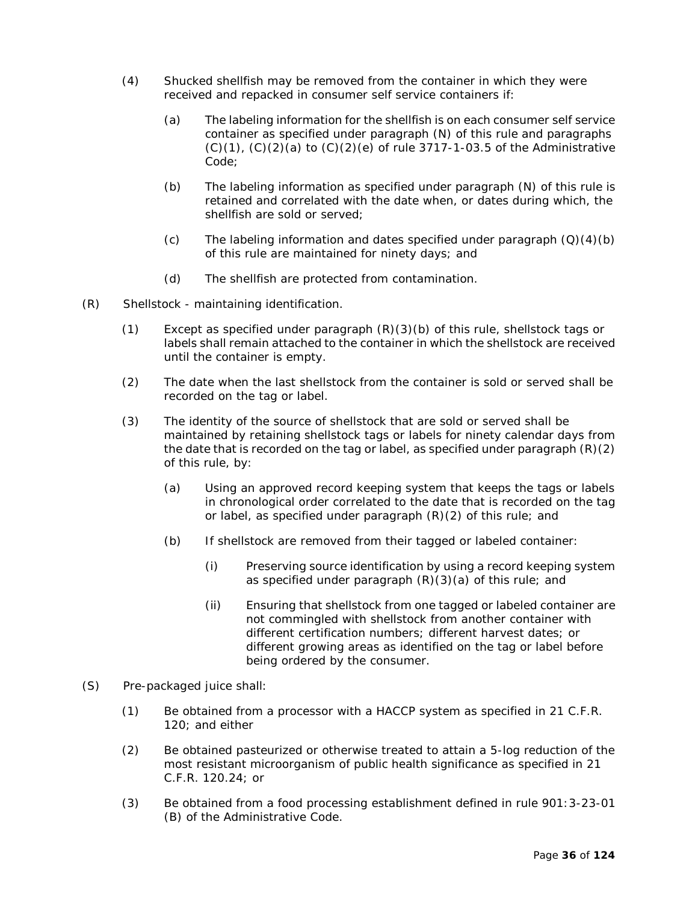(4) Shucked shellfish may be removed from the container in which they were received and repacked in consumer self service containers if:

(a) The labeling information for the shellfish is on each consumer self service container as specified under paragraph (N) of this rule and paragraphs (C)(1), (C)(2)(a) to (C)(2)(e) of rule 3717-1-03.5 of the Administrative Code;

(b) The labeling information as specified under paragraph (N) of this rule is retained and correlated with the date when, or dates during which, the shellfish are sold or served;

(c) The labeling information and dates specified under paragraph (Q)(4)(b) of this rule are maintained for ninety days; and

(d) The shellfish are protected from contamination.

(R) Shellstock - maintaining identification.

(1) Except as specified under paragraph (R)(3)(b) of this rule, shellstock tags or labels shall remain attached to the container in which the shellstock are received until the container is empty.

(2) The date when the last shellstock from the container is sold or served shall be recorded on the tag or label.

(3) The identity of the source of shellstock that are sold or served shall be maintained by retaining shellstock tags or labels for ninety calendar days from the date that is recorded on the tag or label, as specified under paragraph (R)(2) of this rule, by:

(a) Using an approved record keeping system that keeps the tags or labels in chronological order correlated to the date that is recorded on the tag or label, as specified under paragraph (R)(2) of this rule; and

(b) If shellstock are removed from their tagged or labeled container:

(i) Preserving source identification by using a record keeping system as specified under paragraph (R)(3)(a) of this rule; and

(ii) Ensuring that shellstock from one tagged or labeled container are not commingled with shellstock from another container with different certification numbers; different harvest dates; or different growing areas as identified on the tag or label before being ordered by the consumer.

(S) Pre-packaged juice shall:

(1) Be obtained from a processor with a HACCP system as specified in 21 C.F.R. 120; and either

(2) Be obtained pasteurized or otherwise treated to attain a 5-log reduction of the most resistant microorganism of public health significance as specified in 21 C.F.R. 120.24; or

(3) Be obtained from a food processing establishment defined in rule 901:3-23-01 (B) of the Administrative Code.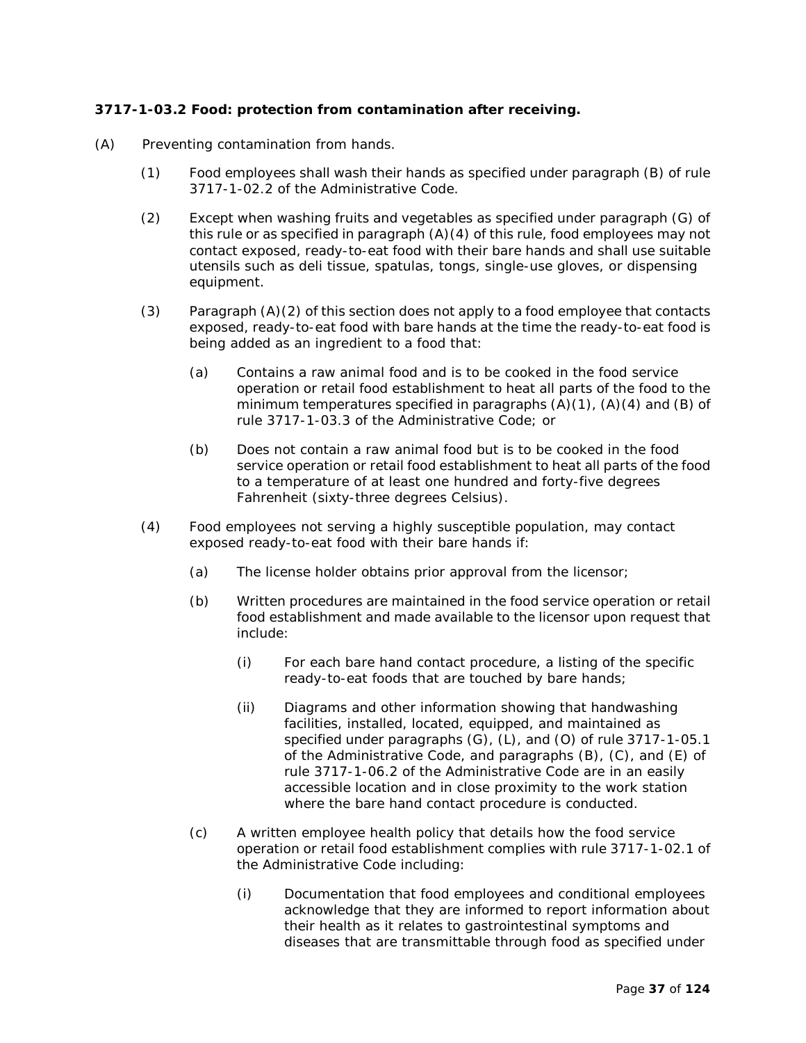**3717-1-03.2 Food: protection from contamination after receiving.**

(A) Preventing contamination from hands.

(1) Food employees shall wash their hands as specified under paragraph (B) of rule 3717-1-02.2 of the Administrative Code.

(2) Except when washing fruits and vegetables as specified under paragraph (G) of this rule or as specified in paragraph (A)(4) of this rule, food employees may not contact exposed, ready-to-eat food with their bare hands and shall use suitable utensils such as deli tissue, spatulas, tongs, single-use gloves, or dispensing equipment.

(3) Paragraph (A)(2) of this section does not apply to a food employee that contacts exposed, ready-to-eat food with bare hands at the time the ready-to-eat food is being added as an ingredient to a food that:

(a) Contains a raw animal food and is to be cooked in the food service operation or retail food establishment to heat all parts of the food to the minimum temperatures specified in paragraphs (A)(1), (A)(4) and (B) of rule 3717-1-03.3 of the Administrative Code; or

(b) Does not contain a raw animal food but is to be cooked in the food service operation or retail food establishment to heat all parts of the food to a temperature of at least one hundred and forty-five degrees Fahrenheit (sixty-three degrees Celsius).

(4) Food employees not serving a highly susceptible population, may contact exposed ready-to-eat food with their bare hands if:

(a) The license holder obtains prior approval from the licensor;

(b) Written procedures are maintained in the food service operation or retail food establishment and made available to the licensor upon request that include:

(i) For each bare hand contact procedure, a listing of the specific ready-to-eat foods that are touched by bare hands;

(ii) Diagrams and other information showing that handwashing facilities, installed, located, equipped, and maintained as specified under paragraphs (G), (L), and (O) of rule 3717-1-05.1 of the Administrative Code, and paragraphs (B), (C), and (E) of rule 3717-1-06.2 of the Administrative Code are in an easily accessible location and in close proximity to the work station where the bare hand contact procedure is conducted.

(c) A written employee health policy that details how the food service operation or retail food establishment complies with rule 3717-1-02.1 of the Administrative Code including:

(i) Documentation that food employees and conditional employees acknowledge that they are informed to report information about their health as it relates to gastrointestinal symptoms and diseases that are transmittable through food as specified under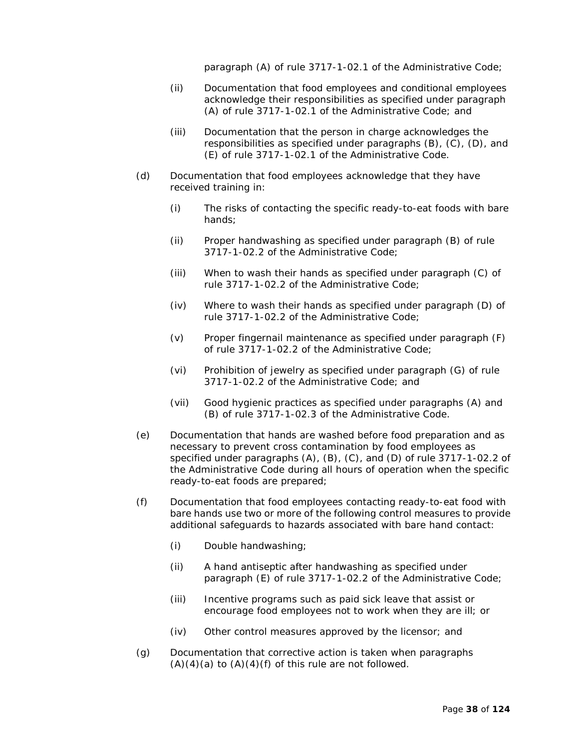paragraph (A) of rule 3717-1-02.1 of the Administrative Code;

(ii) Documentation that food employees and conditional employees acknowledge their responsibilities as specified under paragraph (A) of rule 3717-1-02.1 of the Administrative Code; and

(iii) Documentation that the person in charge acknowledges the responsibilities as specified under paragraphs (B), (C), (D), and (E) of rule 3717-1-02.1 of the Administrative Code.

(d) Documentation that food employees acknowledge that they have received training in:

(i) The risks of contacting the specific ready-to-eat foods with bare hands;

(ii) Proper handwashing as specified under paragraph (B) of rule 3717-1-02.2 of the Administrative Code;

(iii) When to wash their hands as specified under paragraph (C) of rule 3717-1-02.2 of the Administrative Code;

(iv) Where to wash their hands as specified under paragraph (D) of rule 3717-1-02.2 of the Administrative Code;

(v) Proper fingernail maintenance as specified under paragraph (F) of rule 3717-1-02.2 of the Administrative Code;

(vi) Prohibition of jewelry as specified under paragraph (G) of rule 3717-1-02.2 of the Administrative Code; and

(vii) Good hygienic practices as specified under paragraphs (A) and (B) of rule 3717-1-02.3 of the Administrative Code.

(e) Documentation that hands are washed before food preparation and as necessary to prevent cross contamination by food employees as specified under paragraphs (A), (B), (C), and (D) of rule 3717-1-02.2 of the Administrative Code during all hours of operation when the specific ready-to-eat foods are prepared;

(f) Documentation that food employees contacting ready-to-eat food with bare hands use two or more of the following control measures to provide additional safeguards to hazards associated with bare hand contact:

(i) Double handwashing;

(ii) A hand antiseptic after handwashing as specified under paragraph (E) of rule 3717-1-02.2 of the Administrative Code;

(iii) Incentive programs such as paid sick leave that assist or encourage food employees not to work when they are ill; or

(iv) Other control measures approved by the licensor; and

(g) Documentation that corrective action is taken when paragraphs (A)(4)(a) to (A)(4)(f) of this rule are not followed.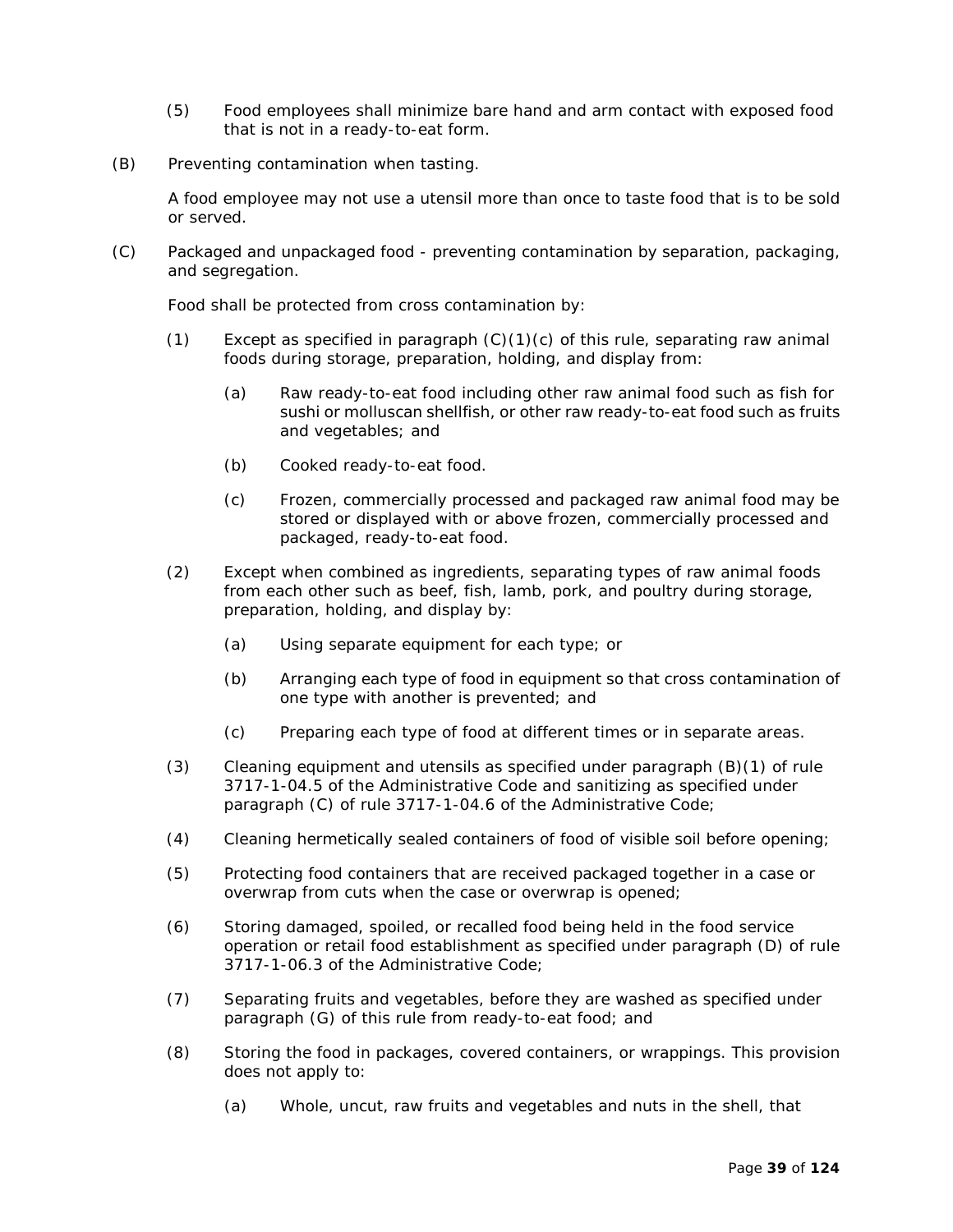(5) Food employees shall minimize bare hand and arm contact with exposed food that is not in a ready-to-eat form.

(B) Preventing contamination when tasting.

A food employee may not use a utensil more than once to taste food that is to be sold or served.

(C) Packaged and unpackaged food - preventing contamination by separation, packaging, and segregation.

Food shall be protected from cross contamination by:

(1) Except as specified in paragraph (C)(1)(c) of this rule, separating raw animal foods during storage, preparation, holding, and display from:

(a) Raw ready-to-eat food including other raw animal food such as fish for sushi or molluscan shellfish, or other raw ready-to-eat food such as fruits and vegetables; and

(b) Cooked ready-to-eat food.

(c) Frozen, commercially processed and packaged raw animal food may be stored or displayed with or above frozen, commercially processed and packaged, ready-to-eat food.

(2) Except when combined as ingredients, separating types of raw animal foods from each other such as beef, fish, lamb, pork, and poultry during storage, preparation, holding, and display by:

(a) Using separate equipment for each type; or

(b) Arranging each type of food in equipment so that cross contamination of one type with another is prevented; and

(c) Preparing each type of food at different times or in separate areas.

(3) Cleaning equipment and utensils as specified under paragraph (B)(1) of rule 3717-1-04.5 of the Administrative Code and sanitizing as specified under paragraph (C) of rule 3717-1-04.6 of the Administrative Code;

(4) Cleaning hermetically sealed containers of food of visible soil before opening;

(5) Protecting food containers that are received packaged together in a case or overwrap from cuts when the case or overwrap is opened;

(6) Storing damaged, spoiled, or recalled food being held in the food service operation or retail food establishment as specified under paragraph (D) of rule 3717-1-06.3 of the Administrative Code;

(7) Separating fruits and vegetables, before they are washed as specified under paragraph (G) of this rule from ready-to-eat food; and

(8) Storing the food in packages, covered containers, or wrappings. This provision does not apply to:

(a) Whole, uncut, raw fruits and vegetables and nuts in the shell, that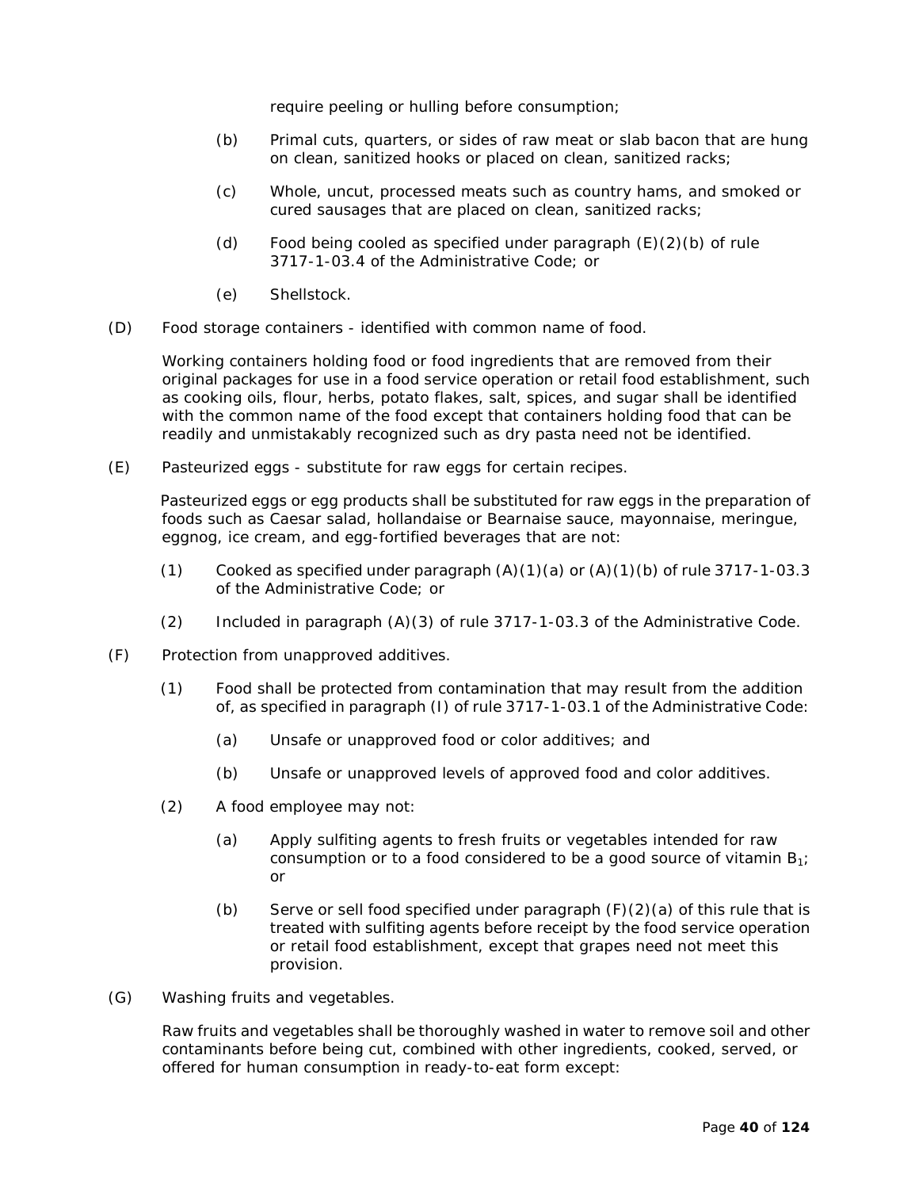require peeling or hulling before consumption;

(b) Primal cuts, quarters, or sides of raw meat or slab bacon that are hung on clean, sanitized hooks or placed on clean, sanitized racks;

(c) Whole, uncut, processed meats such as country hams, and smoked or cured sausages that are placed on clean, sanitized racks;

(d) Food being cooled as specified under paragraph (E)(2)(b) of rule 3717-1-03.4 of the Administrative Code; or

(e) Shellstock.

(D) Food storage containers - identified with common name of food.

Working containers holding food or food ingredients that are removed from their original packages for use in a food service operation or retail food establishment, such as cooking oils, flour, herbs, potato flakes, salt, spices, and sugar shall be identified with the common name of the food except that containers holding food that can be readily and unmistakably recognized such as dry pasta need not be identified.

(E) Pasteurized eggs - substitute for raw eggs for certain recipes.

Pasteurized eggs or egg products shall be substituted for raw eggs in the preparation of foods such as Caesar salad, hollandaise or Bearnaise sauce, mayonnaise, meringue, eggnog, ice cream, and egg-fortified beverages that are not:

(1) Cooked as specified under paragraph (A)(1)(a) or (A)(1)(b) of rule 3717-1-03.3 of the Administrative Code; or

(2) Included in paragraph (A)(3) of rule 3717-1-03.3 of the Administrative Code.

(F) Protection from unapproved additives.

(1) Food shall be protected from contamination that may result from the addition of, as specified in paragraph (I) of rule 3717-1-03.1 of the Administrative Code:

(a) Unsafe or unapproved food or color additives; and

(b) Unsafe or unapproved levels of approved food and color additives.

(2) A food employee may not:

(a) Apply sulfiting agents to fresh fruits or vegetables intended for raw consumption or to a food considered to be a good source of vitamin $B_1$; or

(b) Serve or sell food specified under paragraph (F)(2)(a) of this rule that is treated with sulfiting agents before receipt by the food service operation or retail food establishment, except that grapes need not meet this provision.

(G) Washing fruits and vegetables.

Raw fruits and vegetables shall be thoroughly washed in water to remove soil and other contaminants before being cut, combined with other ingredients, cooked, served, or offered for human consumption in ready-to-eat form except: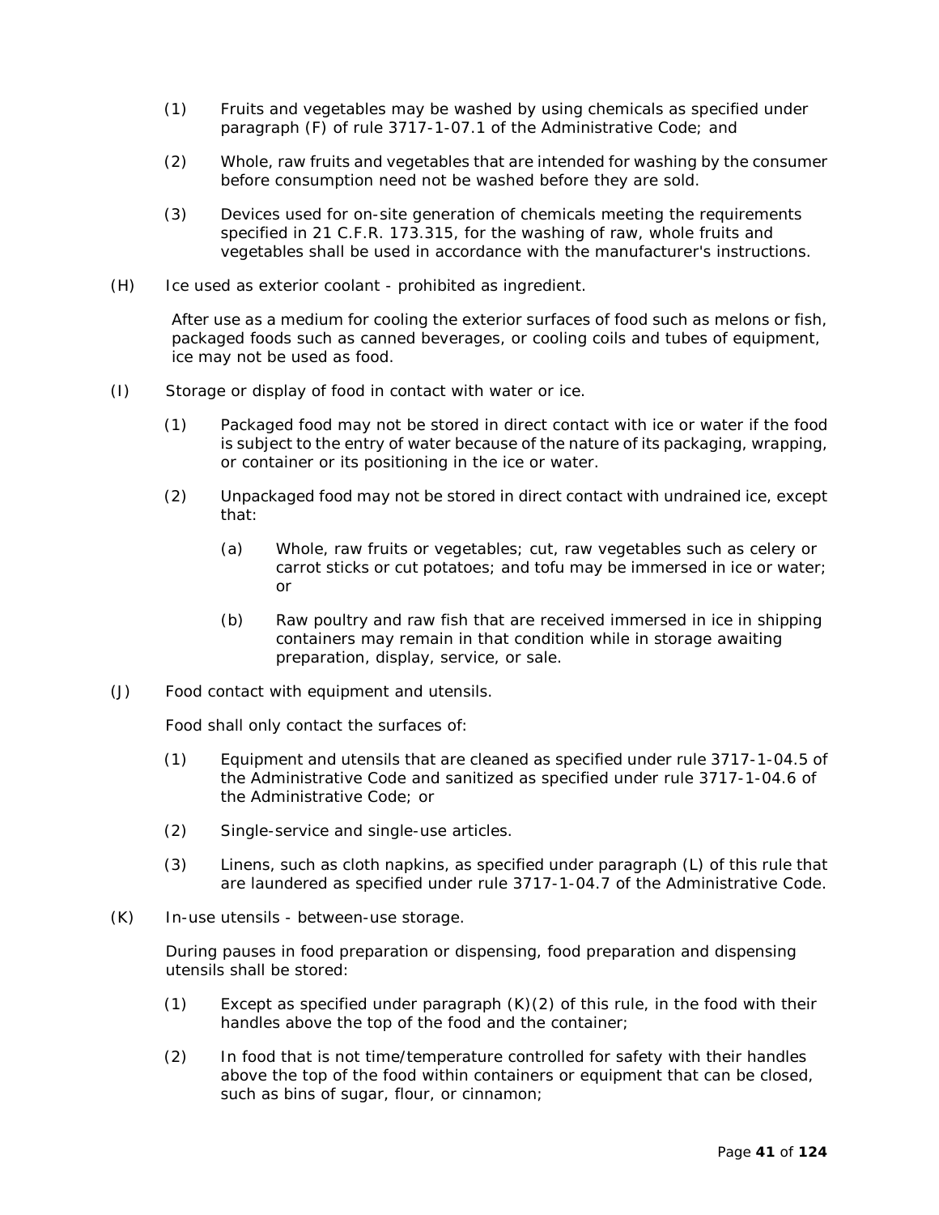(1) Fruits and vegetables may be washed by using chemicals as specified under paragraph (F) of rule 3717-1-07.1 of the Administrative Code; and

(2) Whole, raw fruits and vegetables that are intended for washing by the consumer before consumption need not be washed before they are sold.

(3) Devices used for on-site generation of chemicals meeting the requirements specified in 21 C.F.R. 173.315, for the washing of raw, whole fruits and vegetables shall be used in accordance with the manufacturer's instructions.

(H) Ice used as exterior coolant - prohibited as ingredient.

After use as a medium for cooling the exterior surfaces of food such as melons or fish, packaged foods such as canned beverages, or cooling coils and tubes of equipment, ice may not be used as food.

(I) Storage or display of food in contact with water or ice.

(1) Packaged food may not be stored in direct contact with ice or water if the food is subject to the entry of water because of the nature of its packaging, wrapping, or container or its positioning in the ice or water.

(2) Unpackaged food may not be stored in direct contact with undrained ice, except that:

(a) Whole, raw fruits or vegetables; cut, raw vegetables such as celery or carrot sticks or cut potatoes; and tofu may be immersed in ice or water; or

(b) Raw poultry and raw fish that are received immersed in ice in shipping containers may remain in that condition while in storage awaiting preparation, display, service, or sale.

(J) Food contact with equipment and utensils.

Food shall only contact the surfaces of:

(1) Equipment and utensils that are cleaned as specified under rule 3717-1-04.5 of the Administrative Code and sanitized as specified under rule 3717-1-04.6 of the Administrative Code; or

(2) Single-service and single-use articles.

(3) Linens, such as cloth napkins, as specified under paragraph (L) of this rule that are laundered as specified under rule 3717-1-04.7 of the Administrative Code.

(K) In-use utensils - between-use storage.

During pauses in food preparation or dispensing, food preparation and dispensing utensils shall be stored:

(1) Except as specified under paragraph (K)(2) of this rule, in the food with their handles above the top of the food and the container;

(2) In food that is not time/temperature controlled for safety with their handles above the top of the food within containers or equipment that can be closed, such as bins of sugar, flour, or cinnamon;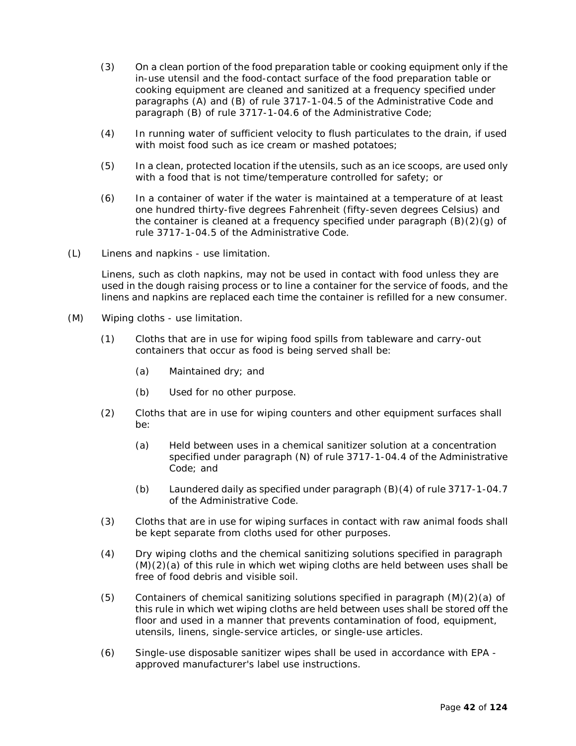(3) On a clean portion of the food preparation table or cooking equipment only if the in-use utensil and the food-contact surface of the food preparation table or cooking equipment are cleaned and sanitized at a frequency specified under paragraphs (A) and (B) of rule 3717-1-04.5 of the Administrative Code and paragraph (B) of rule 3717-1-04.6 of the Administrative Code;

(4) In running water of sufficient velocity to flush particulates to the drain, if used with moist food such as ice cream or mashed potatoes;

(5) In a clean, protected location if the utensils, such as an ice scoops, are used only with a food that is not time/temperature controlled for safety; or

(6) In a container of water if the water is maintained at a temperature of at least one hundred thirty-five degrees Fahrenheit (fifty-seven degrees Celsius) and the container is cleaned at a frequency specified under paragraph (B)(2)(g) of rule 3717-1-04.5 of the Administrative Code.

(L) Linens and napkins - use limitation.

Linens, such as cloth napkins, may not be used in contact with food unless they are used in the dough raising process or to line a container for the service of foods, and the linens and napkins are replaced each time the container is refilled for a new consumer.

(M) Wiping cloths - use limitation.

(1) Cloths that are in use for wiping food spills from tableware and carry-out containers that occur as food is being served shall be:

(a) Maintained dry; and

(b) Used for no other purpose.

(2) Cloths that are in use for wiping counters and other equipment surfaces shall be:

(a) Held between uses in a chemical sanitizer solution at a concentration specified under paragraph (N) of rule 3717-1-04.4 of the Administrative Code; and

(b) Laundered daily as specified under paragraph (B)(4) of rule 3717-1-04.7 of the Administrative Code.

(3) Cloths that are in use for wiping surfaces in contact with raw animal foods shall be kept separate from cloths used for other purposes.

(4) Dry wiping cloths and the chemical sanitizing solutions specified in paragraph (M)(2)(a) of this rule in which wet wiping cloths are held between uses shall be free of food debris and visible soil.

(5) Containers of chemical sanitizing solutions specified in paragraph (M)(2)(a) of this rule in which wet wiping cloths are held between uses shall be stored off the floor and used in a manner that prevents contamination of food, equipment, utensils, linens, single-service articles, or single-use articles.

(6) Single-use disposable sanitizer wipes shall be used in accordance with EPA - approved manufacturer's label use instructions.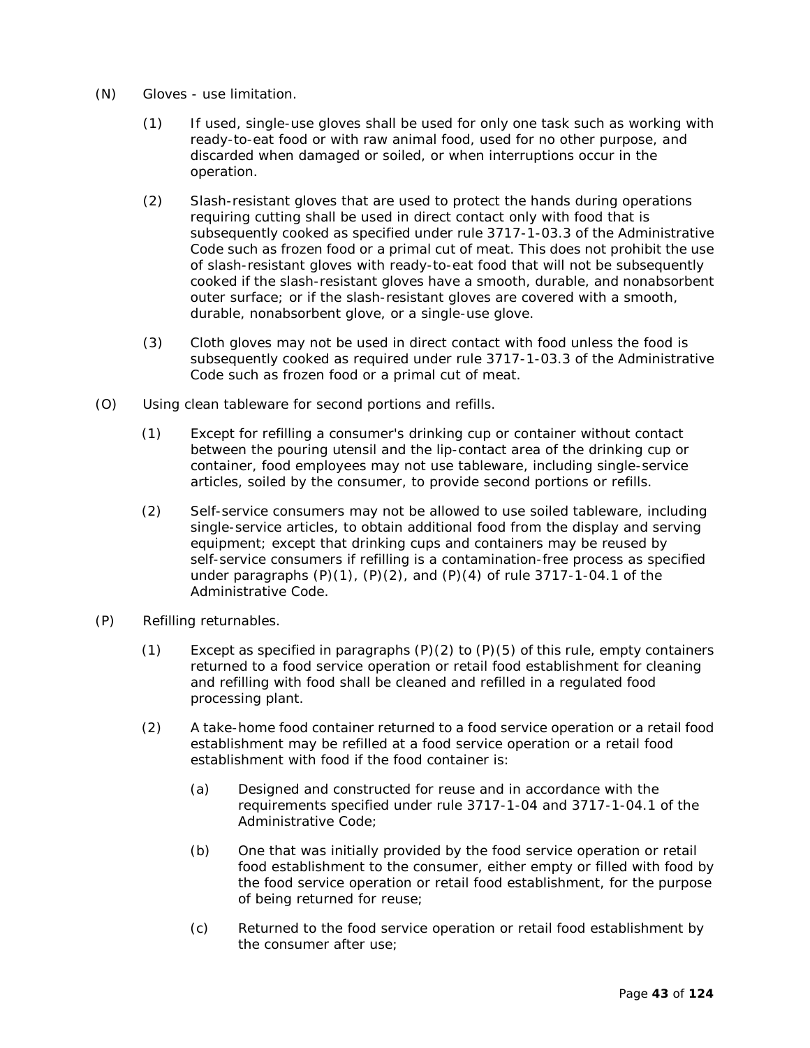(N) Gloves - use limitation.

(1) If used, single-use gloves shall be used for only one task such as working with ready-to-eat food or with raw animal food, used for no other purpose, and discarded when damaged or soiled, or when interruptions occur in the operation.

(2) Slash-resistant gloves that are used to protect the hands during operations requiring cutting shall be used in direct contact only with food that is subsequently cooked as specified under rule 3717-1-03.3 of the Administrative Code such as frozen food or a primal cut of meat. This does not prohibit the use of slash-resistant gloves with ready-to-eat food that will not be subsequently cooked if the slash-resistant gloves have a smooth, durable, and nonabsorbent outer surface; or if the slash-resistant gloves are covered with a smooth, durable, nonabsorbent glove, or a single-use glove.

(3) Cloth gloves may not be used in direct contact with food unless the food is subsequently cooked as required under rule 3717-1-03.3 of the Administrative Code such as frozen food or a primal cut of meat.

(O) Using clean tableware for second portions and refills.

(1) Except for refilling a consumer's drinking cup or container without contact between the pouring utensil and the lip-contact area of the drinking cup or container, food employees may not use tableware, including single-service articles, soiled by the consumer, to provide second portions or refills.

(2) Self-service consumers may not be allowed to use soiled tableware, including single-service articles, to obtain additional food from the display and serving equipment; except that drinking cups and containers may be reused by self-service consumers if refilling is a contamination-free process as specified under paragraphs (P)(1), (P)(2), and (P)(4) of rule 3717-1-04.1 of the Administrative Code.

(P) Refilling returnables.

(1) Except as specified in paragraphs (P)(2) to (P)(5) of this rule, empty containers returned to a food service operation or retail food establishment for cleaning and refilling with food shall be cleaned and refilled in a regulated food processing plant.

(2) A take-home food container returned to a food service operation or a retail food establishment may be refilled at a food service operation or a retail food establishment with food if the food container is:

(a) Designed and constructed for reuse and in accordance with the requirements specified under rule 3717-1-04 and 3717-1-04.1 of the Administrative Code;

(b) One that was initially provided by the food service operation or retail food establishment to the consumer, either empty or filled with food by the food service operation or retail food establishment, for the purpose of being returned for reuse;

(c) Returned to the food service operation or retail food establishment by the consumer after use;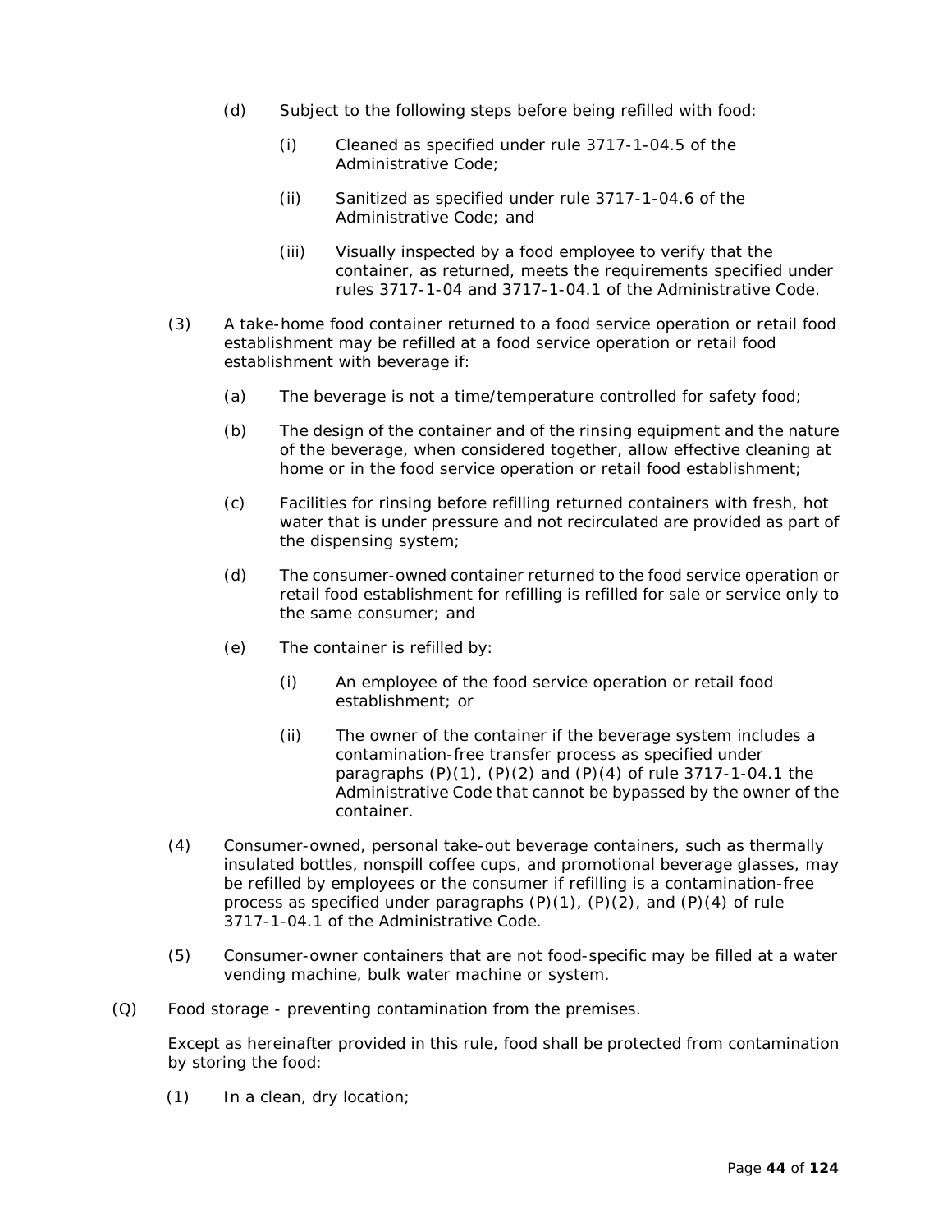(d) Subject to the following steps before being refilled with food:

(i) Cleaned as specified under rule 3717-1-04.5 of the Administrative Code;

(ii) Sanitized as specified under rule 3717-1-04.6 of the Administrative Code; and

(iii) Visually inspected by a food employee to verify that the container, as returned, meets the requirements specified under rules 3717-1-04 and 3717-1-04.1 of the Administrative Code.

(3) A take-home food container returned to a food service operation or retail food establishment may be refilled at a food service operation or retail food establishment with beverage if:

(a) The beverage is not a time/temperature controlled for safety food;

(b) The design of the container and of the rinsing equipment and the nature of the beverage, when considered together, allow effective cleaning at home or in the food service operation or retail food establishment;

(c) Facilities for rinsing before refilling returned containers with fresh, hot water that is under pressure and not recirculated are provided as part of the dispensing system;

(d) The consumer-owned container returned to the food service operation or retail food establishment for refilling is refilled for sale or service only to the same consumer; and

(e) The container is refilled by:

(i) An employee of the food service operation or retail food establishment; or

(ii) The owner of the container if the beverage system includes a contamination-free transfer process as specified under paragraphs (P)(1), (P)(2) and (P)(4) of rule 3717-1-04.1 the Administrative Code that cannot be bypassed by the owner of the container.

(4) Consumer-owned, personal take-out beverage containers, such as thermally insulated bottles, nonspill coffee cups, and promotional beverage glasses, may be refilled by employees or the consumer if refilling is a contamination-free process as specified under paragraphs (P)(1), (P)(2), and (P)(4) of rule 3717-1-04.1 of the Administrative Code.

(5) Consumer-owner containers that are not food-specific may be filled at a water vending machine, bulk water machine or system.

(Q) Food storage - preventing contamination from the premises.

Except as hereinafter provided in this rule, food shall be protected from contamination by storing the food:

(1) In a clean, dry location;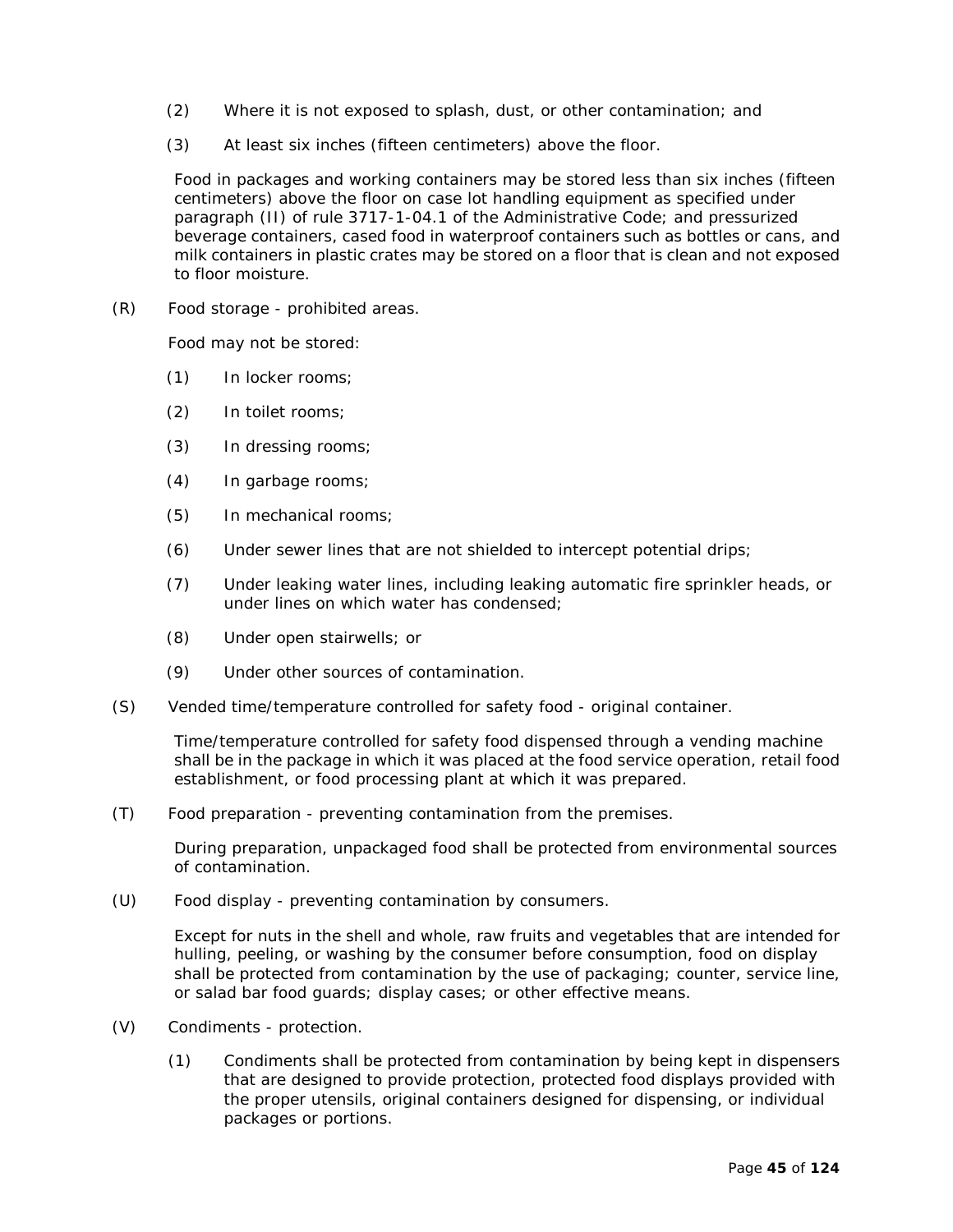(2) Where it is not exposed to splash, dust, or other contamination; and

(3) At least six inches (fifteen centimeters) above the floor.

Food in packages and working containers may be stored less than six inches (fifteen centimeters) above the floor on case lot handling equipment as specified under paragraph (II) of rule 3717-1-04.1 of the Administrative Code; and pressurized beverage containers, cased food in waterproof containers such as bottles or cans, and milk containers in plastic crates may be stored on a floor that is clean and not exposed to floor moisture.

(R) Food storage - prohibited areas.

Food may not be stored:

(1) In locker rooms;

(2) In toilet rooms;

(3) In dressing rooms;

(4) In garbage rooms;

(5) In mechanical rooms;

(6) Under sewer lines that are not shielded to intercept potential drips;

(7) Under leaking water lines, including leaking automatic fire sprinkler heads, or under lines on which water has condensed;

(8) Under open stairwells; or

(9) Under other sources of contamination.

(S) Vended time/temperature controlled for safety food - original container.

Time/temperature controlled for safety food dispensed through a vending machine shall be in the package in which it was placed at the food service operation, retail food establishment, or food processing plant at which it was prepared.

(T) Food preparation - preventing contamination from the premises.

During preparation, unpackaged food shall be protected from environmental sources of contamination.

(U) Food display - preventing contamination by consumers.

Except for nuts in the shell and whole, raw fruits and vegetables that are intended for hulling, peeling, or washing by the consumer before consumption, food on display shall be protected from contamination by the use of packaging; counter, service line, or salad bar food guards; display cases; or other effective means.

(V) Condiments - protection.

(1) Condiments shall be protected from contamination by being kept in dispensers that are designed to provide protection, protected food displays provided with the proper utensils, original containers designed for dispensing, or individual packages or portions.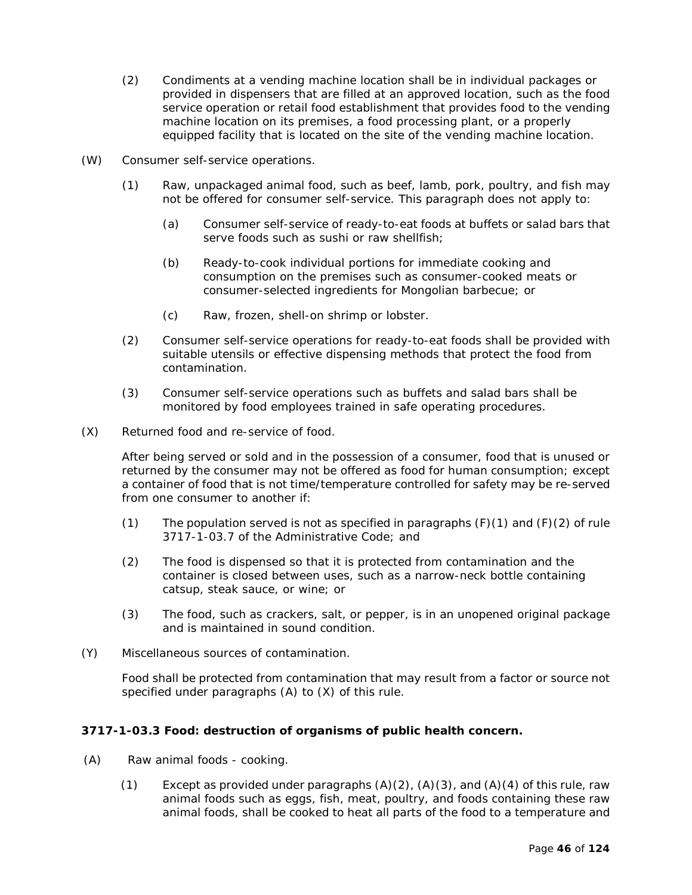(2) Condiments at a vending machine location shall be in individual packages or provided in dispensers that are filled at an approved location, such as the food service operation or retail food establishment that provides food to the vending machine location on its premises, a food processing plant, or a properly equipped facility that is located on the site of the vending machine location.

(W) Consumer self-service operations.

(1) Raw, unpackaged animal food, such as beef, lamb, pork, poultry, and fish may not be offered for consumer self-service. This paragraph does not apply to:

(a) Consumer self-service of ready-to-eat foods at buffets or salad bars that serve foods such as sushi or raw shellfish;

(b) Ready-to-cook individual portions for immediate cooking and consumption on the premises such as consumer-cooked meats or consumer-selected ingredients for Mongolian barbecue; or

(c) Raw, frozen, shell-on shrimp or lobster.

(2) Consumer self-service operations for ready-to-eat foods shall be provided with suitable utensils or effective dispensing methods that protect the food from contamination.

(3) Consumer self-service operations such as buffets and salad bars shall be monitored by food employees trained in safe operating procedures.

(X) Returned food and re-service of food.

After being served or sold and in the possession of a consumer, food that is unused or returned by the consumer may not be offered as food for human consumption; except a container of food that is not time/temperature controlled for safety may be re-served from one consumer to another if:

(1) The population served is not as specified in paragraphs (F)(1) and (F)(2) of rule 3717-1-03.7 of the Administrative Code; and

(2) The food is dispensed so that it is protected from contamination and the container is closed between uses, such as a narrow-neck bottle containing catsup, steak sauce, or wine; or

(3) The food, such as crackers, salt, or pepper, is in an unopened original package and is maintained in sound condition.

(Y) Miscellaneous sources of contamination.

Food shall be protected from contamination that may result from a factor or source not specified under paragraphs (A) to (X) of this rule.

**3717-1-03.3 Food: destruction of organisms of public health concern.**

(A) Raw animal foods - cooking.

(1) Except as provided under paragraphs (A)(2), (A)(3), and (A)(4) of this rule, raw animal foods such as eggs, fish, meat, poultry, and foods containing these raw animal foods, shall be cooked to heat all parts of the food to a temperature and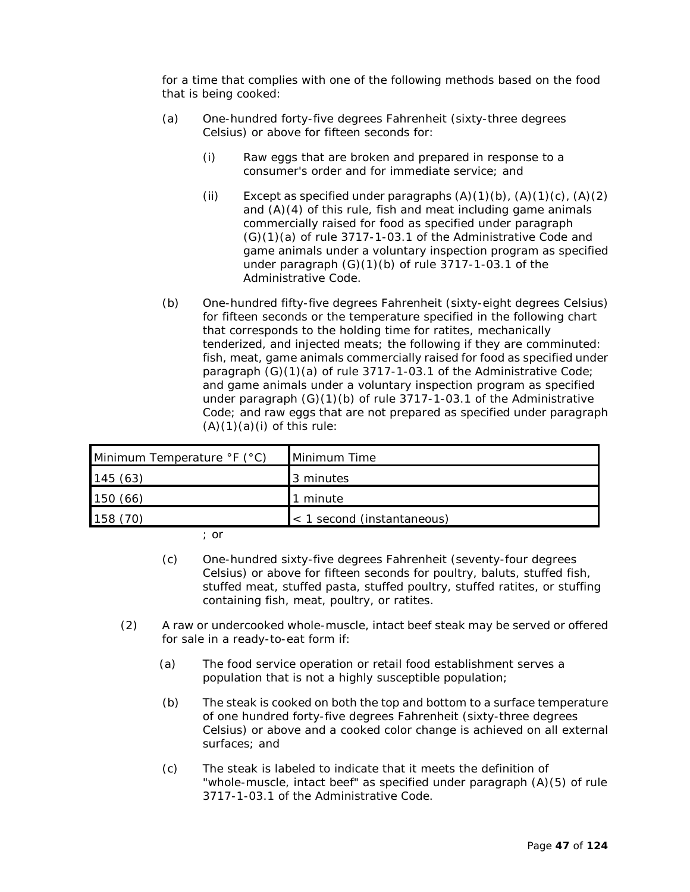for a time that complies with one of the following methods based on the food that is being cooked:

(a) One-hundred forty-five degrees Fahrenheit (sixty-three degrees Celsius) or above for fifteen seconds for:

(i) Raw eggs that are broken and prepared in response to a consumer's order and for immediate service; and

(ii) Except as specified under paragraphs (A)(1)(b), (A)(1)(c), (A)(2) and (A)(4) of this rule, fish and meat including game animals commercially raised for food as specified under paragraph (G)(1)(a) of rule 3717-1-03.1 of the Administrative Code and game animals under a voluntary inspection program as specified under paragraph (G)(1)(b) of rule 3717-1-03.1 of the Administrative Code.

(b) One-hundred fifty-five degrees Fahrenheit (sixty-eight degrees Celsius) for fifteen seconds or the temperature specified in the following chart that corresponds to the holding time for ratites, mechanically tenderized, and injected meats; the following if they are comminuted: fish, meat, game animals commercially raised for food as specified under paragraph (G)(1)(a) of rule 3717-1-03.1 of the Administrative Code; and game animals under a voluntary inspection program as specified under paragraph (G)(1)(b) of rule 3717-1-03.1 of the Administrative Code; and raw eggs that are not prepared as specified under paragraph (A)(1)(a)(i) of this rule:

| Minimum Temperature °F (°C) | Minimum Time |
|---|---|
| 145 (63) | 3 minutes |
| 150 (66) | 1 minute |
| 158 (70) | < 1 second (instantaneous) |

; or

(c) One-hundred sixty-five degrees Fahrenheit (seventy-four degrees Celsius) or above for fifteen seconds for poultry, baluts, stuffed fish, stuffed meat, stuffed pasta, stuffed poultry, stuffed ratites, or stuffing containing fish, meat, poultry, or ratites.

(2) A raw or undercooked whole-muscle, intact beef steak may be served or offered for sale in a ready-to-eat form if:

(a) The food service operation or retail food establishment serves a population that is not a highly susceptible population;

(b) The steak is cooked on both the top and bottom to a surface temperature of one hundred forty-five degrees Fahrenheit (sixty-three degrees Celsius) or above and a cooked color change is achieved on all external surfaces; and

(c) The steak is labeled to indicate that it meets the definition of "whole-muscle, intact beef" as specified under paragraph (A)(5) of rule 3717-1-03.1 of the Administrative Code.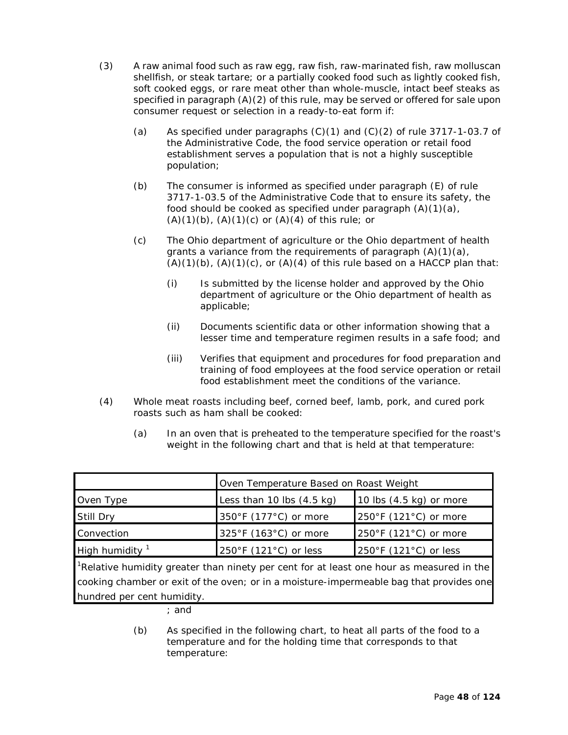(3) A raw animal food such as raw egg, raw fish, raw-marinated fish, raw molluscan shellfish, or steak tartare; or a partially cooked food such as lightly cooked fish, soft cooked eggs, or rare meat other than whole-muscle, intact beef steaks as specified in paragraph (A)(2) of this rule, may be served or offered for sale upon consumer request or selection in a ready-to-eat form if:

(a) As specified under paragraphs (C)(1) and (C)(2) of rule 3717-1-03.7 of the Administrative Code, the food service operation or retail food establishment serves a population that is not a highly susceptible population;

(b) The consumer is informed as specified under paragraph (E) of rule 3717-1-03.5 of the Administrative Code that to ensure its safety, the food should be cooked as specified under paragraph (A)(1)(a), (A)(1)(b), (A)(1)(c) or (A)(4) of this rule; or

(c) The Ohio department of agriculture or the Ohio department of health grants a variance from the requirements of paragraph (A)(1)(a), (A)(1)(b), (A)(1)(c), or (A)(4) of this rule based on a HACCP plan that:

(i) Is submitted by the license holder and approved by the Ohio department of agriculture or the Ohio department of health as applicable;

(ii) Documents scientific data or other information showing that a lesser time and temperature regimen results in a safe food; and

(iii) Verifies that equipment and procedures for food preparation and training of food employees at the food service operation or retail food establishment meet the conditions of the variance.

(4) Whole meat roasts including beef, corned beef, lamb, pork, and cured pork roasts such as ham shall be cooked:

(a) In an oven that is preheated to the temperature specified for the roast's weight in the following chart and that is held at that temperature:

| | Oven Temperature Based on Roast Weight | |
|---|---|---|
| Oven Type | Less than 10 lbs (4.5 kg) | 10 lbs (4.5 kg) or more |
| Still Dry | 350°F (177°C) or more | 250°F (121°C) or more |
| Convection | 325°F (163°C) or more | 250°F (121°C) or more |
| High humidity [1] | 250°F (121°C) or less | 250°F (121°C) or less |

[1]Relative humidity greater than ninety per cent for at least one hour as measured in the cooking chamber or exit of the oven; or in a moisture-impermeable bag that provides one hundred per cent humidity.

; and

(b) As specified in the following chart, to heat all parts of the food to a temperature and for the holding time that corresponds to that temperature: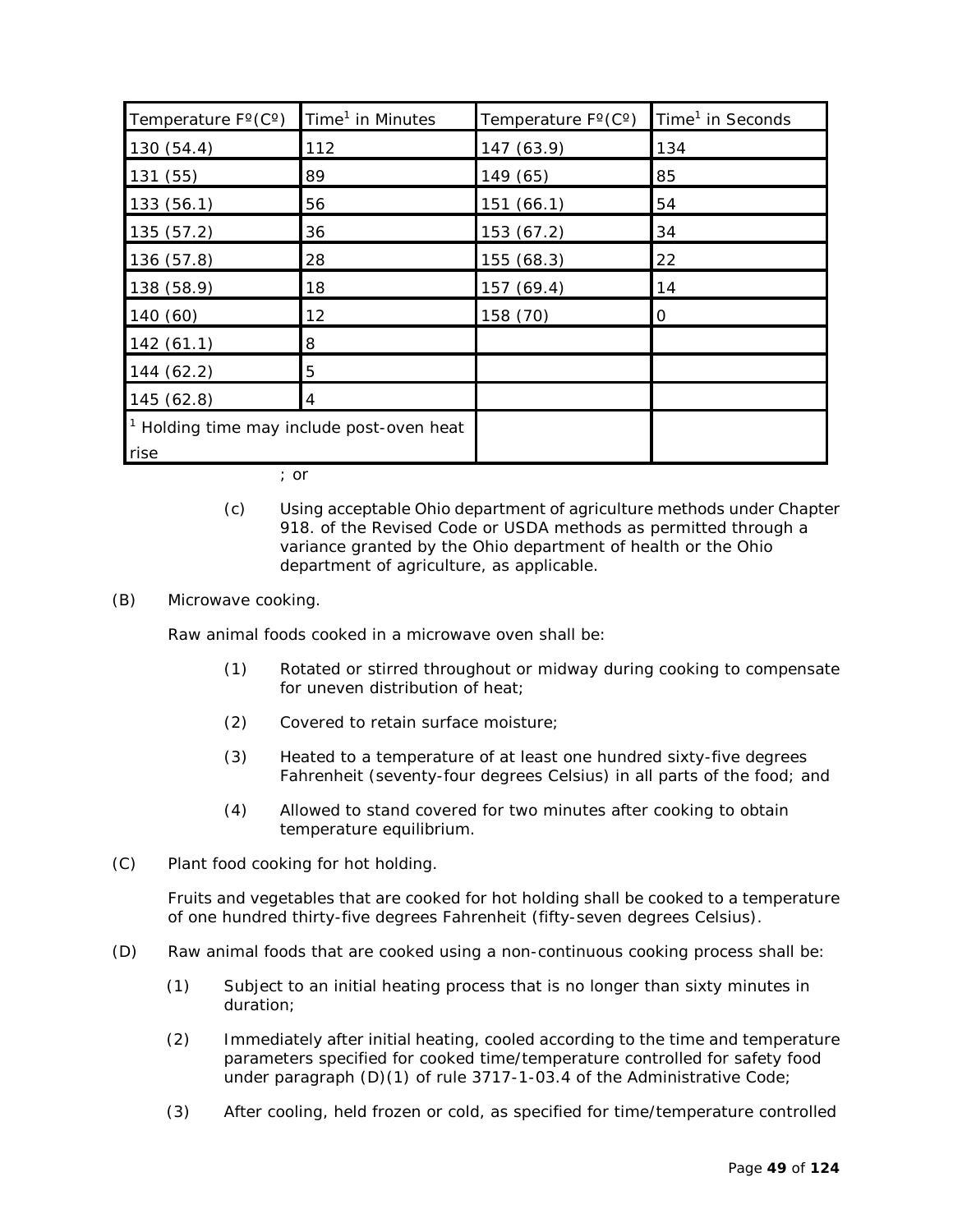| Temperature Fº(Cº) | Time[1] in Minutes | Temperature Fº(Cº) | Time[1] in Seconds |
|---|---|---|---|
| 130 (54.4) | 112 | 147 (63.9) | 134 |
| 131 (55) | 89 | 149 (65) | 85 |
| 133 (56.1) | 56 | 151 (66.1) | 54 |
| 135 (57.2) | 36 | 153 (67.2) | 34 |
| 136 (57.8) | 28 | 155 (68.3) | 22 |
| 138 (58.9) | 18 | 157 (69.4) | 14 |
| 140 (60) | 12 | 158 (70) | 0 |
| 142 (61.1) | 8 | | |
| 144 (62.2) | 5 | | |
| 145 (62.8) | 4 | | |
| [1] Holding time may include post-oven heat rise | | | |

; or

(c) Using acceptable Ohio department of agriculture methods under Chapter 918. of the Revised Code or USDA methods as permitted through a variance granted by the Ohio department of health or the Ohio department of agriculture, as applicable.

(B) Microwave cooking.

Raw animal foods cooked in a microwave oven shall be:

(1) Rotated or stirred throughout or midway during cooking to compensate for uneven distribution of heat;

(2) Covered to retain surface moisture;

(3) Heated to a temperature of at least one hundred sixty-five degrees Fahrenheit (seventy-four degrees Celsius) in all parts of the food; and

(4) Allowed to stand covered for two minutes after cooking to obtain temperature equilibrium.

(C) Plant food cooking for hot holding.

Fruits and vegetables that are cooked for hot holding shall be cooked to a temperature of one hundred thirty-five degrees Fahrenheit (fifty-seven degrees Celsius).

(D) Raw animal foods that are cooked using a non-continuous cooking process shall be:

(1) Subject to an initial heating process that is no longer than sixty minutes in duration;

(2) Immediately after initial heating, cooled according to the time and temperature parameters specified for cooked time/temperature controlled for safety food under paragraph (D)(1) of rule 3717-1-03.4 of the Administrative Code;

(3) After cooling, held frozen or cold, as specified for time/temperature controlled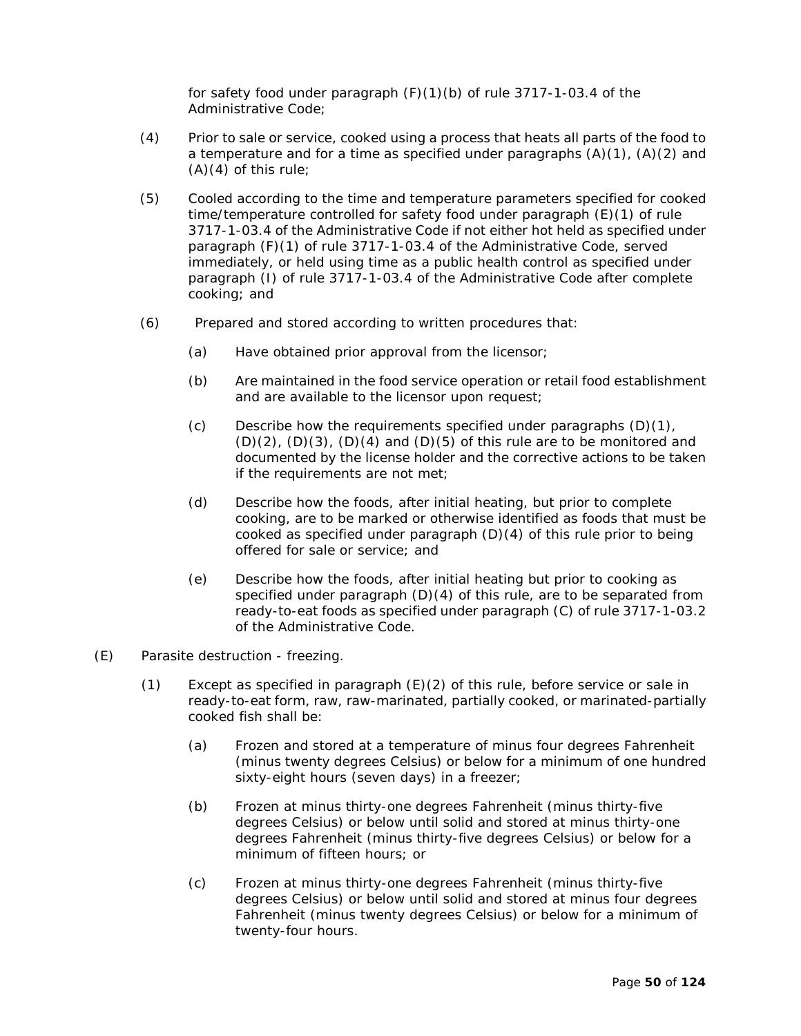for safety food under paragraph (F)(1)(b) of rule 3717-1-03.4 of the Administrative Code;

(4) Prior to sale or service, cooked using a process that heats all parts of the food to a temperature and for a time as specified under paragraphs (A)(1), (A)(2) and (A)(4) of this rule;

(5) Cooled according to the time and temperature parameters specified for cooked time/temperature controlled for safety food under paragraph (E)(1) of rule 3717-1-03.4 of the Administrative Code if not either hot held as specified under paragraph (F)(1) of rule 3717-1-03.4 of the Administrative Code, served immediately, or held using time as a public health control as specified under paragraph (I) of rule 3717-1-03.4 of the Administrative Code after complete cooking; and

(6) Prepared and stored according to written procedures that:

(a) Have obtained prior approval from the licensor;

(b) Are maintained in the food service operation or retail food establishment and are available to the licensor upon request;

(c) Describe how the requirements specified under paragraphs (D)(1), (D)(2), (D)(3), (D)(4) and (D)(5) of this rule are to be monitored and documented by the license holder and the corrective actions to be taken if the requirements are not met;

(d) Describe how the foods, after initial heating, but prior to complete cooking, are to be marked or otherwise identified as foods that must be cooked as specified under paragraph (D)(4) of this rule prior to being offered for sale or service; and

(e) Describe how the foods, after initial heating but prior to cooking as specified under paragraph (D)(4) of this rule, are to be separated from ready-to-eat foods as specified under paragraph (C) of rule 3717-1-03.2 of the Administrative Code.

(E) Parasite destruction - freezing.

(1) Except as specified in paragraph (E)(2) of this rule, before service or sale in ready-to-eat form, raw, raw-marinated, partially cooked, or marinated-partially cooked fish shall be:

(a) Frozen and stored at a temperature of minus four degrees Fahrenheit (minus twenty degrees Celsius) or below for a minimum of one hundred sixty-eight hours (seven days) in a freezer;

(b) Frozen at minus thirty-one degrees Fahrenheit (minus thirty-five degrees Celsius) or below until solid and stored at minus thirty-one degrees Fahrenheit (minus thirty-five degrees Celsius) or below for a minimum of fifteen hours; or

(c) Frozen at minus thirty-one degrees Fahrenheit (minus thirty-five degrees Celsius) or below until solid and stored at minus four degrees Fahrenheit (minus twenty degrees Celsius) or below for a minimum of twenty-four hours.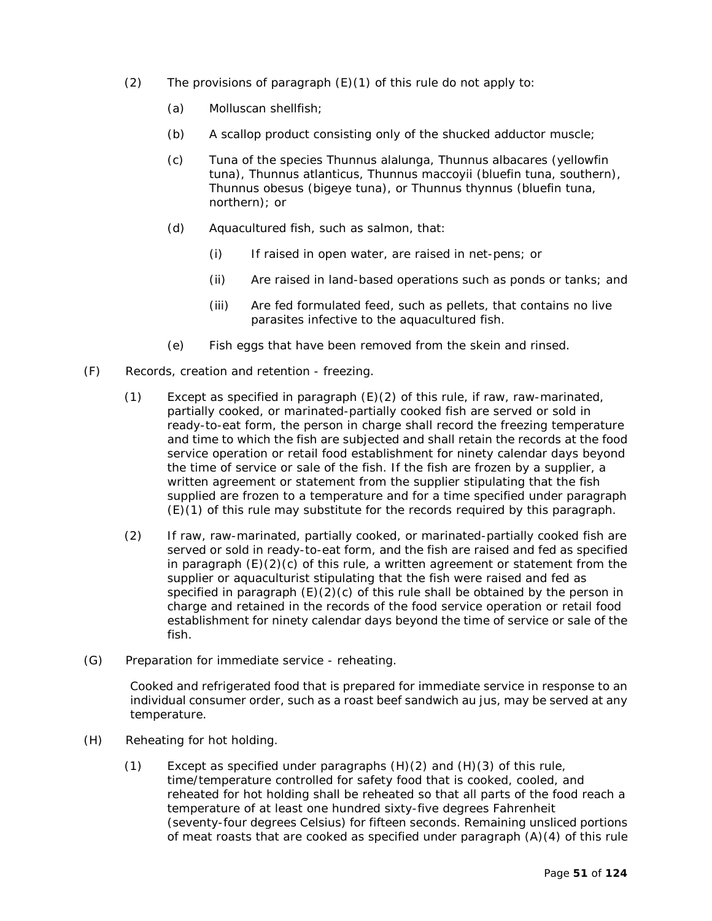(2) The provisions of paragraph (E)(1) of this rule do not apply to:

(a) Molluscan shellfish;

(b) A scallop product consisting only of the shucked adductor muscle;

(c) Tuna of the species Thunnus alalunga, Thunnus albacares (yellowfin tuna), Thunnus atlanticus, Thunnus maccoyii (bluefin tuna, southern), Thunnus obesus (bigeye tuna), or Thunnus thynnus (bluefin tuna, northern); or

(d) Aquacultured fish, such as salmon, that:

(i) If raised in open water, are raised in net-pens; or

(ii) Are raised in land-based operations such as ponds or tanks; and

(iii) Are fed formulated feed, such as pellets, that contains no live parasites infective to the aquacultured fish.

(e) Fish eggs that have been removed from the skein and rinsed.

(F) Records, creation and retention - freezing.

(1) Except as specified in paragraph (E)(2) of this rule, if raw, raw-marinated, partially cooked, or marinated-partially cooked fish are served or sold in ready-to-eat form, the person in charge shall record the freezing temperature and time to which the fish are subjected and shall retain the records at the food service operation or retail food establishment for ninety calendar days beyond the time of service or sale of the fish. If the fish are frozen by a supplier, a written agreement or statement from the supplier stipulating that the fish supplied are frozen to a temperature and for a time specified under paragraph (E)(1) of this rule may substitute for the records required by this paragraph.

(2) If raw, raw-marinated, partially cooked, or marinated-partially cooked fish are served or sold in ready-to-eat form, and the fish are raised and fed as specified in paragraph (E)(2)(c) of this rule, a written agreement or statement from the supplier or aquaculturist stipulating that the fish were raised and fed as specified in paragraph (E)(2)(c) of this rule shall be obtained by the person in charge and retained in the records of the food service operation or retail food establishment for ninety calendar days beyond the time of service or sale of the fish.

(G) Preparation for immediate service - reheating.

Cooked and refrigerated food that is prepared for immediate service in response to an individual consumer order, such as a roast beef sandwich au jus, may be served at any temperature.

(H) Reheating for hot holding.

(1) Except as specified under paragraphs (H)(2) and (H)(3) of this rule, time/temperature controlled for safety food that is cooked, cooled, and reheated for hot holding shall be reheated so that all parts of the food reach a temperature of at least one hundred sixty-five degrees Fahrenheit (seventy-four degrees Celsius) for fifteen seconds. Remaining unsliced portions of meat roasts that are cooked as specified under paragraph (A)(4) of this rule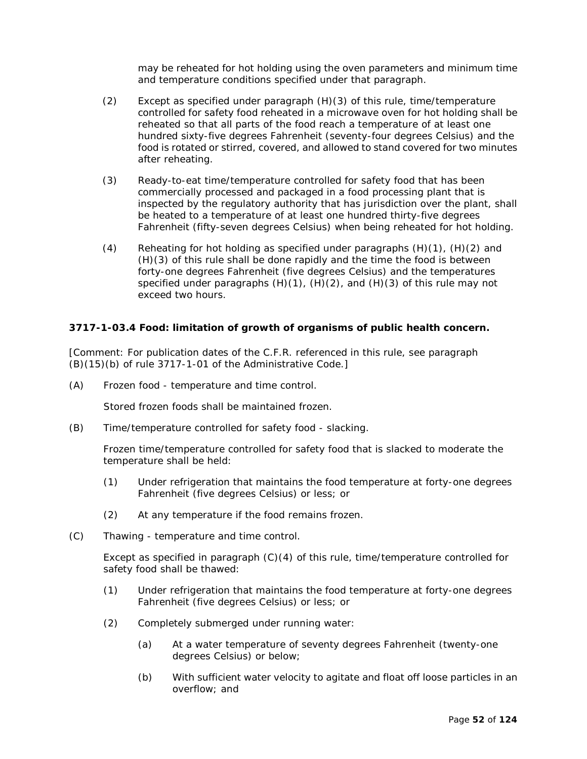may be reheated for hot holding using the oven parameters and minimum time and temperature conditions specified under that paragraph.

(2) Except as specified under paragraph (H)(3) of this rule, time/temperature controlled for safety food reheated in a microwave oven for hot holding shall be reheated so that all parts of the food reach a temperature of at least one hundred sixty-five degrees Fahrenheit (seventy-four degrees Celsius) and the food is rotated or stirred, covered, and allowed to stand covered for two minutes after reheating.

(3) Ready-to-eat time/temperature controlled for safety food that has been commercially processed and packaged in a food processing plant that is inspected by the regulatory authority that has jurisdiction over the plant, shall be heated to a temperature of at least one hundred thirty-five degrees Fahrenheit (fifty-seven degrees Celsius) when being reheated for hot holding.

(4) Reheating for hot holding as specified under paragraphs (H)(1), (H)(2) and (H)(3) of this rule shall be done rapidly and the time the food is between forty-one degrees Fahrenheit (five degrees Celsius) and the temperatures specified under paragraphs (H)(1), (H)(2), and (H)(3) of this rule may not exceed two hours.

**3717-1-03.4 Food: limitation of growth of organisms of public health concern.**

[Comment: For publication dates of the C.F.R. referenced in this rule, see paragraph (B)(15)(b) of rule 3717-1-01 of the Administrative Code.]

(A) Frozen food - temperature and time control.

Stored frozen foods shall be maintained frozen.

(B) Time/temperature controlled for safety food - slacking.

Frozen time/temperature controlled for safety food that is slacked to moderate the temperature shall be held:

(1) Under refrigeration that maintains the food temperature at forty-one degrees Fahrenheit (five degrees Celsius) or less; or

(2) At any temperature if the food remains frozen.

(C) Thawing - temperature and time control.

Except as specified in paragraph (C)(4) of this rule, time/temperature controlled for safety food shall be thawed:

(1) Under refrigeration that maintains the food temperature at forty-one degrees Fahrenheit (five degrees Celsius) or less; or

(2) Completely submerged under running water:

(a) At a water temperature of seventy degrees Fahrenheit (twenty-one degrees Celsius) or below;

(b) With sufficient water velocity to agitate and float off loose particles in an overflow; and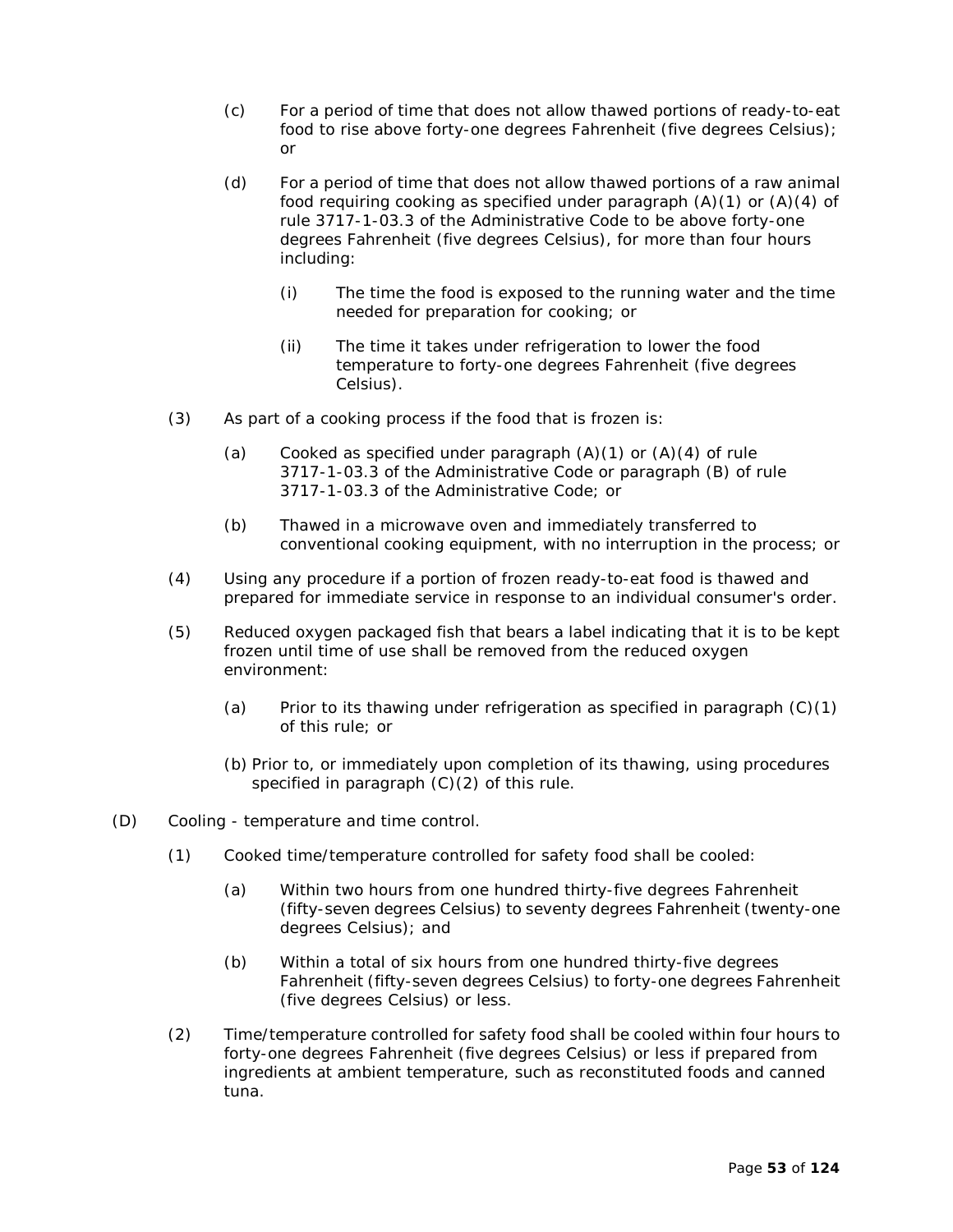(c) For a period of time that does not allow thawed portions of ready-to-eat food to rise above forty-one degrees Fahrenheit (five degrees Celsius); or

(d) For a period of time that does not allow thawed portions of a raw animal food requiring cooking as specified under paragraph (A)(1) or (A)(4) of rule 3717-1-03.3 of the Administrative Code to be above forty-one degrees Fahrenheit (five degrees Celsius), for more than four hours including:

(i) The time the food is exposed to the running water and the time needed for preparation for cooking; or

(ii) The time it takes under refrigeration to lower the food temperature to forty-one degrees Fahrenheit (five degrees Celsius).

(3) As part of a cooking process if the food that is frozen is:

(a) Cooked as specified under paragraph (A)(1) or (A)(4) of rule 3717-1-03.3 of the Administrative Code or paragraph (B) of rule 3717-1-03.3 of the Administrative Code; or

(b) Thawed in a microwave oven and immediately transferred to conventional cooking equipment, with no interruption in the process; or

(4) Using any procedure if a portion of frozen ready-to-eat food is thawed and prepared for immediate service in response to an individual consumer's order.

(5) Reduced oxygen packaged fish that bears a label indicating that it is to be kept frozen until time of use shall be removed from the reduced oxygen environment:

(a) Prior to its thawing under refrigeration as specified in paragraph (C)(1) of this rule; or

(b) Prior to, or immediately upon completion of its thawing, using procedures specified in paragraph (C)(2) of this rule.

(D) Cooling - temperature and time control.

(1) Cooked time/temperature controlled for safety food shall be cooled:

(a) Within two hours from one hundred thirty-five degrees Fahrenheit (fifty-seven degrees Celsius) to seventy degrees Fahrenheit (twenty-one degrees Celsius); and

(b) Within a total of six hours from one hundred thirty-five degrees Fahrenheit (fifty-seven degrees Celsius) to forty-one degrees Fahrenheit (five degrees Celsius) or less.

(2) Time/temperature controlled for safety food shall be cooled within four hours to forty-one degrees Fahrenheit (five degrees Celsius) or less if prepared from ingredients at ambient temperature, such as reconstituted foods and canned tuna.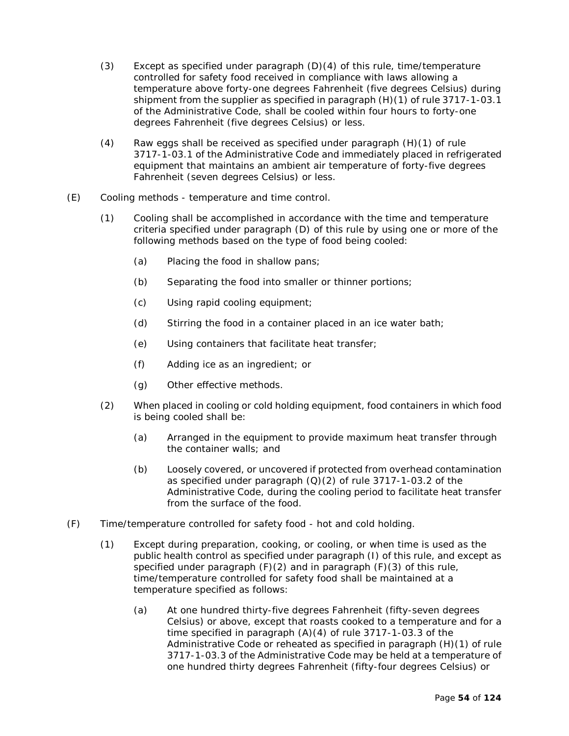(3) Except as specified under paragraph (D)(4) of this rule, time/temperature controlled for safety food received in compliance with laws allowing a temperature above forty-one degrees Fahrenheit (five degrees Celsius) during shipment from the supplier as specified in paragraph (H)(1) of rule 3717-1-03.1 of the Administrative Code, shall be cooled within four hours to forty-one degrees Fahrenheit (five degrees Celsius) or less.

(4) Raw eggs shall be received as specified under paragraph (H)(1) of rule 3717-1-03.1 of the Administrative Code and immediately placed in refrigerated equipment that maintains an ambient air temperature of forty-five degrees Fahrenheit (seven degrees Celsius) or less.

(E) Cooling methods - temperature and time control.

(1) Cooling shall be accomplished in accordance with the time and temperature criteria specified under paragraph (D) of this rule by using one or more of the following methods based on the type of food being cooled:

(a) Placing the food in shallow pans;

(b) Separating the food into smaller or thinner portions;

(c) Using rapid cooling equipment;

(d) Stirring the food in a container placed in an ice water bath;

(e) Using containers that facilitate heat transfer;

(f) Adding ice as an ingredient; or

(g) Other effective methods.

(2) When placed in cooling or cold holding equipment, food containers in which food is being cooled shall be:

(a) Arranged in the equipment to provide maximum heat transfer through the container walls; and

(b) Loosely covered, or uncovered if protected from overhead contamination as specified under paragraph (Q)(2) of rule 3717-1-03.2 of the Administrative Code, during the cooling period to facilitate heat transfer from the surface of the food.

(F) Time/temperature controlled for safety food - hot and cold holding.

(1) Except during preparation, cooking, or cooling, or when time is used as the public health control as specified under paragraph (I) of this rule, and except as specified under paragraph (F)(2) and in paragraph (F)(3) of this rule, time/temperature controlled for safety food shall be maintained at a temperature specified as follows:

(a) At one hundred thirty-five degrees Fahrenheit (fifty-seven degrees Celsius) or above, except that roasts cooked to a temperature and for a time specified in paragraph (A)(4) of rule 3717-1-03.3 of the Administrative Code or reheated as specified in paragraph (H)(1) of rule 3717-1-03.3 of the Administrative Code may be held at a temperature of one hundred thirty degrees Fahrenheit (fifty-four degrees Celsius) or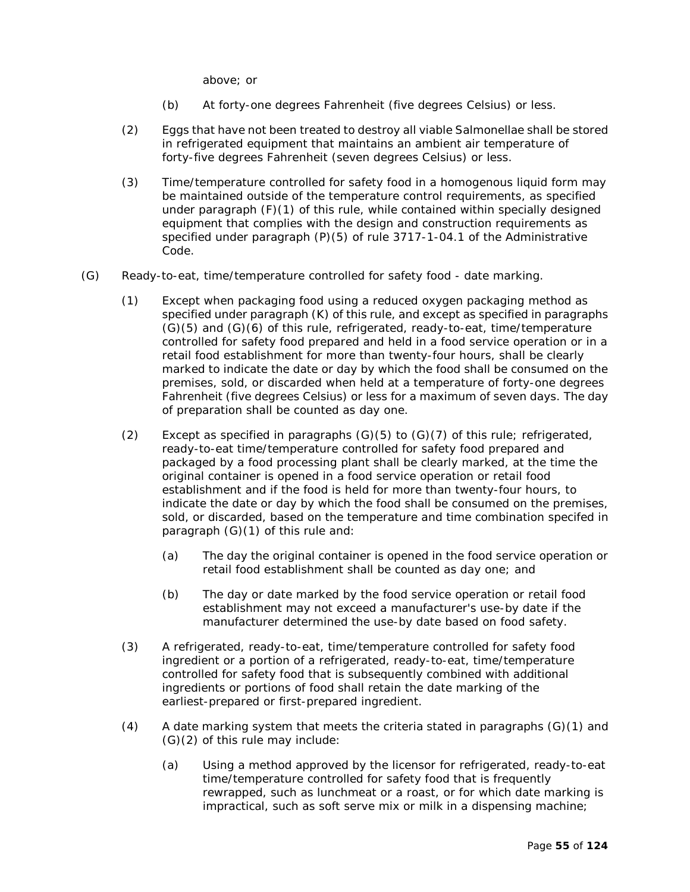above; or

(b) At forty-one degrees Fahrenheit (five degrees Celsius) or less.

(2) Eggs that have not been treated to destroy all viable Salmonellae shall be stored in refrigerated equipment that maintains an ambient air temperature of forty-five degrees Fahrenheit (seven degrees Celsius) or less.

(3) Time/temperature controlled for safety food in a homogenous liquid form may be maintained outside of the temperature control requirements, as specified under paragraph (F)(1) of this rule, while contained within specially designed equipment that complies with the design and construction requirements as specified under paragraph (P)(5) of rule 3717-1-04.1 of the Administrative Code.

(G) Ready-to-eat, time/temperature controlled for safety food - date marking.

(1) Except when packaging food using a reduced oxygen packaging method as specified under paragraph (K) of this rule, and except as specified in paragraphs (G)(5) and (G)(6) of this rule, refrigerated, ready-to-eat, time/temperature controlled for safety food prepared and held in a food service operation or in a retail food establishment for more than twenty-four hours, shall be clearly marked to indicate the date or day by which the food shall be consumed on the premises, sold, or discarded when held at a temperature of forty-one degrees Fahrenheit (five degrees Celsius) or less for a maximum of seven days. The day of preparation shall be counted as day one.

(2) Except as specified in paragraphs (G)(5) to (G)(7) of this rule; refrigerated, ready-to-eat time/temperature controlled for safety food prepared and packaged by a food processing plant shall be clearly marked, at the time the original container is opened in a food service operation or retail food establishment and if the food is held for more than twenty-four hours, to indicate the date or day by which the food shall be consumed on the premises, sold, or discarded, based on the temperature and time combination specifed in paragraph (G)(1) of this rule and:

(a) The day the original container is opened in the food service operation or retail food establishment shall be counted as day one; and

(b) The day or date marked by the food service operation or retail food establishment may not exceed a manufacturer's use-by date if the manufacturer determined the use-by date based on food safety.

(3) A refrigerated, ready-to-eat, time/temperature controlled for safety food ingredient or a portion of a refrigerated, ready-to-eat, time/temperature controlled for safety food that is subsequently combined with additional ingredients or portions of food shall retain the date marking of the earliest-prepared or first-prepared ingredient.

(4) A date marking system that meets the criteria stated in paragraphs (G)(1) and (G)(2) of this rule may include:

(a) Using a method approved by the licensor for refrigerated, ready-to-eat time/temperature controlled for safety food that is frequently rewrapped, such as lunchmeat or a roast, or for which date marking is impractical, such as soft serve mix or milk in a dispensing machine;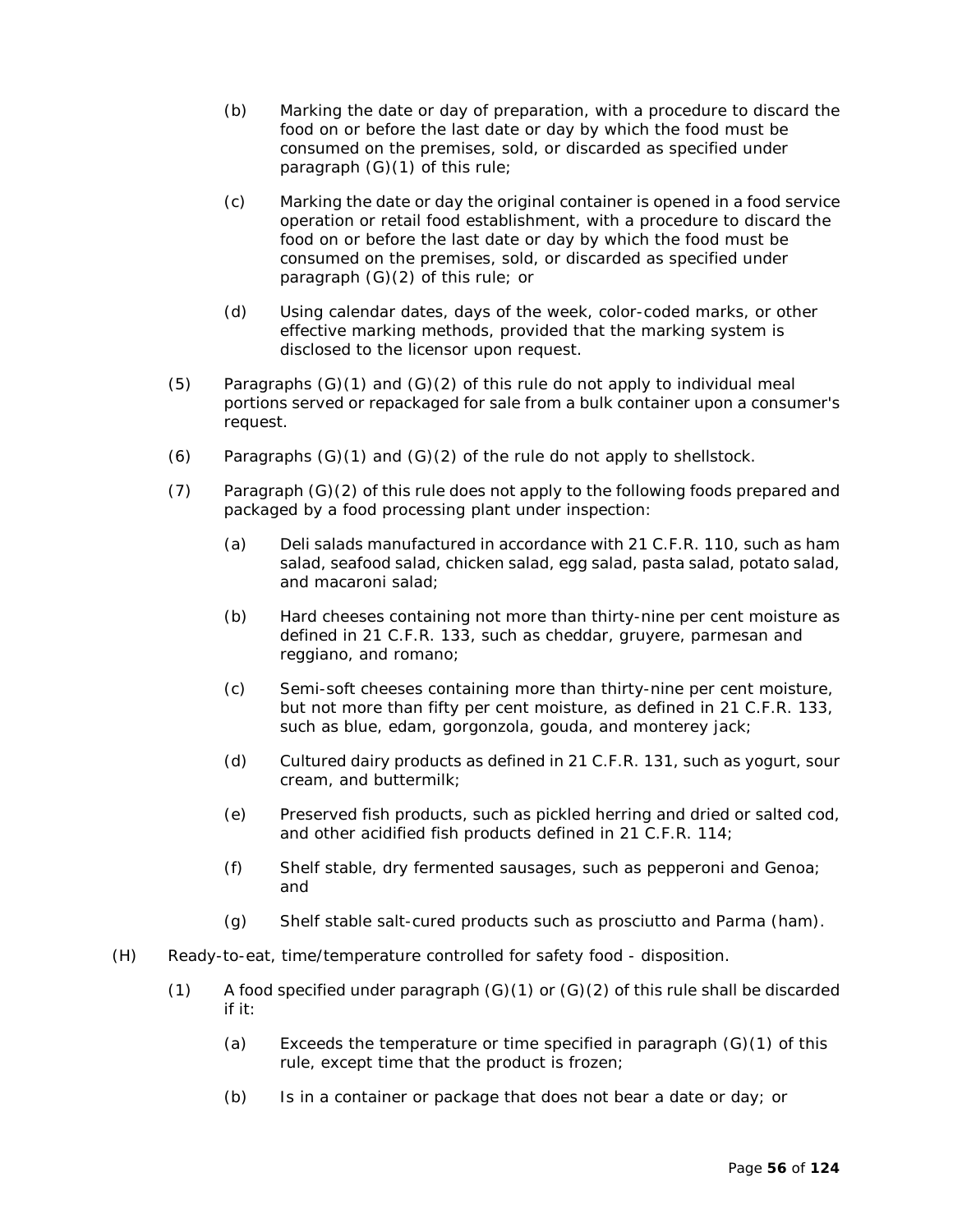(b) Marking the date or day of preparation, with a procedure to discard the food on or before the last date or day by which the food must be consumed on the premises, sold, or discarded as specified under paragraph (G)(1) of this rule;

(c) Marking the date or day the original container is opened in a food service operation or retail food establishment, with a procedure to discard the food on or before the last date or day by which the food must be consumed on the premises, sold, or discarded as specified under paragraph (G)(2) of this rule; or

(d) Using calendar dates, days of the week, color-coded marks, or other effective marking methods, provided that the marking system is disclosed to the licensor upon request.

(5) Paragraphs (G)(1) and (G)(2) of this rule do not apply to individual meal portions served or repackaged for sale from a bulk container upon a consumer's request.

(6) Paragraphs (G)(1) and (G)(2) of the rule do not apply to shellstock.

(7) Paragraph (G)(2) of this rule does not apply to the following foods prepared and packaged by a food processing plant under inspection:

(a) Deli salads manufactured in accordance with 21 C.F.R. 110, such as ham salad, seafood salad, chicken salad, egg salad, pasta salad, potato salad, and macaroni salad;

(b) Hard cheeses containing not more than thirty-nine per cent moisture as defined in 21 C.F.R. 133, such as cheddar, gruyere, parmesan and reggiano, and romano;

(c) Semi-soft cheeses containing more than thirty-nine per cent moisture, but not more than fifty per cent moisture, as defined in 21 C.F.R. 133, such as blue, edam, gorgonzola, gouda, and monterey jack;

(d) Cultured dairy products as defined in 21 C.F.R. 131, such as yogurt, sour cream, and buttermilk;

(e) Preserved fish products, such as pickled herring and dried or salted cod, and other acidified fish products defined in 21 C.F.R. 114;

(f) Shelf stable, dry fermented sausages, such as pepperoni and Genoa; and

(g) Shelf stable salt-cured products such as prosciutto and Parma (ham).

(H) Ready-to-eat, time/temperature controlled for safety food - disposition.

(1) A food specified under paragraph (G)(1) or (G)(2) of this rule shall be discarded if it:

(a) Exceeds the temperature or time specified in paragraph (G)(1) of this rule, except time that the product is frozen;

(b) Is in a container or package that does not bear a date or day; or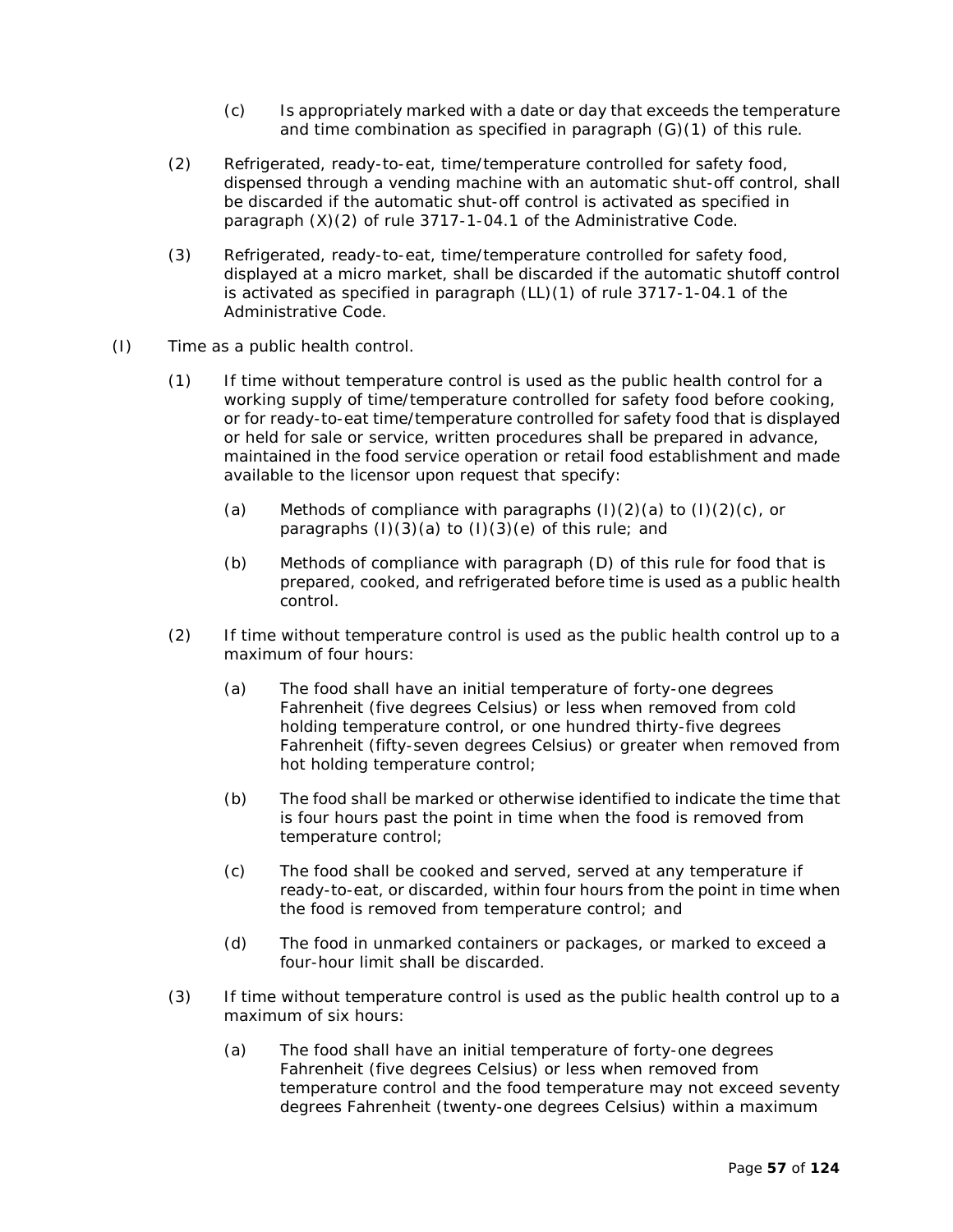(c) Is appropriately marked with a date or day that exceeds the temperature and time combination as specified in paragraph (G)(1) of this rule.

(2) Refrigerated, ready-to-eat, time/temperature controlled for safety food, dispensed through a vending machine with an automatic shut-off control, shall be discarded if the automatic shut-off control is activated as specified in paragraph (X)(2) of rule 3717-1-04.1 of the Administrative Code.

(3) Refrigerated, ready-to-eat, time/temperature controlled for safety food, displayed at a micro market, shall be discarded if the automatic shutoff control is activated as specified in paragraph (LL)(1) of rule 3717-1-04.1 of the Administrative Code.

(I) Time as a public health control.

(1) If time without temperature control is used as the public health control for a working supply of time/temperature controlled for safety food before cooking, or for ready-to-eat time/temperature controlled for safety food that is displayed or held for sale or service, written procedures shall be prepared in advance, maintained in the food service operation or retail food establishment and made available to the licensor upon request that specify:

(a) Methods of compliance with paragraphs (I)(2)(a) to (I)(2)(c), or paragraphs (I)(3)(a) to (I)(3)(e) of this rule; and

(b) Methods of compliance with paragraph (D) of this rule for food that is prepared, cooked, and refrigerated before time is used as a public health control.

(2) If time without temperature control is used as the public health control up to a maximum of four hours:

(a) The food shall have an initial temperature of forty-one degrees Fahrenheit (five degrees Celsius) or less when removed from cold holding temperature control, or one hundred thirty-five degrees Fahrenheit (fifty-seven degrees Celsius) or greater when removed from hot holding temperature control;

(b) The food shall be marked or otherwise identified to indicate the time that is four hours past the point in time when the food is removed from temperature control;

(c) The food shall be cooked and served, served at any temperature if ready-to-eat, or discarded, within four hours from the point in time when the food is removed from temperature control; and

(d) The food in unmarked containers or packages, or marked to exceed a four-hour limit shall be discarded.

(3) If time without temperature control is used as the public health control up to a maximum of six hours:

(a) The food shall have an initial temperature of forty-one degrees Fahrenheit (five degrees Celsius) or less when removed from temperature control and the food temperature may not exceed seventy degrees Fahrenheit (twenty-one degrees Celsius) within a maximum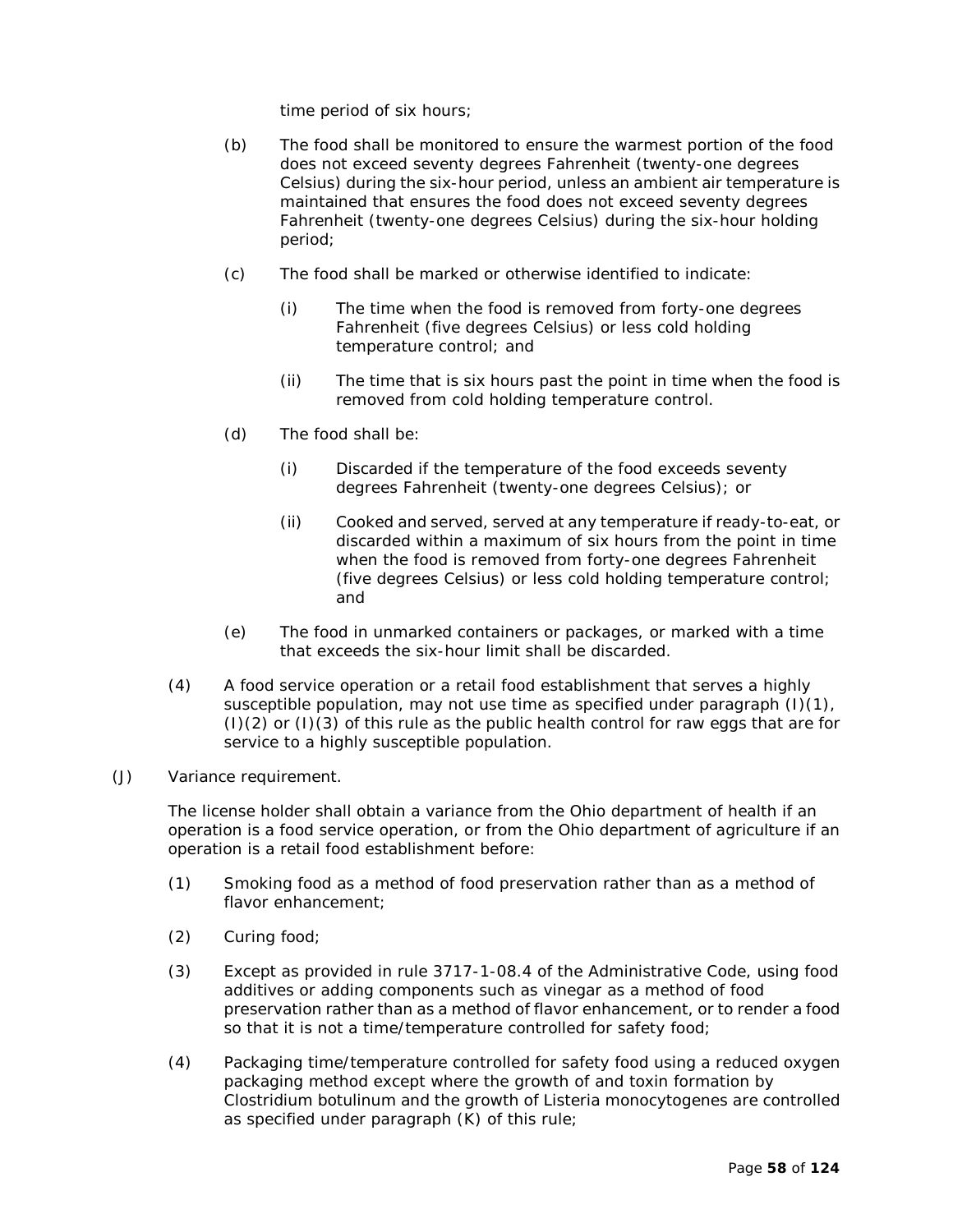time period of six hours;

- (b) The food shall be monitored to ensure the warmest portion of the food does not exceed seventy degrees Fahrenheit (twenty-one degrees Celsius) during the six-hour period, unless an ambient air temperature is maintained that ensures the food does not exceed seventy degrees Fahrenheit (twenty-one degrees Celsius) during the six-hour holding period;

- (c) The food shall be marked or otherwise identified to indicate:

  - (i) The time when the food is removed from forty-one degrees Fahrenheit (five degrees Celsius) or less cold holding temperature control; and

  - (ii) The time that is six hours past the point in time when the food is removed from cold holding temperature control.

- (d) The food shall be:

  - (i) Discarded if the temperature of the food exceeds seventy degrees Fahrenheit (twenty-one degrees Celsius); or

  - (ii) Cooked and served, served at any temperature if ready-to-eat, or discarded within a maximum of six hours from the point in time when the food is removed from forty-one degrees Fahrenheit (five degrees Celsius) or less cold holding temperature control; and

- (e) The food in unmarked containers or packages, or marked with a time that exceeds the six-hour limit shall be discarded.

(4) A food service operation or a retail food establishment that serves a highly susceptible population, may not use time as specified under paragraph (I)(1), (I)(2) or (I)(3) of this rule as the public health control for raw eggs that are for service to a highly susceptible population.

(J) Variance requirement.

The license holder shall obtain a variance from the Ohio department of health if an operation is a food service operation, or from the Ohio department of agriculture if an operation is a retail food establishment before:

(1) Smoking food as a method of food preservation rather than as a method of flavor enhancement;

(2) Curing food;

(3) Except as provided in rule 3717-1-08.4 of the Administrative Code, using food additives or adding components such as vinegar as a method of food preservation rather than as a method of flavor enhancement, or to render a food so that it is not a time/temperature controlled for safety food;

(4) Packaging time/temperature controlled for safety food using a reduced oxygen packaging method except where the growth of and toxin formation by Clostridium botulinum and the growth of Listeria monocytogenes are controlled as specified under paragraph (K) of this rule;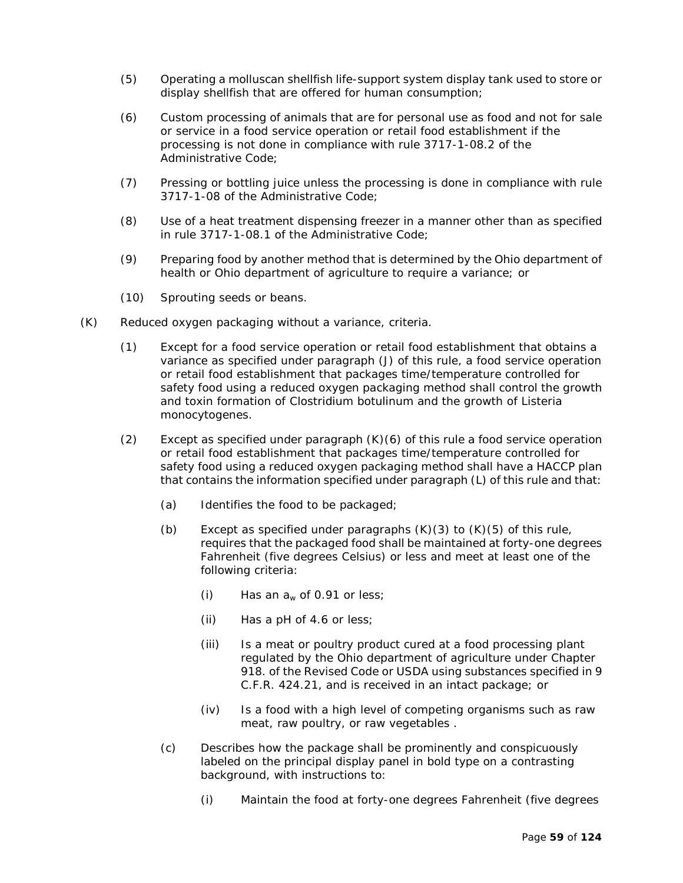(5) Operating a molluscan shellfish life-support system display tank used to store or display shellfish that are offered for human consumption;

(6) Custom processing of animals that are for personal use as food and not for sale or service in a food service operation or retail food establishment if the processing is not done in compliance with rule 3717-1-08.2 of the Administrative Code;

(7) Pressing or bottling juice unless the processing is done in compliance with rule 3717-1-08 of the Administrative Code;

(8) Use of a heat treatment dispensing freezer in a manner other than as specified in rule 3717-1-08.1 of the Administrative Code;

(9) Preparing food by another method that is determined by the Ohio department of health or Ohio department of agriculture to require a variance; or

(10) Sprouting seeds or beans.

(K) Reduced oxygen packaging without a variance, criteria.

(1) Except for a food service operation or retail food establishment that obtains a variance as specified under paragraph (J) of this rule, a food service operation or retail food establishment that packages time/temperature controlled for safety food using a reduced oxygen packaging method shall control the growth and toxin formation of Clostridium botulinum and the growth of Listeria monocytogenes.

(2) Except as specified under paragraph (K)(6) of this rule a food service operation or retail food establishment that packages time/temperature controlled for safety food using a reduced oxygen packaging method shall have a HACCP plan that contains the information specified under paragraph (L) of this rule and that:

(a) Identifies the food to be packaged;

(b) Except as specified under paragraphs (K)(3) to (K)(5) of this rule, requires that the packaged food shall be maintained at forty-one degrees Fahrenheit (five degrees Celsius) or less and meet at least one of the following criteria:

(i) Has an $a_w$ of 0.91 or less;

(ii) Has a pH of 4.6 or less;

(iii) Is a meat or poultry product cured at a food processing plant regulated by the Ohio department of agriculture under Chapter 918. of the Revised Code or USDA using substances specified in 9 C.F.R. 424.21, and is received in an intact package; or

(iv) Is a food with a high level of competing organisms such as raw meat, raw poultry, or raw vegetables .

(c) Describes how the package shall be prominently and conspicuously labeled on the principal display panel in bold type on a contrasting background, with instructions to:

(i) Maintain the food at forty-one degrees Fahrenheit (five degrees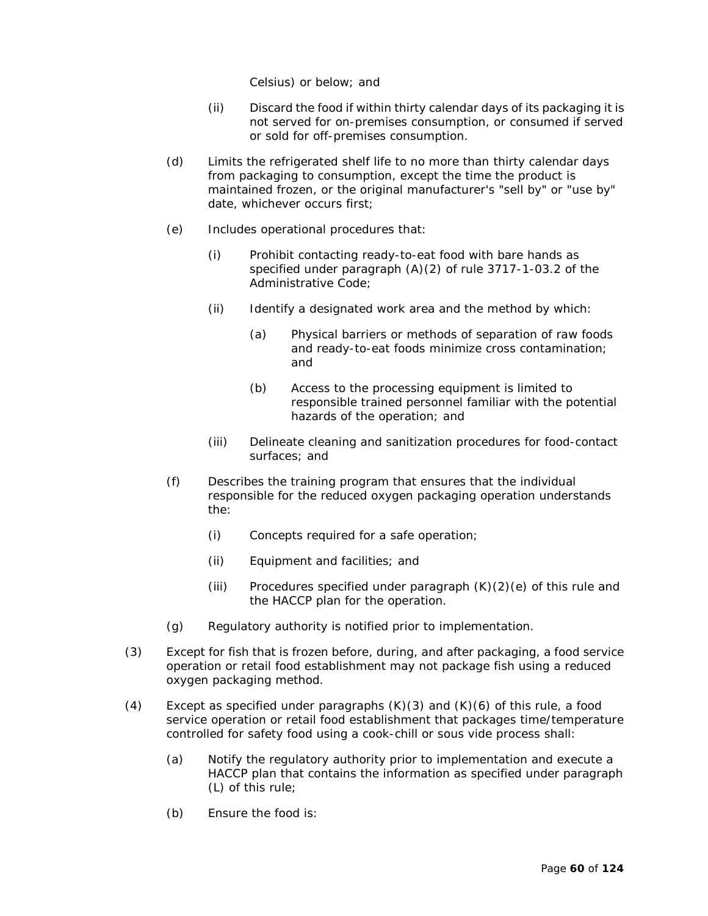Celsius) or below; and

(ii) Discard the food if within thirty calendar days of its packaging it is not served for on-premises consumption, or consumed if served or sold for off-premises consumption.

(d) Limits the refrigerated shelf life to no more than thirty calendar days from packaging to consumption, except the time the product is maintained frozen, or the original manufacturer's "sell by" or "use by" date, whichever occurs first;

(e) Includes operational procedures that:

(i) Prohibit contacting ready-to-eat food with bare hands as specified under paragraph (A)(2) of rule 3717-1-03.2 of the Administrative Code;

(ii) Identify a designated work area and the method by which:

(a) Physical barriers or methods of separation of raw foods and ready-to-eat foods minimize cross contamination; and

(b) Access to the processing equipment is limited to responsible trained personnel familiar with the potential hazards of the operation; and

(iii) Delineate cleaning and sanitization procedures for food-contact surfaces; and

(f) Describes the training program that ensures that the individual responsible for the reduced oxygen packaging operation understands the:

(i) Concepts required for a safe operation;

(ii) Equipment and facilities; and

(iii) Procedures specified under paragraph (K)(2)(e) of this rule and the HACCP plan for the operation.

(g) Regulatory authority is notified prior to implementation.

(3) Except for fish that is frozen before, during, and after packaging, a food service operation or retail food establishment may not package fish using a reduced oxygen packaging method.

(4) Except as specified under paragraphs (K)(3) and (K)(6) of this rule, a food service operation or retail food establishment that packages time/temperature controlled for safety food using a cook-chill or sous vide process shall:

(a) Notify the regulatory authority prior to implementation and execute a HACCP plan that contains the information as specified under paragraph (L) of this rule;

(b) Ensure the food is: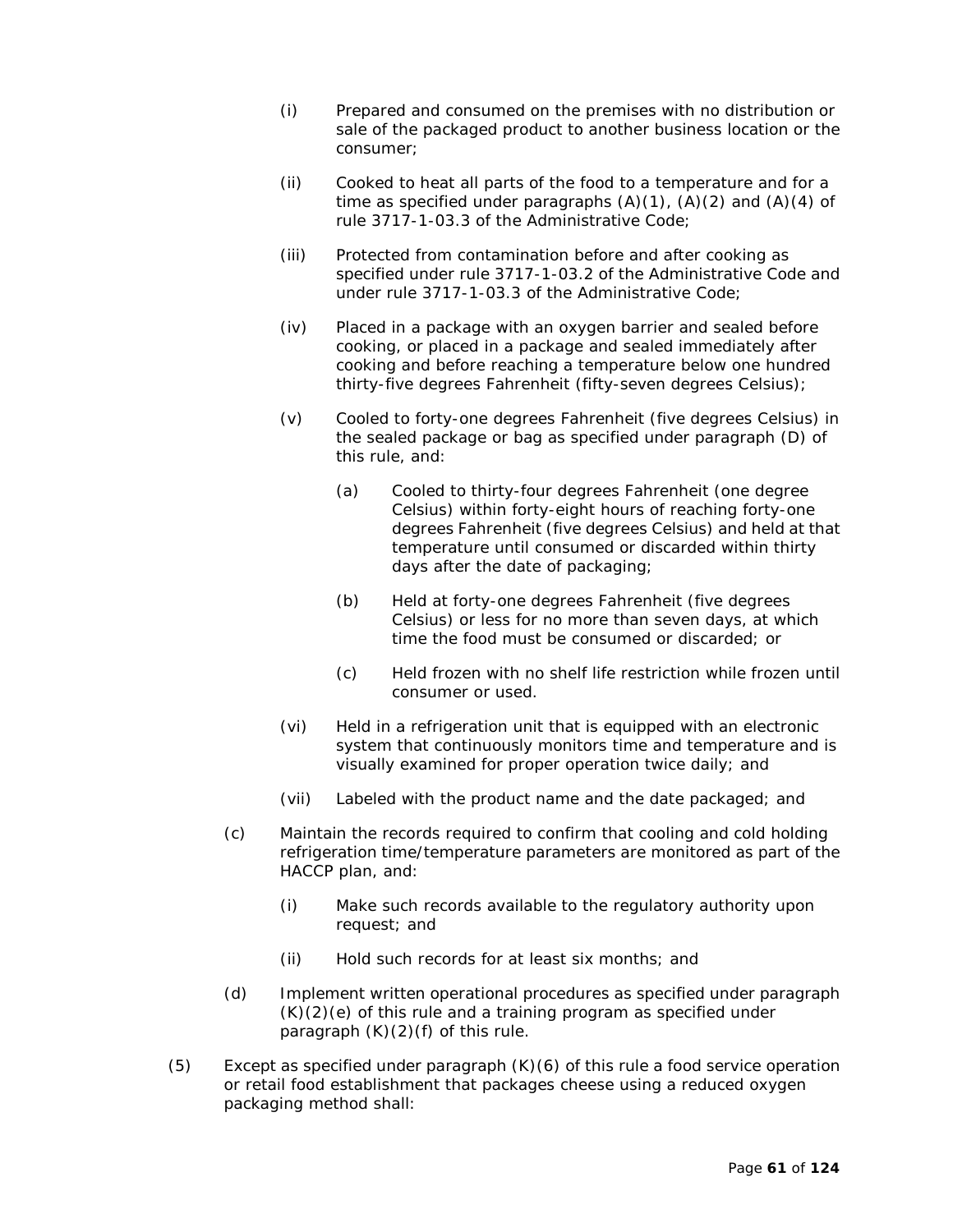(i) Prepared and consumed on the premises with no distribution or sale of the packaged product to another business location or the consumer;

(ii) Cooked to heat all parts of the food to a temperature and for a time as specified under paragraphs (A)(1), (A)(2) and (A)(4) of rule 3717-1-03.3 of the Administrative Code;

(iii) Protected from contamination before and after cooking as specified under rule 3717-1-03.2 of the Administrative Code and under rule 3717-1-03.3 of the Administrative Code;

(iv) Placed in a package with an oxygen barrier and sealed before cooking, or placed in a package and sealed immediately after cooking and before reaching a temperature below one hundred thirty-five degrees Fahrenheit (fifty-seven degrees Celsius);

(v) Cooled to forty-one degrees Fahrenheit (five degrees Celsius) in the sealed package or bag as specified under paragraph (D) of this rule, and:

(a) Cooled to thirty-four degrees Fahrenheit (one degree Celsius) within forty-eight hours of reaching forty-one degrees Fahrenheit (five degrees Celsius) and held at that temperature until consumed or discarded within thirty days after the date of packaging;

(b) Held at forty-one degrees Fahrenheit (five degrees Celsius) or less for no more than seven days, at which time the food must be consumed or discarded; or

(c) Held frozen with no shelf life restriction while frozen until consumer or used.

(vi) Held in a refrigeration unit that is equipped with an electronic system that continuously monitors time and temperature and is visually examined for proper operation twice daily; and

(vii) Labeled with the product name and the date packaged; and

(c) Maintain the records required to confirm that cooling and cold holding refrigeration time/temperature parameters are monitored as part of the HACCP plan, and:

(i) Make such records available to the regulatory authority upon request; and

(ii) Hold such records for at least six months; and

(d) Implement written operational procedures as specified under paragraph (K)(2)(e) of this rule and a training program as specified under paragraph (K)(2)(f) of this rule.

(5) Except as specified under paragraph (K)(6) of this rule a food service operation or retail food establishment that packages cheese using a reduced oxygen packaging method shall: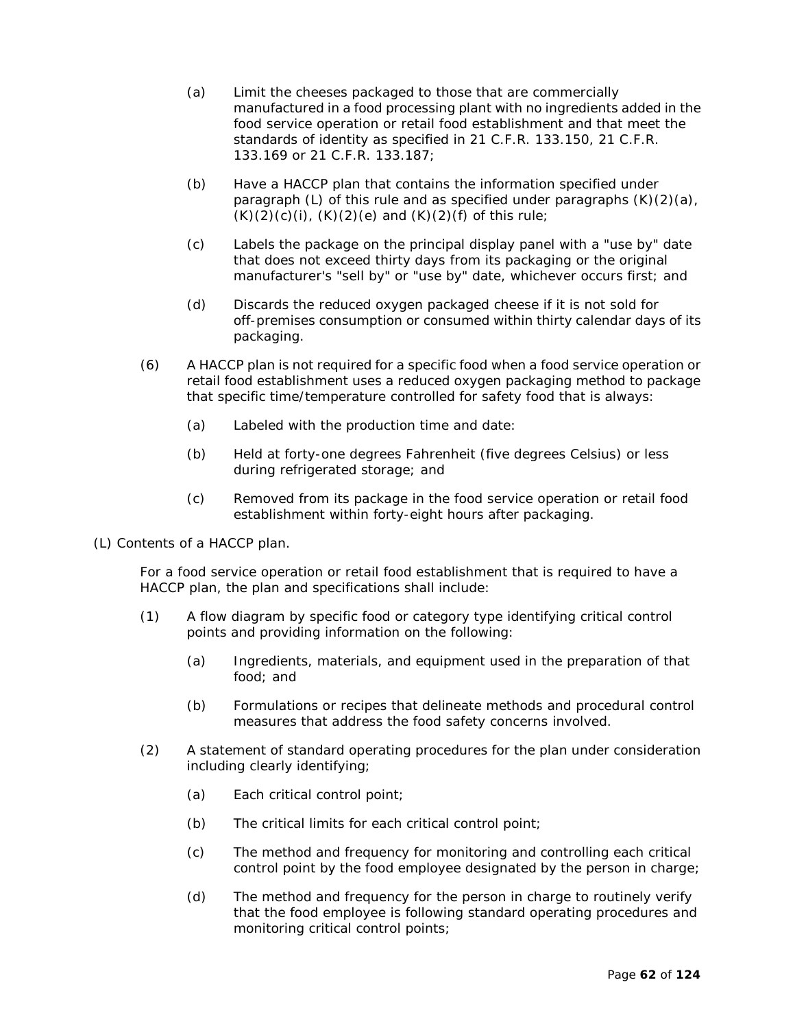(a) Limit the cheeses packaged to those that are commercially manufactured in a food processing plant with no ingredients added in the food service operation or retail food establishment and that meet the standards of identity as specified in 21 C.F.R. 133.150, 21 C.F.R. 133.169 or 21 C.F.R. 133.187;

(b) Have a HACCP plan that contains the information specified under paragraph (L) of this rule and as specified under paragraphs (K)(2)(a), (K)(2)(c)(i), (K)(2)(e) and (K)(2)(f) of this rule;

(c) Labels the package on the principal display panel with a "use by" date that does not exceed thirty days from its packaging or the original manufacturer's "sell by" or "use by" date, whichever occurs first; and

(d) Discards the reduced oxygen packaged cheese if it is not sold for off-premises consumption or consumed within thirty calendar days of its packaging.

(6) A HACCP plan is not required for a specific food when a food service operation or retail food establishment uses a reduced oxygen packaging method to package that specific time/temperature controlled for safety food that is always:

(a) Labeled with the production time and date:

(b) Held at forty-one degrees Fahrenheit (five degrees Celsius) or less during refrigerated storage; and

(c) Removed from its package in the food service operation or retail food establishment within forty-eight hours after packaging.

(L) Contents of a HACCP plan.

For a food service operation or retail food establishment that is required to have a HACCP plan, the plan and specifications shall include:

(1) A flow diagram by specific food or category type identifying critical control points and providing information on the following:

(a) Ingredients, materials, and equipment used in the preparation of that food; and

(b) Formulations or recipes that delineate methods and procedural control measures that address the food safety concerns involved.

(2) A statement of standard operating procedures for the plan under consideration including clearly identifying;

(a) Each critical control point;

(b) The critical limits for each critical control point;

(c) The method and frequency for monitoring and controlling each critical control point by the food employee designated by the person in charge;

(d) The method and frequency for the person in charge to routinely verify that the food employee is following standard operating procedures and monitoring critical control points;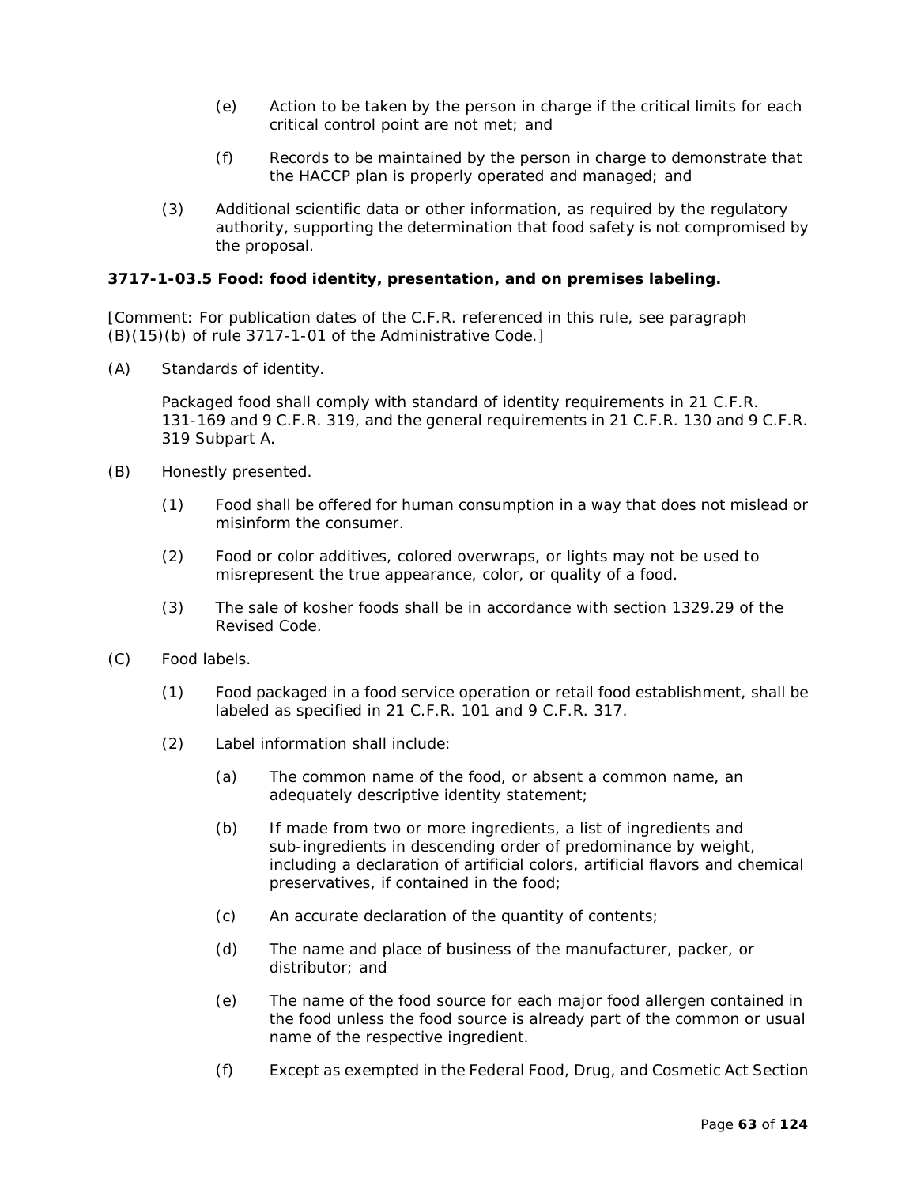(e) Action to be taken by the person in charge if the critical limits for each critical control point are not met; and

(f) Records to be maintained by the person in charge to demonstrate that the HACCP plan is properly operated and managed; and

(3) Additional scientific data or other information, as required by the regulatory authority, supporting the determination that food safety is not compromised by the proposal.

**3717-1-03.5 Food: food identity, presentation, and on premises labeling.**

[Comment: For publication dates of the C.F.R. referenced in this rule, see paragraph (B)(15)(b) of rule 3717-1-01 of the Administrative Code.]

(A) Standards of identity.

Packaged food shall comply with standard of identity requirements in 21 C.F.R. 131-169 and 9 C.F.R. 319, and the general requirements in 21 C.F.R. 130 and 9 C.F.R. 319 Subpart A.

(B) Honestly presented.

(1) Food shall be offered for human consumption in a way that does not mislead or misinform the consumer.

(2) Food or color additives, colored overwraps, or lights may not be used to misrepresent the true appearance, color, or quality of a food.

(3) The sale of kosher foods shall be in accordance with section 1329.29 of the Revised Code.

(C) Food labels.

(1) Food packaged in a food service operation or retail food establishment, shall be labeled as specified in 21 C.F.R. 101 and 9 C.F.R. 317.

(2) Label information shall include:

(a) The common name of the food, or absent a common name, an adequately descriptive identity statement;

(b) If made from two or more ingredients, a list of ingredients and sub-ingredients in descending order of predominance by weight, including a declaration of artificial colors, artificial flavors and chemical preservatives, if contained in the food;

(c) An accurate declaration of the quantity of contents;

(d) The name and place of business of the manufacturer, packer, or distributor; and

(e) The name of the food source for each major food allergen contained in the food unless the food source is already part of the common or usual name of the respective ingredient.

(f) Except as exempted in the Federal Food, Drug, and Cosmetic Act Section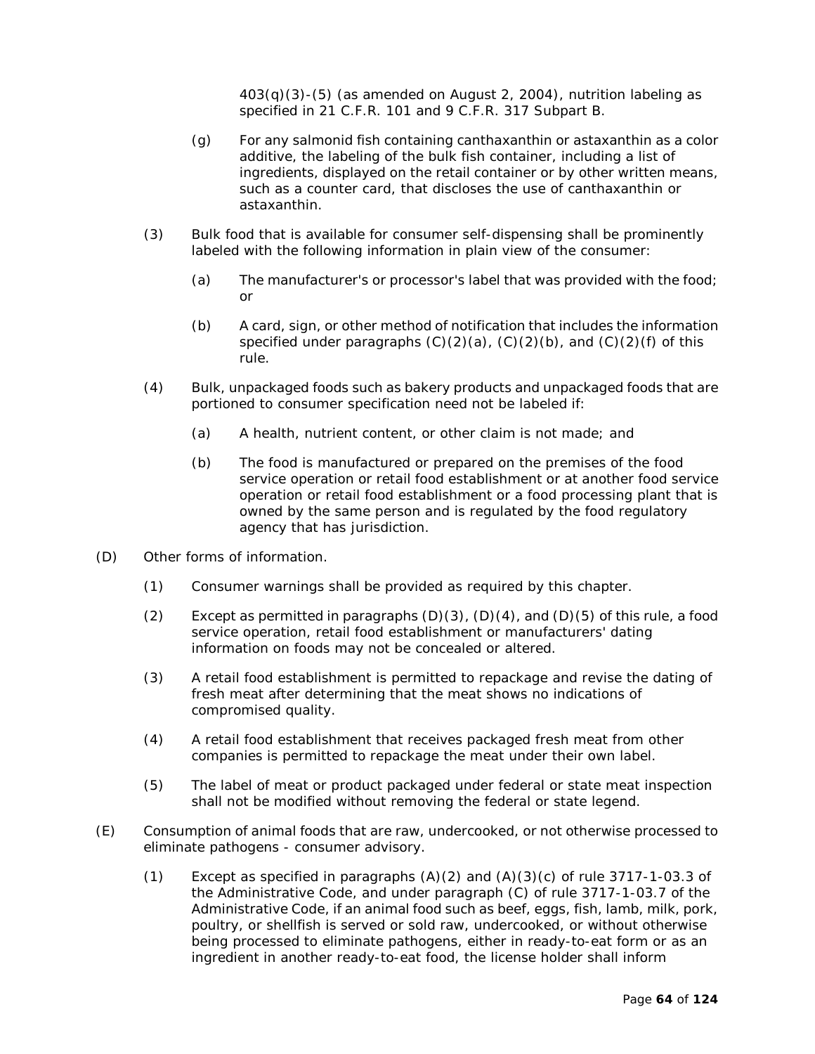403(q)(3)-(5) (as amended on August 2, 2004), nutrition labeling as specified in 21 C.F.R. 101 and 9 C.F.R. 317 Subpart B.

(g) For any salmonid fish containing canthaxanthin or astaxanthin as a color additive, the labeling of the bulk fish container, including a list of ingredients, displayed on the retail container or by other written means, such as a counter card, that discloses the use of canthaxanthin or astaxanthin.

(3) Bulk food that is available for consumer self-dispensing shall be prominently labeled with the following information in plain view of the consumer:

(a) The manufacturer's or processor's label that was provided with the food; or

(b) A card, sign, or other method of notification that includes the information specified under paragraphs (C)(2)(a), (C)(2)(b), and (C)(2)(f) of this rule.

(4) Bulk, unpackaged foods such as bakery products and unpackaged foods that are portioned to consumer specification need not be labeled if:

(a) A health, nutrient content, or other claim is not made; and

(b) The food is manufactured or prepared on the premises of the food service operation or retail food establishment or at another food service operation or retail food establishment or a food processing plant that is owned by the same person and is regulated by the food regulatory agency that has jurisdiction.

(D) Other forms of information.

(1) Consumer warnings shall be provided as required by this chapter.

(2) Except as permitted in paragraphs (D)(3), (D)(4), and (D)(5) of this rule, a food service operation, retail food establishment or manufacturers' dating information on foods may not be concealed or altered.

(3) A retail food establishment is permitted to repackage and revise the dating of fresh meat after determining that the meat shows no indications of compromised quality.

(4) A retail food establishment that receives packaged fresh meat from other companies is permitted to repackage the meat under their own label.

(5) The label of meat or product packaged under federal or state meat inspection shall not be modified without removing the federal or state legend.

(E) Consumption of animal foods that are raw, undercooked, or not otherwise processed to eliminate pathogens - consumer advisory.

(1) Except as specified in paragraphs (A)(2) and (A)(3)(c) of rule 3717-1-03.3 of the Administrative Code, and under paragraph (C) of rule 3717-1-03.7 of the Administrative Code, if an animal food such as beef, eggs, fish, lamb, milk, pork, poultry, or shellfish is served or sold raw, undercooked, or without otherwise being processed to eliminate pathogens, either in ready-to-eat form or as an ingredient in another ready-to-eat food, the license holder shall inform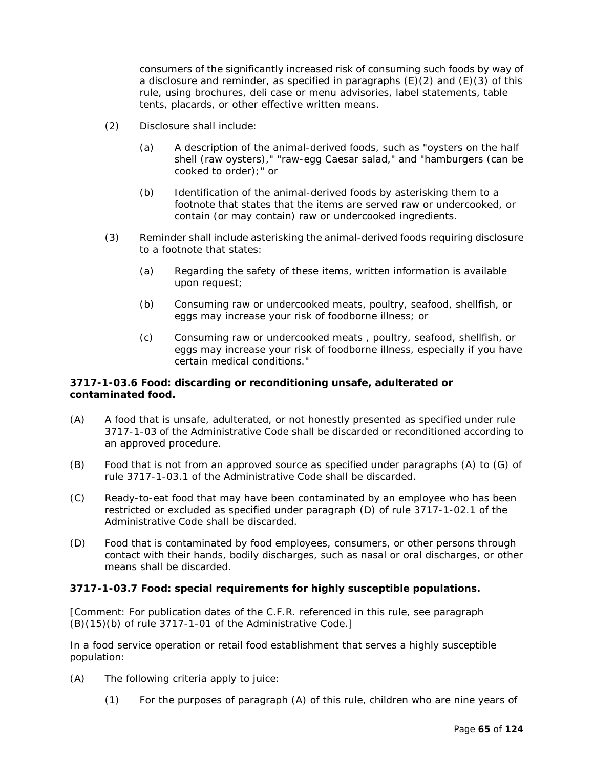consumers of the significantly increased risk of consuming such foods by way of a disclosure and reminder, as specified in paragraphs (E)(2) and (E)(3) of this rule, using brochures, deli case or menu advisories, label statements, table tents, placards, or other effective written means.

(2) Disclosure shall include:

  (a) A description of the animal-derived foods, such as "oysters on the half shell (raw oysters)," "raw-egg Caesar salad," and "hamburgers (can be cooked to order);" or

  (b) Identification of the animal-derived foods by asterisking them to a footnote that states that the items are served raw or undercooked, or contain (or may contain) raw or undercooked ingredients.

(3) Reminder shall include asterisking the animal-derived foods requiring disclosure to a footnote that states:

  (a) Regarding the safety of these items, written information is available upon request;

  (b) Consuming raw or undercooked meats, poultry, seafood, shellfish, or eggs may increase your risk of foodborne illness; or

  (c) Consuming raw or undercooked meats , poultry, seafood, shellfish, or eggs may increase your risk of foodborne illness, especially if you have certain medical conditions."

**3717-1-03.6 Food: discarding or reconditioning unsafe, adulterated or contaminated food.**

(A) A food that is unsafe, adulterated, or not honestly presented as specified under rule 3717-1-03 of the Administrative Code shall be discarded or reconditioned according to an approved procedure.

(B) Food that is not from an approved source as specified under paragraphs (A) to (G) of rule 3717-1-03.1 of the Administrative Code shall be discarded.

(C) Ready-to-eat food that may have been contaminated by an employee who has been restricted or excluded as specified under paragraph (D) of rule 3717-1-02.1 of the Administrative Code shall be discarded.

(D) Food that is contaminated by food employees, consumers, or other persons through contact with their hands, bodily discharges, such as nasal or oral discharges, or other means shall be discarded.

**3717-1-03.7 Food: special requirements for highly susceptible populations.**

[Comment: For publication dates of the C.F.R. referenced in this rule, see paragraph (B)(15)(b) of rule 3717-1-01 of the Administrative Code.]

In a food service operation or retail food establishment that serves a highly susceptible population:

(A) The following criteria apply to juice:

  (1) For the purposes of paragraph (A) of this rule, children who are nine years of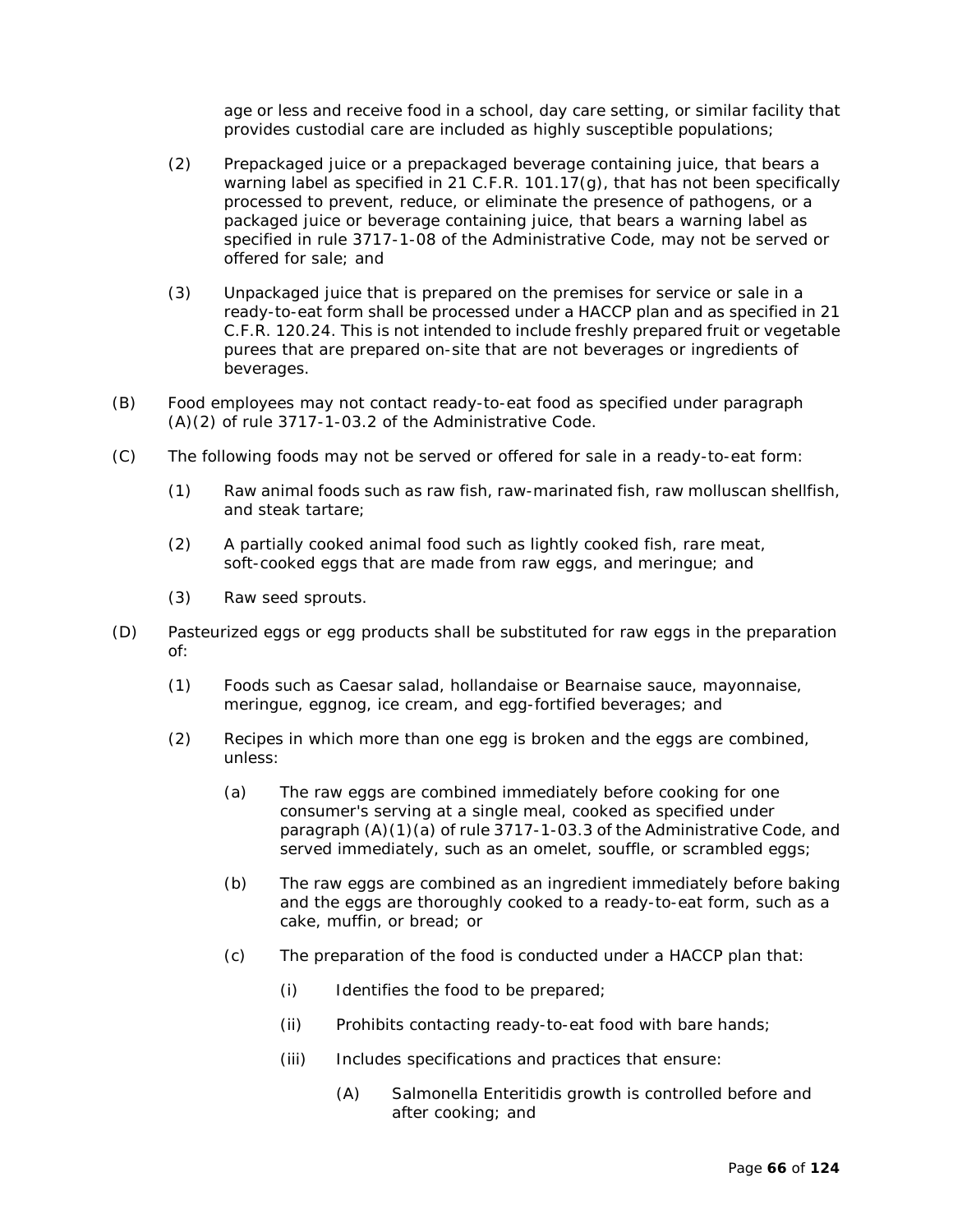age or less and receive food in a school, day care setting, or similar facility that provides custodial care are included as highly susceptible populations;

(2) Prepackaged juice or a prepackaged beverage containing juice, that bears a warning label as specified in 21 C.F.R. 101.17(g), that has not been specifically processed to prevent, reduce, or eliminate the presence of pathogens, or a packaged juice or beverage containing juice, that bears a warning label as specified in rule 3717-1-08 of the Administrative Code, may not be served or offered for sale; and

(3) Unpackaged juice that is prepared on the premises for service or sale in a ready-to-eat form shall be processed under a HACCP plan and as specified in 21 C.F.R. 120.24. This is not intended to include freshly prepared fruit or vegetable purees that are prepared on-site that are not beverages or ingredients of beverages.

(B) Food employees may not contact ready-to-eat food as specified under paragraph (A)(2) of rule 3717-1-03.2 of the Administrative Code.

(C) The following foods may not be served or offered for sale in a ready-to-eat form:

(1) Raw animal foods such as raw fish, raw-marinated fish, raw molluscan shellfish, and steak tartare;

(2) A partially cooked animal food such as lightly cooked fish, rare meat, soft-cooked eggs that are made from raw eggs, and meringue; and

(3) Raw seed sprouts.

(D) Pasteurized eggs or egg products shall be substituted for raw eggs in the preparation of:

(1) Foods such as Caesar salad, hollandaise or Bearnaise sauce, mayonnaise, meringue, eggnog, ice cream, and egg-fortified beverages; and

(2) Recipes in which more than one egg is broken and the eggs are combined, unless:

(a) The raw eggs are combined immediately before cooking for one consumer's serving at a single meal, cooked as specified under paragraph (A)(1)(a) of rule 3717-1-03.3 of the Administrative Code, and served immediately, such as an omelet, souffle, or scrambled eggs;

(b) The raw eggs are combined as an ingredient immediately before baking and the eggs are thoroughly cooked to a ready-to-eat form, such as a cake, muffin, or bread; or

(c) The preparation of the food is conducted under a HACCP plan that:

(i) Identifies the food to be prepared;

(ii) Prohibits contacting ready-to-eat food with bare hands;

(iii) Includes specifications and practices that ensure:

(A) Salmonella Enteritidis growth is controlled before and after cooking; and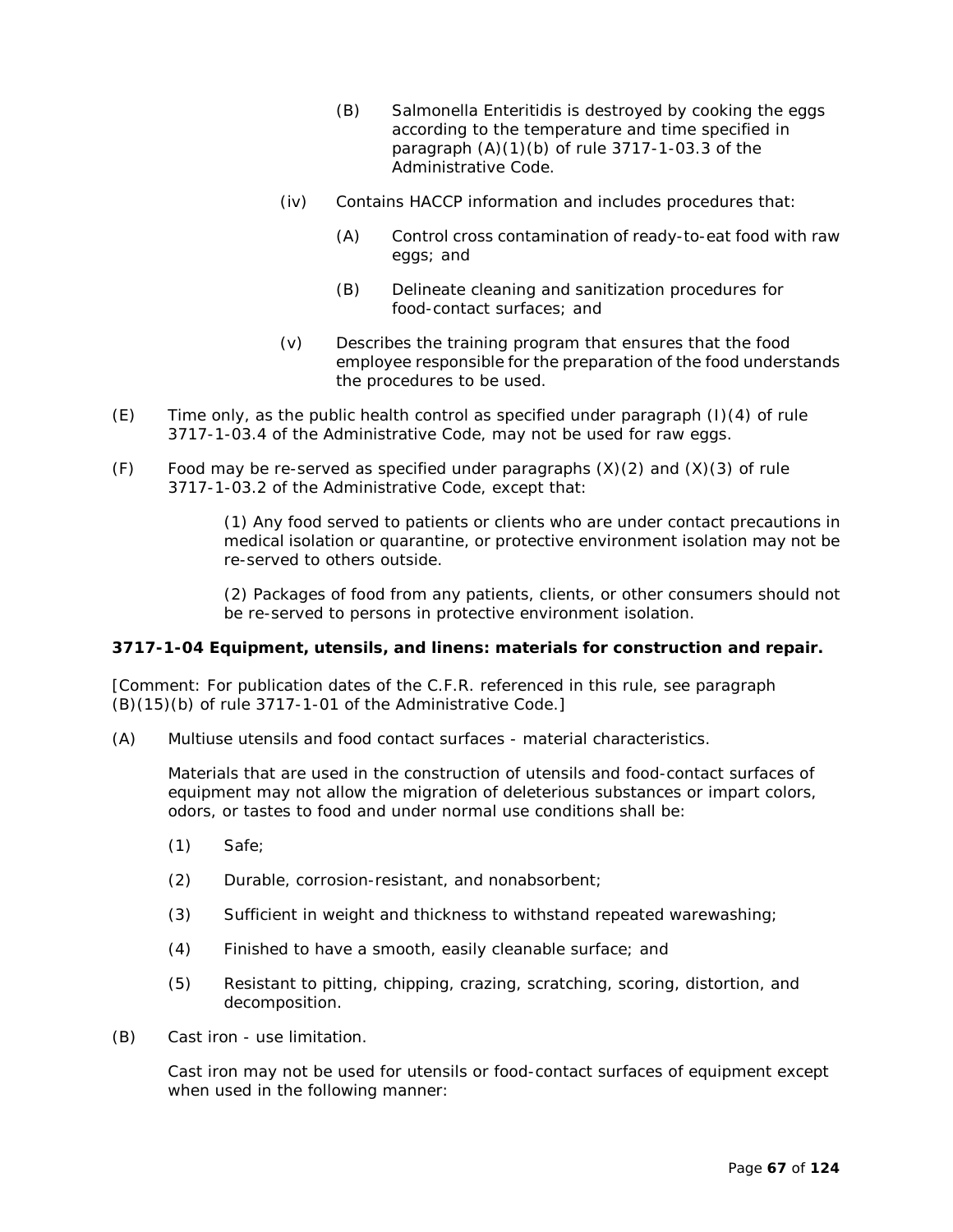(B) Salmonella Enteritidis is destroyed by cooking the eggs according to the temperature and time specified in paragraph (A)(1)(b) of rule 3717-1-03.3 of the Administrative Code.

(iv) Contains HACCP information and includes procedures that:

(A) Control cross contamination of ready-to-eat food with raw eggs; and

(B) Delineate cleaning and sanitization procedures for food-contact surfaces; and

(v) Describes the training program that ensures that the food employee responsible for the preparation of the food understands the procedures to be used.

(E) Time only, as the public health control as specified under paragraph (I)(4) of rule 3717-1-03.4 of the Administrative Code, may not be used for raw eggs.

(F) Food may be re-served as specified under paragraphs (X)(2) and (X)(3) of rule 3717-1-03.2 of the Administrative Code, except that:

(1) Any food served to patients or clients who are under contact precautions in medical isolation or quarantine, or protective environment isolation may not be re-served to others outside.

(2) Packages of food from any patients, clients, or other consumers should not be re-served to persons in protective environment isolation.

**3717-1-04 Equipment, utensils, and linens: materials for construction and repair.**

[Comment: For publication dates of the C.F.R. referenced in this rule, see paragraph (B)(15)(b) of rule 3717-1-01 of the Administrative Code.]

(A) Multiuse utensils and food contact surfaces - material characteristics.

Materials that are used in the construction of utensils and food-contact surfaces of equipment may not allow the migration of deleterious substances or impart colors, odors, or tastes to food and under normal use conditions shall be:

(1) Safe;

(2) Durable, corrosion-resistant, and nonabsorbent;

(3) Sufficient in weight and thickness to withstand repeated warewashing;

(4) Finished to have a smooth, easily cleanable surface; and

(5) Resistant to pitting, chipping, crazing, scratching, scoring, distortion, and decomposition.

(B) Cast iron - use limitation.

Cast iron may not be used for utensils or food-contact surfaces of equipment except when used in the following manner: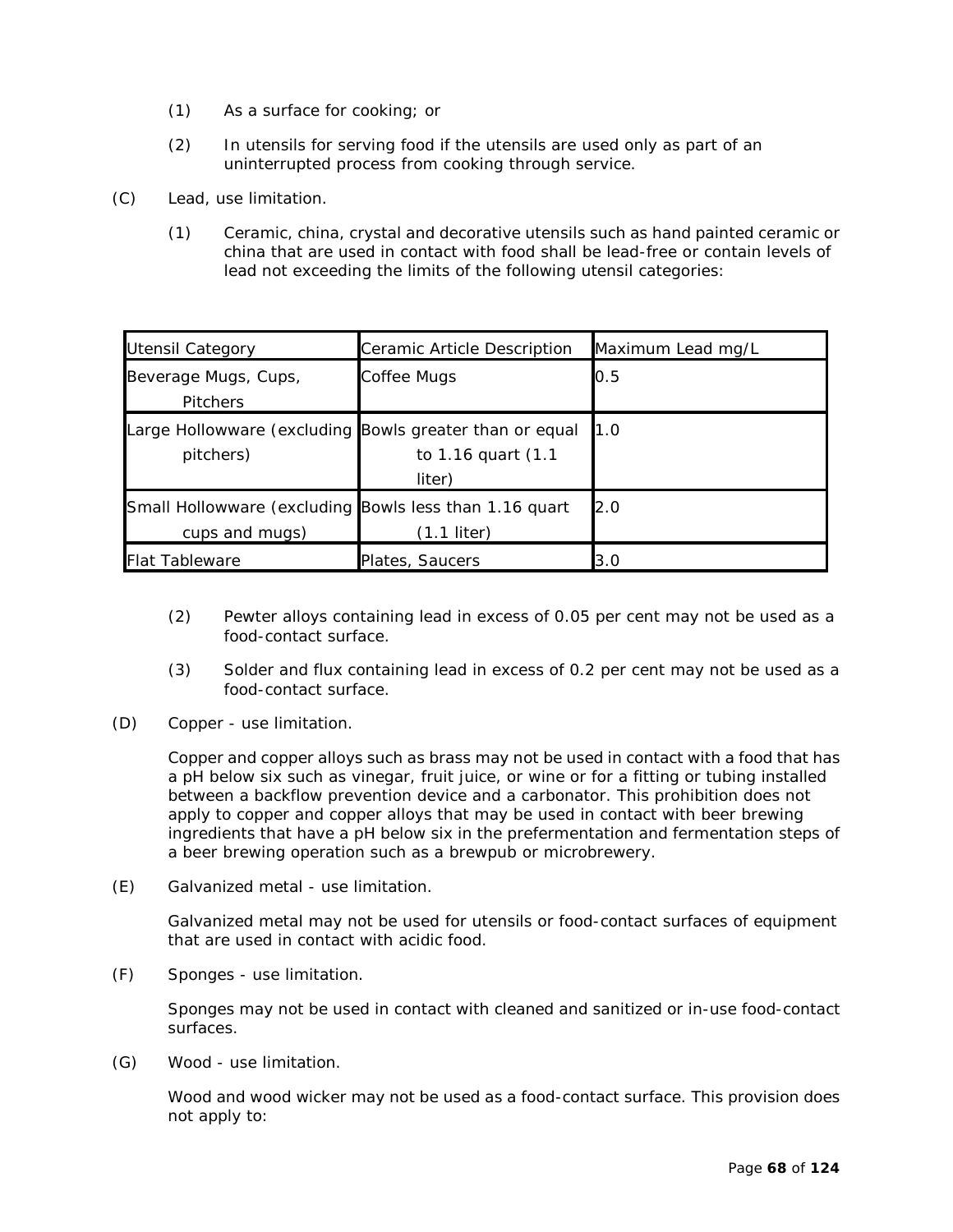(1) As a surface for cooking; or

(2) In utensils for serving food if the utensils are used only as part of an uninterrupted process from cooking through service.

(C) Lead, use limitation.

(1) Ceramic, china, crystal and decorative utensils such as hand painted ceramic or china that are used in contact with food shall be lead-free or contain levels of lead not exceeding the limits of the following utensil categories:

| Utensil Category | Ceramic Article Description | Maximum Lead mg/L |
|---|---|---|
| Beverage Mugs, Cups, Pitchers | Coffee Mugs | 0.5 |
| Large Hollowware (excluding pitchers) | Bowls greater than or equal to 1.16 quart (1.1 liter) | 1.0 |
| Small Hollowware (excluding cups and mugs) | Bowls less than 1.16 quart (1.1 liter) | 2.0 |
| Flat Tableware | Plates, Saucers | 3.0 |

(2) Pewter alloys containing lead in excess of 0.05 per cent may not be used as a food-contact surface.

(3) Solder and flux containing lead in excess of 0.2 per cent may not be used as a food-contact surface.

(D) Copper - use limitation.

Copper and copper alloys such as brass may not be used in contact with a food that has a pH below six such as vinegar, fruit juice, or wine or for a fitting or tubing installed between a backflow prevention device and a carbonator. This prohibition does not apply to copper and copper alloys that may be used in contact with beer brewing ingredients that have a pH below six in the prefermentation and fermentation steps of a beer brewing operation such as a brewpub or microbrewery.

(E) Galvanized metal - use limitation.

Galvanized metal may not be used for utensils or food-contact surfaces of equipment that are used in contact with acidic food.

(F) Sponges - use limitation.

Sponges may not be used in contact with cleaned and sanitized or in-use food-contact surfaces.

(G) Wood - use limitation.

Wood and wood wicker may not be used as a food-contact surface. This provision does not apply to: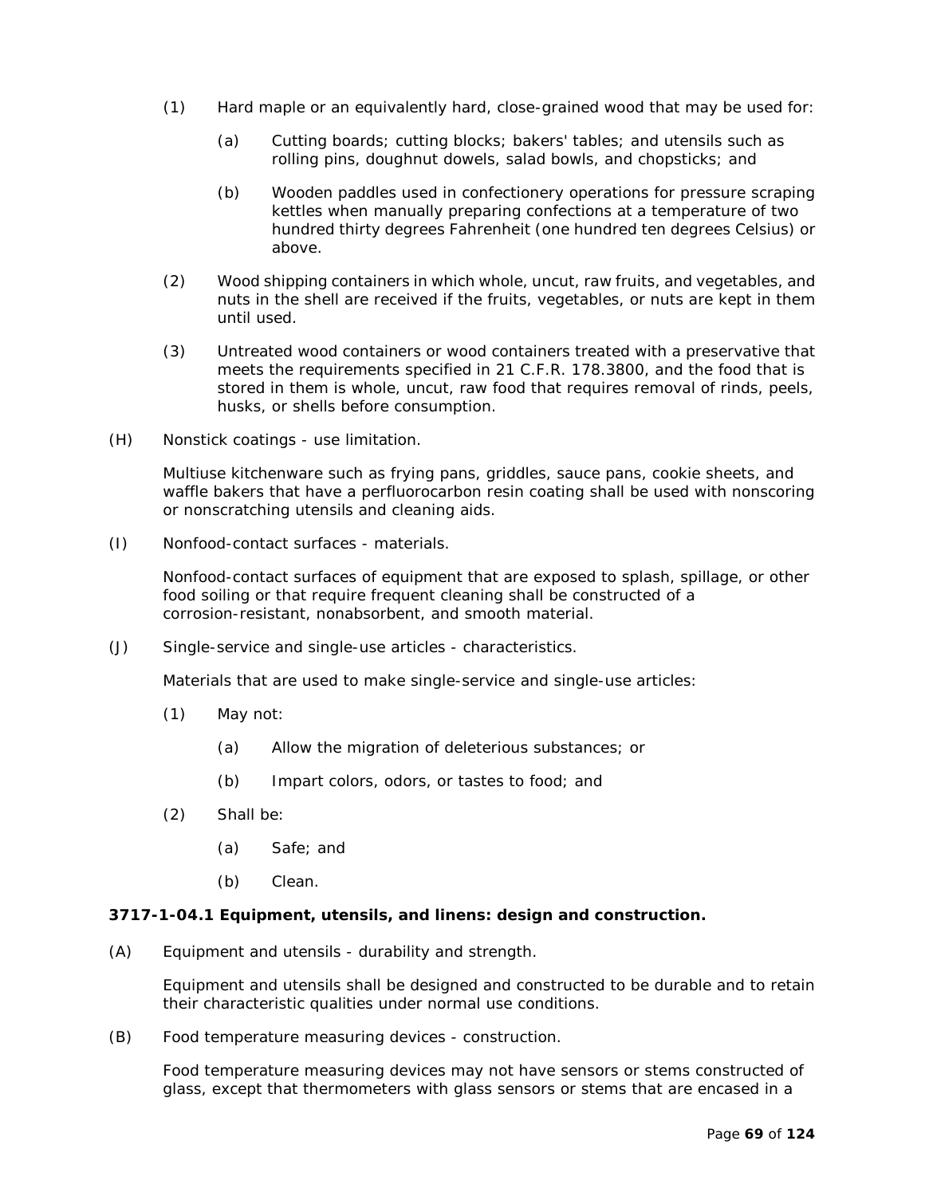(1) Hard maple or an equivalently hard, close-grained wood that may be used for:

   (a) Cutting boards; cutting blocks; bakers' tables; and utensils such as rolling pins, doughnut dowels, salad bowls, and chopsticks; and

   (b) Wooden paddles used in confectionery operations for pressure scraping kettles when manually preparing confections at a temperature of two hundred thirty degrees Fahrenheit (one hundred ten degrees Celsius) or above.

(2) Wood shipping containers in which whole, uncut, raw fruits, and vegetables, and nuts in the shell are received if the fruits, vegetables, or nuts are kept in them until used.

(3) Untreated wood containers or wood containers treated with a preservative that meets the requirements specified in 21 C.F.R. 178.3800, and the food that is stored in them is whole, uncut, raw food that requires removal of rinds, peels, husks, or shells before consumption.

(H) Nonstick coatings - use limitation.

Multiuse kitchenware such as frying pans, griddles, sauce pans, cookie sheets, and waffle bakers that have a perfluorocarbon resin coating shall be used with nonscoring or nonscratching utensils and cleaning aids.

(I) Nonfood-contact surfaces - materials.

Nonfood-contact surfaces of equipment that are exposed to splash, spillage, or other food soiling or that require frequent cleaning shall be constructed of a corrosion-resistant, nonabsorbent, and smooth material.

(J) Single-service and single-use articles - characteristics.

Materials that are used to make single-service and single-use articles:

(1) May not:

   (a) Allow the migration of deleterious substances; or

   (b) Impart colors, odors, or tastes to food; and

(2) Shall be:

   (a) Safe; and

   (b) Clean.

**3717-1-04.1 Equipment, utensils, and linens: design and construction.**

(A) Equipment and utensils - durability and strength.

Equipment and utensils shall be designed and constructed to be durable and to retain their characteristic qualities under normal use conditions.

(B) Food temperature measuring devices - construction.

Food temperature measuring devices may not have sensors or stems constructed of glass, except that thermometers with glass sensors or stems that are encased in a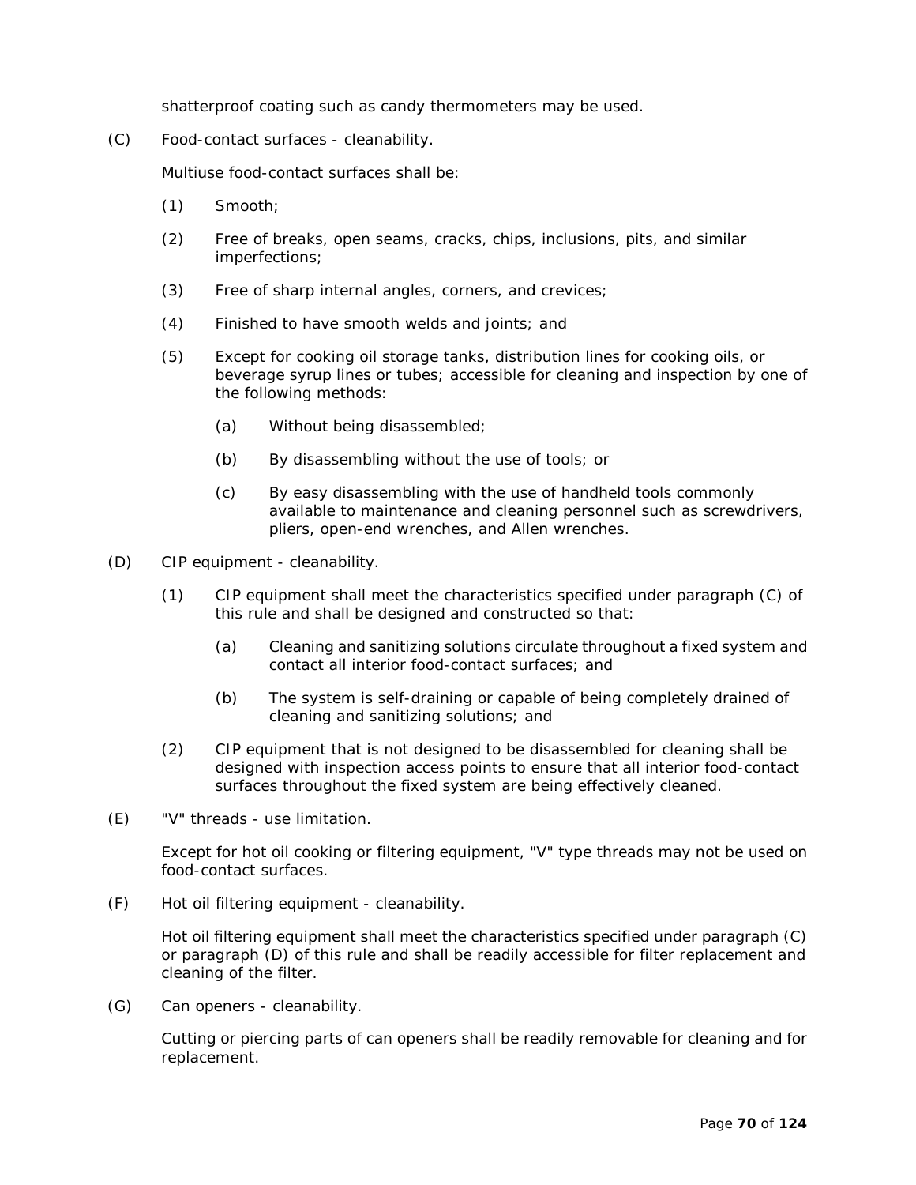shatterproof coating such as candy thermometers may be used.

(C) Food-contact surfaces - cleanability.

Multiuse food-contact surfaces shall be:

(1) Smooth;

(2) Free of breaks, open seams, cracks, chips, inclusions, pits, and similar imperfections;

(3) Free of sharp internal angles, corners, and crevices;

(4) Finished to have smooth welds and joints; and

(5) Except for cooking oil storage tanks, distribution lines for cooking oils, or beverage syrup lines or tubes; accessible for cleaning and inspection by one of the following methods:

  (a) Without being disassembled;

  (b) By disassembling without the use of tools; or

  (c) By easy disassembling with the use of handheld tools commonly available to maintenance and cleaning personnel such as screwdrivers, pliers, open-end wrenches, and Allen wrenches.

(D) CIP equipment - cleanability.

(1) CIP equipment shall meet the characteristics specified under paragraph (C) of this rule and shall be designed and constructed so that:

  (a) Cleaning and sanitizing solutions circulate throughout a fixed system and contact all interior food-contact surfaces; and

  (b) The system is self-draining or capable of being completely drained of cleaning and sanitizing solutions; and

(2) CIP equipment that is not designed to be disassembled for cleaning shall be designed with inspection access points to ensure that all interior food-contact surfaces throughout the fixed system are being effectively cleaned.

(E) "V" threads - use limitation.

Except for hot oil cooking or filtering equipment, "V" type threads may not be used on food-contact surfaces.

(F) Hot oil filtering equipment - cleanability.

Hot oil filtering equipment shall meet the characteristics specified under paragraph (C) or paragraph (D) of this rule and shall be readily accessible for filter replacement and cleaning of the filter.

(G) Can openers - cleanability.

Cutting or piercing parts of can openers shall be readily removable for cleaning and for replacement.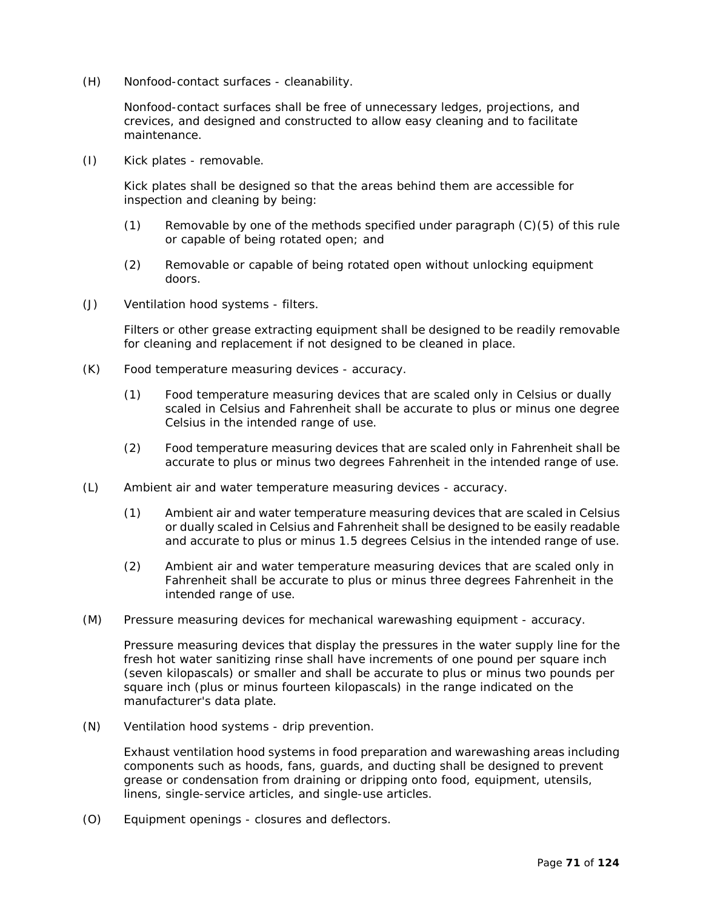(H) Nonfood-contact surfaces - cleanability.

Nonfood-contact surfaces shall be free of unnecessary ledges, projections, and crevices, and designed and constructed to allow easy cleaning and to facilitate maintenance.

(I) Kick plates - removable.

Kick plates shall be designed so that the areas behind them are accessible for inspection and cleaning by being:

(1) Removable by one of the methods specified under paragraph (C)(5) of this rule or capable of being rotated open; and

(2) Removable or capable of being rotated open without unlocking equipment doors.

(J) Ventilation hood systems - filters.

Filters or other grease extracting equipment shall be designed to be readily removable for cleaning and replacement if not designed to be cleaned in place.

(K) Food temperature measuring devices - accuracy.

(1) Food temperature measuring devices that are scaled only in Celsius or dually scaled in Celsius and Fahrenheit shall be accurate to plus or minus one degree Celsius in the intended range of use.

(2) Food temperature measuring devices that are scaled only in Fahrenheit shall be accurate to plus or minus two degrees Fahrenheit in the intended range of use.

(L) Ambient air and water temperature measuring devices - accuracy.

(1) Ambient air and water temperature measuring devices that are scaled in Celsius or dually scaled in Celsius and Fahrenheit shall be designed to be easily readable and accurate to plus or minus 1.5 degrees Celsius in the intended range of use.

(2) Ambient air and water temperature measuring devices that are scaled only in Fahrenheit shall be accurate to plus or minus three degrees Fahrenheit in the intended range of use.

(M) Pressure measuring devices for mechanical warewashing equipment - accuracy.

Pressure measuring devices that display the pressures in the water supply line for the fresh hot water sanitizing rinse shall have increments of one pound per square inch (seven kilopascals) or smaller and shall be accurate to plus or minus two pounds per square inch (plus or minus fourteen kilopascals) in the range indicated on the manufacturer's data plate.

(N) Ventilation hood systems - drip prevention.

Exhaust ventilation hood systems in food preparation and warewashing areas including components such as hoods, fans, guards, and ducting shall be designed to prevent grease or condensation from draining or dripping onto food, equipment, utensils, linens, single-service articles, and single-use articles.

(O) Equipment openings - closures and deflectors.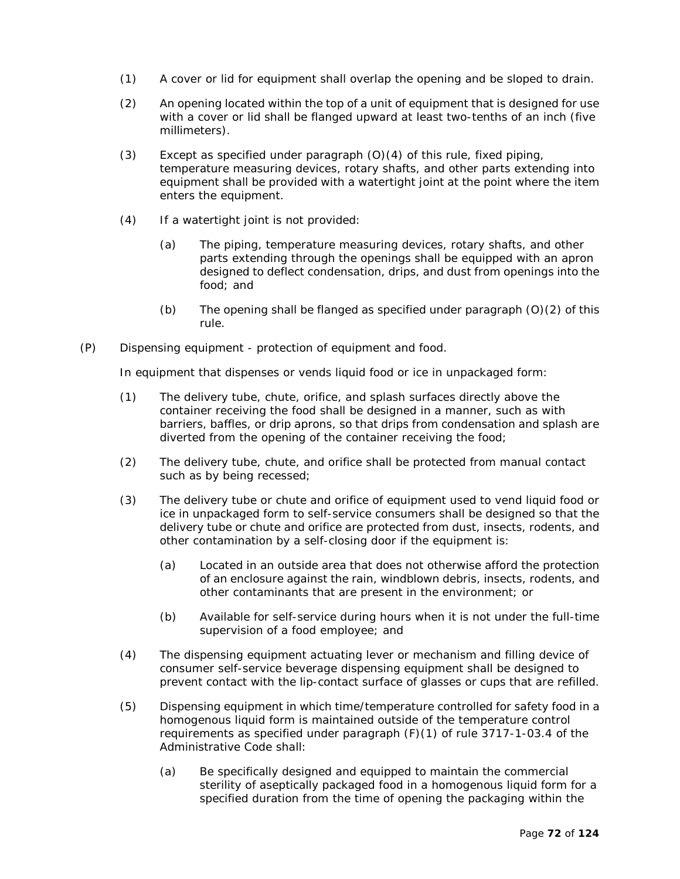(1) A cover or lid for equipment shall overlap the opening and be sloped to drain.

(2) An opening located within the top of a unit of equipment that is designed for use with a cover or lid shall be flanged upward at least two-tenths of an inch (five millimeters).

(3) Except as specified under paragraph (O)(4) of this rule, fixed piping, temperature measuring devices, rotary shafts, and other parts extending into equipment shall be provided with a watertight joint at the point where the item enters the equipment.

(4) If a watertight joint is not provided:

   (a) The piping, temperature measuring devices, rotary shafts, and other parts extending through the openings shall be equipped with an apron designed to deflect condensation, drips, and dust from openings into the food; and

   (b) The opening shall be flanged as specified under paragraph (O)(2) of this rule.

(P) Dispensing equipment - protection of equipment and food.

In equipment that dispenses or vends liquid food or ice in unpackaged form:

(1) The delivery tube, chute, orifice, and splash surfaces directly above the container receiving the food shall be designed in a manner, such as with barriers, baffles, or drip aprons, so that drips from condensation and splash are diverted from the opening of the container receiving the food;

(2) The delivery tube, chute, and orifice shall be protected from manual contact such as by being recessed;

(3) The delivery tube or chute and orifice of equipment used to vend liquid food or ice in unpackaged form to self-service consumers shall be designed so that the delivery tube or chute and orifice are protected from dust, insects, rodents, and other contamination by a self-closing door if the equipment is:

   (a) Located in an outside area that does not otherwise afford the protection of an enclosure against the rain, windblown debris, insects, rodents, and other contaminants that are present in the environment; or

   (b) Available for self-service during hours when it is not under the full-time supervision of a food employee; and

(4) The dispensing equipment actuating lever or mechanism and filling device of consumer self-service beverage dispensing equipment shall be designed to prevent contact with the lip-contact surface of glasses or cups that are refilled.

(5) Dispensing equipment in which time/temperature controlled for safety food in a homogenous liquid form is maintained outside of the temperature control requirements as specified under paragraph (F)(1) of rule 3717-1-03.4 of the Administrative Code shall:

   (a) Be specifically designed and equipped to maintain the commercial sterility of aseptically packaged food in a homogenous liquid form for a specified duration from the time of opening the packaging within the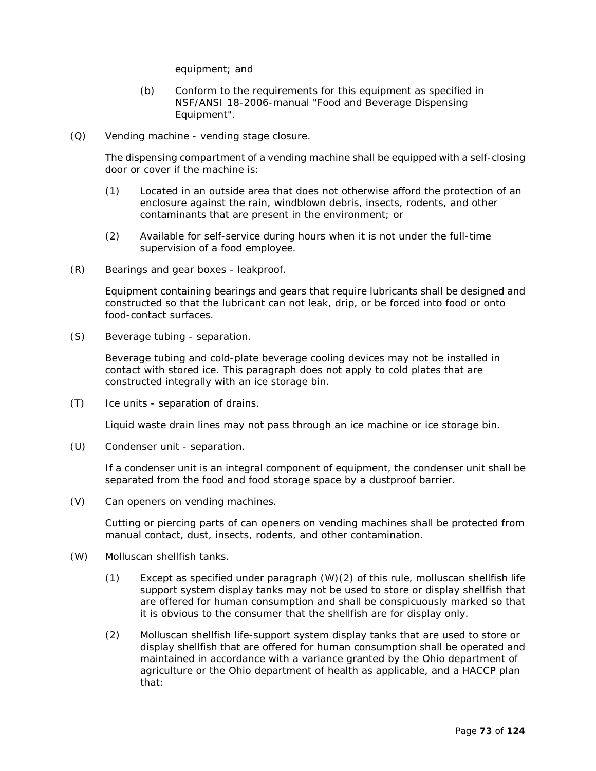equipment; and

(b) Conform to the requirements for this equipment as specified in NSF/ANSI 18-2006-manual "Food and Beverage Dispensing Equipment".

(Q) Vending machine - vending stage closure.

The dispensing compartment of a vending machine shall be equipped with a self-closing door or cover if the machine is:

(1) Located in an outside area that does not otherwise afford the protection of an enclosure against the rain, windblown debris, insects, rodents, and other contaminants that are present in the environment; or

(2) Available for self-service during hours when it is not under the full-time supervision of a food employee.

(R) Bearings and gear boxes - leakproof.

Equipment containing bearings and gears that require lubricants shall be designed and constructed so that the lubricant can not leak, drip, or be forced into food or onto food-contact surfaces.

(S) Beverage tubing - separation.

Beverage tubing and cold-plate beverage cooling devices may not be installed in contact with stored ice. This paragraph does not apply to cold plates that are constructed integrally with an ice storage bin.

(T) Ice units - separation of drains.

Liquid waste drain lines may not pass through an ice machine or ice storage bin.

(U) Condenser unit - separation.

If a condenser unit is an integral component of equipment, the condenser unit shall be separated from the food and food storage space by a dustproof barrier.

(V) Can openers on vending machines.

Cutting or piercing parts of can openers on vending machines shall be protected from manual contact, dust, insects, rodents, and other contamination.

(W) Molluscan shellfish tanks.

(1) Except as specified under paragraph (W)(2) of this rule, molluscan shellfish life support system display tanks may not be used to store or display shellfish that are offered for human consumption and shall be conspicuously marked so that it is obvious to the consumer that the shellfish are for display only.

(2) Molluscan shellfish life-support system display tanks that are used to store or display shellfish that are offered for human consumption shall be operated and maintained in accordance with a variance granted by the Ohio department of agriculture or the Ohio department of health as applicable, and a HACCP plan that: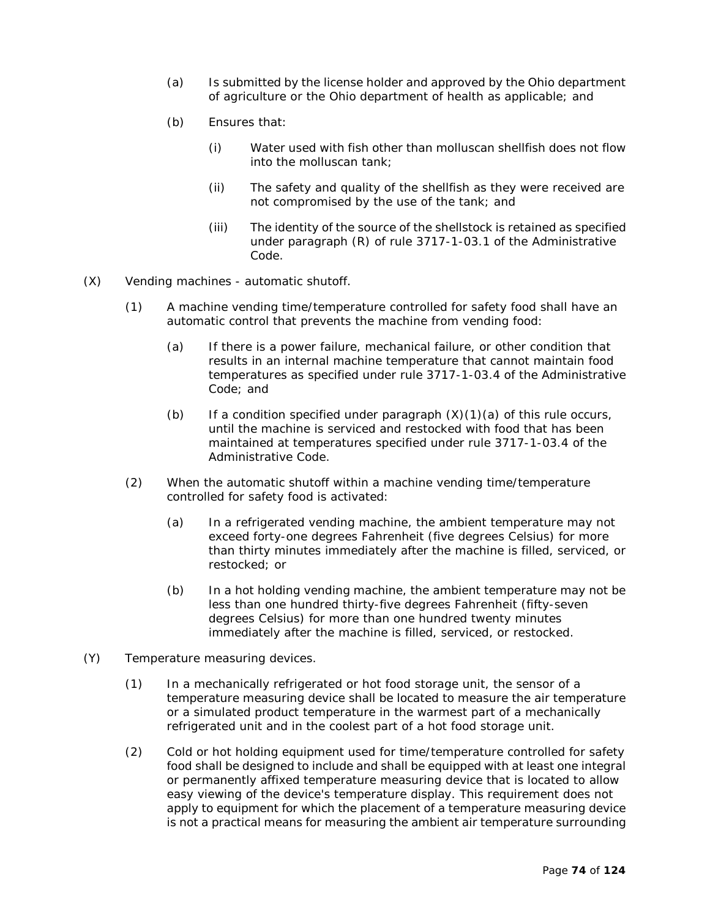(a) Is submitted by the license holder and approved by the Ohio department of agriculture or the Ohio department of health as applicable; and

(b) Ensures that:

(i) Water used with fish other than molluscan shellfish does not flow into the molluscan tank;

(ii) The safety and quality of the shellfish as they were received are not compromised by the use of the tank; and

(iii) The identity of the source of the shellstock is retained as specified under paragraph (R) of rule 3717-1-03.1 of the Administrative Code.

(X) Vending machines - automatic shutoff.

(1) A machine vending time/temperature controlled for safety food shall have an automatic control that prevents the machine from vending food:

(a) If there is a power failure, mechanical failure, or other condition that results in an internal machine temperature that cannot maintain food temperatures as specified under rule 3717-1-03.4 of the Administrative Code; and

(b) If a condition specified under paragraph (X)(1)(a) of this rule occurs, until the machine is serviced and restocked with food that has been maintained at temperatures specified under rule 3717-1-03.4 of the Administrative Code.

(2) When the automatic shutoff within a machine vending time/temperature controlled for safety food is activated:

(a) In a refrigerated vending machine, the ambient temperature may not exceed forty-one degrees Fahrenheit (five degrees Celsius) for more than thirty minutes immediately after the machine is filled, serviced, or restocked; or

(b) In a hot holding vending machine, the ambient temperature may not be less than one hundred thirty-five degrees Fahrenheit (fifty-seven degrees Celsius) for more than one hundred twenty minutes immediately after the machine is filled, serviced, or restocked.

(Y) Temperature measuring devices.

(1) In a mechanically refrigerated or hot food storage unit, the sensor of a temperature measuring device shall be located to measure the air temperature or a simulated product temperature in the warmest part of a mechanically refrigerated unit and in the coolest part of a hot food storage unit.

(2) Cold or hot holding equipment used for time/temperature controlled for safety food shall be designed to include and shall be equipped with at least one integral or permanently affixed temperature measuring device that is located to allow easy viewing of the device's temperature display. This requirement does not apply to equipment for which the placement of a temperature measuring device is not a practical means for measuring the ambient air temperature surrounding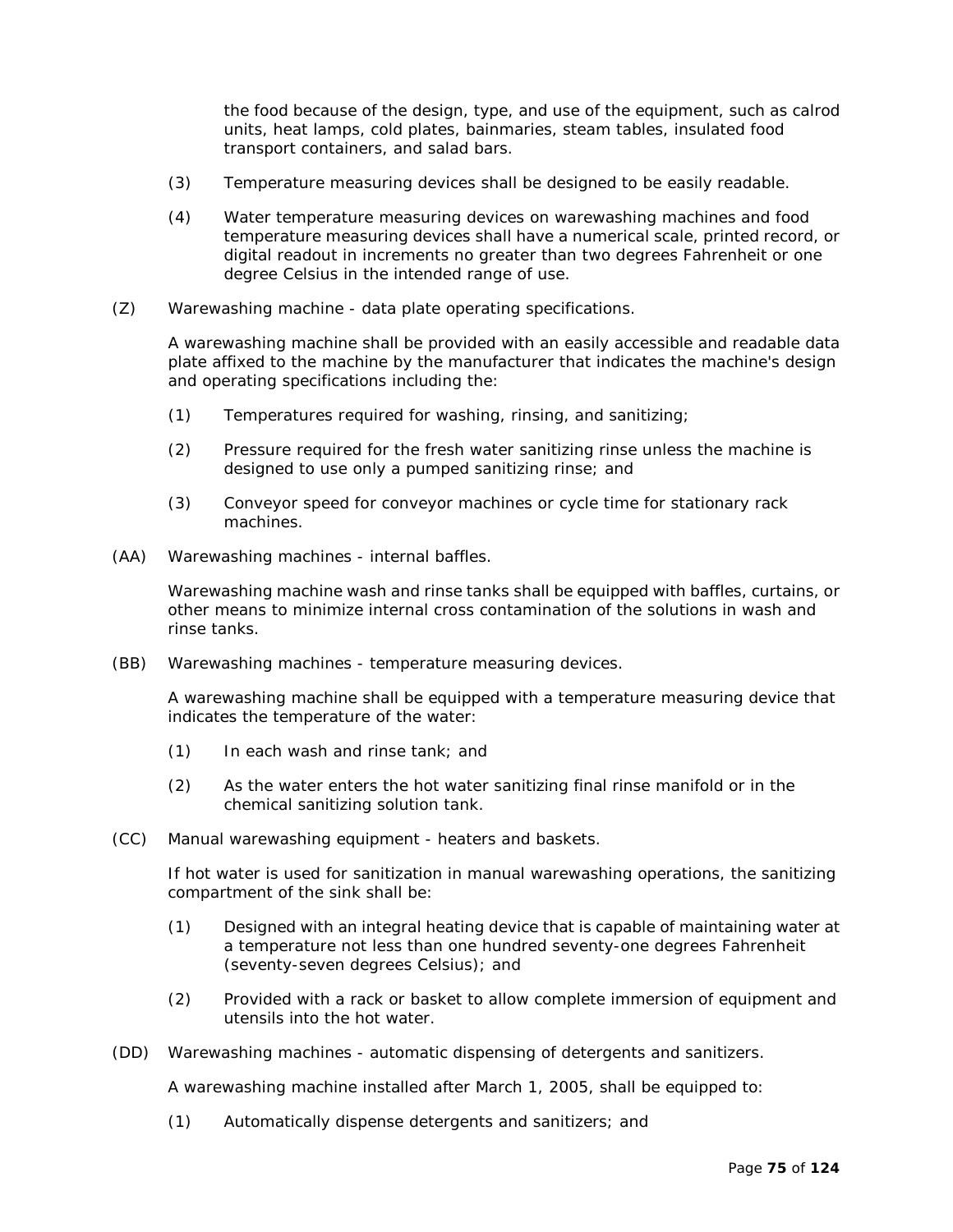the food because of the design, type, and use of the equipment, such as calrod units, heat lamps, cold plates, bainmaries, steam tables, insulated food transport containers, and salad bars.

(3) Temperature measuring devices shall be designed to be easily readable.

(4) Water temperature measuring devices on warewashing machines and food temperature measuring devices shall have a numerical scale, printed record, or digital readout in increments no greater than two degrees Fahrenheit or one degree Celsius in the intended range of use.

(Z) Warewashing machine - data plate operating specifications.

A warewashing machine shall be provided with an easily accessible and readable data plate affixed to the machine by the manufacturer that indicates the machine's design and operating specifications including the:

(1) Temperatures required for washing, rinsing, and sanitizing;

(2) Pressure required for the fresh water sanitizing rinse unless the machine is designed to use only a pumped sanitizing rinse; and

(3) Conveyor speed for conveyor machines or cycle time for stationary rack machines.

(AA) Warewashing machines - internal baffles.

Warewashing machine wash and rinse tanks shall be equipped with baffles, curtains, or other means to minimize internal cross contamination of the solutions in wash and rinse tanks.

(BB) Warewashing machines - temperature measuring devices.

A warewashing machine shall be equipped with a temperature measuring device that indicates the temperature of the water:

(1) In each wash and rinse tank; and

(2) As the water enters the hot water sanitizing final rinse manifold or in the chemical sanitizing solution tank.

(CC) Manual warewashing equipment - heaters and baskets.

If hot water is used for sanitization in manual warewashing operations, the sanitizing compartment of the sink shall be:

(1) Designed with an integral heating device that is capable of maintaining water at a temperature not less than one hundred seventy-one degrees Fahrenheit (seventy-seven degrees Celsius); and

(2) Provided with a rack or basket to allow complete immersion of equipment and utensils into the hot water.

(DD) Warewashing machines - automatic dispensing of detergents and sanitizers.

A warewashing machine installed after March 1, 2005, shall be equipped to:

(1) Automatically dispense detergents and sanitizers; and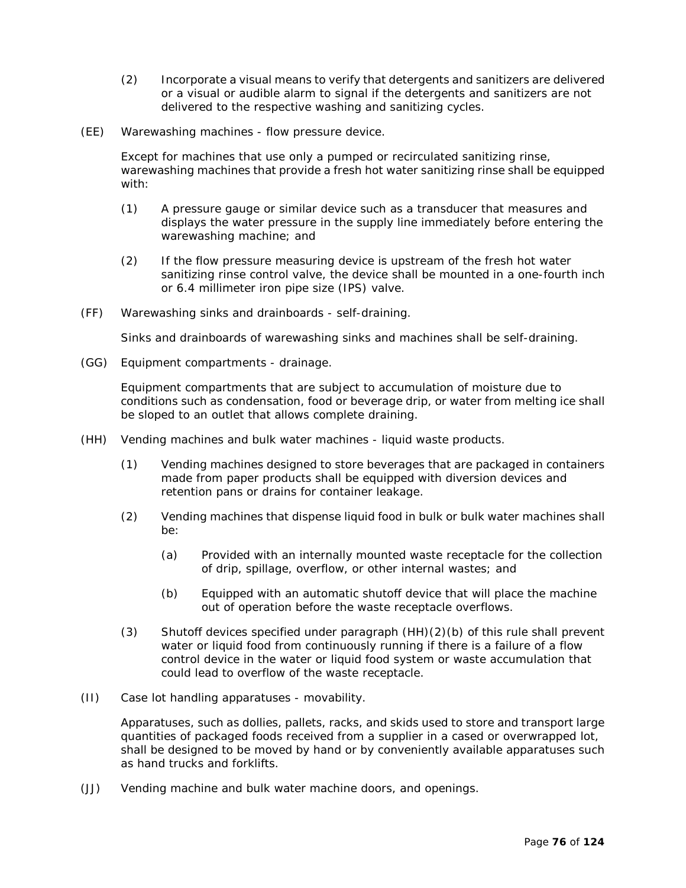(2) Incorporate a visual means to verify that detergents and sanitizers are delivered or a visual or audible alarm to signal if the detergents and sanitizers are not delivered to the respective washing and sanitizing cycles.

(EE) Warewashing machines - flow pressure device.

Except for machines that use only a pumped or recirculated sanitizing rinse, warewashing machines that provide a fresh hot water sanitizing rinse shall be equipped with:

(1) A pressure gauge or similar device such as a transducer that measures and displays the water pressure in the supply line immediately before entering the warewashing machine; and

(2) If the flow pressure measuring device is upstream of the fresh hot water sanitizing rinse control valve, the device shall be mounted in a one-fourth inch or 6.4 millimeter iron pipe size (IPS) valve.

(FF) Warewashing sinks and drainboards - self-draining.

Sinks and drainboards of warewashing sinks and machines shall be self-draining.

(GG) Equipment compartments - drainage.

Equipment compartments that are subject to accumulation of moisture due to conditions such as condensation, food or beverage drip, or water from melting ice shall be sloped to an outlet that allows complete draining.

(HH) Vending machines and bulk water machines - liquid waste products.

(1) Vending machines designed to store beverages that are packaged in containers made from paper products shall be equipped with diversion devices and retention pans or drains for container leakage.

(2) Vending machines that dispense liquid food in bulk or bulk water machines shall be:

(a) Provided with an internally mounted waste receptacle for the collection of drip, spillage, overflow, or other internal wastes; and

(b) Equipped with an automatic shutoff device that will place the machine out of operation before the waste receptacle overflows.

(3) Shutoff devices specified under paragraph (HH)(2)(b) of this rule shall prevent water or liquid food from continuously running if there is a failure of a flow control device in the water or liquid food system or waste accumulation that could lead to overflow of the waste receptacle.

(II) Case lot handling apparatuses - movability.

Apparatuses, such as dollies, pallets, racks, and skids used to store and transport large quantities of packaged foods received from a supplier in a cased or overwrapped lot, shall be designed to be moved by hand or by conveniently available apparatuses such as hand trucks and forklifts.

(JJ) Vending machine and bulk water machine doors, and openings.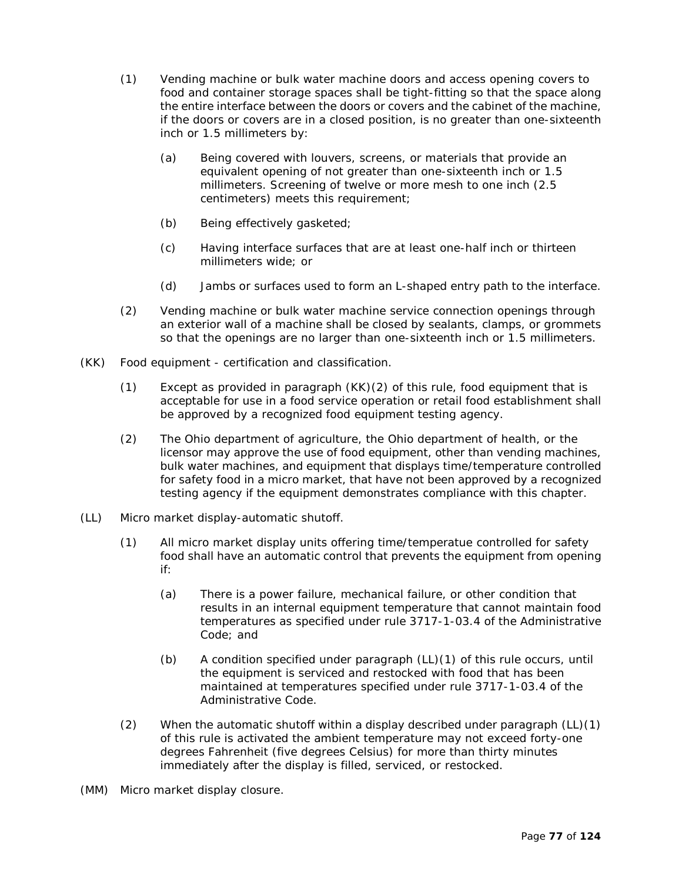(1) Vending machine or bulk water machine doors and access opening covers to food and container storage spaces shall be tight-fitting so that the space along the entire interface between the doors or covers and the cabinet of the machine, if the doors or covers are in a closed position, is no greater than one-sixteenth inch or 1.5 millimeters by:

(a) Being covered with louvers, screens, or materials that provide an equivalent opening of not greater than one-sixteenth inch or 1.5 millimeters. Screening of twelve or more mesh to one inch (2.5 centimeters) meets this requirement;

(b) Being effectively gasketed;

(c) Having interface surfaces that are at least one-half inch or thirteen millimeters wide; or

(d) Jambs or surfaces used to form an L-shaped entry path to the interface.

(2) Vending machine or bulk water machine service connection openings through an exterior wall of a machine shall be closed by sealants, clamps, or grommets so that the openings are no larger than one-sixteenth inch or 1.5 millimeters.

(KK) Food equipment - certification and classification.

(1) Except as provided in paragraph (KK)(2) of this rule, food equipment that is acceptable for use in a food service operation or retail food establishment shall be approved by a recognized food equipment testing agency.

(2) The Ohio department of agriculture, the Ohio department of health, or the licensor may approve the use of food equipment, other than vending machines, bulk water machines, and equipment that displays time/temperature controlled for safety food in a micro market, that have not been approved by a recognized testing agency if the equipment demonstrates compliance with this chapter.

(LL) Micro market display-automatic shutoff.

(1) All micro market display units offering time/temperatue controlled for safety food shall have an automatic control that prevents the equipment from opening if:

(a) There is a power failure, mechanical failure, or other condition that results in an internal equipment temperature that cannot maintain food temperatures as specified under rule 3717-1-03.4 of the Administrative Code; and

(b) A condition specified under paragraph (LL)(1) of this rule occurs, until the equipment is serviced and restocked with food that has been maintained at temperatures specified under rule 3717-1-03.4 of the Administrative Code.

(2) When the automatic shutoff within a display described under paragraph (LL)(1) of this rule is activated the ambient temperature may not exceed forty-one degrees Fahrenheit (five degrees Celsius) for more than thirty minutes immediately after the display is filled, serviced, or restocked.

(MM) Micro market display closure.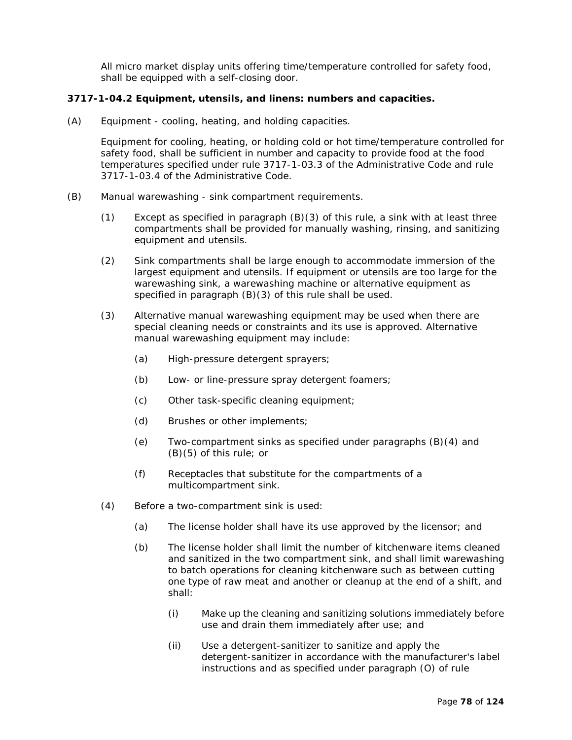All micro market display units offering time/temperature controlled for safety food, shall be equipped with a self-closing door.

**3717-1-04.2 Equipment, utensils, and linens: numbers and capacities.**

(A) Equipment - cooling, heating, and holding capacities.

Equipment for cooling, heating, or holding cold or hot time/temperature controlled for safety food, shall be sufficient in number and capacity to provide food at the food temperatures specified under rule 3717-1-03.3 of the Administrative Code and rule 3717-1-03.4 of the Administrative Code.

(B) Manual warewashing - sink compartment requirements.

(1) Except as specified in paragraph (B)(3) of this rule, a sink with at least three compartments shall be provided for manually washing, rinsing, and sanitizing equipment and utensils.

(2) Sink compartments shall be large enough to accommodate immersion of the largest equipment and utensils. If equipment or utensils are too large for the warewashing sink, a warewashing machine or alternative equipment as specified in paragraph (B)(3) of this rule shall be used.

(3) Alternative manual warewashing equipment may be used when there are special cleaning needs or constraints and its use is approved. Alternative manual warewashing equipment may include:

(a) High-pressure detergent sprayers;

(b) Low- or line-pressure spray detergent foamers;

(c) Other task-specific cleaning equipment;

(d) Brushes or other implements;

(e) Two-compartment sinks as specified under paragraphs (B)(4) and (B)(5) of this rule; or

(f) Receptacles that substitute for the compartments of a multicompartment sink.

(4) Before a two-compartment sink is used:

(a) The license holder shall have its use approved by the licensor; and

(b) The license holder shall limit the number of kitchenware items cleaned and sanitized in the two compartment sink, and shall limit warewashing to batch operations for cleaning kitchenware such as between cutting one type of raw meat and another or cleanup at the end of a shift, and shall:

(i) Make up the cleaning and sanitizing solutions immediately before use and drain them immediately after use; and

(ii) Use a detergent-sanitizer to sanitize and apply the detergent-sanitizer in accordance with the manufacturer's label instructions and as specified under paragraph (O) of rule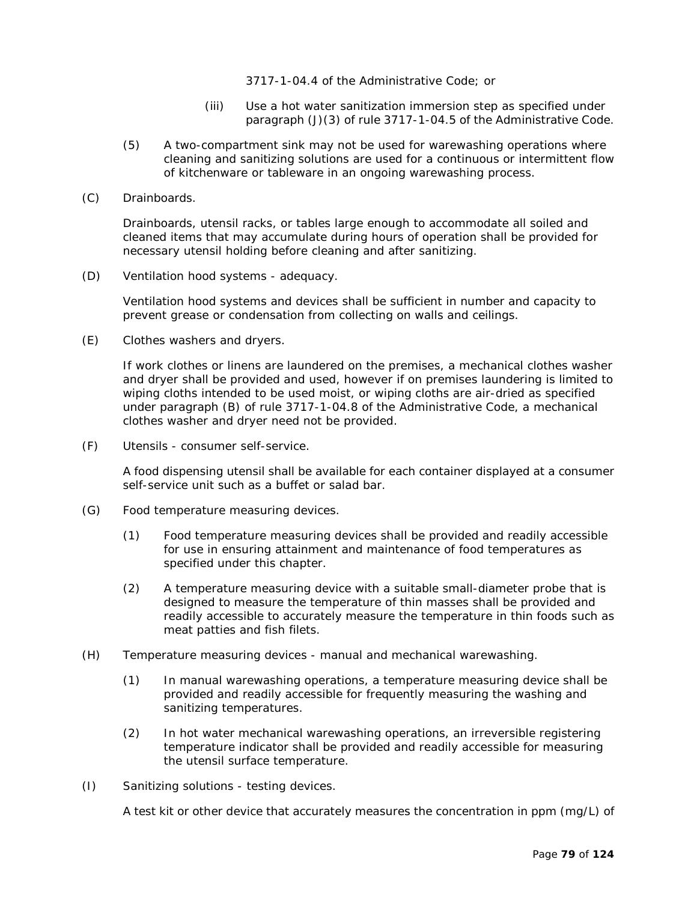3717-1-04.4 of the Administrative Code; or

(iii) Use a hot water sanitization immersion step as specified under paragraph (J)(3) of rule 3717-1-04.5 of the Administrative Code.

(5) A two-compartment sink may not be used for warewashing operations where cleaning and sanitizing solutions are used for a continuous or intermittent flow of kitchenware or tableware in an ongoing warewashing process.

(C) Drainboards.

Drainboards, utensil racks, or tables large enough to accommodate all soiled and cleaned items that may accumulate during hours of operation shall be provided for necessary utensil holding before cleaning and after sanitizing.

(D) Ventilation hood systems - adequacy.

Ventilation hood systems and devices shall be sufficient in number and capacity to prevent grease or condensation from collecting on walls and ceilings.

(E) Clothes washers and dryers.

If work clothes or linens are laundered on the premises, a mechanical clothes washer and dryer shall be provided and used, however if on premises laundering is limited to wiping cloths intended to be used moist, or wiping cloths are air-dried as specified under paragraph (B) of rule 3717-1-04.8 of the Administrative Code, a mechanical clothes washer and dryer need not be provided.

(F) Utensils - consumer self-service.

A food dispensing utensil shall be available for each container displayed at a consumer self-service unit such as a buffet or salad bar.

(G) Food temperature measuring devices.

(1) Food temperature measuring devices shall be provided and readily accessible for use in ensuring attainment and maintenance of food temperatures as specified under this chapter.

(2) A temperature measuring device with a suitable small-diameter probe that is designed to measure the temperature of thin masses shall be provided and readily accessible to accurately measure the temperature in thin foods such as meat patties and fish filets.

(H) Temperature measuring devices - manual and mechanical warewashing.

(1) In manual warewashing operations, a temperature measuring device shall be provided and readily accessible for frequently measuring the washing and sanitizing temperatures.

(2) In hot water mechanical warewashing operations, an irreversible registering temperature indicator shall be provided and readily accessible for measuring the utensil surface temperature.

(I) Sanitizing solutions - testing devices.

A test kit or other device that accurately measures the concentration in ppm (mg/L) of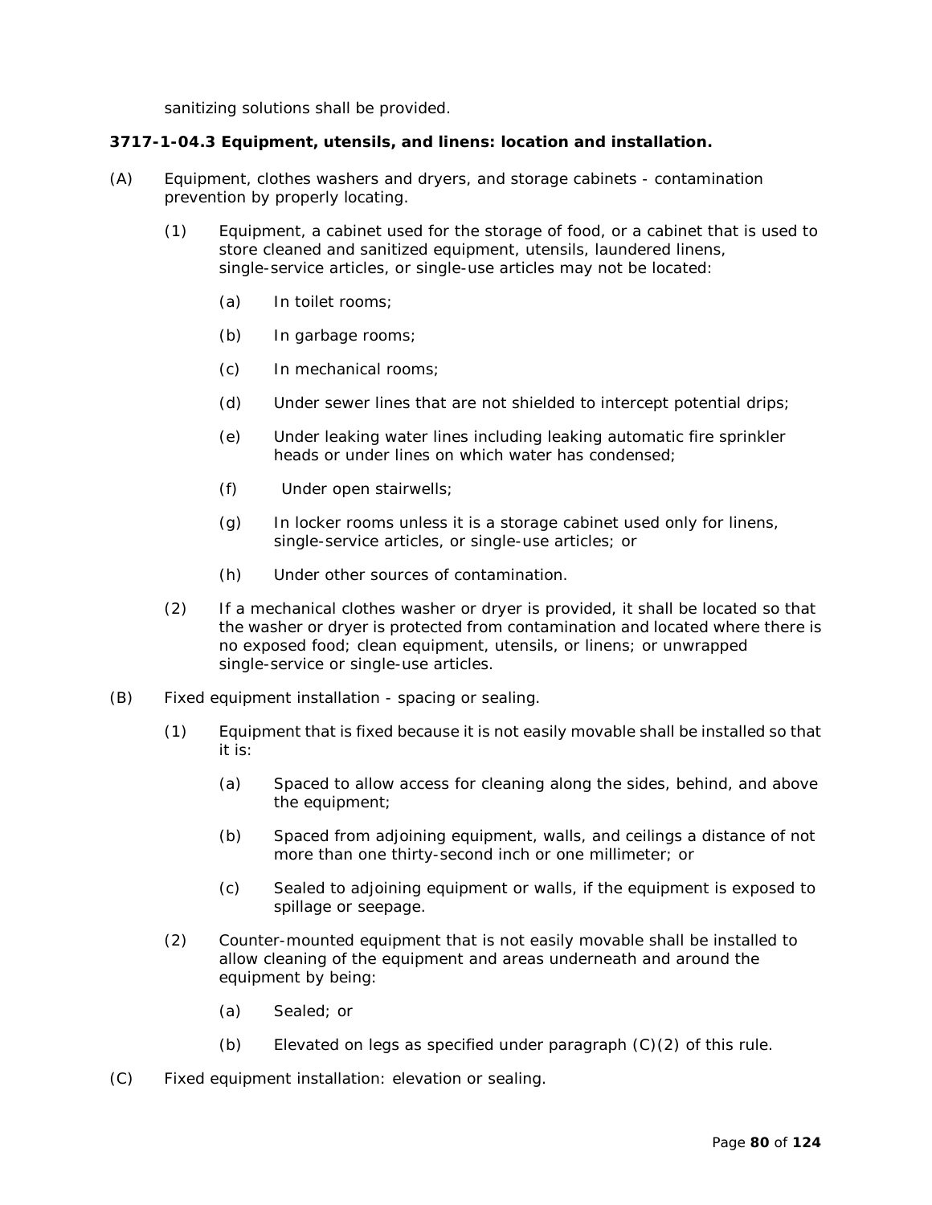sanitizing solutions shall be provided.

**3717-1-04.3 Equipment, utensils, and linens: location and installation.**

(A) Equipment, clothes washers and dryers, and storage cabinets - contamination prevention by properly locating.

  (1) Equipment, a cabinet used for the storage of food, or a cabinet that is used to store cleaned and sanitized equipment, utensils, laundered linens, single-service articles, or single-use articles may not be located:

    (a) In toilet rooms;

    (b) In garbage rooms;

    (c) In mechanical rooms;

    (d) Under sewer lines that are not shielded to intercept potential drips;

    (e) Under leaking water lines including leaking automatic fire sprinkler heads or under lines on which water has condensed;

    (f) Under open stairwells;

    (g) In locker rooms unless it is a storage cabinet used only for linens, single-service articles, or single-use articles; or

    (h) Under other sources of contamination.

  (2) If a mechanical clothes washer or dryer is provided, it shall be located so that the washer or dryer is protected from contamination and located where there is no exposed food; clean equipment, utensils, or linens; or unwrapped single-service or single-use articles.

(B) Fixed equipment installation - spacing or sealing.

  (1) Equipment that is fixed because it is not easily movable shall be installed so that it is:

    (a) Spaced to allow access for cleaning along the sides, behind, and above the equipment;

    (b) Spaced from adjoining equipment, walls, and ceilings a distance of not more than one thirty-second inch or one millimeter; or

    (c) Sealed to adjoining equipment or walls, if the equipment is exposed to spillage or seepage.

  (2) Counter-mounted equipment that is not easily movable shall be installed to allow cleaning of the equipment and areas underneath and around the equipment by being:

    (a) Sealed; or

    (b) Elevated on legs as specified under paragraph (C)(2) of this rule.

(C) Fixed equipment installation: elevation or sealing.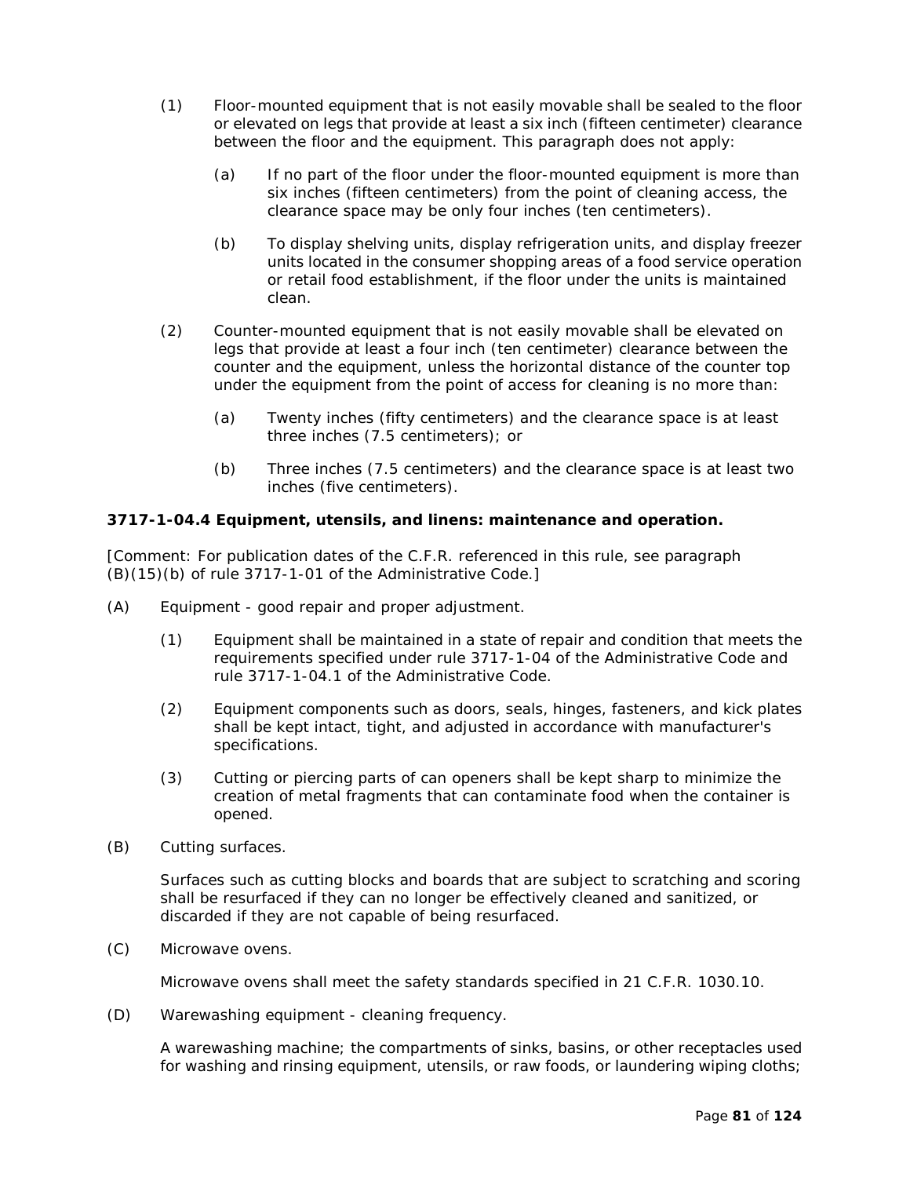(1) Floor-mounted equipment that is not easily movable shall be sealed to the floor or elevated on legs that provide at least a six inch (fifteen centimeter) clearance between the floor and the equipment. This paragraph does not apply:

   (a) If no part of the floor under the floor-mounted equipment is more than six inches (fifteen centimeters) from the point of cleaning access, the clearance space may be only four inches (ten centimeters).

   (b) To display shelving units, display refrigeration units, and display freezer units located in the consumer shopping areas of a food service operation or retail food establishment, if the floor under the units is maintained clean.

(2) Counter-mounted equipment that is not easily movable shall be elevated on legs that provide at least a four inch (ten centimeter) clearance between the counter and the equipment, unless the horizontal distance of the counter top under the equipment from the point of access for cleaning is no more than:

   (a) Twenty inches (fifty centimeters) and the clearance space is at least three inches (7.5 centimeters); or

   (b) Three inches (7.5 centimeters) and the clearance space is at least two inches (five centimeters).

**3717-1-04.4 Equipment, utensils, and linens: maintenance and operation.**

[Comment: For publication dates of the C.F.R. referenced in this rule, see paragraph (B)(15)(b) of rule 3717-1-01 of the Administrative Code.]

(A) Equipment - good repair and proper adjustment.

   (1) Equipment shall be maintained in a state of repair and condition that meets the requirements specified under rule 3717-1-04 of the Administrative Code and rule 3717-1-04.1 of the Administrative Code.

   (2) Equipment components such as doors, seals, hinges, fasteners, and kick plates shall be kept intact, tight, and adjusted in accordance with manufacturer's specifications.

   (3) Cutting or piercing parts of can openers shall be kept sharp to minimize the creation of metal fragments that can contaminate food when the container is opened.

(B) Cutting surfaces.

   Surfaces such as cutting blocks and boards that are subject to scratching and scoring shall be resurfaced if they can no longer be effectively cleaned and sanitized, or discarded if they are not capable of being resurfaced.

(C) Microwave ovens.

   Microwave ovens shall meet the safety standards specified in 21 C.F.R. 1030.10.

(D) Warewashing equipment - cleaning frequency.

   A warewashing machine; the compartments of sinks, basins, or other receptacles used for washing and rinsing equipment, utensils, or raw foods, or laundering wiping cloths;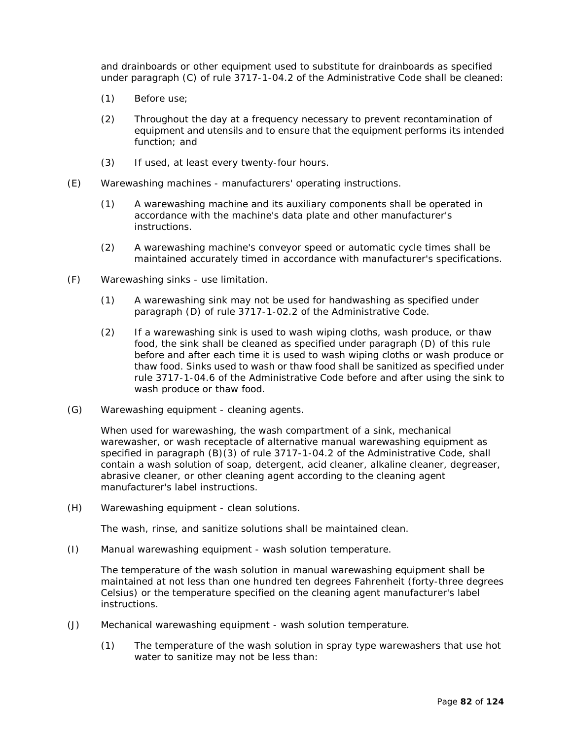and drainboards or other equipment used to substitute for drainboards as specified under paragraph (C) of rule 3717-1-04.2 of the Administrative Code shall be cleaned:

(1) Before use;

(2) Throughout the day at a frequency necessary to prevent recontamination of equipment and utensils and to ensure that the equipment performs its intended function; and

(3) If used, at least every twenty-four hours.

(E) Warewashing machines - manufacturers' operating instructions.

(1) A warewashing machine and its auxiliary components shall be operated in accordance with the machine's data plate and other manufacturer's instructions.

(2) A warewashing machine's conveyor speed or automatic cycle times shall be maintained accurately timed in accordance with manufacturer's specifications.

(F) Warewashing sinks - use limitation.

(1) A warewashing sink may not be used for handwashing as specified under paragraph (D) of rule 3717-1-02.2 of the Administrative Code.

(2) If a warewashing sink is used to wash wiping cloths, wash produce, or thaw food, the sink shall be cleaned as specified under paragraph (D) of this rule before and after each time it is used to wash wiping cloths or wash produce or thaw food. Sinks used to wash or thaw food shall be sanitized as specified under rule 3717-1-04.6 of the Administrative Code before and after using the sink to wash produce or thaw food.

(G) Warewashing equipment - cleaning agents.

When used for warewashing, the wash compartment of a sink, mechanical warewasher, or wash receptacle of alternative manual warewashing equipment as specified in paragraph (B)(3) of rule 3717-1-04.2 of the Administrative Code, shall contain a wash solution of soap, detergent, acid cleaner, alkaline cleaner, degreaser, abrasive cleaner, or other cleaning agent according to the cleaning agent manufacturer's label instructions.

(H) Warewashing equipment - clean solutions.

The wash, rinse, and sanitize solutions shall be maintained clean.

(I) Manual warewashing equipment - wash solution temperature.

The temperature of the wash solution in manual warewashing equipment shall be maintained at not less than one hundred ten degrees Fahrenheit (forty-three degrees Celsius) or the temperature specified on the cleaning agent manufacturer's label instructions.

(J) Mechanical warewashing equipment - wash solution temperature.

(1) The temperature of the wash solution in spray type warewashers that use hot water to sanitize may not be less than: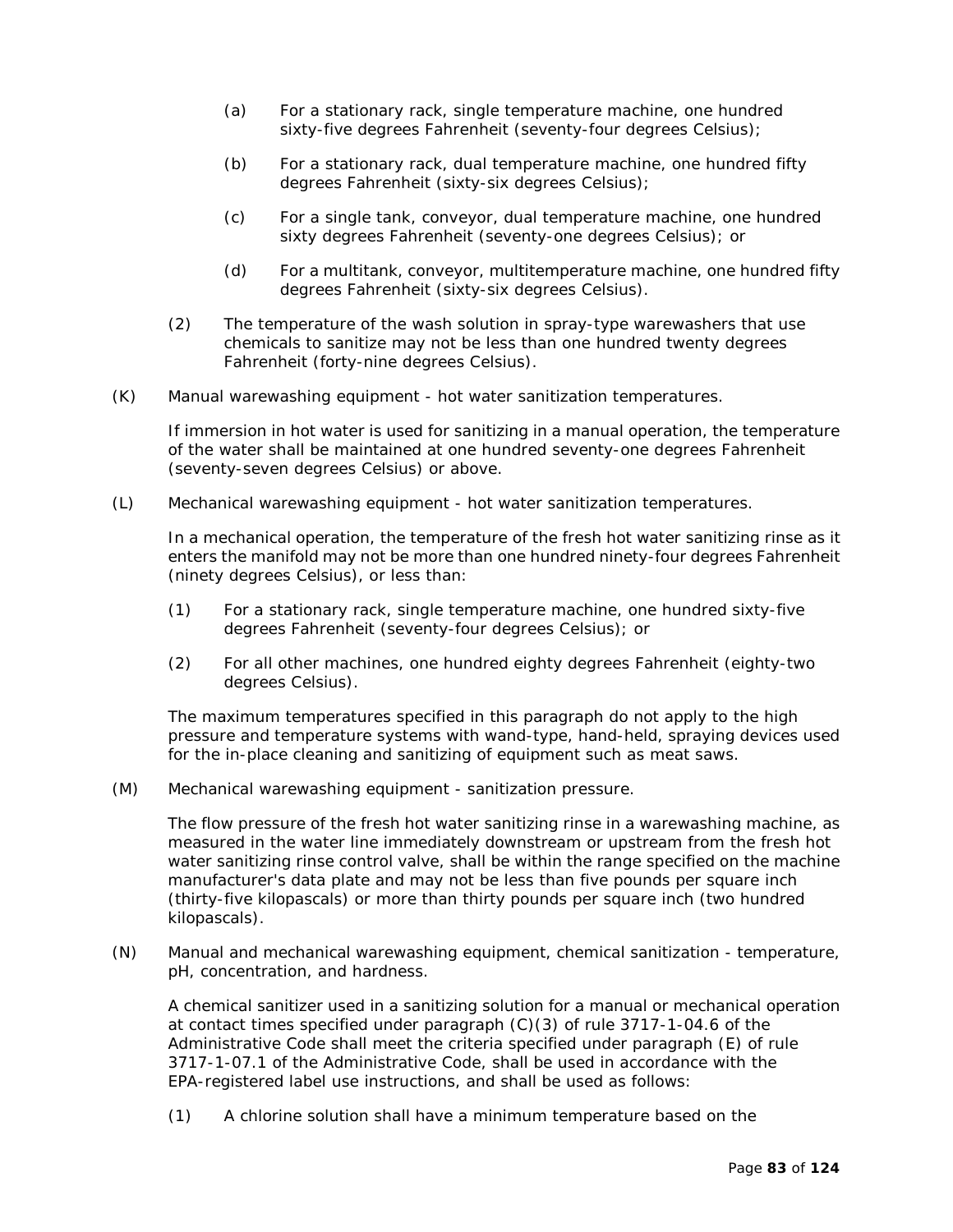(a) For a stationary rack, single temperature machine, one hundred sixty-five degrees Fahrenheit (seventy-four degrees Celsius);

(b) For a stationary rack, dual temperature machine, one hundred fifty degrees Fahrenheit (sixty-six degrees Celsius);

(c) For a single tank, conveyor, dual temperature machine, one hundred sixty degrees Fahrenheit (seventy-one degrees Celsius); or

(d) For a multitank, conveyor, multitemperature machine, one hundred fifty degrees Fahrenheit (sixty-six degrees Celsius).

(2) The temperature of the wash solution in spray-type warewashers that use chemicals to sanitize may not be less than one hundred twenty degrees Fahrenheit (forty-nine degrees Celsius).

(K) Manual warewashing equipment - hot water sanitization temperatures.

If immersion in hot water is used for sanitizing in a manual operation, the temperature of the water shall be maintained at one hundred seventy-one degrees Fahrenheit (seventy-seven degrees Celsius) or above.

(L) Mechanical warewashing equipment - hot water sanitization temperatures.

In a mechanical operation, the temperature of the fresh hot water sanitizing rinse as it enters the manifold may not be more than one hundred ninety-four degrees Fahrenheit (ninety degrees Celsius), or less than:

(1) For a stationary rack, single temperature machine, one hundred sixty-five degrees Fahrenheit (seventy-four degrees Celsius); or

(2) For all other machines, one hundred eighty degrees Fahrenheit (eighty-two degrees Celsius).

The maximum temperatures specified in this paragraph do not apply to the high pressure and temperature systems with wand-type, hand-held, spraying devices used for the in-place cleaning and sanitizing of equipment such as meat saws.

(M) Mechanical warewashing equipment - sanitization pressure.

The flow pressure of the fresh hot water sanitizing rinse in a warewashing machine, as measured in the water line immediately downstream or upstream from the fresh hot water sanitizing rinse control valve, shall be within the range specified on the machine manufacturer's data plate and may not be less than five pounds per square inch (thirty-five kilopascals) or more than thirty pounds per square inch (two hundred kilopascals).

(N) Manual and mechanical warewashing equipment, chemical sanitization - temperature, pH, concentration, and hardness.

A chemical sanitizer used in a sanitizing solution for a manual or mechanical operation at contact times specified under paragraph (C)(3) of rule 3717-1-04.6 of the Administrative Code shall meet the criteria specified under paragraph (E) of rule 3717-1-07.1 of the Administrative Code, shall be used in accordance with the EPA-registered label use instructions, and shall be used as follows:

(1) A chlorine solution shall have a minimum temperature based on the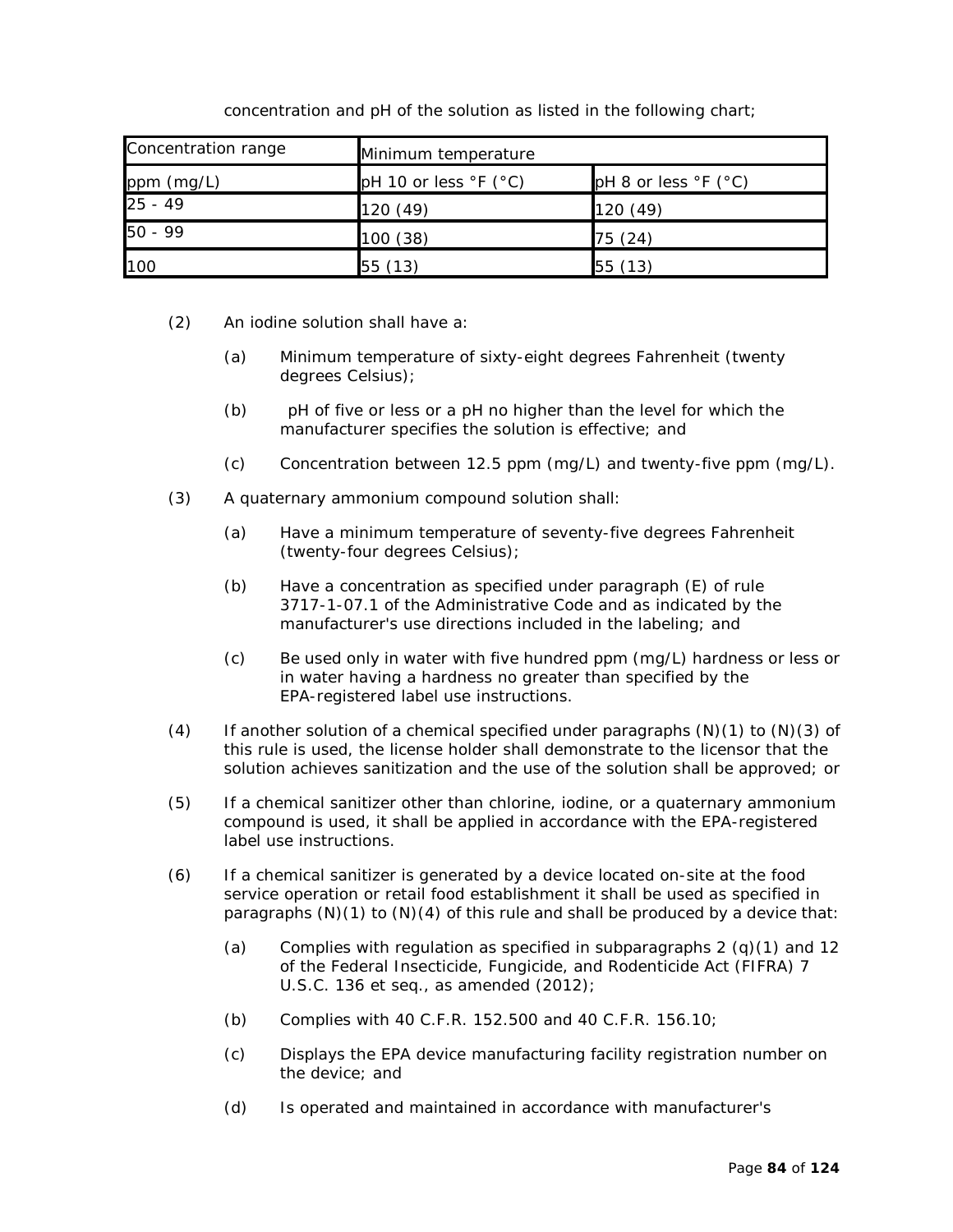concentration and pH of the solution as listed in the following chart;

| Concentration range | Minimum temperature | |
|---|---|---|
| ppm (mg/L) | pH 10 or less °F (°C) | pH 8 or less °F (°C) |
| 25 - 49 | 120 (49) | 120 (49) |
| 50 - 99 | 100 (38) | 75 (24) |
| 100 | 55 (13) | 55 (13) |

(2) An iodine solution shall have a:

(a) Minimum temperature of sixty-eight degrees Fahrenheit (twenty degrees Celsius);

(b) pH of five or less or a pH no higher than the level for which the manufacturer specifies the solution is effective; and

(c) Concentration between 12.5 ppm (mg/L) and twenty-five ppm (mg/L).

(3) A quaternary ammonium compound solution shall:

(a) Have a minimum temperature of seventy-five degrees Fahrenheit (twenty-four degrees Celsius);

(b) Have a concentration as specified under paragraph (E) of rule 3717-1-07.1 of the Administrative Code and as indicated by the manufacturer's use directions included in the labeling; and

(c) Be used only in water with five hundred ppm (mg/L) hardness or less or in water having a hardness no greater than specified by the EPA-registered label use instructions.

(4) If another solution of a chemical specified under paragraphs (N)(1) to (N)(3) of this rule is used, the license holder shall demonstrate to the licensor that the solution achieves sanitization and the use of the solution shall be approved; or

(5) If a chemical sanitizer other than chlorine, iodine, or a quaternary ammonium compound is used, it shall be applied in accordance with the EPA-registered label use instructions.

(6) If a chemical sanitizer is generated by a device located on-site at the food service operation or retail food establishment it shall be used as specified in paragraphs (N)(1) to (N)(4) of this rule and shall be produced by a device that:

(a) Complies with regulation as specified in subparagraphs 2 (q)(1) and 12 of the Federal Insecticide, Fungicide, and Rodenticide Act (FIFRA) 7 U.S.C. 136 et seq., as amended (2012);

(b) Complies with 40 C.F.R. 152.500 and 40 C.F.R. 156.10;

(c) Displays the EPA device manufacturing facility registration number on the device; and

(d) Is operated and maintained in accordance with manufacturer's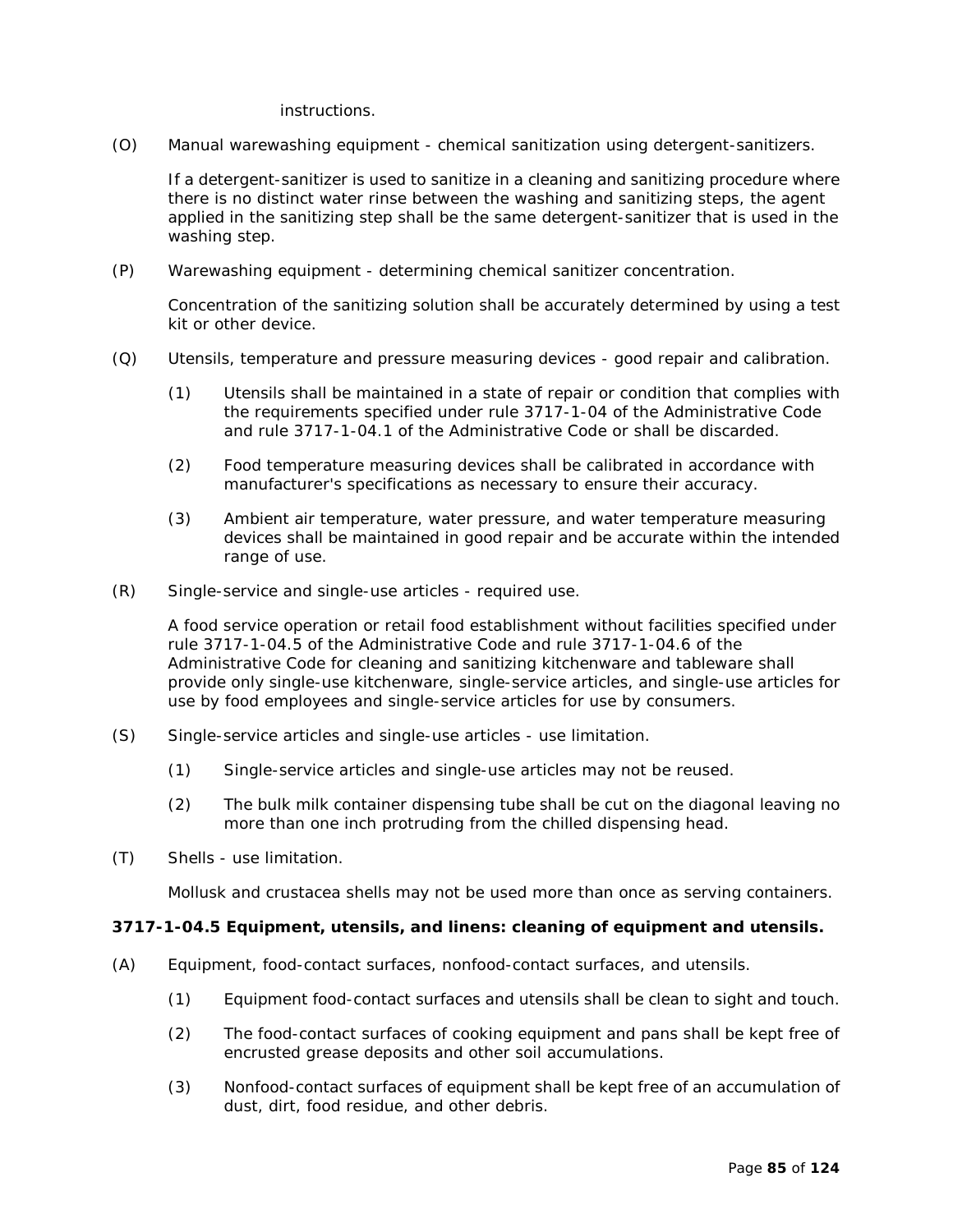instructions.

(O) Manual warewashing equipment - chemical sanitization using detergent-sanitizers.

If a detergent-sanitizer is used to sanitize in a cleaning and sanitizing procedure where there is no distinct water rinse between the washing and sanitizing steps, the agent applied in the sanitizing step shall be the same detergent-sanitizer that is used in the washing step.

(P) Warewashing equipment - determining chemical sanitizer concentration.

Concentration of the sanitizing solution shall be accurately determined by using a test kit or other device.

(Q) Utensils, temperature and pressure measuring devices - good repair and calibration.

- (1) Utensils shall be maintained in a state of repair or condition that complies with the requirements specified under rule 3717-1-04 of the Administrative Code and rule 3717-1-04.1 of the Administrative Code or shall be discarded.
- (2) Food temperature measuring devices shall be calibrated in accordance with manufacturer's specifications as necessary to ensure their accuracy.
- (3) Ambient air temperature, water pressure, and water temperature measuring devices shall be maintained in good repair and be accurate within the intended range of use.

(R) Single-service and single-use articles - required use.

A food service operation or retail food establishment without facilities specified under rule 3717-1-04.5 of the Administrative Code and rule 3717-1-04.6 of the Administrative Code for cleaning and sanitizing kitchenware and tableware shall provide only single-use kitchenware, single-service articles, and single-use articles for use by food employees and single-service articles for use by consumers.

(S) Single-service articles and single-use articles - use limitation.

- (1) Single-service articles and single-use articles may not be reused.
- (2) The bulk milk container dispensing tube shall be cut on the diagonal leaving no more than one inch protruding from the chilled dispensing head.

(T) Shells - use limitation.

Mollusk and crustacea shells may not be used more than once as serving containers.

**3717-1-04.5 Equipment, utensils, and linens: cleaning of equipment and utensils.**

(A) Equipment, food-contact surfaces, nonfood-contact surfaces, and utensils.

- (1) Equipment food-contact surfaces and utensils shall be clean to sight and touch.
- (2) The food-contact surfaces of cooking equipment and pans shall be kept free of encrusted grease deposits and other soil accumulations.
- (3) Nonfood-contact surfaces of equipment shall be kept free of an accumulation of dust, dirt, food residue, and other debris.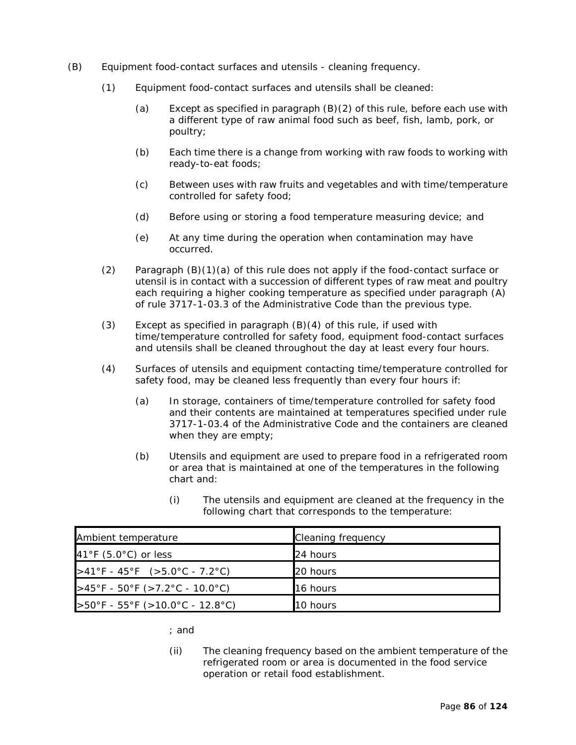(B) Equipment food-contact surfaces and utensils - cleaning frequency.

(1) Equipment food-contact surfaces and utensils shall be cleaned:

(a) Except as specified in paragraph (B)(2) of this rule, before each use with a different type of raw animal food such as beef, fish, lamb, pork, or poultry;

(b) Each time there is a change from working with raw foods to working with ready-to-eat foods;

(c) Between uses with raw fruits and vegetables and with time/temperature controlled for safety food;

(d) Before using or storing a food temperature measuring device; and

(e) At any time during the operation when contamination may have occurred.

(2) Paragraph (B)(1)(a) of this rule does not apply if the food-contact surface or utensil is in contact with a succession of different types of raw meat and poultry each requiring a higher cooking temperature as specified under paragraph (A) of rule 3717-1-03.3 of the Administrative Code than the previous type.

(3) Except as specified in paragraph (B)(4) of this rule, if used with time/temperature controlled for safety food, equipment food-contact surfaces and utensils shall be cleaned throughout the day at least every four hours.

(4) Surfaces of utensils and equipment contacting time/temperature controlled for safety food, may be cleaned less frequently than every four hours if:

(a) In storage, containers of time/temperature controlled for safety food and their contents are maintained at temperatures specified under rule 3717-1-03.4 of the Administrative Code and the containers are cleaned when they are empty;

(b) Utensils and equipment are used to prepare food in a refrigerated room or area that is maintained at one of the temperatures in the following chart and:

(i) The utensils and equipment are cleaned at the frequency in the following chart that corresponds to the temperature:

| Ambient temperature | Cleaning frequency |
|---|---|
| 41°F (5.0°C) or less | 24 hours |
| >41°F - 45°F (>5.0°C - 7.2°C) | 20 hours |
| >45°F - 50°F (>7.2°C - 10.0°C) | 16 hours |
| >50°F - 55°F (>10.0°C - 12.8°C) | 10 hours |

; and

(ii) The cleaning frequency based on the ambient temperature of the refrigerated room or area is documented in the food service operation or retail food establishment.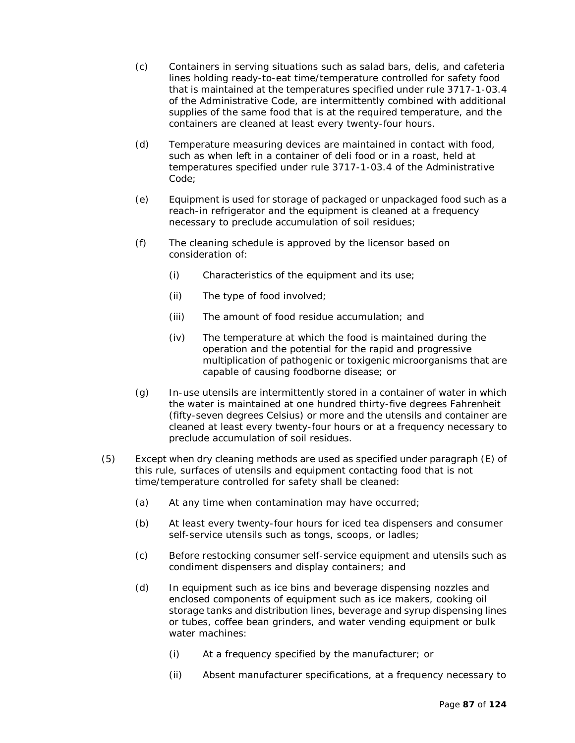(c) Containers in serving situations such as salad bars, delis, and cafeteria lines holding ready-to-eat time/temperature controlled for safety food that is maintained at the temperatures specified under rule 3717-1-03.4 of the Administrative Code, are intermittently combined with additional supplies of the same food that is at the required temperature, and the containers are cleaned at least every twenty-four hours.

(d) Temperature measuring devices are maintained in contact with food, such as when left in a container of deli food or in a roast, held at temperatures specified under rule 3717-1-03.4 of the Administrative Code;

(e) Equipment is used for storage of packaged or unpackaged food such as a reach-in refrigerator and the equipment is cleaned at a frequency necessary to preclude accumulation of soil residues;

(f) The cleaning schedule is approved by the licensor based on consideration of:

(i) Characteristics of the equipment and its use;

(ii) The type of food involved;

(iii) The amount of food residue accumulation; and

(iv) The temperature at which the food is maintained during the operation and the potential for the rapid and progressive multiplication of pathogenic or toxigenic microorganisms that are capable of causing foodborne disease; or

(g) In-use utensils are intermittently stored in a container of water in which the water is maintained at one hundred thirty-five degrees Fahrenheit (fifty-seven degrees Celsius) or more and the utensils and container are cleaned at least every twenty-four hours or at a frequency necessary to preclude accumulation of soil residues.

(5) Except when dry cleaning methods are used as specified under paragraph (E) of this rule, surfaces of utensils and equipment contacting food that is not time/temperature controlled for safety shall be cleaned:

(a) At any time when contamination may have occurred;

(b) At least every twenty-four hours for iced tea dispensers and consumer self-service utensils such as tongs, scoops, or ladles;

(c) Before restocking consumer self-service equipment and utensils such as condiment dispensers and display containers; and

(d) In equipment such as ice bins and beverage dispensing nozzles and enclosed components of equipment such as ice makers, cooking oil storage tanks and distribution lines, beverage and syrup dispensing lines or tubes, coffee bean grinders, and water vending equipment or bulk water machines:

(i) At a frequency specified by the manufacturer; or

(ii) Absent manufacturer specifications, at a frequency necessary to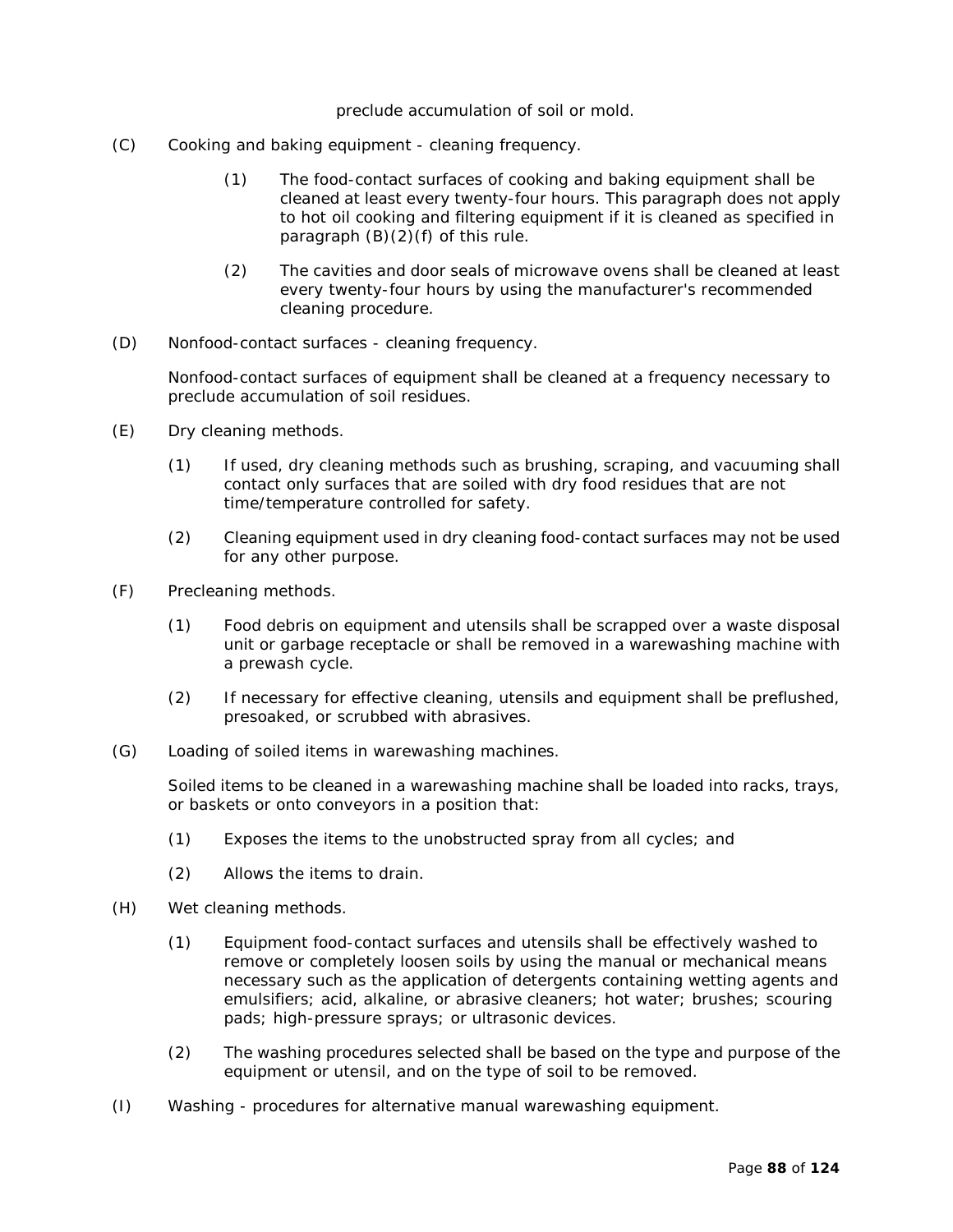preclude accumulation of soil or mold.

(C) Cooking and baking equipment - cleaning frequency.

(1) The food-contact surfaces of cooking and baking equipment shall be cleaned at least every twenty-four hours. This paragraph does not apply to hot oil cooking and filtering equipment if it is cleaned as specified in paragraph (B)(2)(f) of this rule.

(2) The cavities and door seals of microwave ovens shall be cleaned at least every twenty-four hours by using the manufacturer's recommended cleaning procedure.

(D) Nonfood-contact surfaces - cleaning frequency.

Nonfood-contact surfaces of equipment shall be cleaned at a frequency necessary to preclude accumulation of soil residues.

(E) Dry cleaning methods.

(1) If used, dry cleaning methods such as brushing, scraping, and vacuuming shall contact only surfaces that are soiled with dry food residues that are not time/temperature controlled for safety.

(2) Cleaning equipment used in dry cleaning food-contact surfaces may not be used for any other purpose.

(F) Precleaning methods.

(1) Food debris on equipment and utensils shall be scrapped over a waste disposal unit or garbage receptacle or shall be removed in a warewashing machine with a prewash cycle.

(2) If necessary for effective cleaning, utensils and equipment shall be preflushed, presoaked, or scrubbed with abrasives.

(G) Loading of soiled items in warewashing machines.

Soiled items to be cleaned in a warewashing machine shall be loaded into racks, trays, or baskets or onto conveyors in a position that:

(1) Exposes the items to the unobstructed spray from all cycles; and

(2) Allows the items to drain.

(H) Wet cleaning methods.

(1) Equipment food-contact surfaces and utensils shall be effectively washed to remove or completely loosen soils by using the manual or mechanical means necessary such as the application of detergents containing wetting agents and emulsifiers; acid, alkaline, or abrasive cleaners; hot water; brushes; scouring pads; high-pressure sprays; or ultrasonic devices.

(2) The washing procedures selected shall be based on the type and purpose of the equipment or utensil, and on the type of soil to be removed.

(I) Washing - procedures for alternative manual warewashing equipment.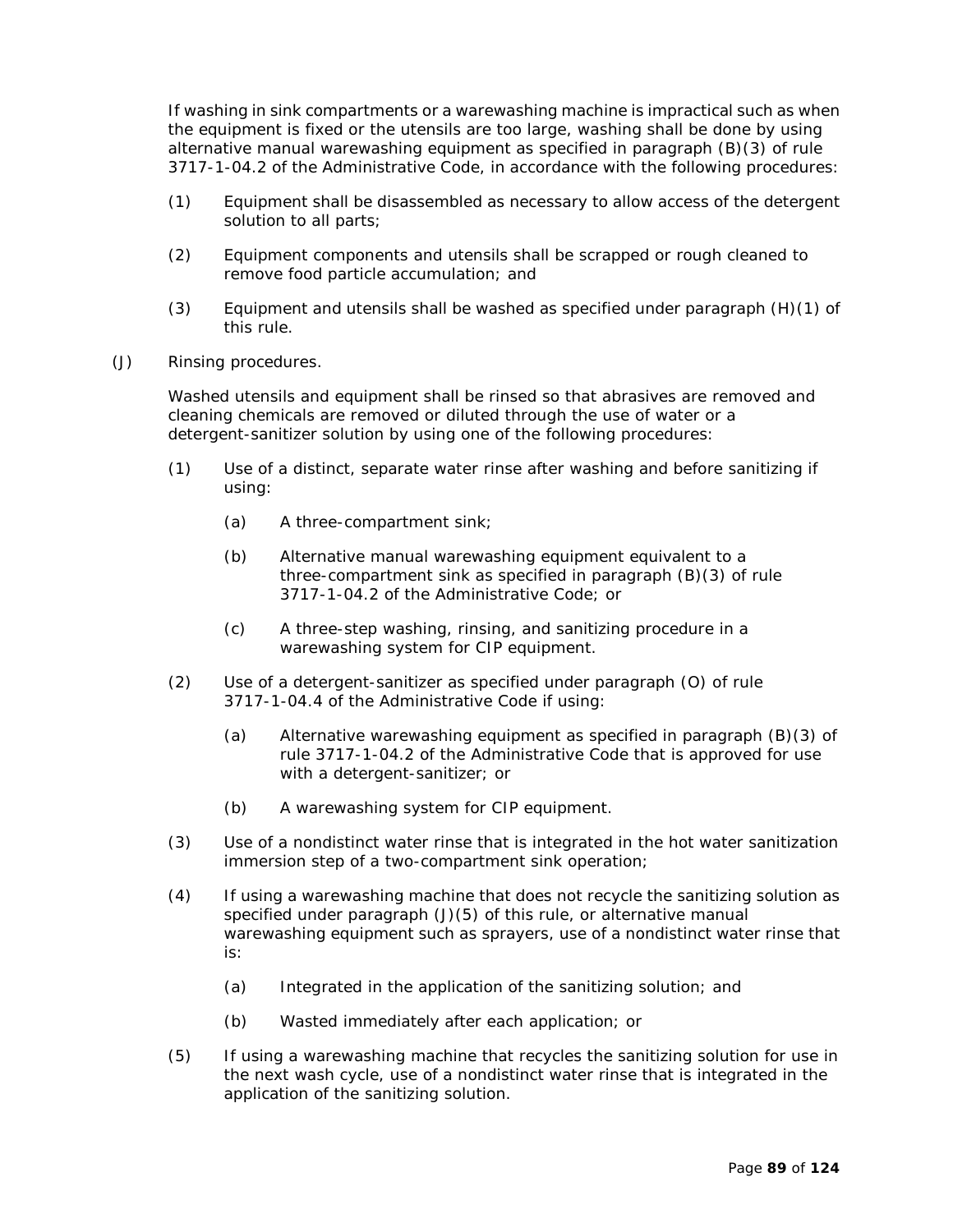If washing in sink compartments or a warewashing machine is impractical such as when the equipment is fixed or the utensils are too large, washing shall be done by using alternative manual warewashing equipment as specified in paragraph (B)(3) of rule 3717-1-04.2 of the Administrative Code, in accordance with the following procedures:

(1) Equipment shall be disassembled as necessary to allow access of the detergent solution to all parts;

(2) Equipment components and utensils shall be scrapped or rough cleaned to remove food particle accumulation; and

(3) Equipment and utensils shall be washed as specified under paragraph (H)(1) of this rule.

(J) Rinsing procedures.

Washed utensils and equipment shall be rinsed so that abrasives are removed and cleaning chemicals are removed or diluted through the use of water or a detergent-sanitizer solution by using one of the following procedures:

(1) Use of a distinct, separate water rinse after washing and before sanitizing if using:

  (a) A three-compartment sink;

  (b) Alternative manual warewashing equipment equivalent to a three-compartment sink as specified in paragraph (B)(3) of rule 3717-1-04.2 of the Administrative Code; or

  (c) A three-step washing, rinsing, and sanitizing procedure in a warewashing system for CIP equipment.

(2) Use of a detergent-sanitizer as specified under paragraph (O) of rule 3717-1-04.4 of the Administrative Code if using:

  (a) Alternative warewashing equipment as specified in paragraph (B)(3) of rule 3717-1-04.2 of the Administrative Code that is approved for use with a detergent-sanitizer; or

  (b) A warewashing system for CIP equipment.

(3) Use of a nondistinct water rinse that is integrated in the hot water sanitization immersion step of a two-compartment sink operation;

(4) If using a warewashing machine that does not recycle the sanitizing solution as specified under paragraph (J)(5) of this rule, or alternative manual warewashing equipment such as sprayers, use of a nondistinct water rinse that is:

  (a) Integrated in the application of the sanitizing solution; and

  (b) Wasted immediately after each application; or

(5) If using a warewashing machine that recycles the sanitizing solution for use in the next wash cycle, use of a nondistinct water rinse that is integrated in the application of the sanitizing solution.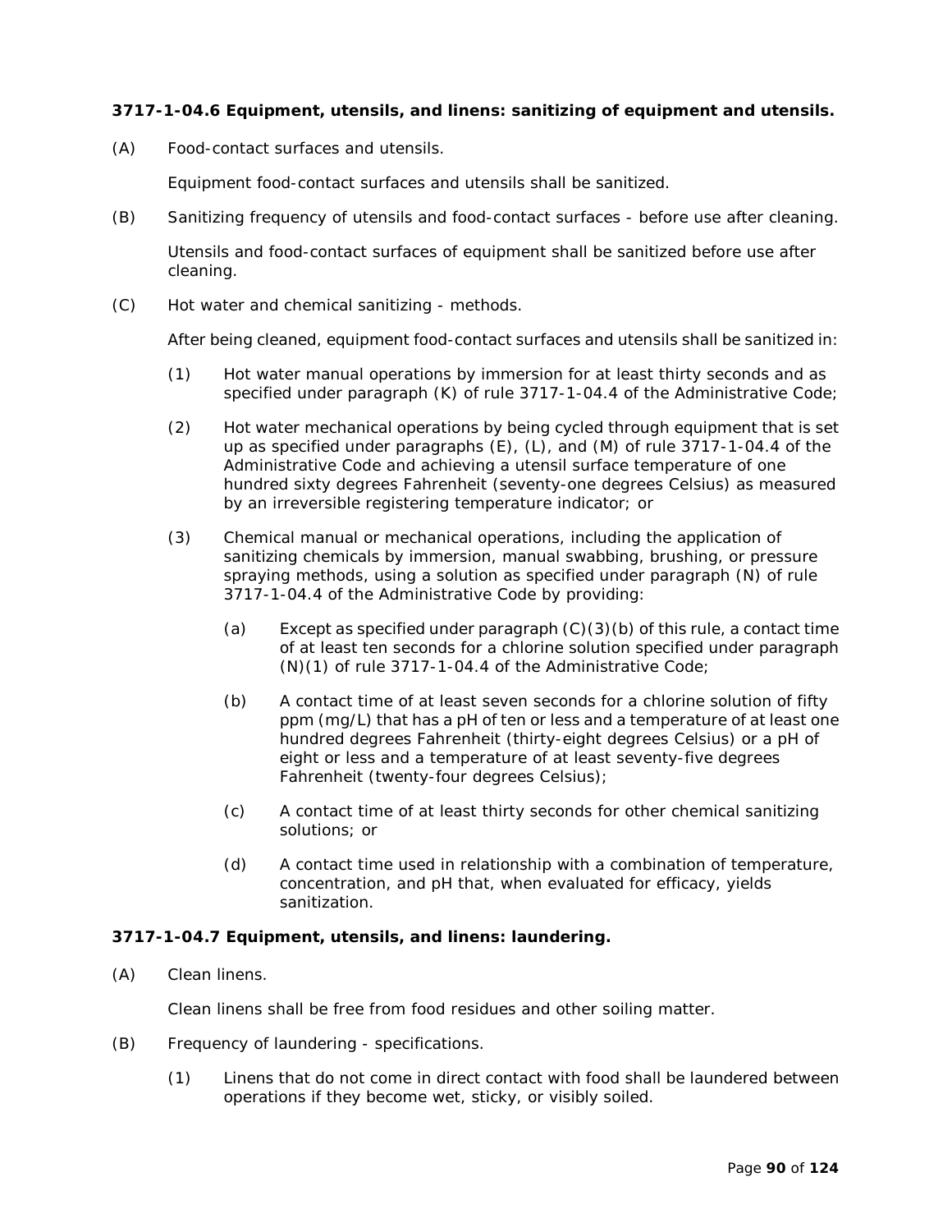**3717-1-04.6 Equipment, utensils, and linens: sanitizing of equipment and utensils.**

(A) Food-contact surfaces and utensils.

Equipment food-contact surfaces and utensils shall be sanitized.

(B) Sanitizing frequency of utensils and food-contact surfaces - before use after cleaning.

Utensils and food-contact surfaces of equipment shall be sanitized before use after cleaning.

(C) Hot water and chemical sanitizing - methods.

After being cleaned, equipment food-contact surfaces and utensils shall be sanitized in:

(1) Hot water manual operations by immersion for at least thirty seconds and as specified under paragraph (K) of rule 3717-1-04.4 of the Administrative Code;

(2) Hot water mechanical operations by being cycled through equipment that is set up as specified under paragraphs (E), (L), and (M) of rule 3717-1-04.4 of the Administrative Code and achieving a utensil surface temperature of one hundred sixty degrees Fahrenheit (seventy-one degrees Celsius) as measured by an irreversible registering temperature indicator; or

(3) Chemical manual or mechanical operations, including the application of sanitizing chemicals by immersion, manual swabbing, brushing, or pressure spraying methods, using a solution as specified under paragraph (N) of rule 3717-1-04.4 of the Administrative Code by providing:

(a) Except as specified under paragraph (C)(3)(b) of this rule, a contact time of at least ten seconds for a chlorine solution specified under paragraph (N)(1) of rule 3717-1-04.4 of the Administrative Code;

(b) A contact time of at least seven seconds for a chlorine solution of fifty ppm (mg/L) that has a pH of ten or less and a temperature of at least one hundred degrees Fahrenheit (thirty-eight degrees Celsius) or a pH of eight or less and a temperature of at least seventy-five degrees Fahrenheit (twenty-four degrees Celsius);

(c) A contact time of at least thirty seconds for other chemical sanitizing solutions; or

(d) A contact time used in relationship with a combination of temperature, concentration, and pH that, when evaluated for efficacy, yields sanitization.

**3717-1-04.7 Equipment, utensils, and linens: laundering.**

(A) Clean linens.

Clean linens shall be free from food residues and other soiling matter.

(B) Frequency of laundering - specifications.

(1) Linens that do not come in direct contact with food shall be laundered between operations if they become wet, sticky, or visibly soiled.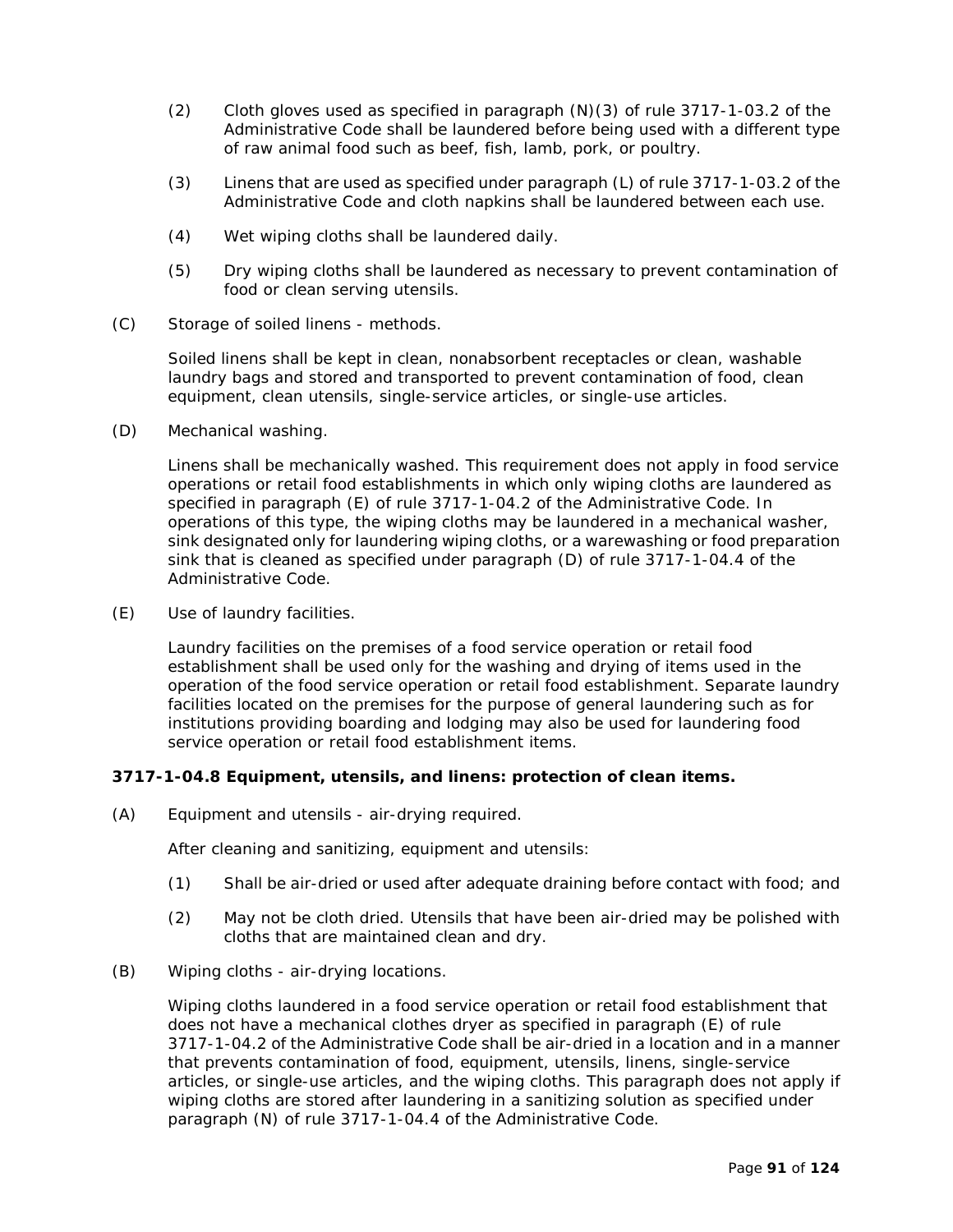(2) Cloth gloves used as specified in paragraph (N)(3) of rule 3717-1-03.2 of the Administrative Code shall be laundered before being used with a different type of raw animal food such as beef, fish, lamb, pork, or poultry.

(3) Linens that are used as specified under paragraph (L) of rule 3717-1-03.2 of the Administrative Code and cloth napkins shall be laundered between each use.

(4) Wet wiping cloths shall be laundered daily.

(5) Dry wiping cloths shall be laundered as necessary to prevent contamination of food or clean serving utensils.

(C) Storage of soiled linens - methods.

Soiled linens shall be kept in clean, nonabsorbent receptacles or clean, washable laundry bags and stored and transported to prevent contamination of food, clean equipment, clean utensils, single-service articles, or single-use articles.

(D) Mechanical washing.

Linens shall be mechanically washed. This requirement does not apply in food service operations or retail food establishments in which only wiping cloths are laundered as specified in paragraph (E) of rule 3717-1-04.2 of the Administrative Code. In operations of this type, the wiping cloths may be laundered in a mechanical washer, sink designated only for laundering wiping cloths, or a warewashing or food preparation sink that is cleaned as specified under paragraph (D) of rule 3717-1-04.4 of the Administrative Code.

(E) Use of laundry facilities.

Laundry facilities on the premises of a food service operation or retail food establishment shall be used only for the washing and drying of items used in the operation of the food service operation or retail food establishment. Separate laundry facilities located on the premises for the purpose of general laundering such as for institutions providing boarding and lodging may also be used for laundering food service operation or retail food establishment items.

**3717-1-04.8 Equipment, utensils, and linens: protection of clean items.**

(A) Equipment and utensils - air-drying required.

After cleaning and sanitizing, equipment and utensils:

(1) Shall be air-dried or used after adequate draining before contact with food; and

(2) May not be cloth dried. Utensils that have been air-dried may be polished with cloths that are maintained clean and dry.

(B) Wiping cloths - air-drying locations.

Wiping cloths laundered in a food service operation or retail food establishment that does not have a mechanical clothes dryer as specified in paragraph (E) of rule 3717-1-04.2 of the Administrative Code shall be air-dried in a location and in a manner that prevents contamination of food, equipment, utensils, linens, single-service articles, or single-use articles, and the wiping cloths. This paragraph does not apply if wiping cloths are stored after laundering in a sanitizing solution as specified under paragraph (N) of rule 3717-1-04.4 of the Administrative Code.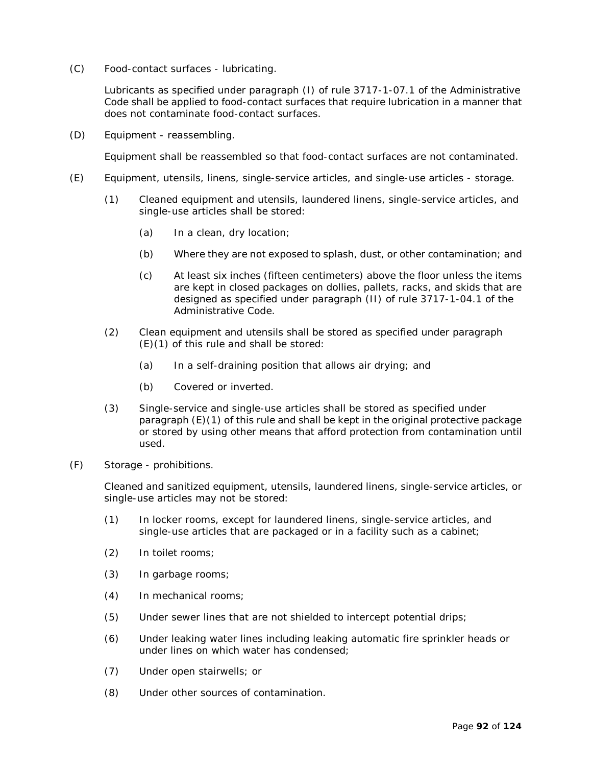(C) Food-contact surfaces - lubricating.

Lubricants as specified under paragraph (I) of rule 3717-1-07.1 of the Administrative Code shall be applied to food-contact surfaces that require lubrication in a manner that does not contaminate food-contact surfaces.

(D) Equipment - reassembling.

Equipment shall be reassembled so that food-contact surfaces are not contaminated.

(E) Equipment, utensils, linens, single-service articles, and single-use articles - storage.

(1) Cleaned equipment and utensils, laundered linens, single-service articles, and single-use articles shall be stored:

(a) In a clean, dry location;

(b) Where they are not exposed to splash, dust, or other contamination; and

(c) At least six inches (fifteen centimeters) above the floor unless the items are kept in closed packages on dollies, pallets, racks, and skids that are designed as specified under paragraph (II) of rule 3717-1-04.1 of the Administrative Code.

(2) Clean equipment and utensils shall be stored as specified under paragraph (E)(1) of this rule and shall be stored:

(a) In a self-draining position that allows air drying; and

(b) Covered or inverted.

(3) Single-service and single-use articles shall be stored as specified under paragraph (E)(1) of this rule and shall be kept in the original protective package or stored by using other means that afford protection from contamination until used.

(F) Storage - prohibitions.

Cleaned and sanitized equipment, utensils, laundered linens, single-service articles, or single-use articles may not be stored:

(1) In locker rooms, except for laundered linens, single-service articles, and single-use articles that are packaged or in a facility such as a cabinet;

(2) In toilet rooms;

(3) In garbage rooms;

(4) In mechanical rooms;

(5) Under sewer lines that are not shielded to intercept potential drips;

(6) Under leaking water lines including leaking automatic fire sprinkler heads or under lines on which water has condensed;

(7) Under open stairwells; or

(8) Under other sources of contamination.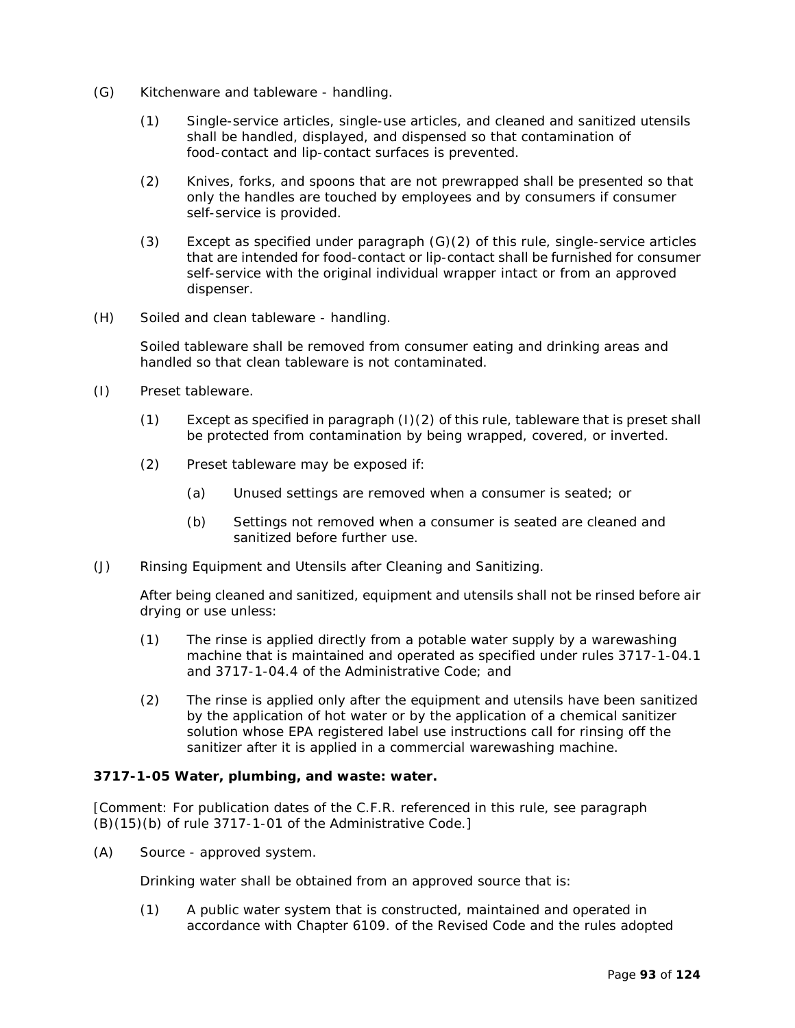(G) Kitchenware and tableware - handling.

(1) Single-service articles, single-use articles, and cleaned and sanitized utensils shall be handled, displayed, and dispensed so that contamination of food-contact and lip-contact surfaces is prevented.

(2) Knives, forks, and spoons that are not prewrapped shall be presented so that only the handles are touched by employees and by consumers if consumer self-service is provided.

(3) Except as specified under paragraph (G)(2) of this rule, single-service articles that are intended for food-contact or lip-contact shall be furnished for consumer self-service with the original individual wrapper intact or from an approved dispenser.

(H) Soiled and clean tableware - handling.

Soiled tableware shall be removed from consumer eating and drinking areas and handled so that clean tableware is not contaminated.

(I) Preset tableware.

(1) Except as specified in paragraph (I)(2) of this rule, tableware that is preset shall be protected from contamination by being wrapped, covered, or inverted.

(2) Preset tableware may be exposed if:

(a) Unused settings are removed when a consumer is seated; or

(b) Settings not removed when a consumer is seated are cleaned and sanitized before further use.

(J) Rinsing Equipment and Utensils after Cleaning and Sanitizing.

After being cleaned and sanitized, equipment and utensils shall not be rinsed before air drying or use unless:

(1) The rinse is applied directly from a potable water supply by a warewashing machine that is maintained and operated as specified under rules 3717-1-04.1 and 3717-1-04.4 of the Administrative Code; and

(2) The rinse is applied only after the equipment and utensils have been sanitized by the application of hot water or by the application of a chemical sanitizer solution whose EPA registered label use instructions call for rinsing off the sanitizer after it is applied in a commercial warewashing machine.

**3717-1-05 Water, plumbing, and waste: water.**

[Comment: For publication dates of the C.F.R. referenced in this rule, see paragraph (B)(15)(b) of rule 3717-1-01 of the Administrative Code.]

(A) Source - approved system.

Drinking water shall be obtained from an approved source that is:

(1) A public water system that is constructed, maintained and operated in accordance with Chapter 6109. of the Revised Code and the rules adopted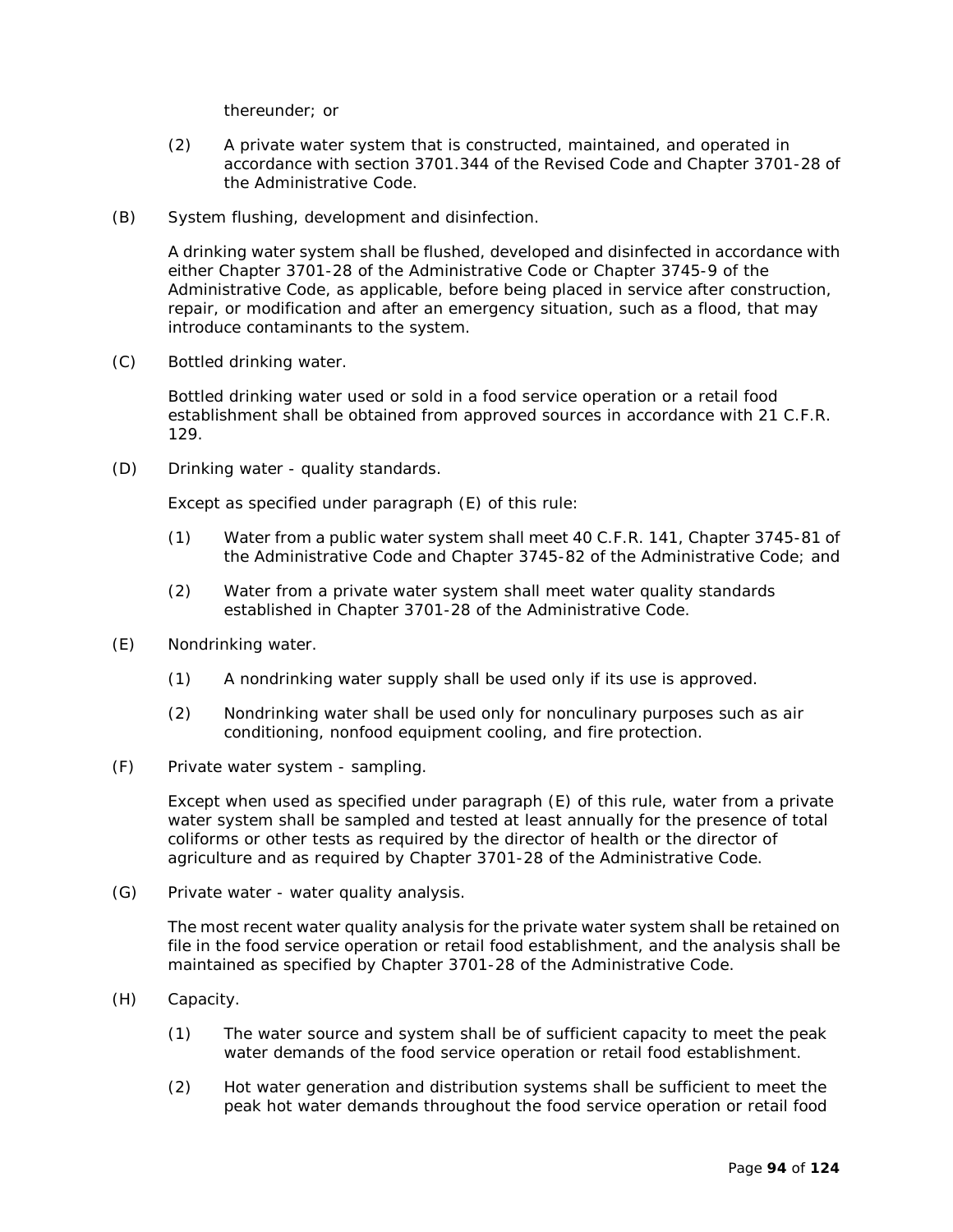thereunder; or

(2) A private water system that is constructed, maintained, and operated in accordance with section 3701.344 of the Revised Code and Chapter 3701-28 of the Administrative Code.

(B) System flushing, development and disinfection.

A drinking water system shall be flushed, developed and disinfected in accordance with either Chapter 3701-28 of the Administrative Code or Chapter 3745-9 of the Administrative Code, as applicable, before being placed in service after construction, repair, or modification and after an emergency situation, such as a flood, that may introduce contaminants to the system.

(C) Bottled drinking water.

Bottled drinking water used or sold in a food service operation or a retail food establishment shall be obtained from approved sources in accordance with 21 C.F.R. 129.

(D) Drinking water - quality standards.

Except as specified under paragraph (E) of this rule:

(1) Water from a public water system shall meet 40 C.F.R. 141, Chapter 3745-81 of the Administrative Code and Chapter 3745-82 of the Administrative Code; and

(2) Water from a private water system shall meet water quality standards established in Chapter 3701-28 of the Administrative Code.

(E) Nondrinking water.

(1) A nondrinking water supply shall be used only if its use is approved.

(2) Nondrinking water shall be used only for nonculinary purposes such as air conditioning, nonfood equipment cooling, and fire protection.

(F) Private water system - sampling.

Except when used as specified under paragraph (E) of this rule, water from a private water system shall be sampled and tested at least annually for the presence of total coliforms or other tests as required by the director of health or the director of agriculture and as required by Chapter 3701-28 of the Administrative Code.

(G) Private water - water quality analysis.

The most recent water quality analysis for the private water system shall be retained on file in the food service operation or retail food establishment, and the analysis shall be maintained as specified by Chapter 3701-28 of the Administrative Code.

(H) Capacity.

(1) The water source and system shall be of sufficient capacity to meet the peak water demands of the food service operation or retail food establishment.

(2) Hot water generation and distribution systems shall be sufficient to meet the peak hot water demands throughout the food service operation or retail food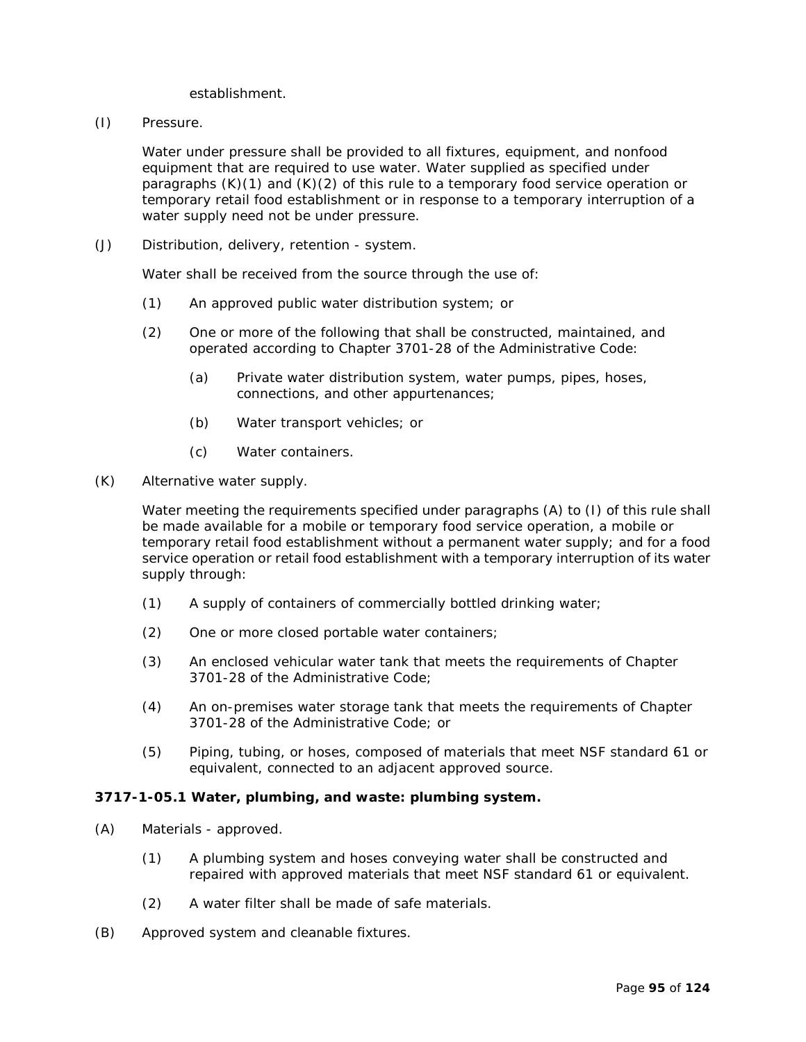establishment.

(I) Pressure.

Water under pressure shall be provided to all fixtures, equipment, and nonfood equipment that are required to use water. Water supplied as specified under paragraphs (K)(1) and (K)(2) of this rule to a temporary food service operation or temporary retail food establishment or in response to a temporary interruption of a water supply need not be under pressure.

(J) Distribution, delivery, retention - system.

Water shall be received from the source through the use of:

(1) An approved public water distribution system; or

(2) One or more of the following that shall be constructed, maintained, and operated according to Chapter 3701-28 of the Administrative Code:

(a) Private water distribution system, water pumps, pipes, hoses, connections, and other appurtenances;

(b) Water transport vehicles; or

(c) Water containers.

(K) Alternative water supply.

Water meeting the requirements specified under paragraphs (A) to (I) of this rule shall be made available for a mobile or temporary food service operation, a mobile or temporary retail food establishment without a permanent water supply; and for a food service operation or retail food establishment with a temporary interruption of its water supply through:

(1) A supply of containers of commercially bottled drinking water;

(2) One or more closed portable water containers;

(3) An enclosed vehicular water tank that meets the requirements of Chapter 3701-28 of the Administrative Code;

(4) An on-premises water storage tank that meets the requirements of Chapter 3701-28 of the Administrative Code; or

(5) Piping, tubing, or hoses, composed of materials that meet NSF standard 61 or equivalent, connected to an adjacent approved source.

**3717-1-05.1 Water, plumbing, and waste: plumbing system.**

(A) Materials - approved.

(1) A plumbing system and hoses conveying water shall be constructed and repaired with approved materials that meet NSF standard 61 or equivalent.

(2) A water filter shall be made of safe materials.

(B) Approved system and cleanable fixtures.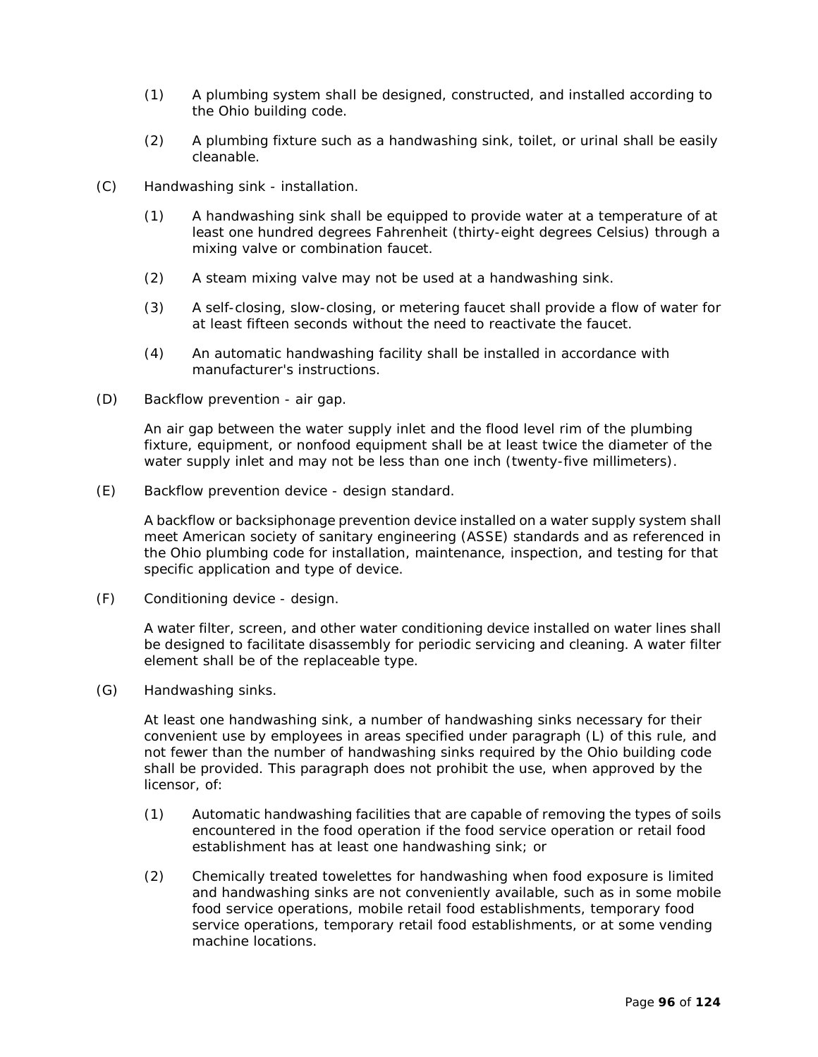(1) A plumbing system shall be designed, constructed, and installed according to the Ohio building code.

(2) A plumbing fixture such as a handwashing sink, toilet, or urinal shall be easily cleanable.

(C) Handwashing sink - installation.

(1) A handwashing sink shall be equipped to provide water at a temperature of at least one hundred degrees Fahrenheit (thirty-eight degrees Celsius) through a mixing valve or combination faucet.

(2) A steam mixing valve may not be used at a handwashing sink.

(3) A self-closing, slow-closing, or metering faucet shall provide a flow of water for at least fifteen seconds without the need to reactivate the faucet.

(4) An automatic handwashing facility shall be installed in accordance with manufacturer's instructions.

(D) Backflow prevention - air gap.

An air gap between the water supply inlet and the flood level rim of the plumbing fixture, equipment, or nonfood equipment shall be at least twice the diameter of the water supply inlet and may not be less than one inch (twenty-five millimeters).

(E) Backflow prevention device - design standard.

A backflow or backsiphonage prevention device installed on a water supply system shall meet American society of sanitary engineering (ASSE) standards and as referenced in the Ohio plumbing code for installation, maintenance, inspection, and testing for that specific application and type of device.

(F) Conditioning device - design.

A water filter, screen, and other water conditioning device installed on water lines shall be designed to facilitate disassembly for periodic servicing and cleaning. A water filter element shall be of the replaceable type.

(G) Handwashing sinks.

At least one handwashing sink, a number of handwashing sinks necessary for their convenient use by employees in areas specified under paragraph (L) of this rule, and not fewer than the number of handwashing sinks required by the Ohio building code shall be provided. This paragraph does not prohibit the use, when approved by the licensor, of:

(1) Automatic handwashing facilities that are capable of removing the types of soils encountered in the food operation if the food service operation or retail food establishment has at least one handwashing sink; or

(2) Chemically treated towelettes for handwashing when food exposure is limited and handwashing sinks are not conveniently available, such as in some mobile food service operations, mobile retail food establishments, temporary food service operations, temporary retail food establishments, or at some vending machine locations.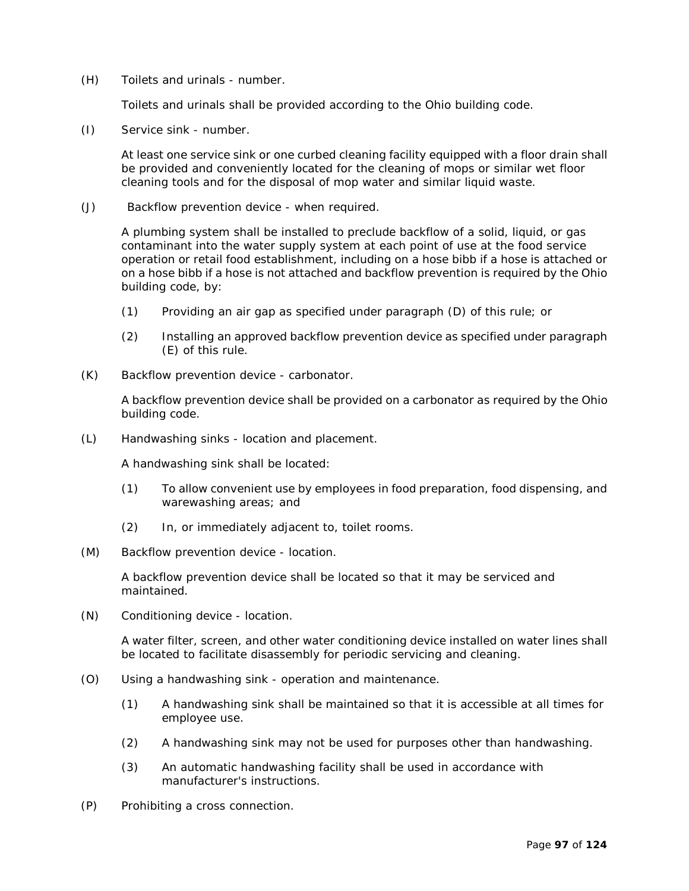(H) Toilets and urinals - number.

Toilets and urinals shall be provided according to the Ohio building code.

(I) Service sink - number.

At least one service sink or one curbed cleaning facility equipped with a floor drain shall be provided and conveniently located for the cleaning of mops or similar wet floor cleaning tools and for the disposal of mop water and similar liquid waste.

(J) Backflow prevention device - when required.

A plumbing system shall be installed to preclude backflow of a solid, liquid, or gas contaminant into the water supply system at each point of use at the food service operation or retail food establishment, including on a hose bibb if a hose is attached or on a hose bibb if a hose is not attached and backflow prevention is required by the Ohio building code, by:

(1) Providing an air gap as specified under paragraph (D) of this rule; or

(2) Installing an approved backflow prevention device as specified under paragraph (E) of this rule.

(K) Backflow prevention device - carbonator.

A backflow prevention device shall be provided on a carbonator as required by the Ohio building code.

(L) Handwashing sinks - location and placement.

A handwashing sink shall be located:

(1) To allow convenient use by employees in food preparation, food dispensing, and warewashing areas; and

(2) In, or immediately adjacent to, toilet rooms.

(M) Backflow prevention device - location.

A backflow prevention device shall be located so that it may be serviced and maintained.

(N) Conditioning device - location.

A water filter, screen, and other water conditioning device installed on water lines shall be located to facilitate disassembly for periodic servicing and cleaning.

(O) Using a handwashing sink - operation and maintenance.

(1) A handwashing sink shall be maintained so that it is accessible at all times for employee use.

(2) A handwashing sink may not be used for purposes other than handwashing.

(3) An automatic handwashing facility shall be used in accordance with manufacturer's instructions.

(P) Prohibiting a cross connection.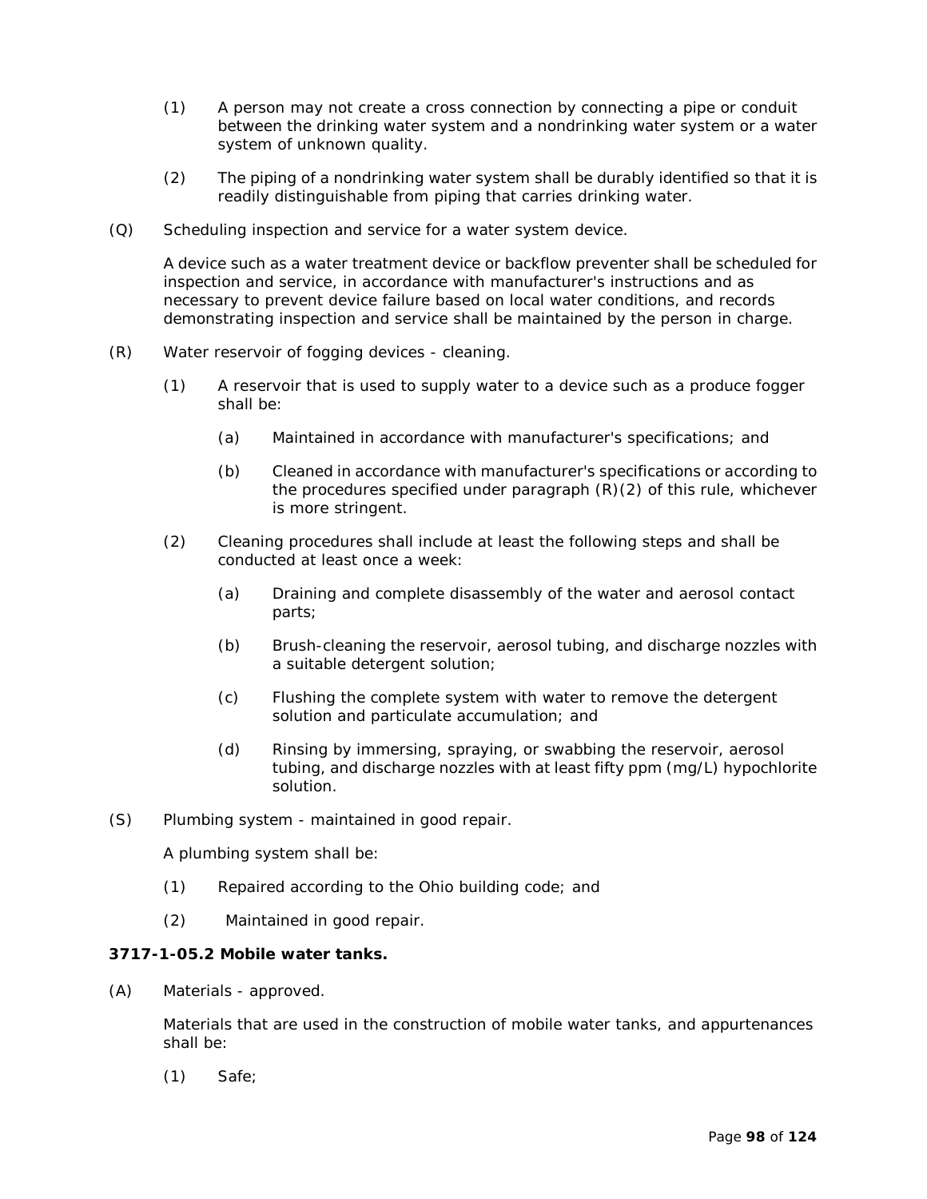(1) A person may not create a cross connection by connecting a pipe or conduit between the drinking water system and a nondrinking water system or a water system of unknown quality.

(2) The piping of a nondrinking water system shall be durably identified so that it is readily distinguishable from piping that carries drinking water.

(Q) Scheduling inspection and service for a water system device.

A device such as a water treatment device or backflow preventer shall be scheduled for inspection and service, in accordance with manufacturer's instructions and as necessary to prevent device failure based on local water conditions, and records demonstrating inspection and service shall be maintained by the person in charge.

(R) Water reservoir of fogging devices - cleaning.

(1) A reservoir that is used to supply water to a device such as a produce fogger shall be:

(a) Maintained in accordance with manufacturer's specifications; and

(b) Cleaned in accordance with manufacturer's specifications or according to the procedures specified under paragraph (R)(2) of this rule, whichever is more stringent.

(2) Cleaning procedures shall include at least the following steps and shall be conducted at least once a week:

(a) Draining and complete disassembly of the water and aerosol contact parts;

(b) Brush-cleaning the reservoir, aerosol tubing, and discharge nozzles with a suitable detergent solution;

(c) Flushing the complete system with water to remove the detergent solution and particulate accumulation; and

(d) Rinsing by immersing, spraying, or swabbing the reservoir, aerosol tubing, and discharge nozzles with at least fifty ppm (mg/L) hypochlorite solution.

(S) Plumbing system - maintained in good repair.

A plumbing system shall be:

(1) Repaired according to the Ohio building code; and

(2) Maintained in good repair.

**3717-1-05.2 Mobile water tanks.**

(A) Materials - approved.

Materials that are used in the construction of mobile water tanks, and appurtenances shall be:

(1) Safe;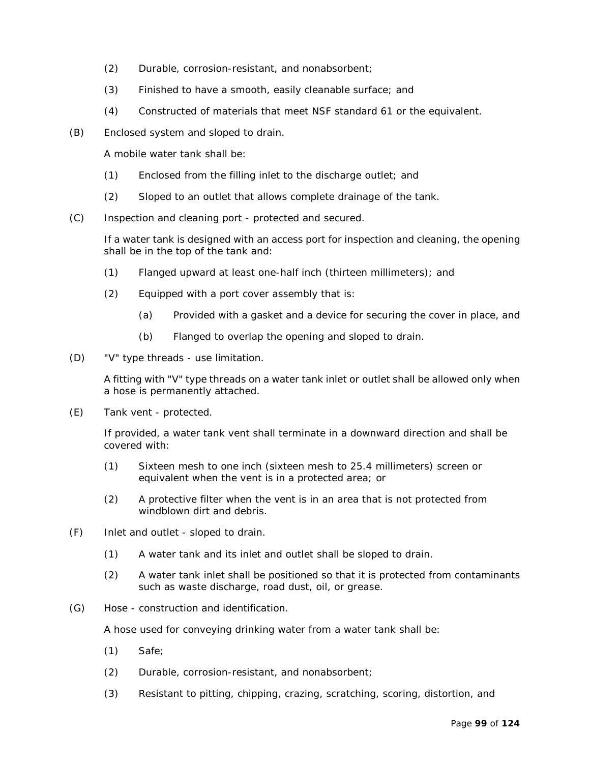(2) Durable, corrosion-resistant, and nonabsorbent;

(3) Finished to have a smooth, easily cleanable surface; and

(4) Constructed of materials that meet NSF standard 61 or the equivalent.

(B) Enclosed system and sloped to drain.

A mobile water tank shall be:

(1) Enclosed from the filling inlet to the discharge outlet; and

(2) Sloped to an outlet that allows complete drainage of the tank.

(C) Inspection and cleaning port - protected and secured.

If a water tank is designed with an access port for inspection and cleaning, the opening shall be in the top of the tank and:

(1) Flanged upward at least one-half inch (thirteen millimeters); and

(2) Equipped with a port cover assembly that is:

(a) Provided with a gasket and a device for securing the cover in place, and

(b) Flanged to overlap the opening and sloped to drain.

(D) "V" type threads - use limitation.

A fitting with "V" type threads on a water tank inlet or outlet shall be allowed only when a hose is permanently attached.

(E) Tank vent - protected.

If provided, a water tank vent shall terminate in a downward direction and shall be covered with:

(1) Sixteen mesh to one inch (sixteen mesh to 25.4 millimeters) screen or equivalent when the vent is in a protected area; or

(2) A protective filter when the vent is in an area that is not protected from windblown dirt and debris.

(F) Inlet and outlet - sloped to drain.

(1) A water tank and its inlet and outlet shall be sloped to drain.

(2) A water tank inlet shall be positioned so that it is protected from contaminants such as waste discharge, road dust, oil, or grease.

(G) Hose - construction and identification.

A hose used for conveying drinking water from a water tank shall be:

(1) Safe;

(2) Durable, corrosion-resistant, and nonabsorbent;

(3) Resistant to pitting, chipping, crazing, scratching, scoring, distortion, and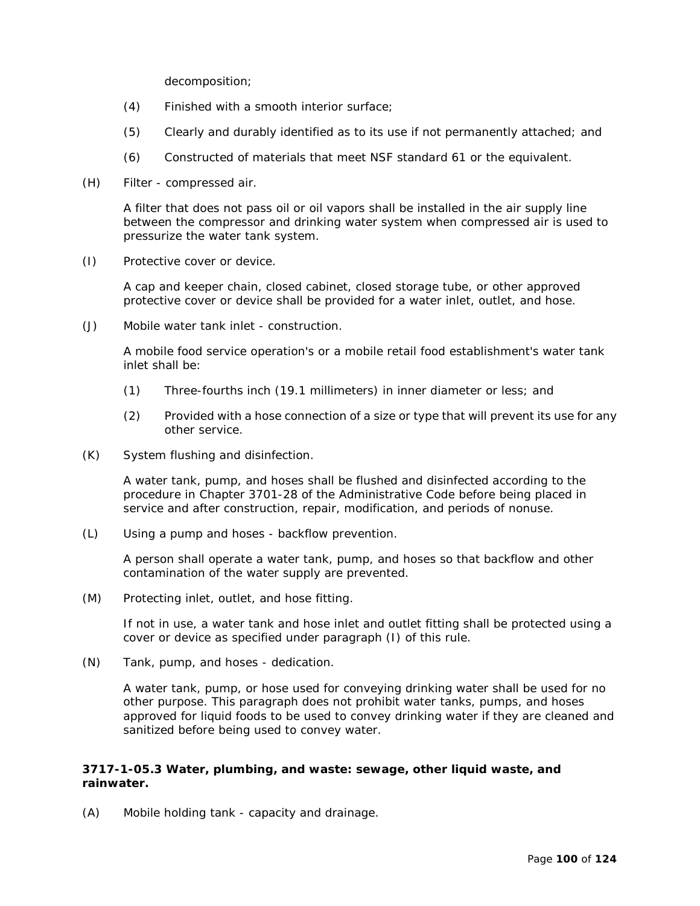decomposition;

(4) Finished with a smooth interior surface;

(5) Clearly and durably identified as to its use if not permanently attached; and

(6) Constructed of materials that meet NSF standard 61 or the equivalent.

(H) Filter - compressed air.

A filter that does not pass oil or oil vapors shall be installed in the air supply line between the compressor and drinking water system when compressed air is used to pressurize the water tank system.

(I) Protective cover or device.

A cap and keeper chain, closed cabinet, closed storage tube, or other approved protective cover or device shall be provided for a water inlet, outlet, and hose.

(J) Mobile water tank inlet - construction.

A mobile food service operation's or a mobile retail food establishment's water tank inlet shall be:

(1) Three-fourths inch (19.1 millimeters) in inner diameter or less; and

(2) Provided with a hose connection of a size or type that will prevent its use for any other service.

(K) System flushing and disinfection.

A water tank, pump, and hoses shall be flushed and disinfected according to the procedure in Chapter 3701-28 of the Administrative Code before being placed in service and after construction, repair, modification, and periods of nonuse.

(L) Using a pump and hoses - backflow prevention.

A person shall operate a water tank, pump, and hoses so that backflow and other contamination of the water supply are prevented.

(M) Protecting inlet, outlet, and hose fitting.

If not in use, a water tank and hose inlet and outlet fitting shall be protected using a cover or device as specified under paragraph (I) of this rule.

(N) Tank, pump, and hoses - dedication.

A water tank, pump, or hose used for conveying drinking water shall be used for no other purpose. This paragraph does not prohibit water tanks, pumps, and hoses approved for liquid foods to be used to convey drinking water if they are cleaned and sanitized before being used to convey water.

### 3717-1-05.3 Water, plumbing, and waste: sewage, other liquid waste, and rainwater.

(A) Mobile holding tank - capacity and drainage.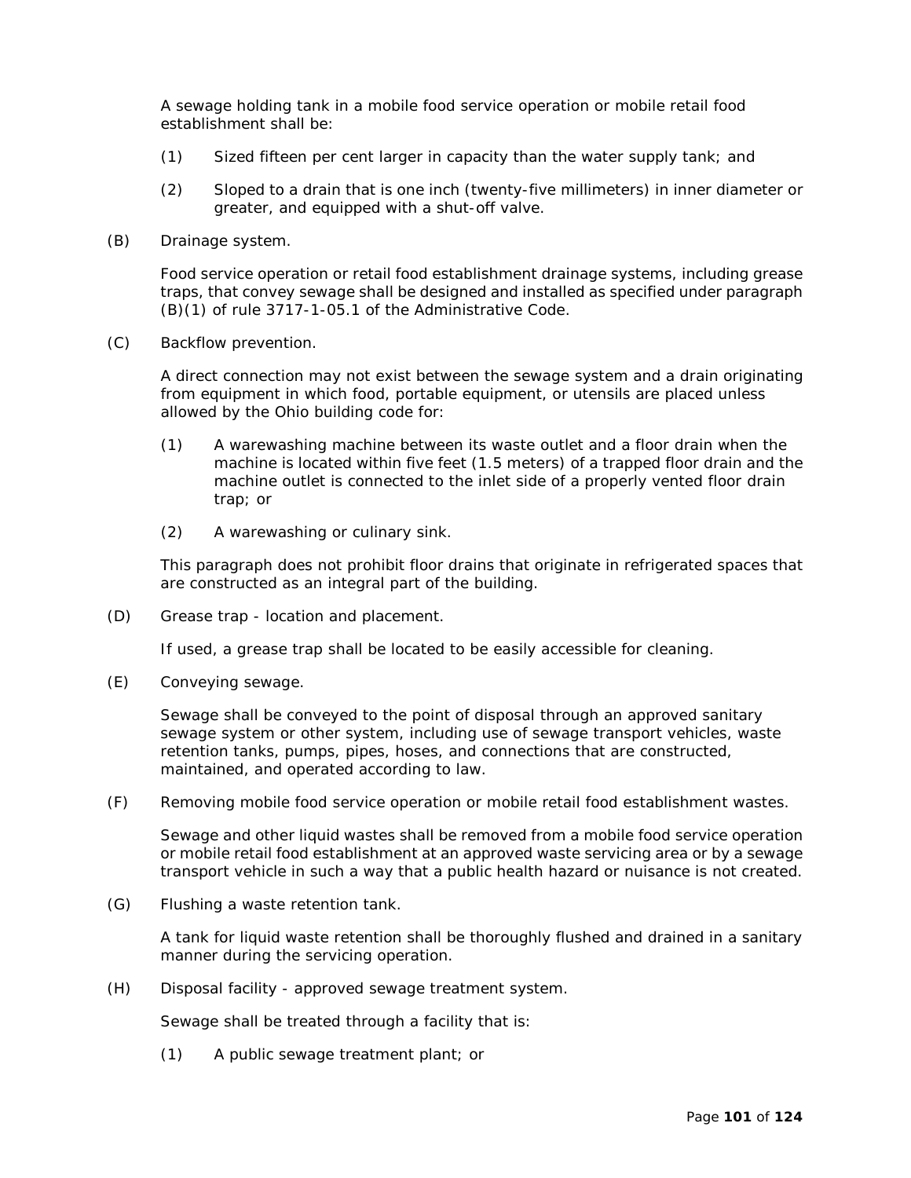A sewage holding tank in a mobile food service operation or mobile retail food establishment shall be:

(1) Sized fifteen per cent larger in capacity than the water supply tank; and

(2) Sloped to a drain that is one inch (twenty-five millimeters) in inner diameter or greater, and equipped with a shut-off valve.

(B) Drainage system.

Food service operation or retail food establishment drainage systems, including grease traps, that convey sewage shall be designed and installed as specified under paragraph (B)(1) of rule 3717-1-05.1 of the Administrative Code.

(C) Backflow prevention.

A direct connection may not exist between the sewage system and a drain originating from equipment in which food, portable equipment, or utensils are placed unless allowed by the Ohio building code for:

(1) A warewashing machine between its waste outlet and a floor drain when the machine is located within five feet (1.5 meters) of a trapped floor drain and the machine outlet is connected to the inlet side of a properly vented floor drain trap; or

(2) A warewashing or culinary sink.

This paragraph does not prohibit floor drains that originate in refrigerated spaces that are constructed as an integral part of the building.

(D) Grease trap - location and placement.

If used, a grease trap shall be located to be easily accessible for cleaning.

(E) Conveying sewage.

Sewage shall be conveyed to the point of disposal through an approved sanitary sewage system or other system, including use of sewage transport vehicles, waste retention tanks, pumps, pipes, hoses, and connections that are constructed, maintained, and operated according to law.

(F) Removing mobile food service operation or mobile retail food establishment wastes.

Sewage and other liquid wastes shall be removed from a mobile food service operation or mobile retail food establishment at an approved waste servicing area or by a sewage transport vehicle in such a way that a public health hazard or nuisance is not created.

(G) Flushing a waste retention tank.

A tank for liquid waste retention shall be thoroughly flushed and drained in a sanitary manner during the servicing operation.

(H) Disposal facility - approved sewage treatment system.

Sewage shall be treated through a facility that is:

(1) A public sewage treatment plant; or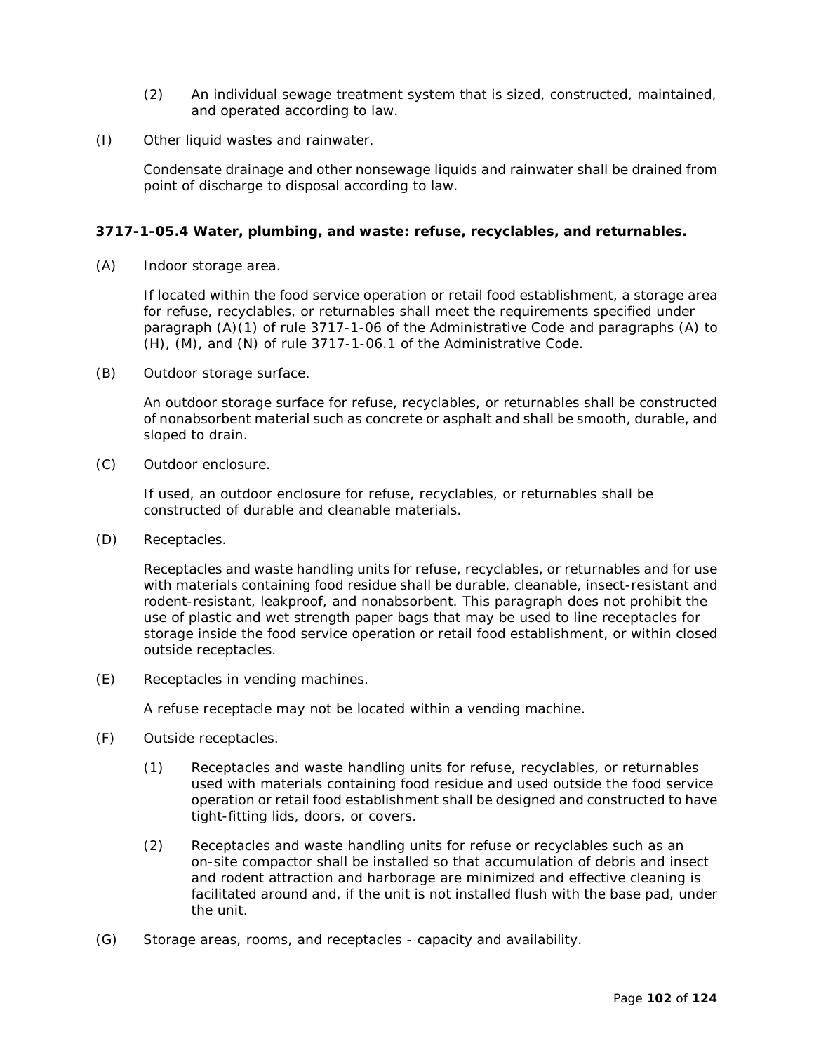(2) An individual sewage treatment system that is sized, constructed, maintained, and operated according to law.

(I) Other liquid wastes and rainwater.

Condensate drainage and other nonsewage liquids and rainwater shall be drained from point of discharge to disposal according to law.

**3717-1-05.4 Water, plumbing, and waste: refuse, recyclables, and returnables.**

(A) Indoor storage area.

If located within the food service operation or retail food establishment, a storage area for refuse, recyclables, or returnables shall meet the requirements specified under paragraph (A)(1) of rule 3717-1-06 of the Administrative Code and paragraphs (A) to (H), (M), and (N) of rule 3717-1-06.1 of the Administrative Code.

(B) Outdoor storage surface.

An outdoor storage surface for refuse, recyclables, or returnables shall be constructed of nonabsorbent material such as concrete or asphalt and shall be smooth, durable, and sloped to drain.

(C) Outdoor enclosure.

If used, an outdoor enclosure for refuse, recyclables, or returnables shall be constructed of durable and cleanable materials.

(D) Receptacles.

Receptacles and waste handling units for refuse, recyclables, or returnables and for use with materials containing food residue shall be durable, cleanable, insect-resistant and rodent-resistant, leakproof, and nonabsorbent. This paragraph does not prohibit the use of plastic and wet strength paper bags that may be used to line receptacles for storage inside the food service operation or retail food establishment, or within closed outside receptacles.

(E) Receptacles in vending machines.

A refuse receptacle may not be located within a vending machine.

(F) Outside receptacles.

(1) Receptacles and waste handling units for refuse, recyclables, or returnables used with materials containing food residue and used outside the food service operation or retail food establishment shall be designed and constructed to have tight-fitting lids, doors, or covers.

(2) Receptacles and waste handling units for refuse or recyclables such as an on-site compactor shall be installed so that accumulation of debris and insect and rodent attraction and harborage are minimized and effective cleaning is facilitated around and, if the unit is not installed flush with the base pad, under the unit.

(G) Storage areas, rooms, and receptacles - capacity and availability.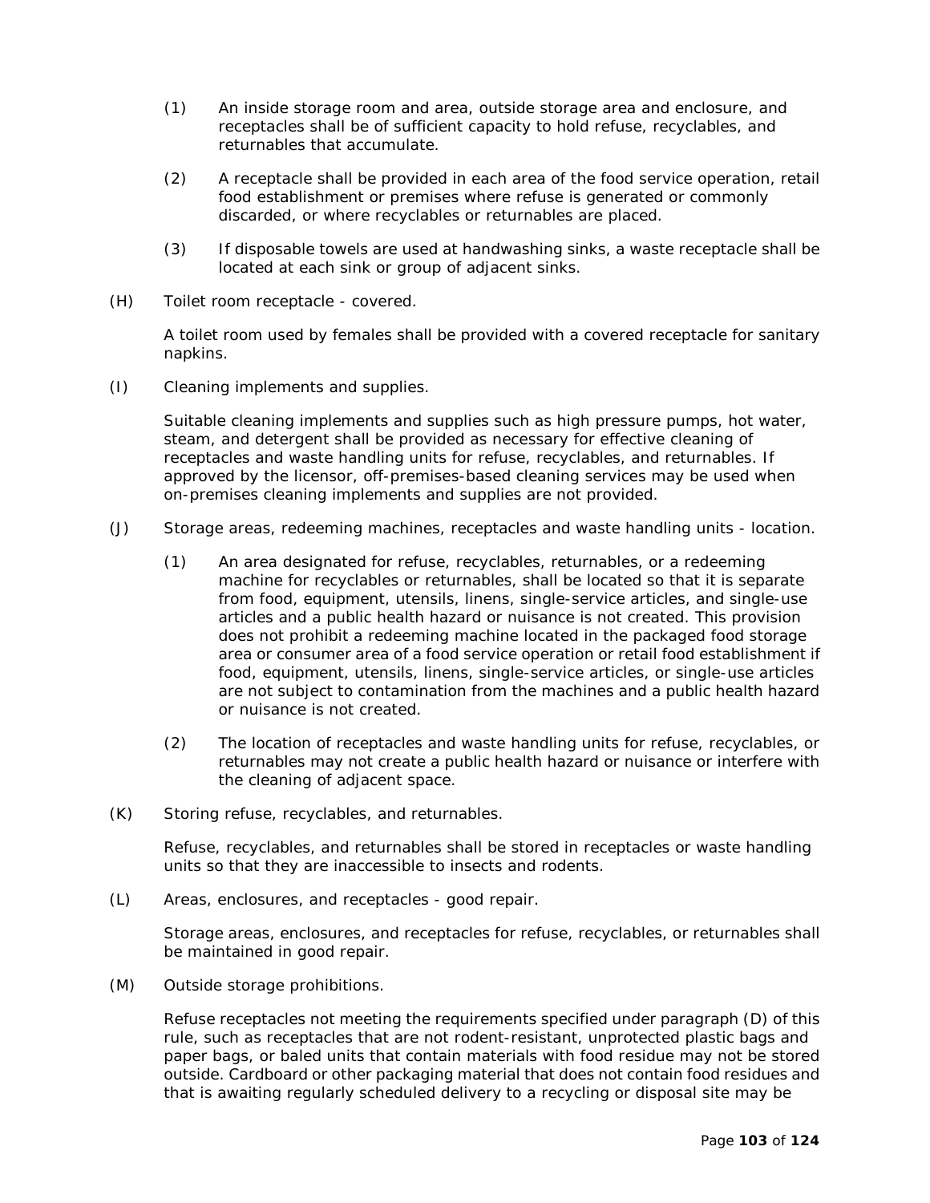(1) An inside storage room and area, outside storage area and enclosure, and receptacles shall be of sufficient capacity to hold refuse, recyclables, and returnables that accumulate.

(2) A receptacle shall be provided in each area of the food service operation, retail food establishment or premises where refuse is generated or commonly discarded, or where recyclables or returnables are placed.

(3) If disposable towels are used at handwashing sinks, a waste receptacle shall be located at each sink or group of adjacent sinks.

(H) Toilet room receptacle - covered.

A toilet room used by females shall be provided with a covered receptacle for sanitary napkins.

(I) Cleaning implements and supplies.

Suitable cleaning implements and supplies such as high pressure pumps, hot water, steam, and detergent shall be provided as necessary for effective cleaning of receptacles and waste handling units for refuse, recyclables, and returnables. If approved by the licensor, off-premises-based cleaning services may be used when on-premises cleaning implements and supplies are not provided.

(J) Storage areas, redeeming machines, receptacles and waste handling units - location.

(1) An area designated for refuse, recyclables, returnables, or a redeeming machine for recyclables or returnables, shall be located so that it is separate from food, equipment, utensils, linens, single-service articles, and single-use articles and a public health hazard or nuisance is not created. This provision does not prohibit a redeeming machine located in the packaged food storage area or consumer area of a food service operation or retail food establishment if food, equipment, utensils, linens, single-service articles, or single-use articles are not subject to contamination from the machines and a public health hazard or nuisance is not created.

(2) The location of receptacles and waste handling units for refuse, recyclables, or returnables may not create a public health hazard or nuisance or interfere with the cleaning of adjacent space.

(K) Storing refuse, recyclables, and returnables.

Refuse, recyclables, and returnables shall be stored in receptacles or waste handling units so that they are inaccessible to insects and rodents.

(L) Areas, enclosures, and receptacles - good repair.

Storage areas, enclosures, and receptacles for refuse, recyclables, or returnables shall be maintained in good repair.

(M) Outside storage prohibitions.

Refuse receptacles not meeting the requirements specified under paragraph (D) of this rule, such as receptacles that are not rodent-resistant, unprotected plastic bags and paper bags, or baled units that contain materials with food residue may not be stored outside. Cardboard or other packaging material that does not contain food residues and that is awaiting regularly scheduled delivery to a recycling or disposal site may be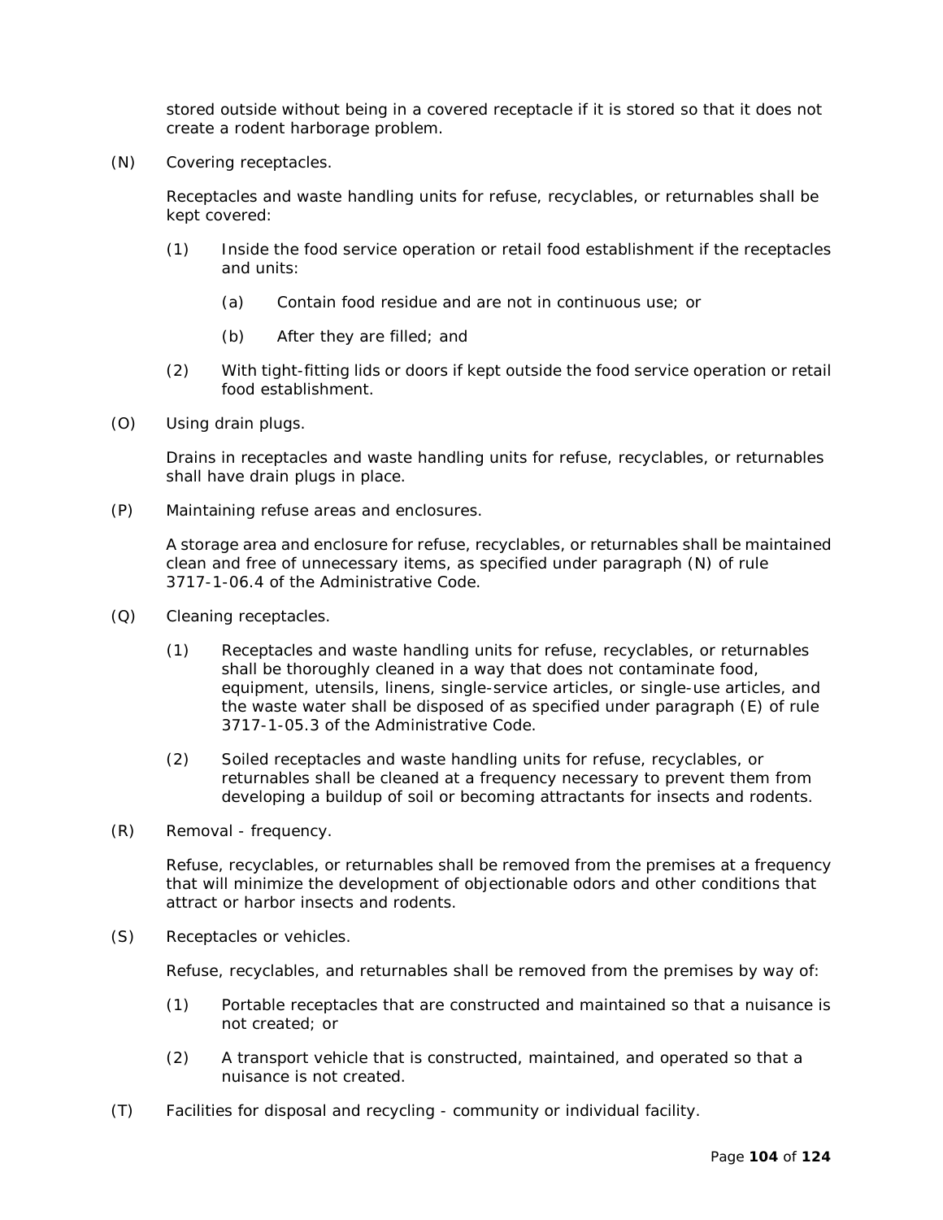stored outside without being in a covered receptacle if it is stored so that it does not create a rodent harborage problem.

(N) Covering receptacles.

Receptacles and waste handling units for refuse, recyclables, or returnables shall be kept covered:

(1) Inside the food service operation or retail food establishment if the receptacles and units:

(a) Contain food residue and are not in continuous use; or

(b) After they are filled; and

(2) With tight-fitting lids or doors if kept outside the food service operation or retail food establishment.

(O) Using drain plugs.

Drains in receptacles and waste handling units for refuse, recyclables, or returnables shall have drain plugs in place.

(P) Maintaining refuse areas and enclosures.

A storage area and enclosure for refuse, recyclables, or returnables shall be maintained clean and free of unnecessary items, as specified under paragraph (N) of rule 3717-1-06.4 of the Administrative Code.

(Q) Cleaning receptacles.

(1) Receptacles and waste handling units for refuse, recyclables, or returnables shall be thoroughly cleaned in a way that does not contaminate food, equipment, utensils, linens, single-service articles, or single-use articles, and the waste water shall be disposed of as specified under paragraph (E) of rule 3717-1-05.3 of the Administrative Code.

(2) Soiled receptacles and waste handling units for refuse, recyclables, or returnables shall be cleaned at a frequency necessary to prevent them from developing a buildup of soil or becoming attractants for insects and rodents.

(R) Removal - frequency.

Refuse, recyclables, or returnables shall be removed from the premises at a frequency that will minimize the development of objectionable odors and other conditions that attract or harbor insects and rodents.

(S) Receptacles or vehicles.

Refuse, recyclables, and returnables shall be removed from the premises by way of:

(1) Portable receptacles that are constructed and maintained so that a nuisance is not created; or

(2) A transport vehicle that is constructed, maintained, and operated so that a nuisance is not created.

(T) Facilities for disposal and recycling - community or individual facility.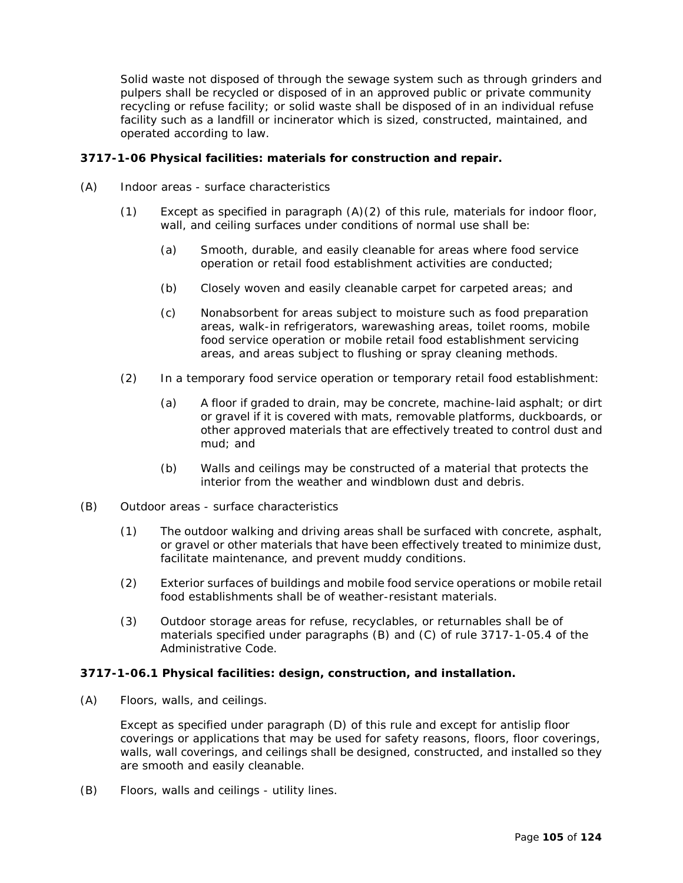Solid waste not disposed of through the sewage system such as through grinders and pulpers shall be recycled or disposed of in an approved public or private community recycling or refuse facility; or solid waste shall be disposed of in an individual refuse facility such as a landfill or incinerator which is sized, constructed, maintained, and operated according to law.

**3717-1-06 Physical facilities: materials for construction and repair.**

(A) Indoor areas - surface characteristics

(1) Except as specified in paragraph (A)(2) of this rule, materials for indoor floor, wall, and ceiling surfaces under conditions of normal use shall be:

(a) Smooth, durable, and easily cleanable for areas where food service operation or retail food establishment activities are conducted;

(b) Closely woven and easily cleanable carpet for carpeted areas; and

(c) Nonabsorbent for areas subject to moisture such as food preparation areas, walk-in refrigerators, warewashing areas, toilet rooms, mobile food service operation or mobile retail food establishment servicing areas, and areas subject to flushing or spray cleaning methods.

(2) In a temporary food service operation or temporary retail food establishment:

(a) A floor if graded to drain, may be concrete, machine-laid asphalt; or dirt or gravel if it is covered with mats, removable platforms, duckboards, or other approved materials that are effectively treated to control dust and mud; and

(b) Walls and ceilings may be constructed of a material that protects the interior from the weather and windblown dust and debris.

(B) Outdoor areas - surface characteristics

(1) The outdoor walking and driving areas shall be surfaced with concrete, asphalt, or gravel or other materials that have been effectively treated to minimize dust, facilitate maintenance, and prevent muddy conditions.

(2) Exterior surfaces of buildings and mobile food service operations or mobile retail food establishments shall be of weather-resistant materials.

(3) Outdoor storage areas for refuse, recyclables, or returnables shall be of materials specified under paragraphs (B) and (C) of rule 3717-1-05.4 of the Administrative Code.

**3717-1-06.1 Physical facilities: design, construction, and installation.**

(A) Floors, walls, and ceilings.

Except as specified under paragraph (D) of this rule and except for antislip floor coverings or applications that may be used for safety reasons, floors, floor coverings, walls, wall coverings, and ceilings shall be designed, constructed, and installed so they are smooth and easily cleanable.

(B) Floors, walls and ceilings - utility lines.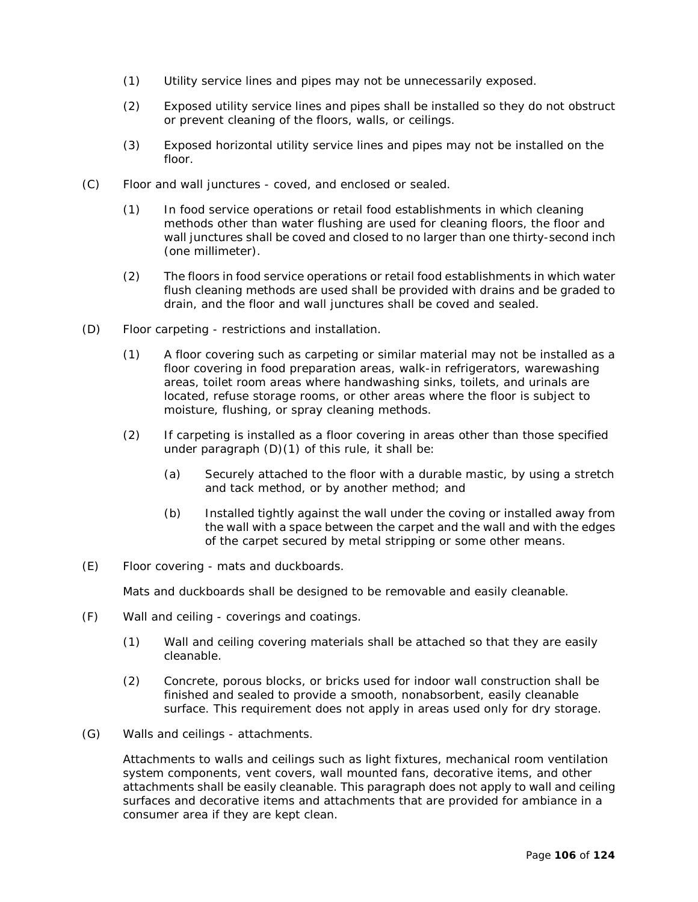(1) Utility service lines and pipes may not be unnecessarily exposed.

(2) Exposed utility service lines and pipes shall be installed so they do not obstruct or prevent cleaning of the floors, walls, or ceilings.

(3) Exposed horizontal utility service lines and pipes may not be installed on the floor.

(C) Floor and wall junctures - coved, and enclosed or sealed.

(1) In food service operations or retail food establishments in which cleaning methods other than water flushing are used for cleaning floors, the floor and wall junctures shall be coved and closed to no larger than one thirty-second inch (one millimeter).

(2) The floors in food service operations or retail food establishments in which water flush cleaning methods are used shall be provided with drains and be graded to drain, and the floor and wall junctures shall be coved and sealed.

(D) Floor carpeting - restrictions and installation.

(1) A floor covering such as carpeting or similar material may not be installed as a floor covering in food preparation areas, walk-in refrigerators, warewashing areas, toilet room areas where handwashing sinks, toilets, and urinals are located, refuse storage rooms, or other areas where the floor is subject to moisture, flushing, or spray cleaning methods.

(2) If carpeting is installed as a floor covering in areas other than those specified under paragraph (D)(1) of this rule, it shall be:

(a) Securely attached to the floor with a durable mastic, by using a stretch and tack method, or by another method; and

(b) Installed tightly against the wall under the coving or installed away from the wall with a space between the carpet and the wall and with the edges of the carpet secured by metal stripping or some other means.

(E) Floor covering - mats and duckboards.

Mats and duckboards shall be designed to be removable and easily cleanable.

(F) Wall and ceiling - coverings and coatings.

(1) Wall and ceiling covering materials shall be attached so that they are easily cleanable.

(2) Concrete, porous blocks, or bricks used for indoor wall construction shall be finished and sealed to provide a smooth, nonabsorbent, easily cleanable surface. This requirement does not apply in areas used only for dry storage.

(G) Walls and ceilings - attachments.

Attachments to walls and ceilings such as light fixtures, mechanical room ventilation system components, vent covers, wall mounted fans, decorative items, and other attachments shall be easily cleanable. This paragraph does not apply to wall and ceiling surfaces and decorative items and attachments that are provided for ambiance in a consumer area if they are kept clean.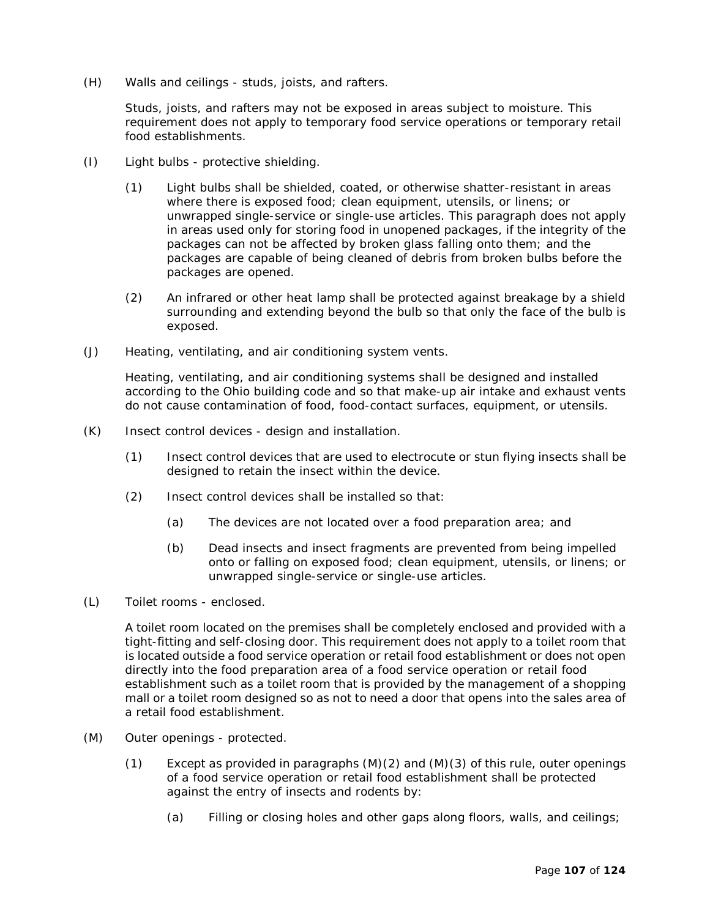(H) Walls and ceilings - studs, joists, and rafters.

Studs, joists, and rafters may not be exposed in areas subject to moisture. This requirement does not apply to temporary food service operations or temporary retail food establishments.

(I) Light bulbs - protective shielding.

(1) Light bulbs shall be shielded, coated, or otherwise shatter-resistant in areas where there is exposed food; clean equipment, utensils, or linens; or unwrapped single-service or single-use articles. This paragraph does not apply in areas used only for storing food in unopened packages, if the integrity of the packages can not be affected by broken glass falling onto them; and the packages are capable of being cleaned of debris from broken bulbs before the packages are opened.

(2) An infrared or other heat lamp shall be protected against breakage by a shield surrounding and extending beyond the bulb so that only the face of the bulb is exposed.

(J) Heating, ventilating, and air conditioning system vents.

Heating, ventilating, and air conditioning systems shall be designed and installed according to the Ohio building code and so that make-up air intake and exhaust vents do not cause contamination of food, food-contact surfaces, equipment, or utensils.

(K) Insect control devices - design and installation.

(1) Insect control devices that are used to electrocute or stun flying insects shall be designed to retain the insect within the device.

(2) Insect control devices shall be installed so that:

(a) The devices are not located over a food preparation area; and

(b) Dead insects and insect fragments are prevented from being impelled onto or falling on exposed food; clean equipment, utensils, or linens; or unwrapped single-service or single-use articles.

(L) Toilet rooms - enclosed.

A toilet room located on the premises shall be completely enclosed and provided with a tight-fitting and self-closing door. This requirement does not apply to a toilet room that is located outside a food service operation or retail food establishment or does not open directly into the food preparation area of a food service operation or retail food establishment such as a toilet room that is provided by the management of a shopping mall or a toilet room designed so as not to need a door that opens into the sales area of a retail food establishment.

(M) Outer openings - protected.

(1) Except as provided in paragraphs (M)(2) and (M)(3) of this rule, outer openings of a food service operation or retail food establishment shall be protected against the entry of insects and rodents by:

(a) Filling or closing holes and other gaps along floors, walls, and ceilings;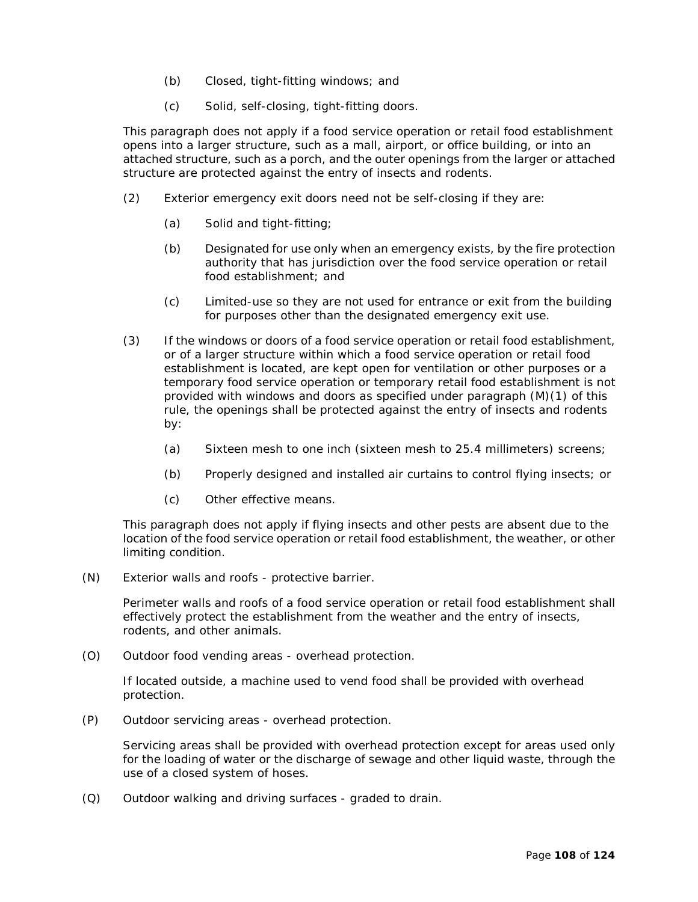(b) Closed, tight-fitting windows; and

(c) Solid, self-closing, tight-fitting doors.

This paragraph does not apply if a food service operation or retail food establishment opens into a larger structure, such as a mall, airport, or office building, or into an attached structure, such as a porch, and the outer openings from the larger or attached structure are protected against the entry of insects and rodents.

(2) Exterior emergency exit doors need not be self-closing if they are:

(a) Solid and tight-fitting;

(b) Designated for use only when an emergency exists, by the fire protection authority that has jurisdiction over the food service operation or retail food establishment; and

(c) Limited-use so they are not used for entrance or exit from the building for purposes other than the designated emergency exit use.

(3) If the windows or doors of a food service operation or retail food establishment, or of a larger structure within which a food service operation or retail food establishment is located, are kept open for ventilation or other purposes or a temporary food service operation or temporary retail food establishment is not provided with windows and doors as specified under paragraph (M)(1) of this rule, the openings shall be protected against the entry of insects and rodents by:

(a) Sixteen mesh to one inch (sixteen mesh to 25.4 millimeters) screens;

(b) Properly designed and installed air curtains to control flying insects; or

(c) Other effective means.

This paragraph does not apply if flying insects and other pests are absent due to the location of the food service operation or retail food establishment, the weather, or other limiting condition.

(N) Exterior walls and roofs - protective barrier.

Perimeter walls and roofs of a food service operation or retail food establishment shall effectively protect the establishment from the weather and the entry of insects, rodents, and other animals.

(O) Outdoor food vending areas - overhead protection.

If located outside, a machine used to vend food shall be provided with overhead protection.

(P) Outdoor servicing areas - overhead protection.

Servicing areas shall be provided with overhead protection except for areas used only for the loading of water or the discharge of sewage and other liquid waste, through the use of a closed system of hoses.

(Q) Outdoor walking and driving surfaces - graded to drain.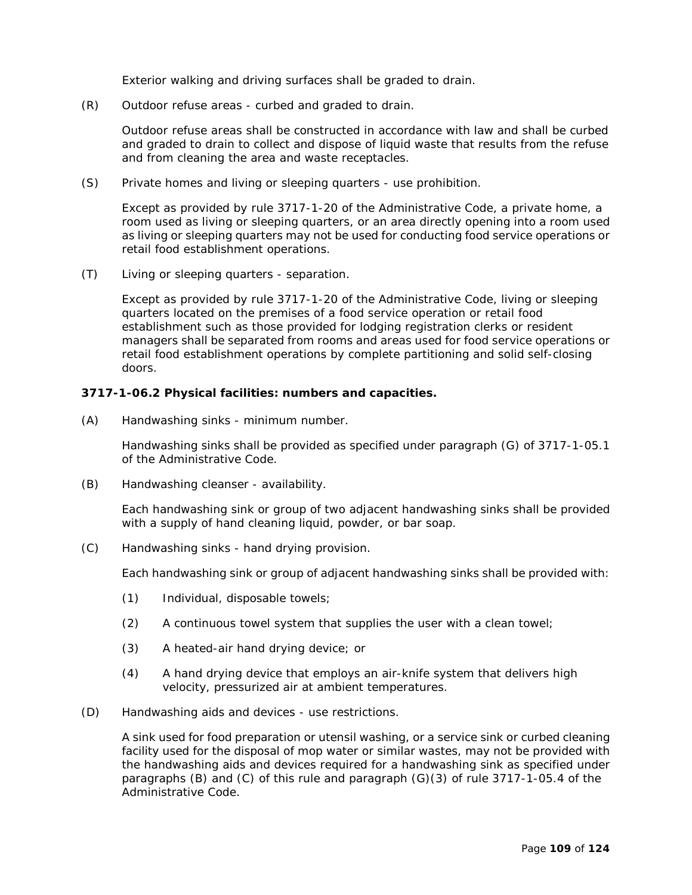Exterior walking and driving surfaces shall be graded to drain.

(R) Outdoor refuse areas - curbed and graded to drain.

Outdoor refuse areas shall be constructed in accordance with law and shall be curbed and graded to drain to collect and dispose of liquid waste that results from the refuse and from cleaning the area and waste receptacles.

(S) Private homes and living or sleeping quarters - use prohibition.

Except as provided by rule 3717-1-20 of the Administrative Code, a private home, a room used as living or sleeping quarters, or an area directly opening into a room used as living or sleeping quarters may not be used for conducting food service operations or retail food establishment operations.

(T) Living or sleeping quarters - separation.

Except as provided by rule 3717-1-20 of the Administrative Code, living or sleeping quarters located on the premises of a food service operation or retail food establishment such as those provided for lodging registration clerks or resident managers shall be separated from rooms and areas used for food service operations or retail food establishment operations by complete partitioning and solid self-closing doors.

### 3717-1-06.2 Physical facilities: numbers and capacities.

(A) Handwashing sinks - minimum number.

Handwashing sinks shall be provided as specified under paragraph (G) of 3717-1-05.1 of the Administrative Code.

(B) Handwashing cleanser - availability.

Each handwashing sink or group of two adjacent handwashing sinks shall be provided with a supply of hand cleaning liquid, powder, or bar soap.

(C) Handwashing sinks - hand drying provision.

Each handwashing sink or group of adjacent handwashing sinks shall be provided with:

(1) Individual, disposable towels;

(2) A continuous towel system that supplies the user with a clean towel;

(3) A heated-air hand drying device; or

(4) A hand drying device that employs an air-knife system that delivers high velocity, pressurized air at ambient temperatures.

(D) Handwashing aids and devices - use restrictions.

A sink used for food preparation or utensil washing, or a service sink or curbed cleaning facility used for the disposal of mop water or similar wastes, may not be provided with the handwashing aids and devices required for a handwashing sink as specified under paragraphs (B) and (C) of this rule and paragraph (G)(3) of rule 3717-1-05.4 of the Administrative Code.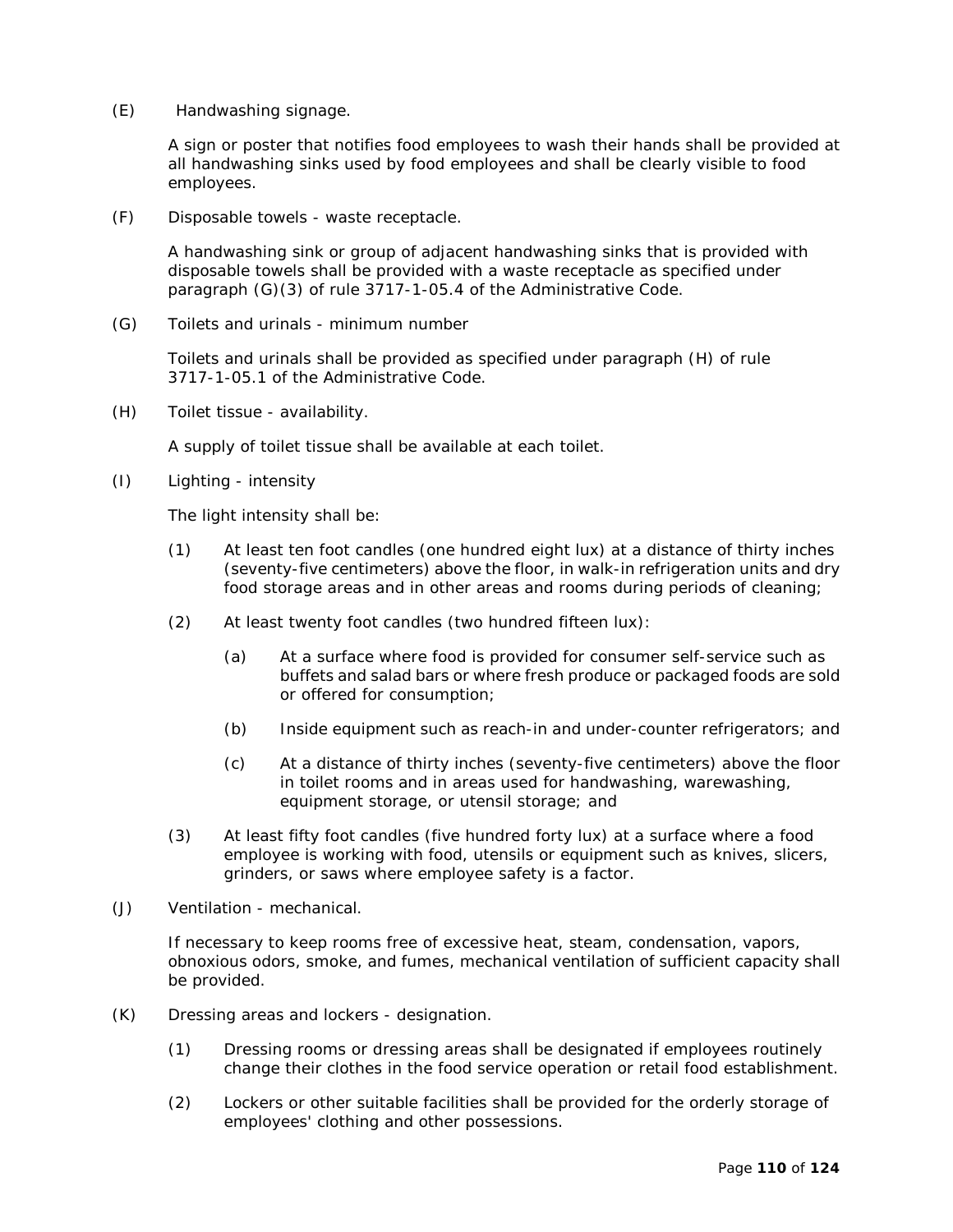(E) Handwashing signage.

A sign or poster that notifies food employees to wash their hands shall be provided at all handwashing sinks used by food employees and shall be clearly visible to food employees.

(F) Disposable towels - waste receptacle.

A handwashing sink or group of adjacent handwashing sinks that is provided with disposable towels shall be provided with a waste receptacle as specified under paragraph (G)(3) of rule 3717-1-05.4 of the Administrative Code.

(G) Toilets and urinals - minimum number

Toilets and urinals shall be provided as specified under paragraph (H) of rule 3717-1-05.1 of the Administrative Code.

(H) Toilet tissue - availability.

A supply of toilet tissue shall be available at each toilet.

(I) Lighting - intensity

The light intensity shall be:

(1) At least ten foot candles (one hundred eight lux) at a distance of thirty inches (seventy-five centimeters) above the floor, in walk-in refrigeration units and dry food storage areas and in other areas and rooms during periods of cleaning;

(2) At least twenty foot candles (two hundred fifteen lux):

(a) At a surface where food is provided for consumer self-service such as buffets and salad bars or where fresh produce or packaged foods are sold or offered for consumption;

(b) Inside equipment such as reach-in and under-counter refrigerators; and

(c) At a distance of thirty inches (seventy-five centimeters) above the floor in toilet rooms and in areas used for handwashing, warewashing, equipment storage, or utensil storage; and

(3) At least fifty foot candles (five hundred forty lux) at a surface where a food employee is working with food, utensils or equipment such as knives, slicers, grinders, or saws where employee safety is a factor.

(J) Ventilation - mechanical.

If necessary to keep rooms free of excessive heat, steam, condensation, vapors, obnoxious odors, smoke, and fumes, mechanical ventilation of sufficient capacity shall be provided.

(K) Dressing areas and lockers - designation.

(1) Dressing rooms or dressing areas shall be designated if employees routinely change their clothes in the food service operation or retail food establishment.

(2) Lockers or other suitable facilities shall be provided for the orderly storage of employees' clothing and other possessions.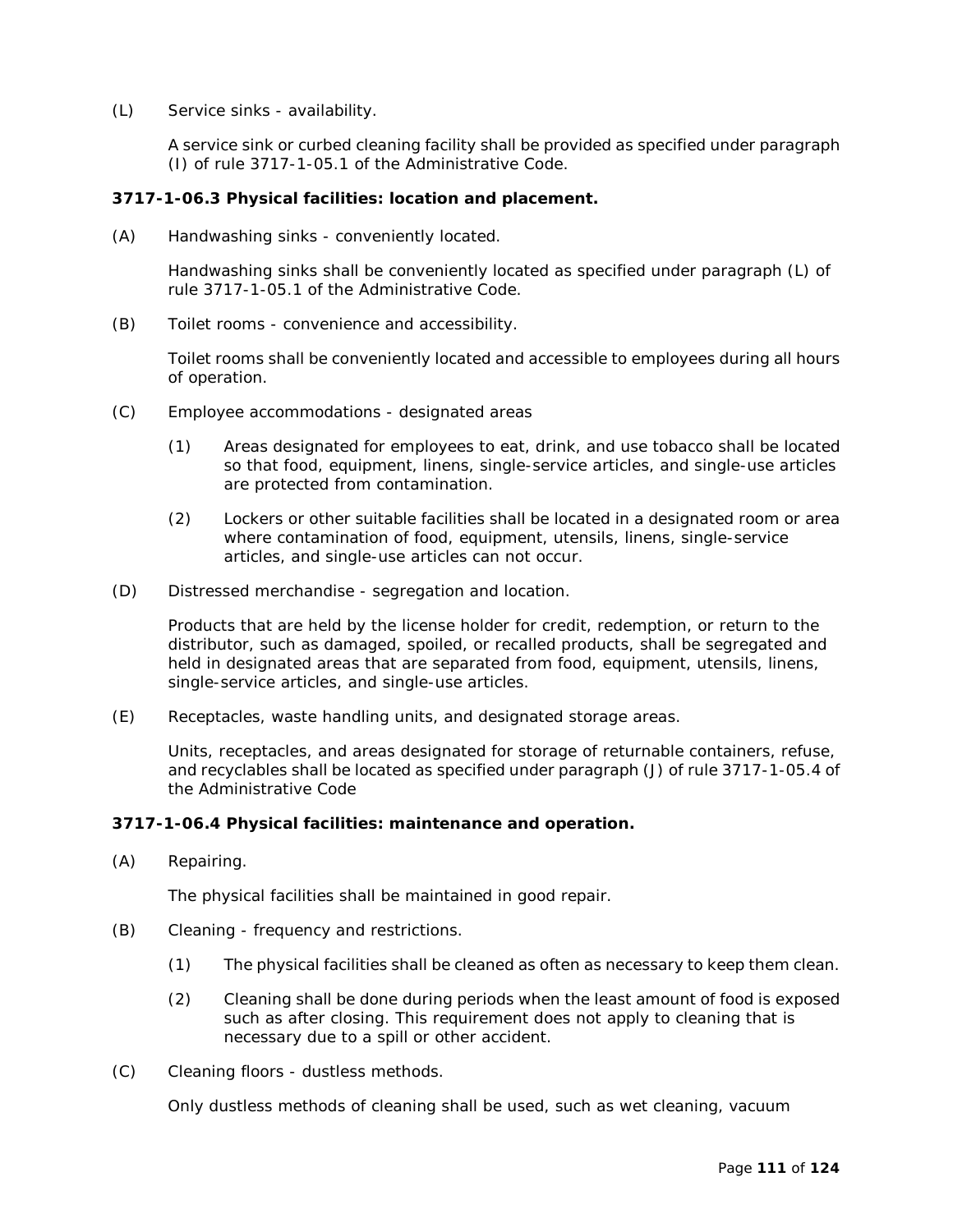(L) Service sinks - availability.

A service sink or curbed cleaning facility shall be provided as specified under paragraph (I) of rule 3717-1-05.1 of the Administrative Code.

**3717-1-06.3 Physical facilities: location and placement.**

(A) Handwashing sinks - conveniently located.

Handwashing sinks shall be conveniently located as specified under paragraph (L) of rule 3717-1-05.1 of the Administrative Code.

(B) Toilet rooms - convenience and accessibility.

Toilet rooms shall be conveniently located and accessible to employees during all hours of operation.

(C) Employee accommodations - designated areas

(1) Areas designated for employees to eat, drink, and use tobacco shall be located so that food, equipment, linens, single-service articles, and single-use articles are protected from contamination.

(2) Lockers or other suitable facilities shall be located in a designated room or area where contamination of food, equipment, utensils, linens, single-service articles, and single-use articles can not occur.

(D) Distressed merchandise - segregation and location.

Products that are held by the license holder for credit, redemption, or return to the distributor, such as damaged, spoiled, or recalled products, shall be segregated and held in designated areas that are separated from food, equipment, utensils, linens, single-service articles, and single-use articles.

(E) Receptacles, waste handling units, and designated storage areas.

Units, receptacles, and areas designated for storage of returnable containers, refuse, and recyclables shall be located as specified under paragraph (J) of rule 3717-1-05.4 of the Administrative Code

**3717-1-06.4 Physical facilities: maintenance and operation.**

(A) Repairing.

The physical facilities shall be maintained in good repair.

(B) Cleaning - frequency and restrictions.

(1) The physical facilities shall be cleaned as often as necessary to keep them clean.

(2) Cleaning shall be done during periods when the least amount of food is exposed such as after closing. This requirement does not apply to cleaning that is necessary due to a spill or other accident.

(C) Cleaning floors - dustless methods.

Only dustless methods of cleaning shall be used, such as wet cleaning, vacuum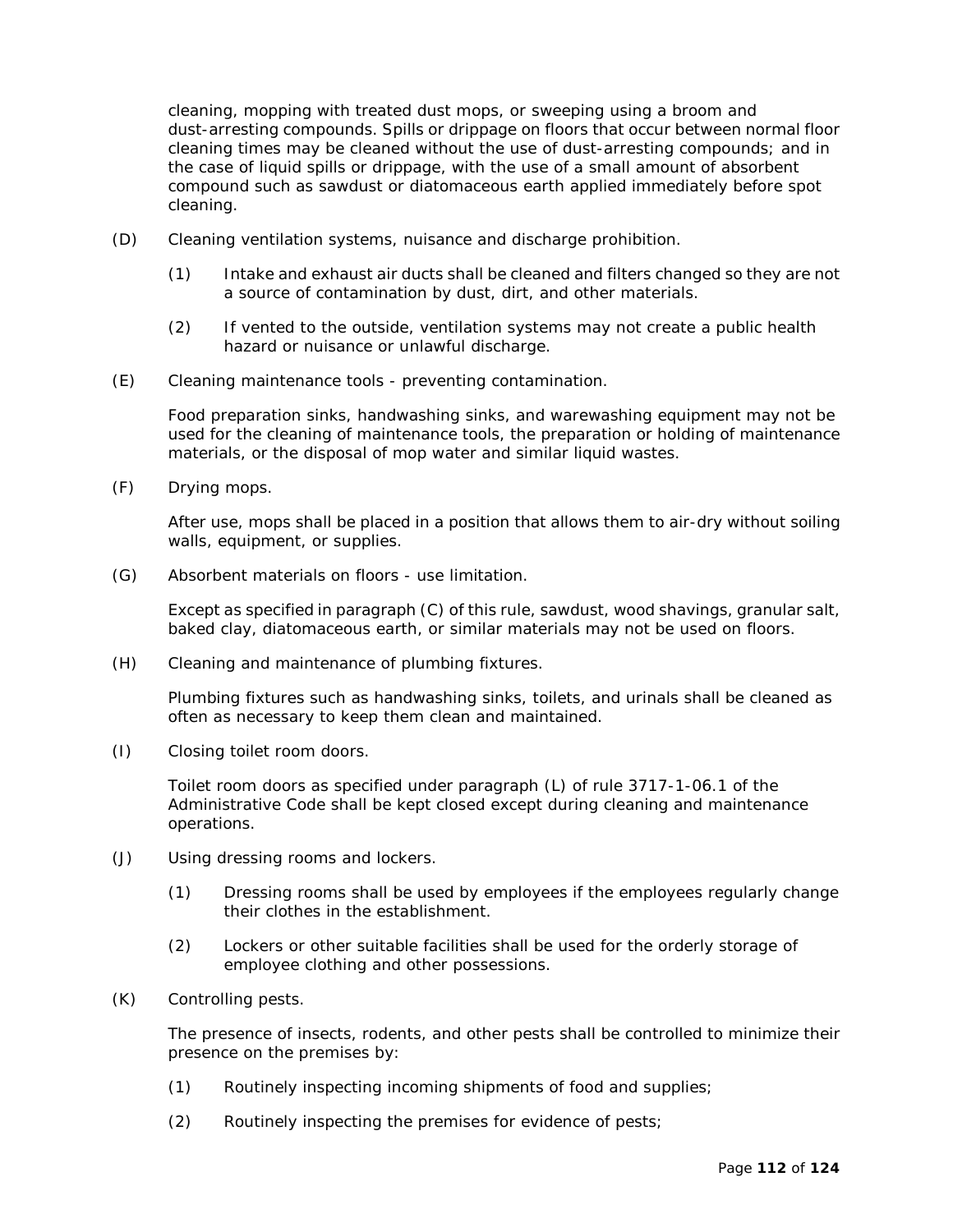cleaning, mopping with treated dust mops, or sweeping using a broom and dust-arresting compounds. Spills or drippage on floors that occur between normal floor cleaning times may be cleaned without the use of dust-arresting compounds; and in the case of liquid spills or drippage, with the use of a small amount of absorbent compound such as sawdust or diatomaceous earth applied immediately before spot cleaning.

(D) Cleaning ventilation systems, nuisance and discharge prohibition.

(1) Intake and exhaust air ducts shall be cleaned and filters changed so they are not a source of contamination by dust, dirt, and other materials.

(2) If vented to the outside, ventilation systems may not create a public health hazard or nuisance or unlawful discharge.

(E) Cleaning maintenance tools - preventing contamination.

Food preparation sinks, handwashing sinks, and warewashing equipment may not be used for the cleaning of maintenance tools, the preparation or holding of maintenance materials, or the disposal of mop water and similar liquid wastes.

(F) Drying mops.

After use, mops shall be placed in a position that allows them to air-dry without soiling walls, equipment, or supplies.

(G) Absorbent materials on floors - use limitation.

Except as specified in paragraph (C) of this rule, sawdust, wood shavings, granular salt, baked clay, diatomaceous earth, or similar materials may not be used on floors.

(H) Cleaning and maintenance of plumbing fixtures.

Plumbing fixtures such as handwashing sinks, toilets, and urinals shall be cleaned as often as necessary to keep them clean and maintained.

(I) Closing toilet room doors.

Toilet room doors as specified under paragraph (L) of rule 3717-1-06.1 of the Administrative Code shall be kept closed except during cleaning and maintenance operations.

(J) Using dressing rooms and lockers.

(1) Dressing rooms shall be used by employees if the employees regularly change their clothes in the establishment.

(2) Lockers or other suitable facilities shall be used for the orderly storage of employee clothing and other possessions.

(K) Controlling pests.

The presence of insects, rodents, and other pests shall be controlled to minimize their presence on the premises by:

(1) Routinely inspecting incoming shipments of food and supplies;

(2) Routinely inspecting the premises for evidence of pests;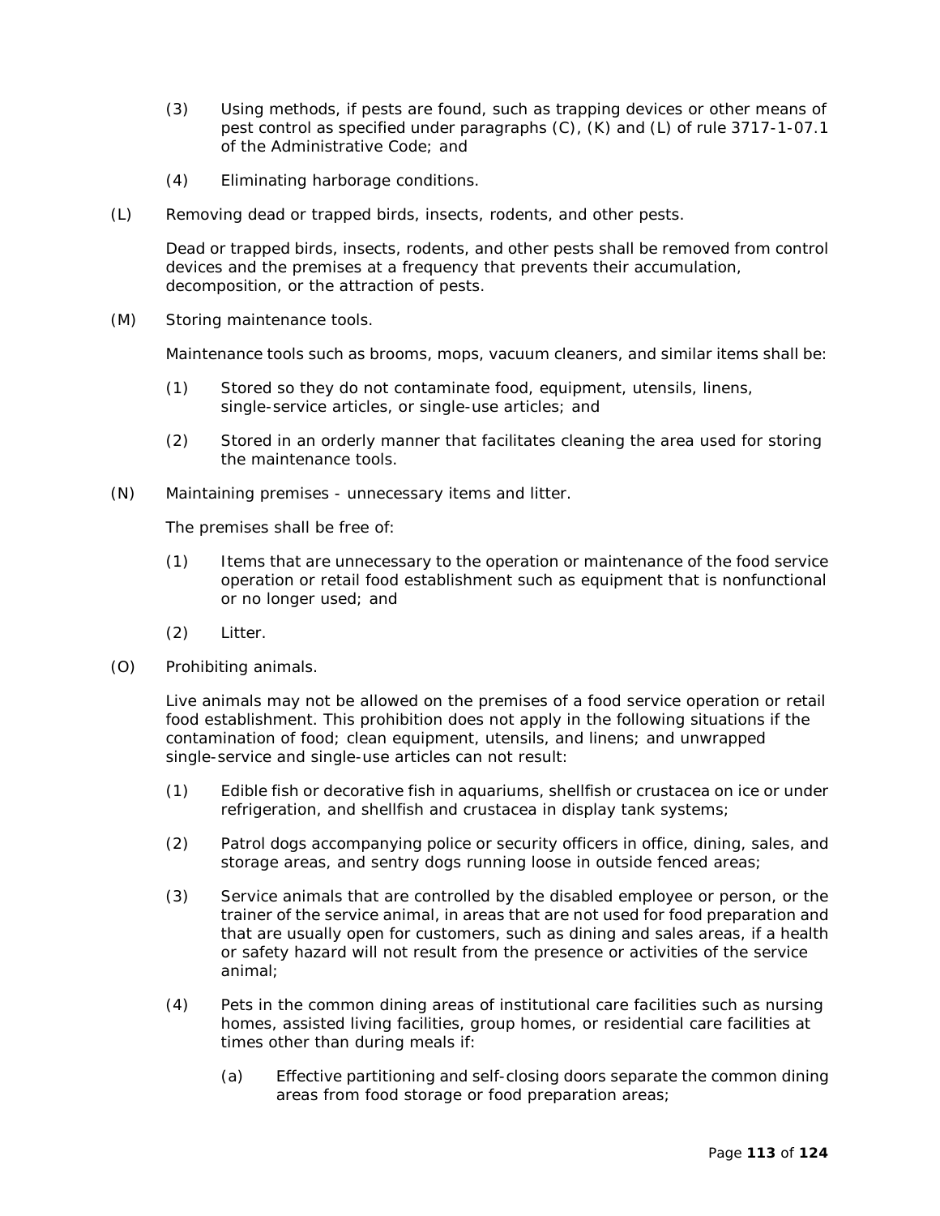(3) Using methods, if pests are found, such as trapping devices or other means of pest control as specified under paragraphs (C), (K) and (L) of rule 3717-1-07.1 of the Administrative Code; and

(4) Eliminating harborage conditions.

(L) Removing dead or trapped birds, insects, rodents, and other pests.

Dead or trapped birds, insects, rodents, and other pests shall be removed from control devices and the premises at a frequency that prevents their accumulation, decomposition, or the attraction of pests.

(M) Storing maintenance tools.

Maintenance tools such as brooms, mops, vacuum cleaners, and similar items shall be:

(1) Stored so they do not contaminate food, equipment, utensils, linens, single-service articles, or single-use articles; and

(2) Stored in an orderly manner that facilitates cleaning the area used for storing the maintenance tools.

(N) Maintaining premises - unnecessary items and litter.

The premises shall be free of:

(1) Items that are unnecessary to the operation or maintenance of the food service operation or retail food establishment such as equipment that is nonfunctional or no longer used; and

(2) Litter.

(O) Prohibiting animals.

Live animals may not be allowed on the premises of a food service operation or retail food establishment. This prohibition does not apply in the following situations if the contamination of food; clean equipment, utensils, and linens; and unwrapped single-service and single-use articles can not result:

(1) Edible fish or decorative fish in aquariums, shellfish or crustacea on ice or under refrigeration, and shellfish and crustacea in display tank systems;

(2) Patrol dogs accompanying police or security officers in office, dining, sales, and storage areas, and sentry dogs running loose in outside fenced areas;

(3) Service animals that are controlled by the disabled employee or person, or the trainer of the service animal, in areas that are not used for food preparation and that are usually open for customers, such as dining and sales areas, if a health or safety hazard will not result from the presence or activities of the service animal;

(4) Pets in the common dining areas of institutional care facilities such as nursing homes, assisted living facilities, group homes, or residential care facilities at times other than during meals if:

(a) Effective partitioning and self-closing doors separate the common dining areas from food storage or food preparation areas;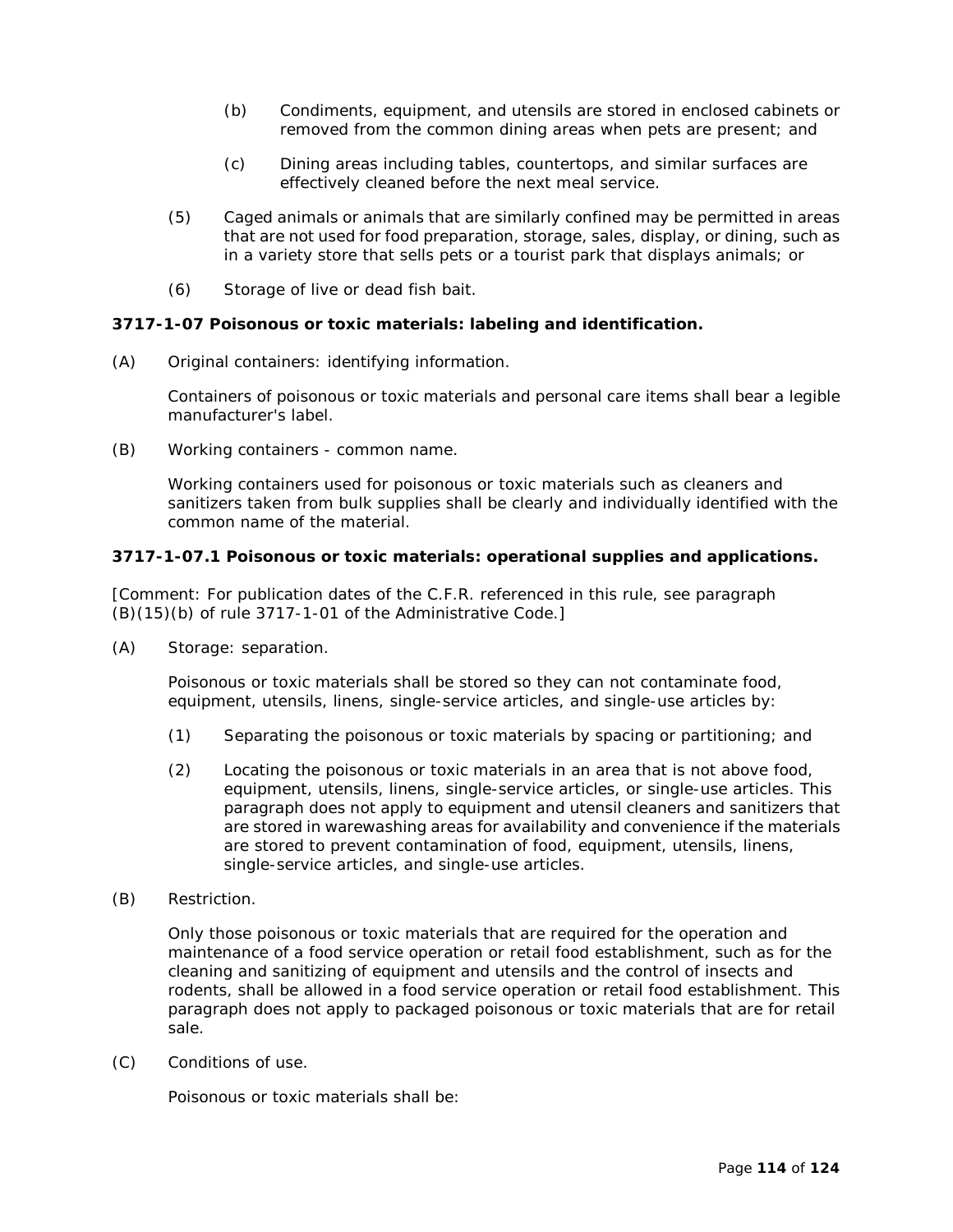(b) Condiments, equipment, and utensils are stored in enclosed cabinets or removed from the common dining areas when pets are present; and

(c) Dining areas including tables, countertops, and similar surfaces are effectively cleaned before the next meal service.

(5) Caged animals or animals that are similarly confined may be permitted in areas that are not used for food preparation, storage, sales, display, or dining, such as in a variety store that sells pets or a tourist park that displays animals; or

(6) Storage of live or dead fish bait.

**3717-1-07 Poisonous or toxic materials: labeling and identification.**

(A) Original containers: identifying information.

Containers of poisonous or toxic materials and personal care items shall bear a legible manufacturer's label.

(B) Working containers - common name.

Working containers used for poisonous or toxic materials such as cleaners and sanitizers taken from bulk supplies shall be clearly and individually identified with the common name of the material.

**3717-1-07.1 Poisonous or toxic materials: operational supplies and applications.**

[Comment: For publication dates of the C.F.R. referenced in this rule, see paragraph (B)(15)(b) of rule 3717-1-01 of the Administrative Code.]

(A) Storage: separation.

Poisonous or toxic materials shall be stored so they can not contaminate food, equipment, utensils, linens, single-service articles, and single-use articles by:

(1) Separating the poisonous or toxic materials by spacing or partitioning; and

(2) Locating the poisonous or toxic materials in an area that is not above food, equipment, utensils, linens, single-service articles, or single-use articles. This paragraph does not apply to equipment and utensil cleaners and sanitizers that are stored in warewashing areas for availability and convenience if the materials are stored to prevent contamination of food, equipment, utensils, linens, single-service articles, and single-use articles.

(B) Restriction.

Only those poisonous or toxic materials that are required for the operation and maintenance of a food service operation or retail food establishment, such as for the cleaning and sanitizing of equipment and utensils and the control of insects and rodents, shall be allowed in a food service operation or retail food establishment. This paragraph does not apply to packaged poisonous or toxic materials that are for retail sale.

(C) Conditions of use.

Poisonous or toxic materials shall be: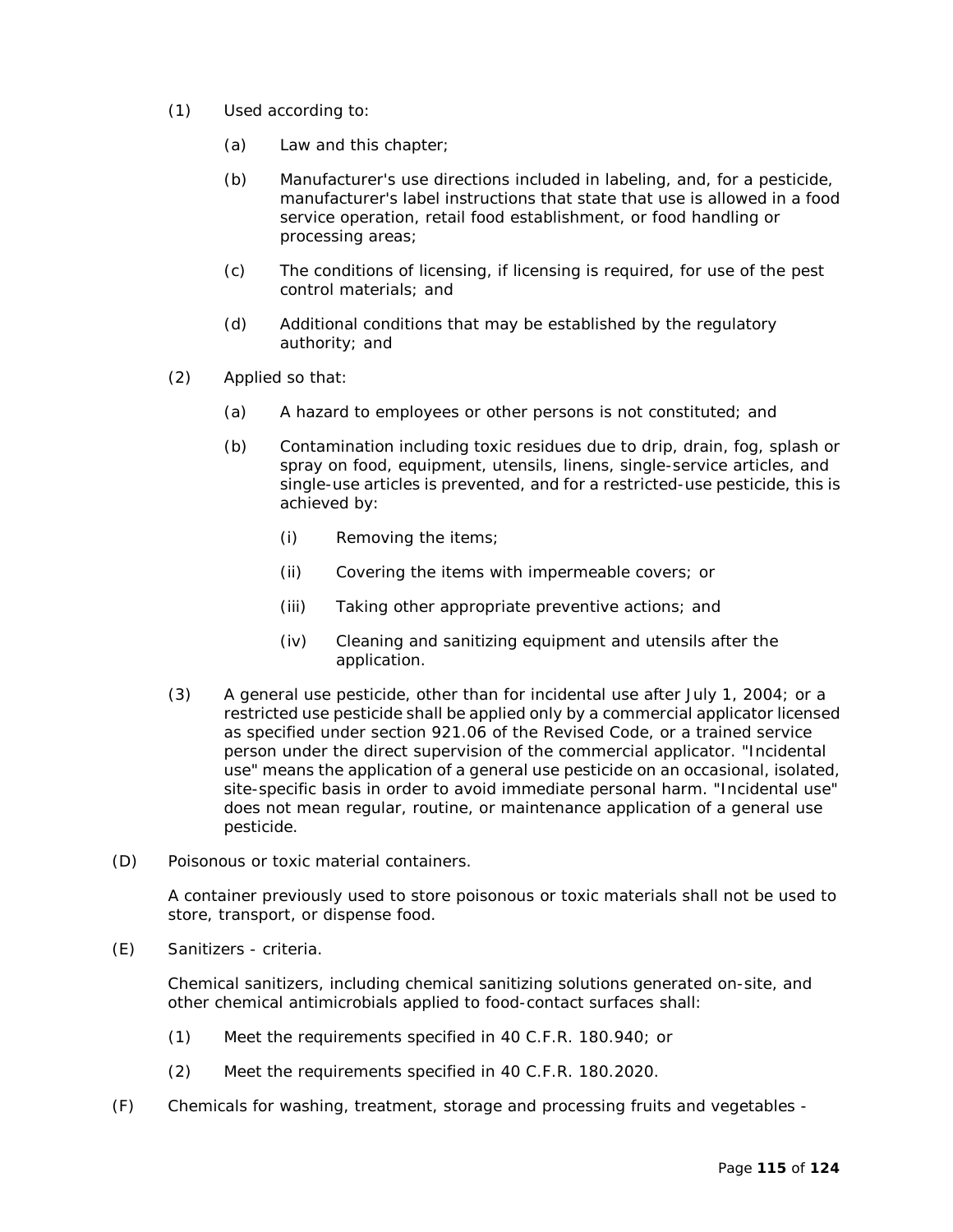(1) Used according to:

(a) Law and this chapter;

(b) Manufacturer's use directions included in labeling, and, for a pesticide, manufacturer's label instructions that state that use is allowed in a food service operation, retail food establishment, or food handling or processing areas;

(c) The conditions of licensing, if licensing is required, for use of the pest control materials; and

(d) Additional conditions that may be established by the regulatory authority; and

(2) Applied so that:

(a) A hazard to employees or other persons is not constituted; and

(b) Contamination including toxic residues due to drip, drain, fog, splash or spray on food, equipment, utensils, linens, single-service articles, and single-use articles is prevented, and for a restricted-use pesticide, this is achieved by:

(i) Removing the items;

(ii) Covering the items with impermeable covers; or

(iii) Taking other appropriate preventive actions; and

(iv) Cleaning and sanitizing equipment and utensils after the application.

(3) A general use pesticide, other than for incidental use after July 1, 2004; or a restricted use pesticide shall be applied only by a commercial applicator licensed as specified under section 921.06 of the Revised Code, or a trained service person under the direct supervision of the commercial applicator. "Incidental use" means the application of a general use pesticide on an occasional, isolated, site-specific basis in order to avoid immediate personal harm. "Incidental use" does not mean regular, routine, or maintenance application of a general use pesticide.

(D) Poisonous or toxic material containers.

A container previously used to store poisonous or toxic materials shall not be used to store, transport, or dispense food.

(E) Sanitizers - criteria.

Chemical sanitizers, including chemical sanitizing solutions generated on-site, and other chemical antimicrobials applied to food-contact surfaces shall:

(1) Meet the requirements specified in 40 C.F.R. 180.940; or

(2) Meet the requirements specified in 40 C.F.R. 180.2020.

(F) Chemicals for washing, treatment, storage and processing fruits and vegetables -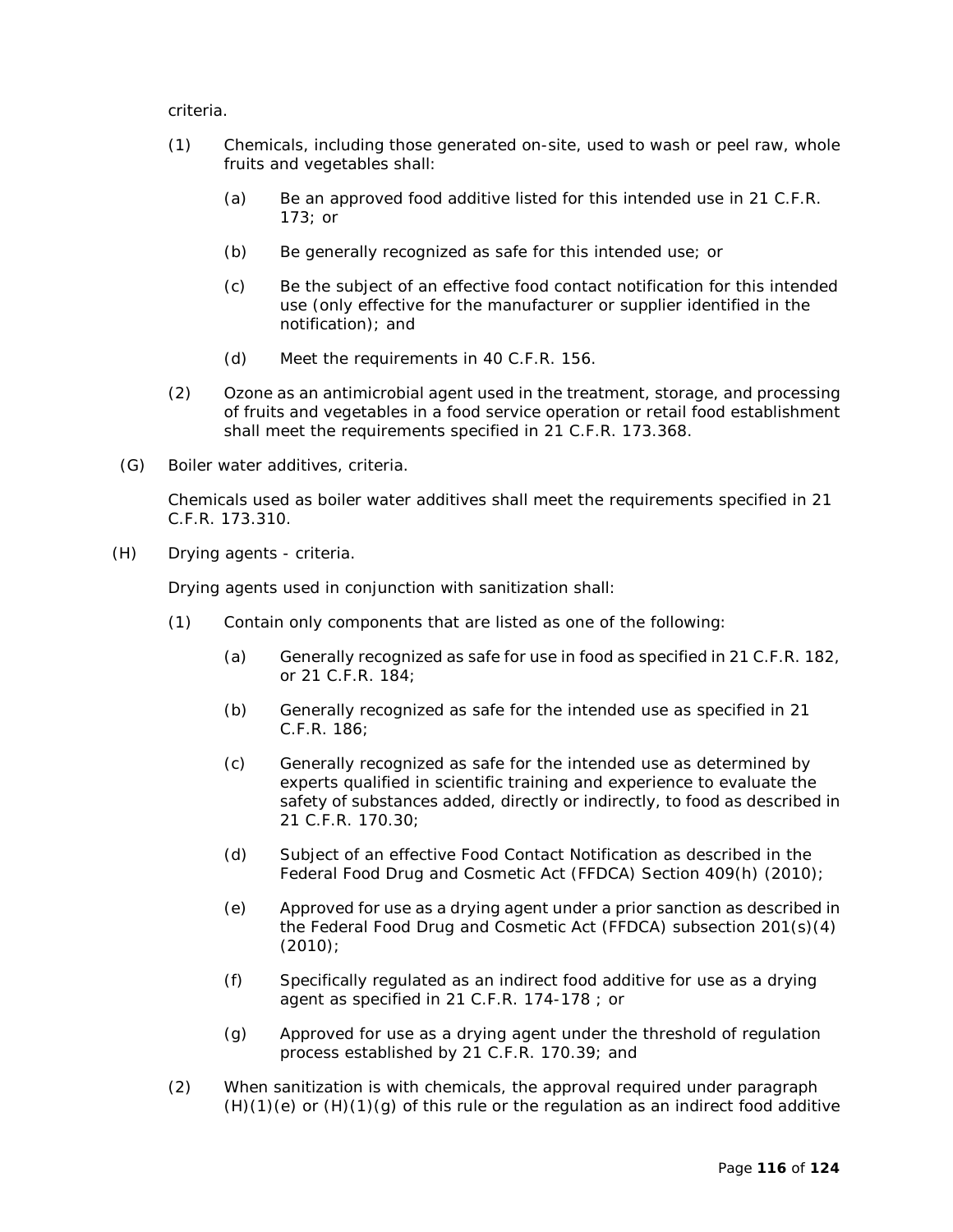criteria.

(1) Chemicals, including those generated on-site, used to wash or peel raw, whole fruits and vegetables shall:

(a) Be an approved food additive listed for this intended use in 21 C.F.R. 173; or

(b) Be generally recognized as safe for this intended use; or

(c) Be the subject of an effective food contact notification for this intended use (only effective for the manufacturer or supplier identified in the notification); and

(d) Meet the requirements in 40 C.F.R. 156.

(2) Ozone as an antimicrobial agent used in the treatment, storage, and processing of fruits and vegetables in a food service operation or retail food establishment shall meet the requirements specified in 21 C.F.R. 173.368.

(G) Boiler water additives, criteria.

Chemicals used as boiler water additives shall meet the requirements specified in 21 C.F.R. 173.310.

(H) Drying agents - criteria.

Drying agents used in conjunction with sanitization shall:

(1) Contain only components that are listed as one of the following:

(a) Generally recognized as safe for use in food as specified in 21 C.F.R. 182, or 21 C.F.R. 184;

(b) Generally recognized as safe for the intended use as specified in 21 C.F.R. 186;

(c) Generally recognized as safe for the intended use as determined by experts qualified in scientific training and experience to evaluate the safety of substances added, directly or indirectly, to food as described in 21 C.F.R. 170.30;

(d) Subject of an effective Food Contact Notification as described in the Federal Food Drug and Cosmetic Act (FFDCA) Section 409(h) (2010);

(e) Approved for use as a drying agent under a prior sanction as described in the Federal Food Drug and Cosmetic Act (FFDCA) subsection 201(s)(4) (2010);

(f) Specifically regulated as an indirect food additive for use as a drying agent as specified in 21 C.F.R. 174-178 ; or

(g) Approved for use as a drying agent under the threshold of regulation process established by 21 C.F.R. 170.39; and

(2) When sanitization is with chemicals, the approval required under paragraph (H)(1)(e) or (H)(1)(g) of this rule or the regulation as an indirect food additive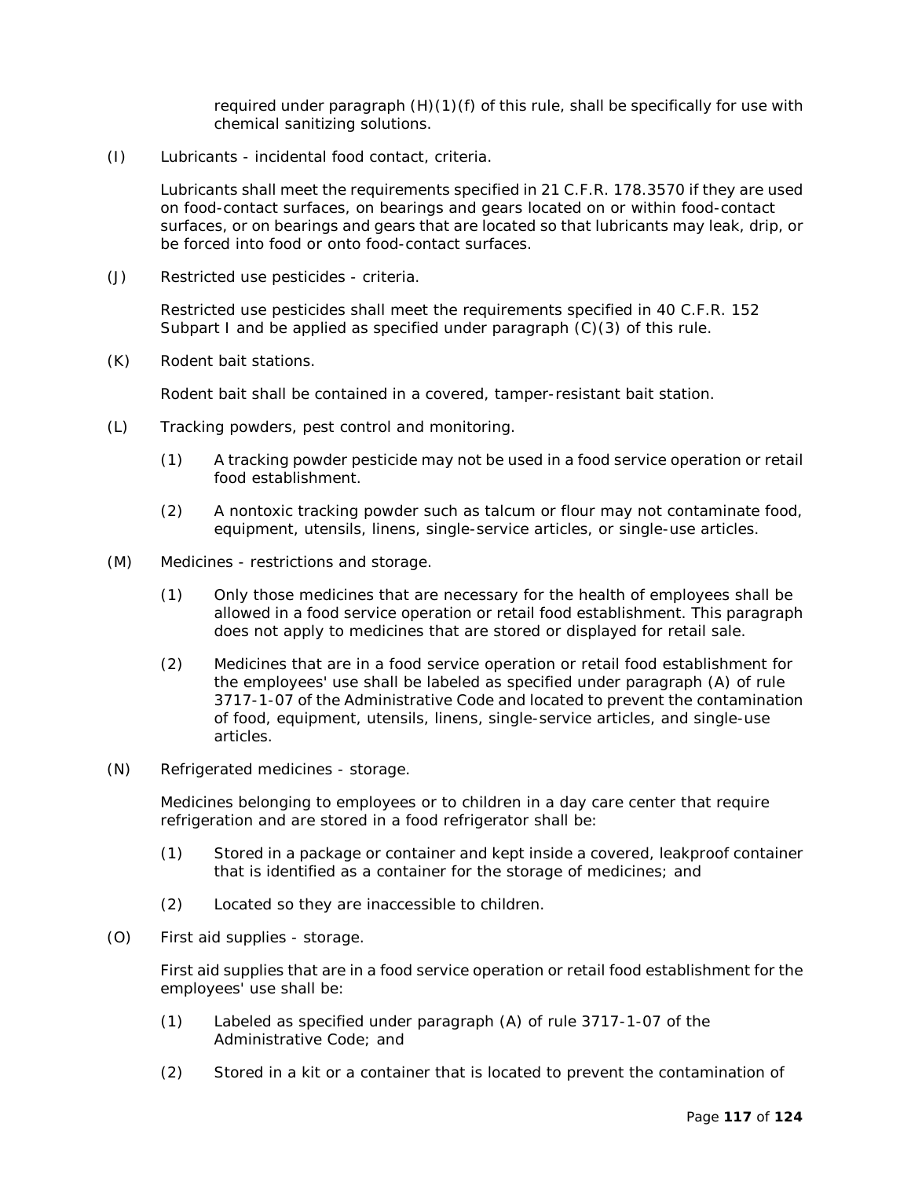required under paragraph (H)(1)(f) of this rule, shall be specifically for use with chemical sanitizing solutions.

(I) Lubricants - incidental food contact, criteria.

Lubricants shall meet the requirements specified in 21 C.F.R. 178.3570 if they are used on food-contact surfaces, on bearings and gears located on or within food-contact surfaces, or on bearings and gears that are located so that lubricants may leak, drip, or be forced into food or onto food-contact surfaces.

(J) Restricted use pesticides - criteria.

Restricted use pesticides shall meet the requirements specified in 40 C.F.R. 152 Subpart I and be applied as specified under paragraph (C)(3) of this rule.

(K) Rodent bait stations.

Rodent bait shall be contained in a covered, tamper-resistant bait station.

(L) Tracking powders, pest control and monitoring.

(1) A tracking powder pesticide may not be used in a food service operation or retail food establishment.

(2) A nontoxic tracking powder such as talcum or flour may not contaminate food, equipment, utensils, linens, single-service articles, or single-use articles.

(M) Medicines - restrictions and storage.

(1) Only those medicines that are necessary for the health of employees shall be allowed in a food service operation or retail food establishment. This paragraph does not apply to medicines that are stored or displayed for retail sale.

(2) Medicines that are in a food service operation or retail food establishment for the employees' use shall be labeled as specified under paragraph (A) of rule 3717-1-07 of the Administrative Code and located to prevent the contamination of food, equipment, utensils, linens, single-service articles, and single-use articles.

(N) Refrigerated medicines - storage.

Medicines belonging to employees or to children in a day care center that require refrigeration and are stored in a food refrigerator shall be:

(1) Stored in a package or container and kept inside a covered, leakproof container that is identified as a container for the storage of medicines; and

(2) Located so they are inaccessible to children.

(O) First aid supplies - storage.

First aid supplies that are in a food service operation or retail food establishment for the employees' use shall be:

(1) Labeled as specified under paragraph (A) of rule 3717-1-07 of the Administrative Code; and

(2) Stored in a kit or a container that is located to prevent the contamination of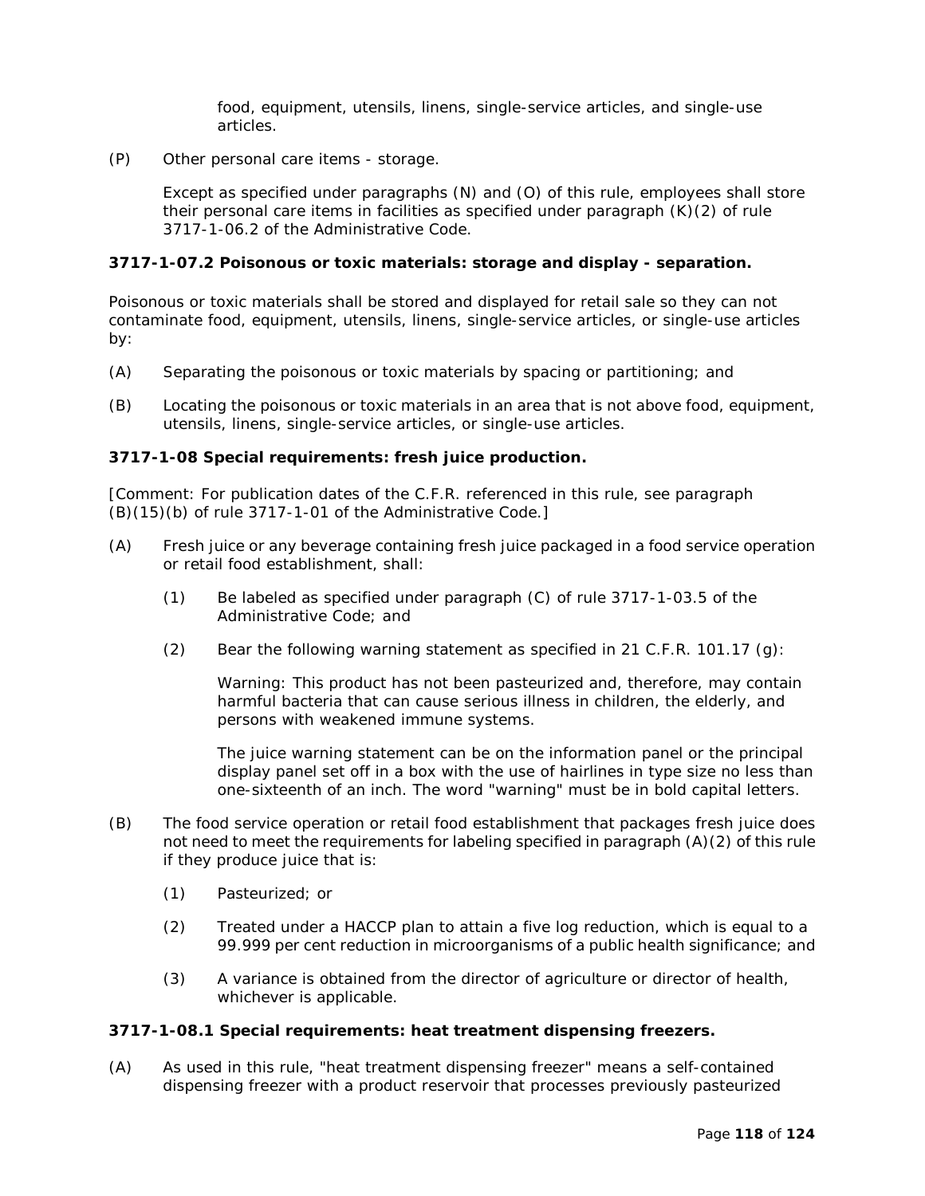food, equipment, utensils, linens, single-service articles, and single-use articles.

(P) Other personal care items - storage.

Except as specified under paragraphs (N) and (O) of this rule, employees shall store their personal care items in facilities as specified under paragraph (K)(2) of rule 3717-1-06.2 of the Administrative Code.

**3717-1-07.2 Poisonous or toxic materials: storage and display - separation.**

Poisonous or toxic materials shall be stored and displayed for retail sale so they can not contaminate food, equipment, utensils, linens, single-service articles, or single-use articles by:

(A) Separating the poisonous or toxic materials by spacing or partitioning; and

(B) Locating the poisonous or toxic materials in an area that is not above food, equipment, utensils, linens, single-service articles, or single-use articles.

**3717-1-08 Special requirements: fresh juice production.**

[Comment: For publication dates of the C.F.R. referenced in this rule, see paragraph (B)(15)(b) of rule 3717-1-01 of the Administrative Code.]

(A) Fresh juice or any beverage containing fresh juice packaged in a food service operation or retail food establishment, shall:

(1) Be labeled as specified under paragraph (C) of rule 3717-1-03.5 of the Administrative Code; and

(2) Bear the following warning statement as specified in 21 C.F.R. 101.17 (g):

Warning: This product has not been pasteurized and, therefore, may contain harmful bacteria that can cause serious illness in children, the elderly, and persons with weakened immune systems.

The juice warning statement can be on the information panel or the principal display panel set off in a box with the use of hairlines in type size no less than one-sixteenth of an inch. The word "warning" must be in bold capital letters.

(B) The food service operation or retail food establishment that packages fresh juice does not need to meet the requirements for labeling specified in paragraph (A)(2) of this rule if they produce juice that is:

(1) Pasteurized; or

(2) Treated under a HACCP plan to attain a five log reduction, which is equal to a 99.999 per cent reduction in microorganisms of a public health significance; and

(3) A variance is obtained from the director of agriculture or director of health, whichever is applicable.

**3717-1-08.1 Special requirements: heat treatment dispensing freezers.**

(A) As used in this rule, "heat treatment dispensing freezer" means a self-contained dispensing freezer with a product reservoir that processes previously pasteurized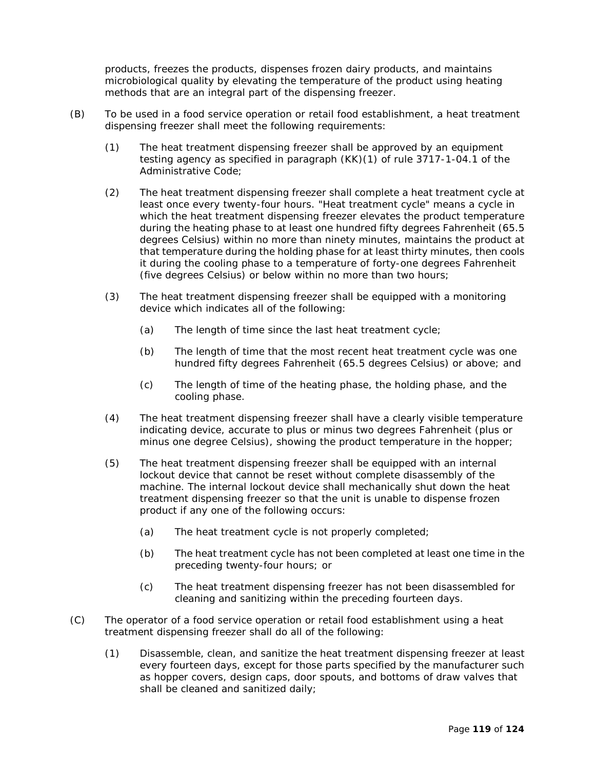products, freezes the products, dispenses frozen dairy products, and maintains microbiological quality by elevating the temperature of the product using heating methods that are an integral part of the dispensing freezer.

(B) To be used in a food service operation or retail food establishment, a heat treatment dispensing freezer shall meet the following requirements:

(1) The heat treatment dispensing freezer shall be approved by an equipment testing agency as specified in paragraph (KK)(1) of rule 3717-1-04.1 of the Administrative Code;

(2) The heat treatment dispensing freezer shall complete a heat treatment cycle at least once every twenty-four hours. "Heat treatment cycle" means a cycle in which the heat treatment dispensing freezer elevates the product temperature during the heating phase to at least one hundred fifty degrees Fahrenheit (65.5 degrees Celsius) within no more than ninety minutes, maintains the product at that temperature during the holding phase for at least thirty minutes, then cools it during the cooling phase to a temperature of forty-one degrees Fahrenheit (five degrees Celsius) or below within no more than two hours;

(3) The heat treatment dispensing freezer shall be equipped with a monitoring device which indicates all of the following:

(a) The length of time since the last heat treatment cycle;

(b) The length of time that the most recent heat treatment cycle was one hundred fifty degrees Fahrenheit (65.5 degrees Celsius) or above; and

(c) The length of time of the heating phase, the holding phase, and the cooling phase.

(4) The heat treatment dispensing freezer shall have a clearly visible temperature indicating device, accurate to plus or minus two degrees Fahrenheit (plus or minus one degree Celsius), showing the product temperature in the hopper;

(5) The heat treatment dispensing freezer shall be equipped with an internal lockout device that cannot be reset without complete disassembly of the machine. The internal lockout device shall mechanically shut down the heat treatment dispensing freezer so that the unit is unable to dispense frozen product if any one of the following occurs:

(a) The heat treatment cycle is not properly completed;

(b) The heat treatment cycle has not been completed at least one time in the preceding twenty-four hours; or

(c) The heat treatment dispensing freezer has not been disassembled for cleaning and sanitizing within the preceding fourteen days.

(C) The operator of a food service operation or retail food establishment using a heat treatment dispensing freezer shall do all of the following:

(1) Disassemble, clean, and sanitize the heat treatment dispensing freezer at least every fourteen days, except for those parts specified by the manufacturer such as hopper covers, design caps, door spouts, and bottoms of draw valves that shall be cleaned and sanitized daily;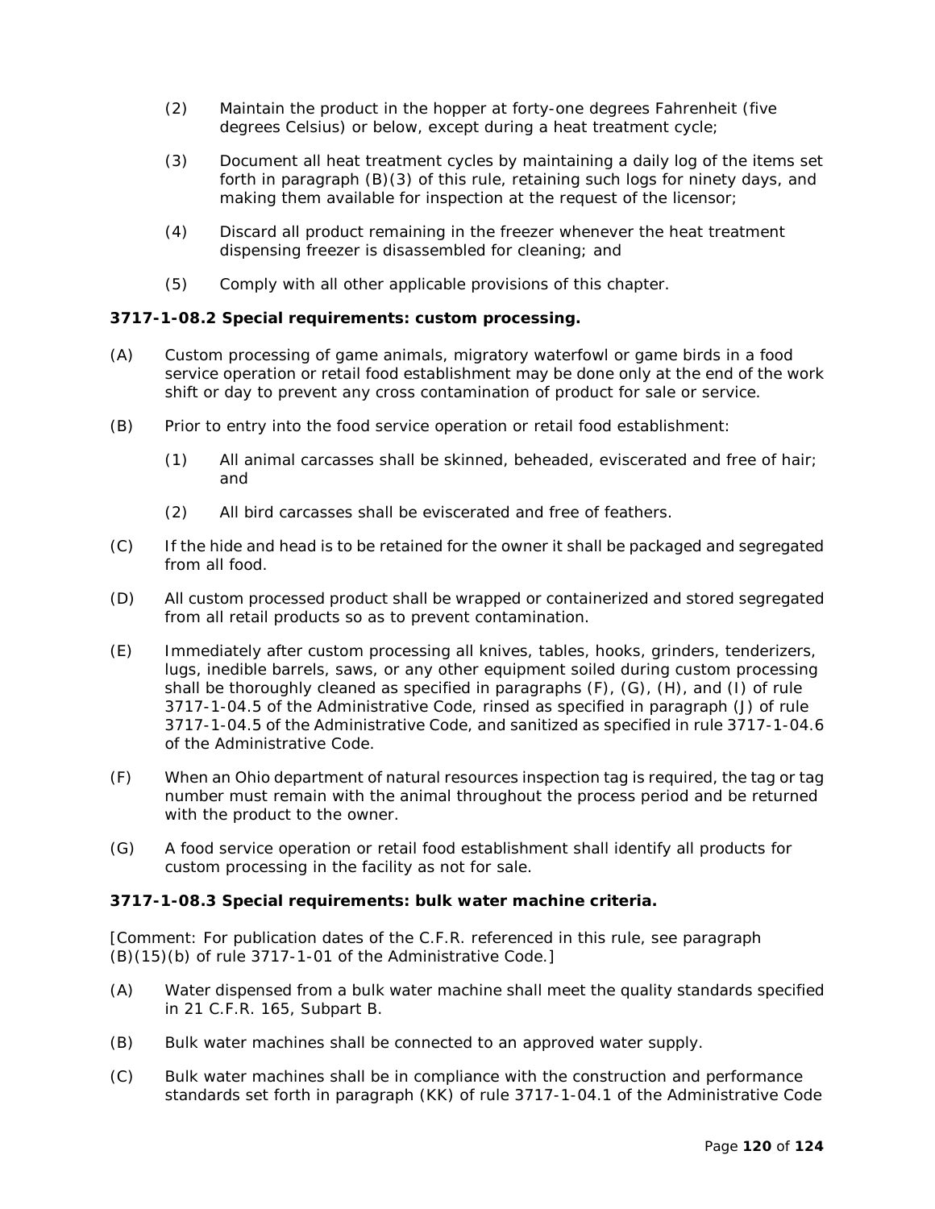(2) Maintain the product in the hopper at forty-one degrees Fahrenheit (five degrees Celsius) or below, except during a heat treatment cycle;

(3) Document all heat treatment cycles by maintaining a daily log of the items set forth in paragraph (B)(3) of this rule, retaining such logs for ninety days, and making them available for inspection at the request of the licensor;

(4) Discard all product remaining in the freezer whenever the heat treatment dispensing freezer is disassembled for cleaning; and

(5) Comply with all other applicable provisions of this chapter.

**3717-1-08.2 Special requirements: custom processing.**

(A) Custom processing of game animals, migratory waterfowl or game birds in a food service operation or retail food establishment may be done only at the end of the work shift or day to prevent any cross contamination of product for sale or service.

(B) Prior to entry into the food service operation or retail food establishment:

(1) All animal carcasses shall be skinned, beheaded, eviscerated and free of hair; and

(2) All bird carcasses shall be eviscerated and free of feathers.

(C) If the hide and head is to be retained for the owner it shall be packaged and segregated from all food.

(D) All custom processed product shall be wrapped or containerized and stored segregated from all retail products so as to prevent contamination.

(E) Immediately after custom processing all knives, tables, hooks, grinders, tenderizers, lugs, inedible barrels, saws, or any other equipment soiled during custom processing shall be thoroughly cleaned as specified in paragraphs (F), (G), (H), and (I) of rule 3717-1-04.5 of the Administrative Code, rinsed as specified in paragraph (J) of rule 3717-1-04.5 of the Administrative Code, and sanitized as specified in rule 3717-1-04.6 of the Administrative Code.

(F) When an Ohio department of natural resources inspection tag is required, the tag or tag number must remain with the animal throughout the process period and be returned with the product to the owner.

(G) A food service operation or retail food establishment shall identify all products for custom processing in the facility as not for sale.

**3717-1-08.3 Special requirements: bulk water machine criteria.**

[Comment: For publication dates of the C.F.R. referenced in this rule, see paragraph (B)(15)(b) of rule 3717-1-01 of the Administrative Code.]

(A) Water dispensed from a bulk water machine shall meet the quality standards specified in 21 C.F.R. 165, Subpart B.

(B) Bulk water machines shall be connected to an approved water supply.

(C) Bulk water machines shall be in compliance with the construction and performance standards set forth in paragraph (KK) of rule 3717-1-04.1 of the Administrative Code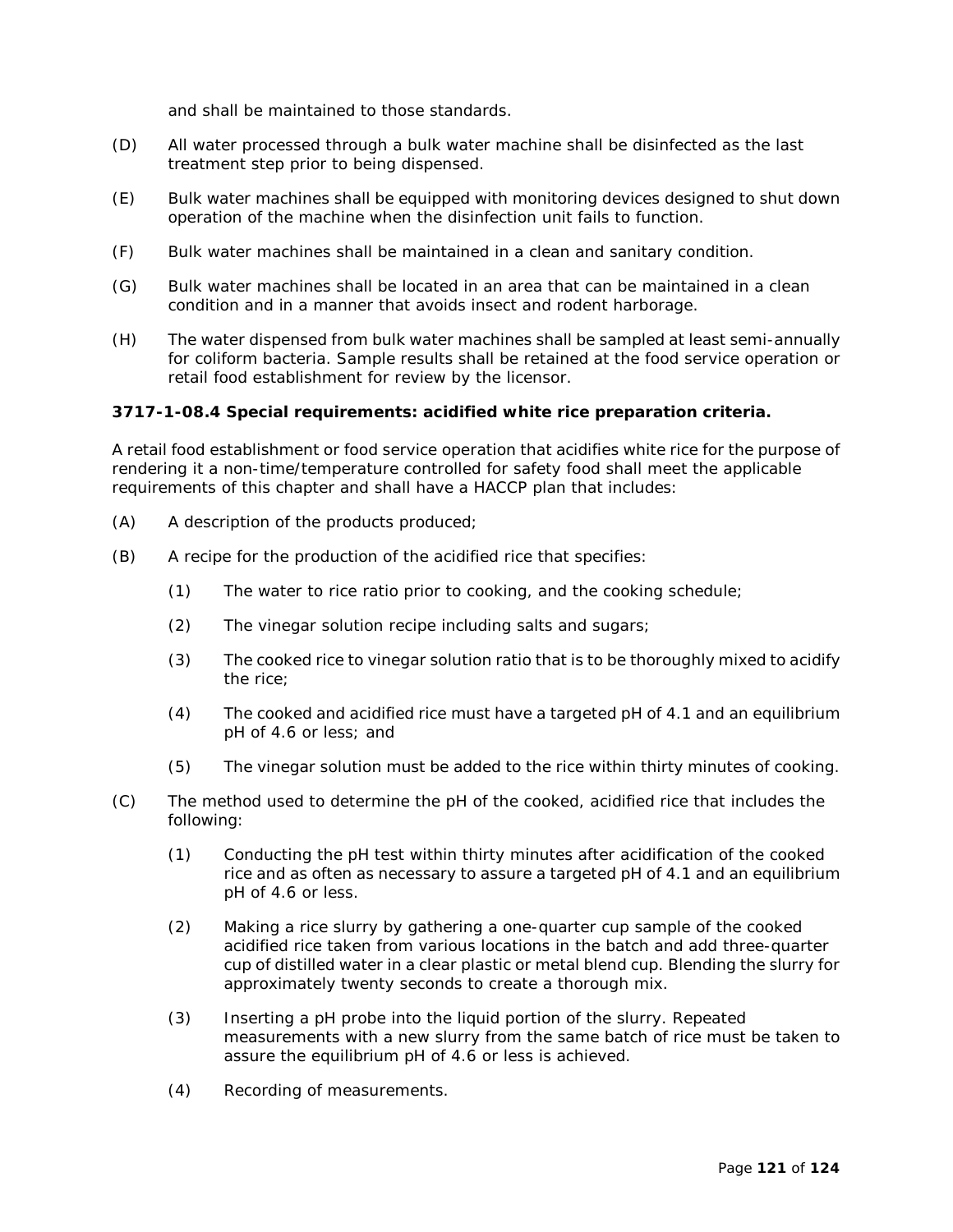and shall be maintained to those standards.

(D) All water processed through a bulk water machine shall be disinfected as the last treatment step prior to being dispensed.

(E) Bulk water machines shall be equipped with monitoring devices designed to shut down operation of the machine when the disinfection unit fails to function.

(F) Bulk water machines shall be maintained in a clean and sanitary condition.

(G) Bulk water machines shall be located in an area that can be maintained in a clean condition and in a manner that avoids insect and rodent harborage.

(H) The water dispensed from bulk water machines shall be sampled at least semi-annually for coliform bacteria. Sample results shall be retained at the food service operation or retail food establishment for review by the licensor.

**3717-1-08.4 Special requirements: acidified white rice preparation criteria.**

A retail food establishment or food service operation that acidifies white rice for the purpose of rendering it a non-time/temperature controlled for safety food shall meet the applicable requirements of this chapter and shall have a HACCP plan that includes:

(A) A description of the products produced;

(B) A recipe for the production of the acidified rice that specifies:

  (1) The water to rice ratio prior to cooking, and the cooking schedule;

  (2) The vinegar solution recipe including salts and sugars;

  (3) The cooked rice to vinegar solution ratio that is to be thoroughly mixed to acidify the rice;

  (4) The cooked and acidified rice must have a targeted pH of 4.1 and an equilibrium pH of 4.6 or less; and

  (5) The vinegar solution must be added to the rice within thirty minutes of cooking.

(C) The method used to determine the pH of the cooked, acidified rice that includes the following:

  (1) Conducting the pH test within thirty minutes after acidification of the cooked rice and as often as necessary to assure a targeted pH of 4.1 and an equilibrium pH of 4.6 or less.

  (2) Making a rice slurry by gathering a one-quarter cup sample of the cooked acidified rice taken from various locations in the batch and add three-quarter cup of distilled water in a clear plastic or metal blend cup. Blending the slurry for approximately twenty seconds to create a thorough mix.

  (3) Inserting a pH probe into the liquid portion of the slurry. Repeated measurements with a new slurry from the same batch of rice must be taken to assure the equilibrium pH of 4.6 or less is achieved.

  (4) Recording of measurements.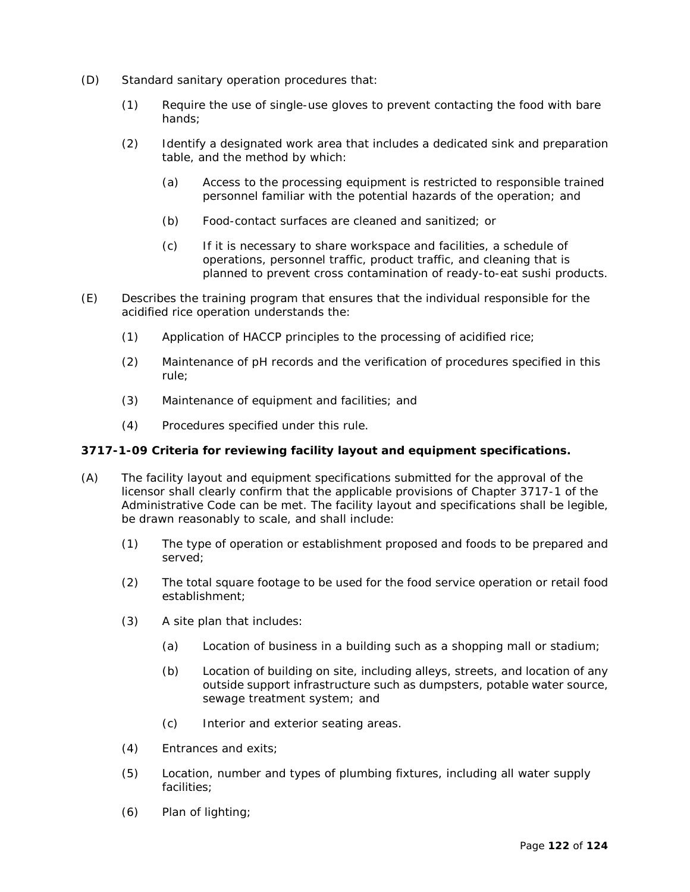(D) Standard sanitary operation procedures that:

(1) Require the use of single-use gloves to prevent contacting the food with bare hands;

(2) Identify a designated work area that includes a dedicated sink and preparation table, and the method by which:

(a) Access to the processing equipment is restricted to responsible trained personnel familiar with the potential hazards of the operation; and

(b) Food-contact surfaces are cleaned and sanitized; or

(c) If it is necessary to share workspace and facilities, a schedule of operations, personnel traffic, product traffic, and cleaning that is planned to prevent cross contamination of ready-to-eat sushi products.

(E) Describes the training program that ensures that the individual responsible for the acidified rice operation understands the:

(1) Application of HACCP principles to the processing of acidified rice;

(2) Maintenance of pH records and the verification of procedures specified in this rule;

(3) Maintenance of equipment and facilities; and

(4) Procedures specified under this rule.

**3717-1-09 Criteria for reviewing facility layout and equipment specifications.**

(A) The facility layout and equipment specifications submitted for the approval of the licensor shall clearly confirm that the applicable provisions of Chapter 3717-1 of the Administrative Code can be met. The facility layout and specifications shall be legible, be drawn reasonably to scale, and shall include:

(1) The type of operation or establishment proposed and foods to be prepared and served;

(2) The total square footage to be used for the food service operation or retail food establishment;

(3) A site plan that includes:

(a) Location of business in a building such as a shopping mall or stadium;

(b) Location of building on site, including alleys, streets, and location of any outside support infrastructure such as dumpsters, potable water source, sewage treatment system; and

(c) Interior and exterior seating areas.

(4) Entrances and exits;

(5) Location, number and types of plumbing fixtures, including all water supply facilities;

(6) Plan of lighting;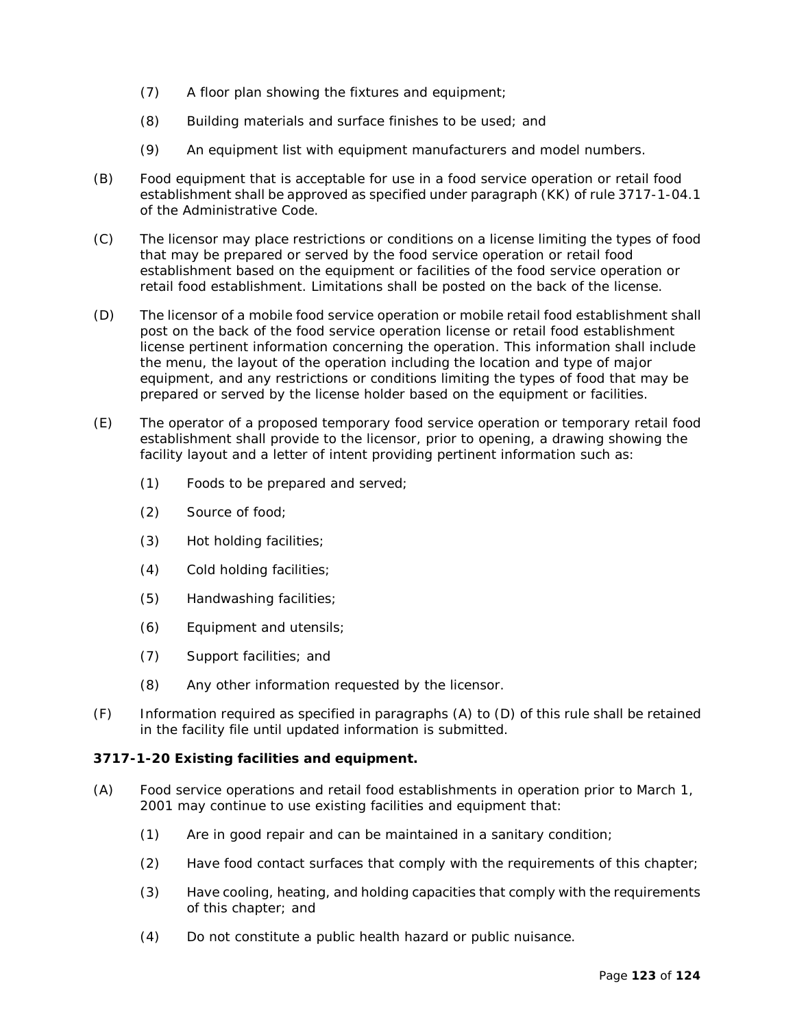(7) A floor plan showing the fixtures and equipment;

(8) Building materials and surface finishes to be used; and

(9) An equipment list with equipment manufacturers and model numbers.

(B) Food equipment that is acceptable for use in a food service operation or retail food establishment shall be approved as specified under paragraph (KK) of rule 3717-1-04.1 of the Administrative Code.

(C) The licensor may place restrictions or conditions on a license limiting the types of food that may be prepared or served by the food service operation or retail food establishment based on the equipment or facilities of the food service operation or retail food establishment. Limitations shall be posted on the back of the license.

(D) The licensor of a mobile food service operation or mobile retail food establishment shall post on the back of the food service operation license or retail food establishment license pertinent information concerning the operation. This information shall include the menu, the layout of the operation including the location and type of major equipment, and any restrictions or conditions limiting the types of food that may be prepared or served by the license holder based on the equipment or facilities.

(E) The operator of a proposed temporary food service operation or temporary retail food establishment shall provide to the licensor, prior to opening, a drawing showing the facility layout and a letter of intent providing pertinent information such as:

(1) Foods to be prepared and served;

(2) Source of food;

(3) Hot holding facilities;

(4) Cold holding facilities;

(5) Handwashing facilities;

(6) Equipment and utensils;

(7) Support facilities; and

(8) Any other information requested by the licensor.

(F) Information required as specified in paragraphs (A) to (D) of this rule shall be retained in the facility file until updated information is submitted.

**3717-1-20 Existing facilities and equipment.**

(A) Food service operations and retail food establishments in operation prior to March 1, 2001 may continue to use existing facilities and equipment that:

(1) Are in good repair and can be maintained in a sanitary condition;

(2) Have food contact surfaces that comply with the requirements of this chapter;

(3) Have cooling, heating, and holding capacities that comply with the requirements of this chapter; and

(4) Do not constitute a public health hazard or public nuisance.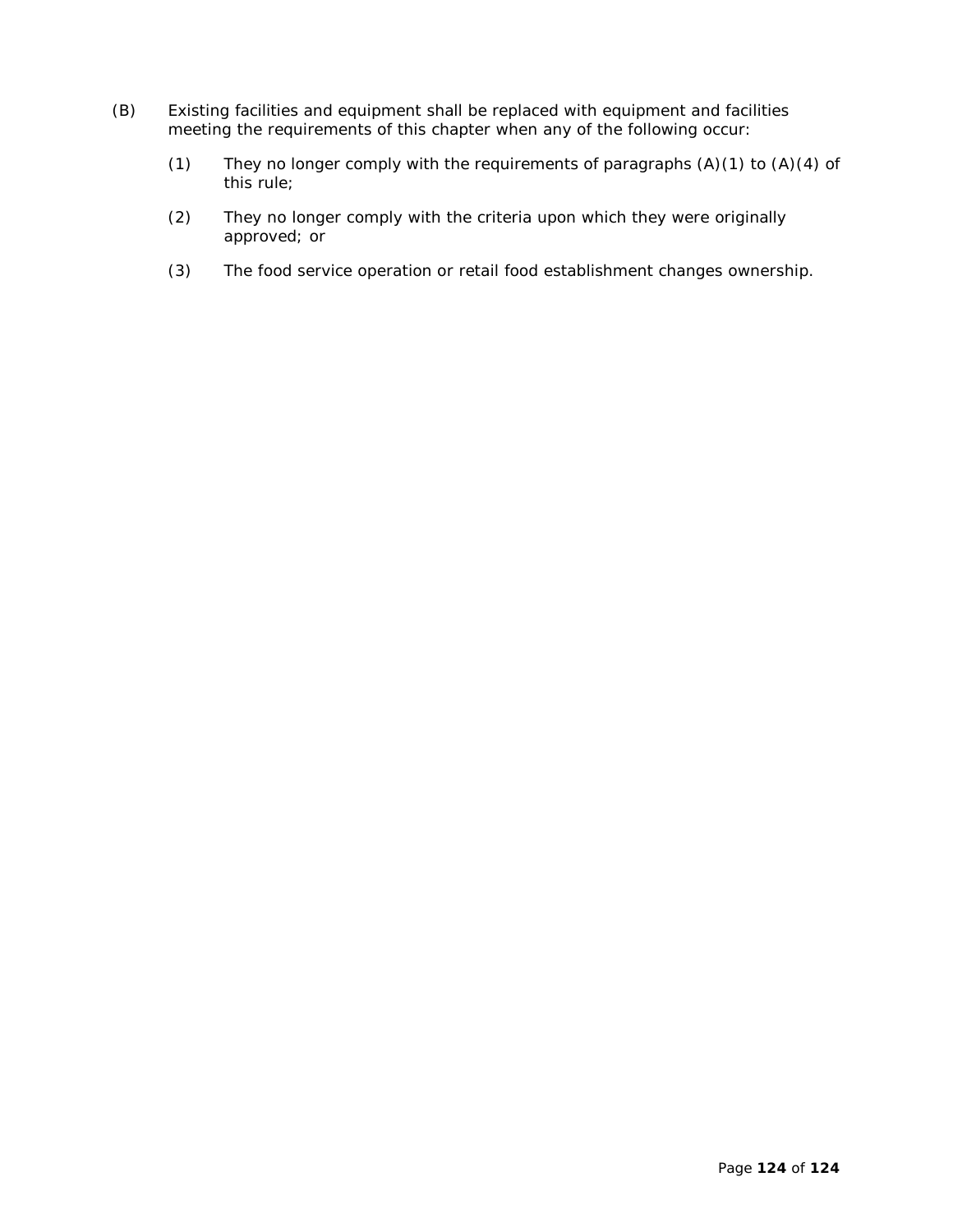(B) Existing facilities and equipment shall be replaced with equipment and facilities meeting the requirements of this chapter when any of the following occur:

  (1) They no longer comply with the requirements of paragraphs (A)(1) to (A)(4) of this rule;

  (2) They no longer comply with the criteria upon which they were originally approved; or

  (3) The food service operation or retail food establishment changes ownership.